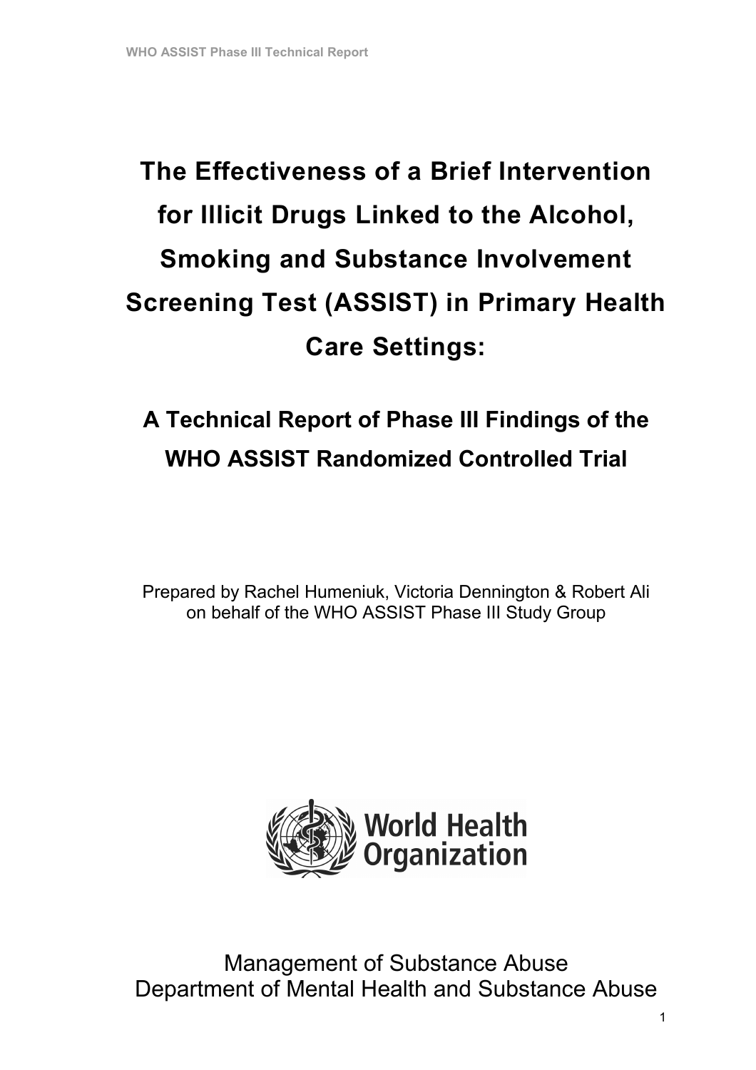# The Effectiveness of a Brief Intervention for Illicit Drugs Linked to the Alcohol, Smoking and Substance Involvement Screening Test (ASSIST) in Primary Health Care Settings:

## A Technical Report of Phase III Findings of the WHO ASSIST Randomized Controlled Trial

Prepared by Rachel Humeniuk, Victoria Dennington & Robert Ali on behalf of the WHO ASSIST Phase III Study Group

World Health Organization

Management of Substance Abuse
Department of Mental Health and Substance Abuse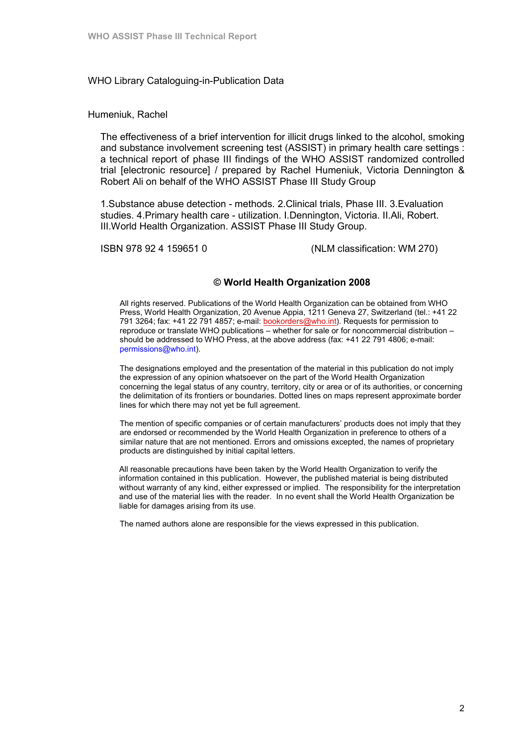WHO Library Cataloguing-in-Publication Data

Humeniuk, Rachel

The effectiveness of a brief intervention for illicit drugs linked to the alcohol, smoking and substance involvement screening test (ASSIST) in primary health care settings : a technical report of phase III findings of the WHO ASSIST randomized controlled trial [electronic resource] / prepared by Rachel Humeniuk, Victoria Dennington & Robert Ali on behalf of the WHO ASSIST Phase III Study Group

1.Substance abuse detection - methods. 2.Clinical trials, Phase III. 3.Evaluation studies. 4.Primary health care - utilization. I.Dennington, Victoria. II.Ali, Robert. III.World Health Organization. ASSIST Phase III Study Group.

ISBN 978 92 4 159651 0 (NLM classification: WM 270)

**© World Health Organization 2008**

All rights reserved. Publications of the World Health Organization can be obtained from WHO Press, World Health Organization, 20 Avenue Appia, 1211 Geneva 27, Switzerland (tel.: +41 22 791 3264; fax: +41 22 791 4857; e-mail: bookorders@who.int). Requests for permission to reproduce or translate WHO publications – whether for sale or for noncommercial distribution – should be addressed to WHO Press, at the above address (fax: +41 22 791 4806; e-mail: permissions@who.int).

The designations employed and the presentation of the material in this publication do not imply the expression of any opinion whatsoever on the part of the World Health Organization concerning the legal status of any country, territory, city or area or of its authorities, or concerning the delimitation of its frontiers or boundaries. Dotted lines on maps represent approximate border lines for which there may not yet be full agreement.

The mention of specific companies or of certain manufacturers' products does not imply that they are endorsed or recommended by the World Health Organization in preference to others of a similar nature that are not mentioned. Errors and omissions excepted, the names of proprietary products are distinguished by initial capital letters.

All reasonable precautions have been taken by the World Health Organization to verify the information contained in this publication. However, the published material is being distributed without warranty of any kind, either expressed or implied. The responsibility for the interpretation and use of the material lies with the reader. In no event shall the World Health Organization be liable for damages arising from its use.

The named authors alone are responsible for the views expressed in this publication.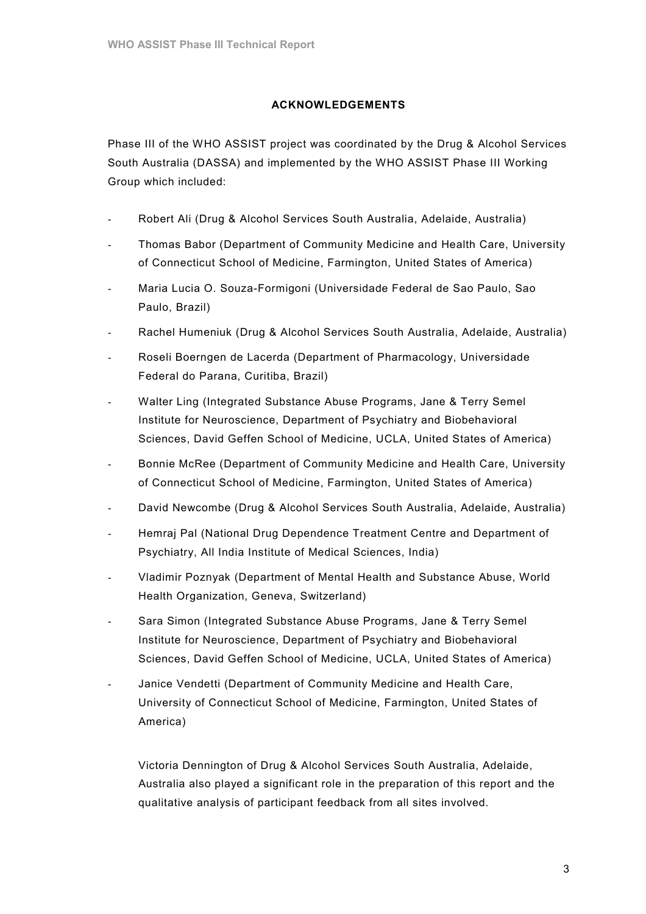## ACKNOWLEDGEMENTS

Phase III of the WHO ASSIST project was coordinated by the Drug & Alcohol Services South Australia (DASSA) and implemented by the WHO ASSIST Phase III Working Group which included:

- Robert Ali (Drug & Alcohol Services South Australia, Adelaide, Australia)
- Thomas Babor (Department of Community Medicine and Health Care, University of Connecticut School of Medicine, Farmington, United States of America)
- Maria Lucia O. Souza-Formigoni (Universidade Federal de Sao Paulo, Sao Paulo, Brazil)
- Rachel Humeniuk (Drug & Alcohol Services South Australia, Adelaide, Australia)
- Roseli Boerngen de Lacerda (Department of Pharmacology, Universidade Federal do Parana, Curitiba, Brazil)
- Walter Ling (Integrated Substance Abuse Programs, Jane & Terry Semel Institute for Neuroscience, Department of Psychiatry and Biobehavioral Sciences, David Geffen School of Medicine, UCLA, United States of America)
- Bonnie McRee (Department of Community Medicine and Health Care, University of Connecticut School of Medicine, Farmington, United States of America)
- David Newcombe (Drug & Alcohol Services South Australia, Adelaide, Australia)
- Hemraj Pal (National Drug Dependence Treatment Centre and Department of Psychiatry, All India Institute of Medical Sciences, India)
- Vladimir Poznyak (Department of Mental Health and Substance Abuse, World Health Organization, Geneva, Switzerland)
- Sara Simon (Integrated Substance Abuse Programs, Jane & Terry Semel Institute for Neuroscience, Department of Psychiatry and Biobehavioral Sciences, David Geffen School of Medicine, UCLA, United States of America)
- Janice Vendetti (Department of Community Medicine and Health Care, University of Connecticut School of Medicine, Farmington, United States of America)

Victoria Dennington of Drug & Alcohol Services South Australia, Adelaide, Australia also played a significant role in the preparation of this report and the qualitative analysis of participant feedback from all sites involved.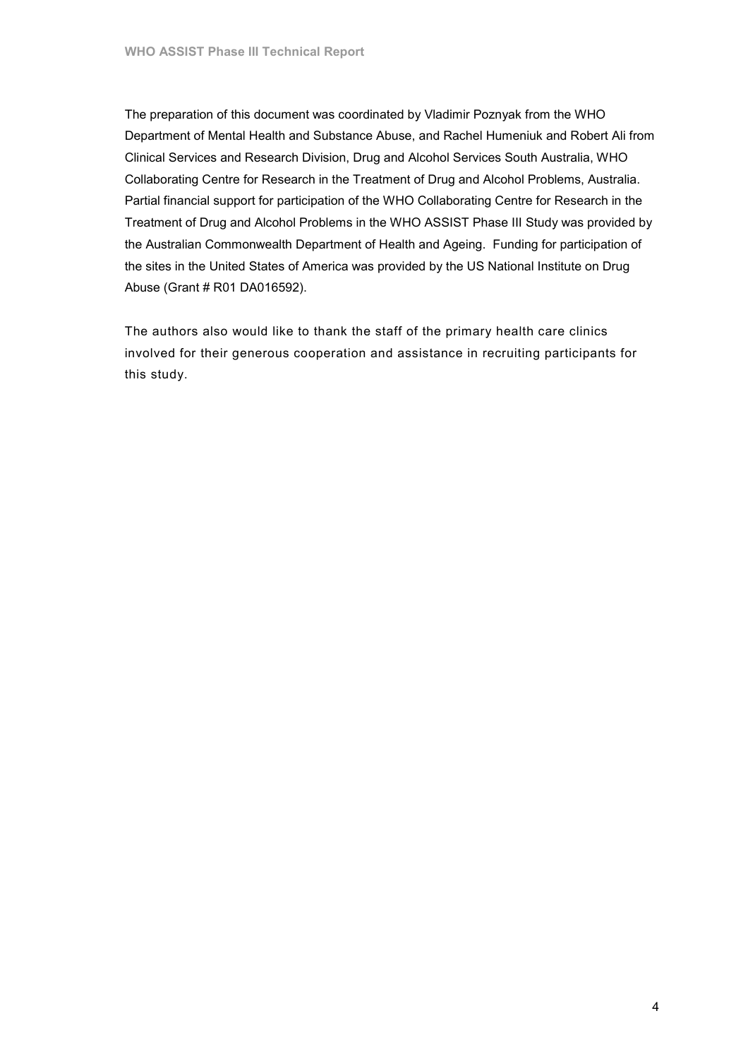The preparation of this document was coordinated by Vladimir Poznyak from the WHO Department of Mental Health and Substance Abuse, and Rachel Humeniuk and Robert Ali from Clinical Services and Research Division, Drug and Alcohol Services South Australia, WHO Collaborating Centre for Research in the Treatment of Drug and Alcohol Problems, Australia. Partial financial support for participation of the WHO Collaborating Centre for Research in the Treatment of Drug and Alcohol Problems in the WHO ASSIST Phase III Study was provided by the Australian Commonwealth Department of Health and Ageing. Funding for participation of the sites in the United States of America was provided by the US National Institute on Drug Abuse (Grant # R01 DA016592).

The authors also would like to thank the staff of the primary health care clinics involved for their generous cooperation and assistance in recruiting participants for this study.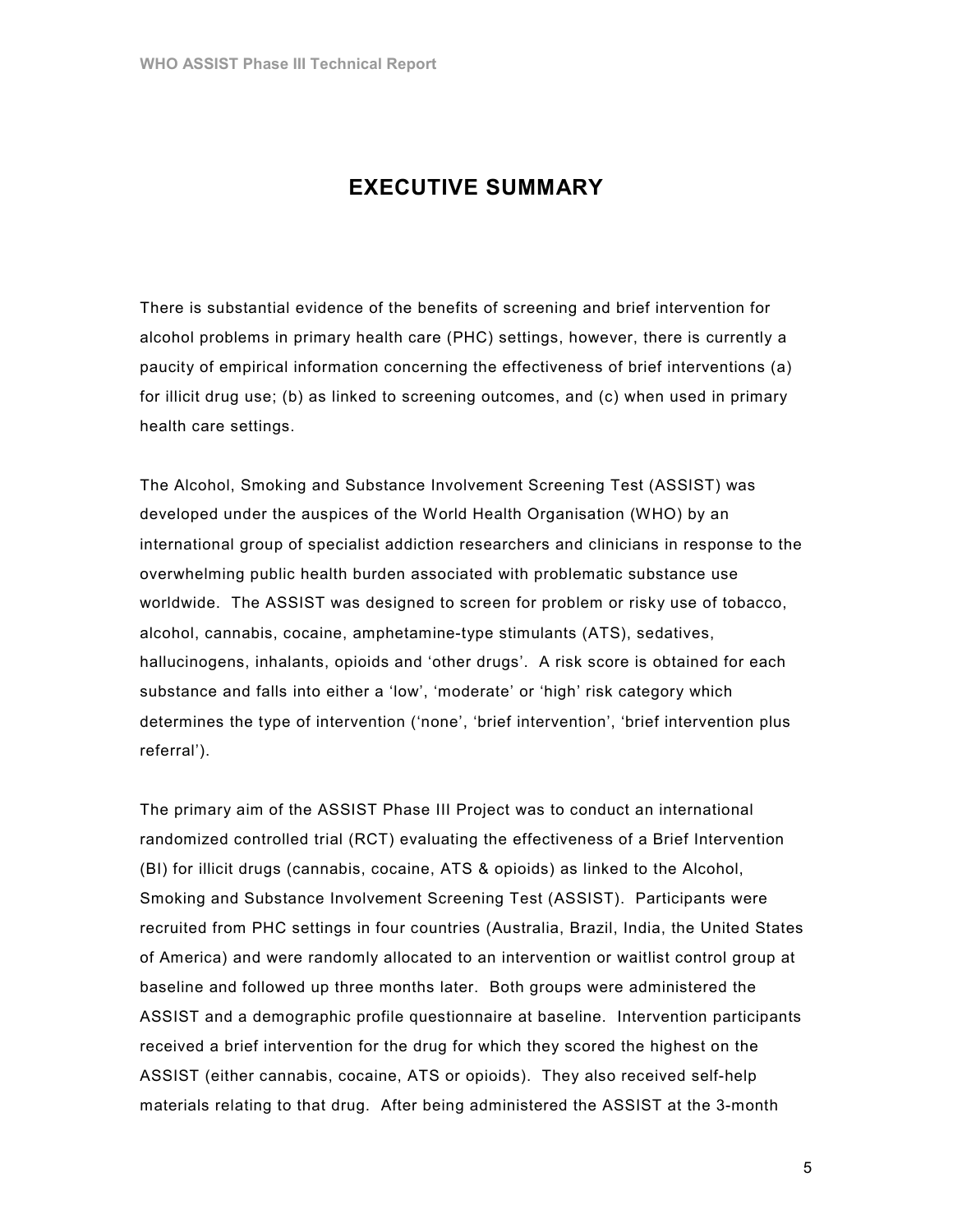# EXECUTIVE SUMMARY

There is substantial evidence of the benefits of screening and brief intervention for alcohol problems in primary health care (PHC) settings, however, there is currently a paucity of empirical information concerning the effectiveness of brief interventions (a) for illicit drug use; (b) as linked to screening outcomes, and (c) when used in primary health care settings.

The Alcohol, Smoking and Substance Involvement Screening Test (ASSIST) was developed under the auspices of the World Health Organisation (WHO) by an international group of specialist addiction researchers and clinicians in response to the overwhelming public health burden associated with problematic substance use worldwide. The ASSIST was designed to screen for problem or risky use of tobacco, alcohol, cannabis, cocaine, amphetamine-type stimulants (ATS), sedatives, hallucinogens, inhalants, opioids and 'other drugs'. A risk score is obtained for each substance and falls into either a 'low', 'moderate' or 'high' risk category which determines the type of intervention ('none', 'brief intervention', 'brief intervention plus referral').

The primary aim of the ASSIST Phase III Project was to conduct an international randomized controlled trial (RCT) evaluating the effectiveness of a Brief Intervention (BI) for illicit drugs (cannabis, cocaine, ATS & opioids) as linked to the Alcohol, Smoking and Substance Involvement Screening Test (ASSIST). Participants were recruited from PHC settings in four countries (Australia, Brazil, India, the United States of America) and were randomly allocated to an intervention or waitlist control group at baseline and followed up three months later. Both groups were administered the ASSIST and a demographic profile questionnaire at baseline. Intervention participants received a brief intervention for the drug for which they scored the highest on the ASSIST (either cannabis, cocaine, ATS or opioids). They also received self-help materials relating to that drug. After being administered the ASSIST at the 3-month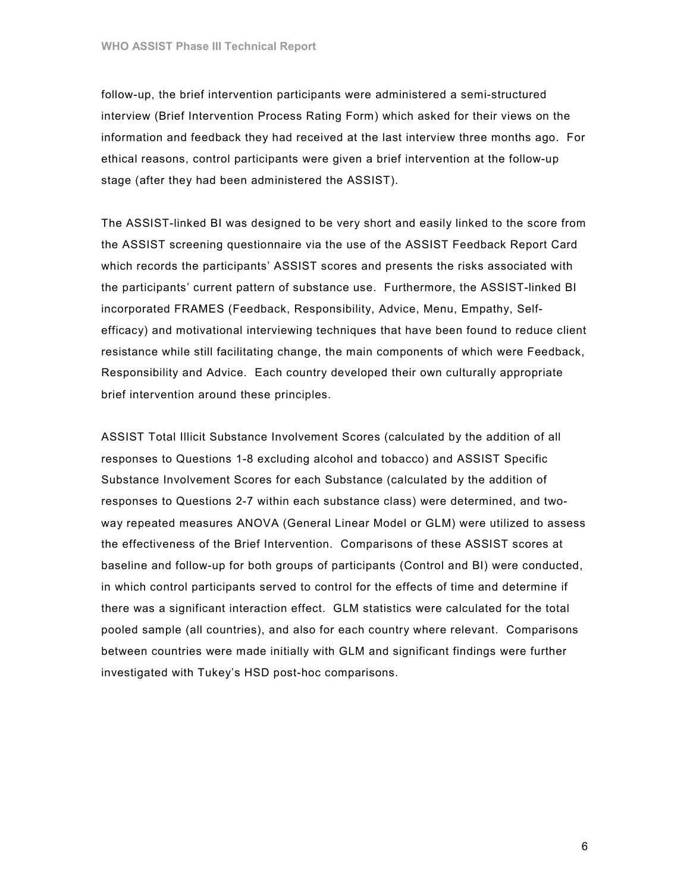follow-up, the brief intervention participants were administered a semi-structured interview (Brief Intervention Process Rating Form) which asked for their views on the information and feedback they had received at the last interview three months ago. For ethical reasons, control participants were given a brief intervention at the follow-up stage (after they had been administered the ASSIST).

The ASSIST-linked BI was designed to be very short and easily linked to the score from the ASSIST screening questionnaire via the use of the ASSIST Feedback Report Card which records the participants' ASSIST scores and presents the risks associated with the participants' current pattern of substance use. Furthermore, the ASSIST-linked BI incorporated FRAMES (Feedback, Responsibility, Advice, Menu, Empathy, Self-efficacy) and motivational interviewing techniques that have been found to reduce client resistance while still facilitating change, the main components of which were Feedback, Responsibility and Advice. Each country developed their own culturally appropriate brief intervention around these principles.

ASSIST Total Illicit Substance Involvement Scores (calculated by the addition of all responses to Questions 1-8 excluding alcohol and tobacco) and ASSIST Specific Substance Involvement Scores for each Substance (calculated by the addition of responses to Questions 2-7 within each substance class) were determined, and two-way repeated measures ANOVA (General Linear Model or GLM) were utilized to assess the effectiveness of the Brief Intervention. Comparisons of these ASSIST scores at baseline and follow-up for both groups of participants (Control and BI) were conducted, in which control participants served to control for the effects of time and determine if there was a significant interaction effect. GLM statistics were calculated for the total pooled sample (all countries), and also for each country where relevant. Comparisons between countries were made initially with GLM and significant findings were further investigated with Tukey's HSD post-hoc comparisons.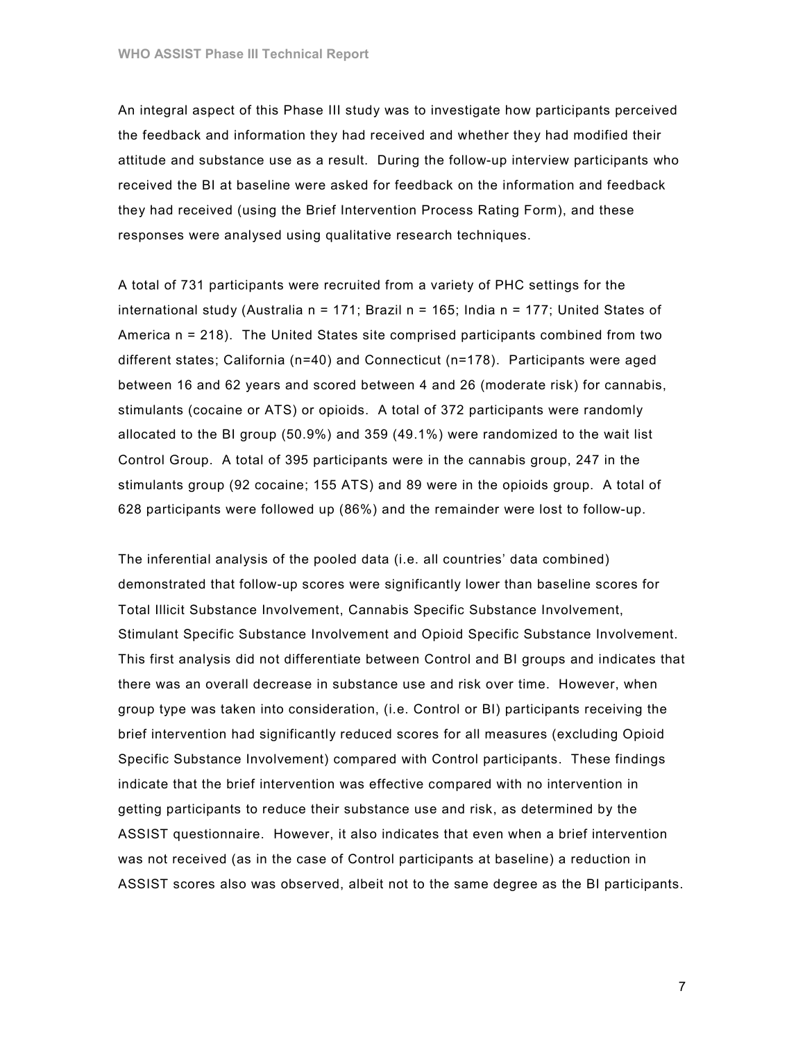An integral aspect of this Phase III study was to investigate how participants perceived the feedback and information they had received and whether they had modified their attitude and substance use as a result. During the follow-up interview participants who received the BI at baseline were asked for feedback on the information and feedback they had received (using the Brief Intervention Process Rating Form), and these responses were analysed using qualitative research techniques.

A total of 731 participants were recruited from a variety of PHC settings for the international study (Australia n = 171; Brazil n = 165; India n = 177; United States of America n = 218). The United States site comprised participants combined from two different states; California (n=40) and Connecticut (n=178). Participants were aged between 16 and 62 years and scored between 4 and 26 (moderate risk) for cannabis, stimulants (cocaine or ATS) or opioids. A total of 372 participants were randomly allocated to the BI group (50.9%) and 359 (49.1%) were randomized to the wait list Control Group. A total of 395 participants were in the cannabis group, 247 in the stimulants group (92 cocaine; 155 ATS) and 89 were in the opioids group. A total of 628 participants were followed up (86%) and the remainder were lost to follow-up.

The inferential analysis of the pooled data (i.e. all countries' data combined) demonstrated that follow-up scores were significantly lower than baseline scores for Total Illicit Substance Involvement, Cannabis Specific Substance Involvement, Stimulant Specific Substance Involvement and Opioid Specific Substance Involvement. This first analysis did not differentiate between Control and BI groups and indicates that there was an overall decrease in substance use and risk over time. However, when group type was taken into consideration, (i.e. Control or BI) participants receiving the brief intervention had significantly reduced scores for all measures (excluding Opioid Specific Substance Involvement) compared with Control participants. These findings indicate that the brief intervention was effective compared with no intervention in getting participants to reduce their substance use and risk, as determined by the ASSIST questionnaire. However, it also indicates that even when a brief intervention was not received (as in the case of Control participants at baseline) a reduction in ASSIST scores also was observed, albeit not to the same degree as the BI participants.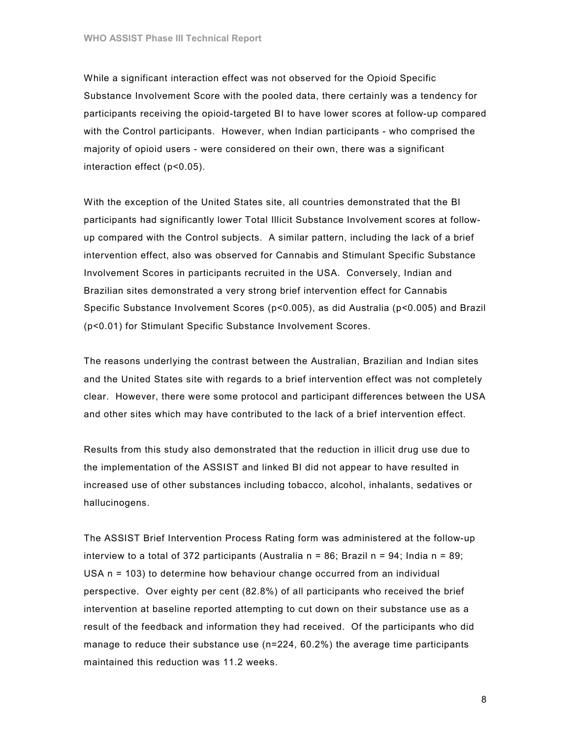While a significant interaction effect was not observed for the Opioid Specific Substance Involvement Score with the pooled data, there certainly was a tendency for participants receiving the opioid-targeted BI to have lower scores at follow-up compared with the Control participants. However, when Indian participants - who comprised the majority of opioid users - were considered on their own, there was a significant interaction effect ($p<0.05$).

With the exception of the United States site, all countries demonstrated that the BI participants had significantly lower Total Illicit Substance Involvement scores at follow-up compared with the Control subjects. A similar pattern, including the lack of a brief intervention effect, also was observed for Cannabis and Stimulant Specific Substance Involvement Scores in participants recruited in the USA. Conversely, Indian and Brazilian sites demonstrated a very strong brief intervention effect for Cannabis Specific Substance Involvement Scores ($p<0.005$), as did Australia ($p<0.005$) and Brazil ($p<0.01$) for Stimulant Specific Substance Involvement Scores.

The reasons underlying the contrast between the Australian, Brazilian and Indian sites and the United States site with regards to a brief intervention effect was not completely clear. However, there were some protocol and participant differences between the USA and other sites which may have contributed to the lack of a brief intervention effect.

Results from this study also demonstrated that the reduction in illicit drug use due to the implementation of the ASSIST and linked BI did not appear to have resulted in increased use of other substances including tobacco, alcohol, inhalants, sedatives or hallucinogens.

The ASSIST Brief Intervention Process Rating form was administered at the follow-up interview to a total of 372 participants (Australia n = 86; Brazil n = 94; India n = 89; USA n = 103) to determine how behaviour change occurred from an individual perspective. Over eighty per cent (82.8%) of all participants who received the brief intervention at baseline reported attempting to cut down on their substance use as a result of the feedback and information they had received. Of the participants who did manage to reduce their substance use (n=224, 60.2%) the average time participants maintained this reduction was 11.2 weeks.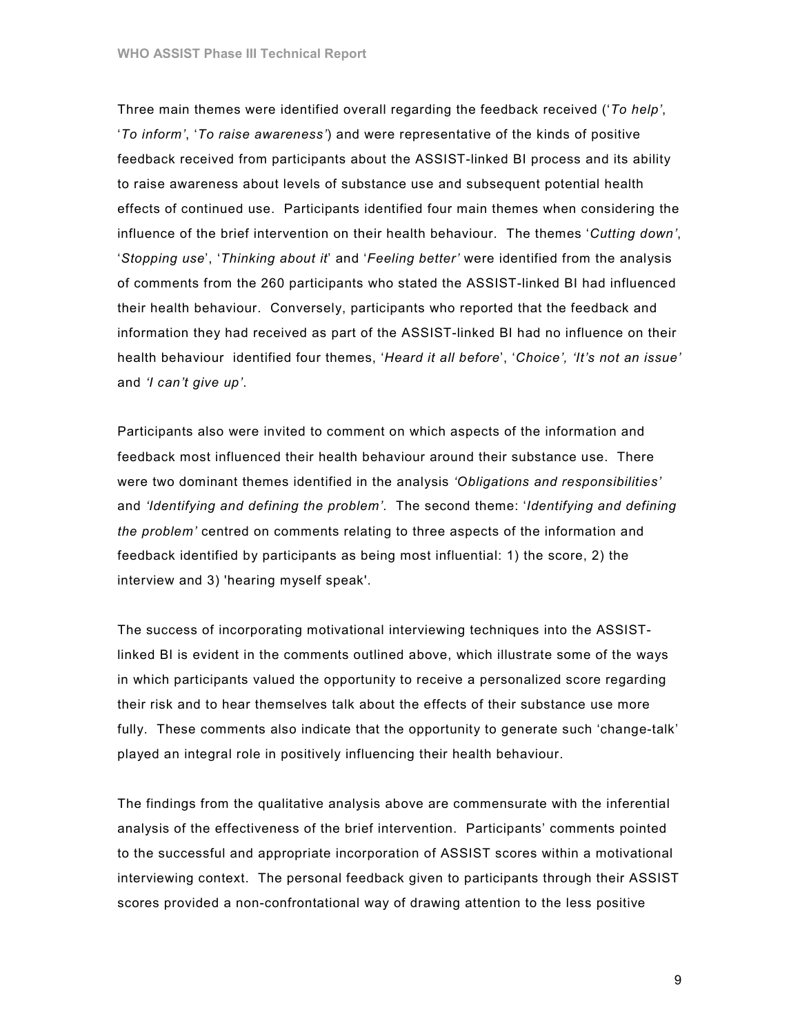Three main themes were identified overall regarding the feedback received (‘*To help’*, ‘*To inform’*, ‘*To raise awareness’*) and were representative of the kinds of positive feedback received from participants about the ASSIST-linked BI process and its ability to raise awareness about levels of substance use and subsequent potential health effects of continued use. Participants identified four main themes when considering the influence of the brief intervention on their health behaviour. The themes ‘*Cutting down’*, ‘*Stopping use*’, ‘*Thinking about it*’ and ‘*Feeling better’* were identified from the analysis of comments from the 260 participants who stated the ASSIST-linked BI had influenced their health behaviour. Conversely, participants who reported that the feedback and information they had received as part of the ASSIST-linked BI had no influence on their health behaviour identified four themes, ‘*Heard it all before*’, ‘*Choice’, ‘It’s not an issue’* and *‘I can’t give up’*.

Participants also were invited to comment on which aspects of the information and feedback most influenced their health behaviour around their substance use. There were two dominant themes identified in the analysis *‘Obligations and responsibilities’* and *‘Identifying and defining the problem’*. The second theme: ‘*Identifying and defining the problem’* centred on comments relating to three aspects of the information and feedback identified by participants as being most influential: 1) the score, 2) the interview and 3) 'hearing myself speak'.

The success of incorporating motivational interviewing techniques into the ASSIST-linked BI is evident in the comments outlined above, which illustrate some of the ways in which participants valued the opportunity to receive a personalized score regarding their risk and to hear themselves talk about the effects of their substance use more fully. These comments also indicate that the opportunity to generate such ‘change-talk’ played an integral role in positively influencing their health behaviour.

The findings from the qualitative analysis above are commensurate with the inferential analysis of the effectiveness of the brief intervention. Participants’ comments pointed to the successful and appropriate incorporation of ASSIST scores within a motivational interviewing context. The personal feedback given to participants through their ASSIST scores provided a non-confrontational way of drawing attention to the less positive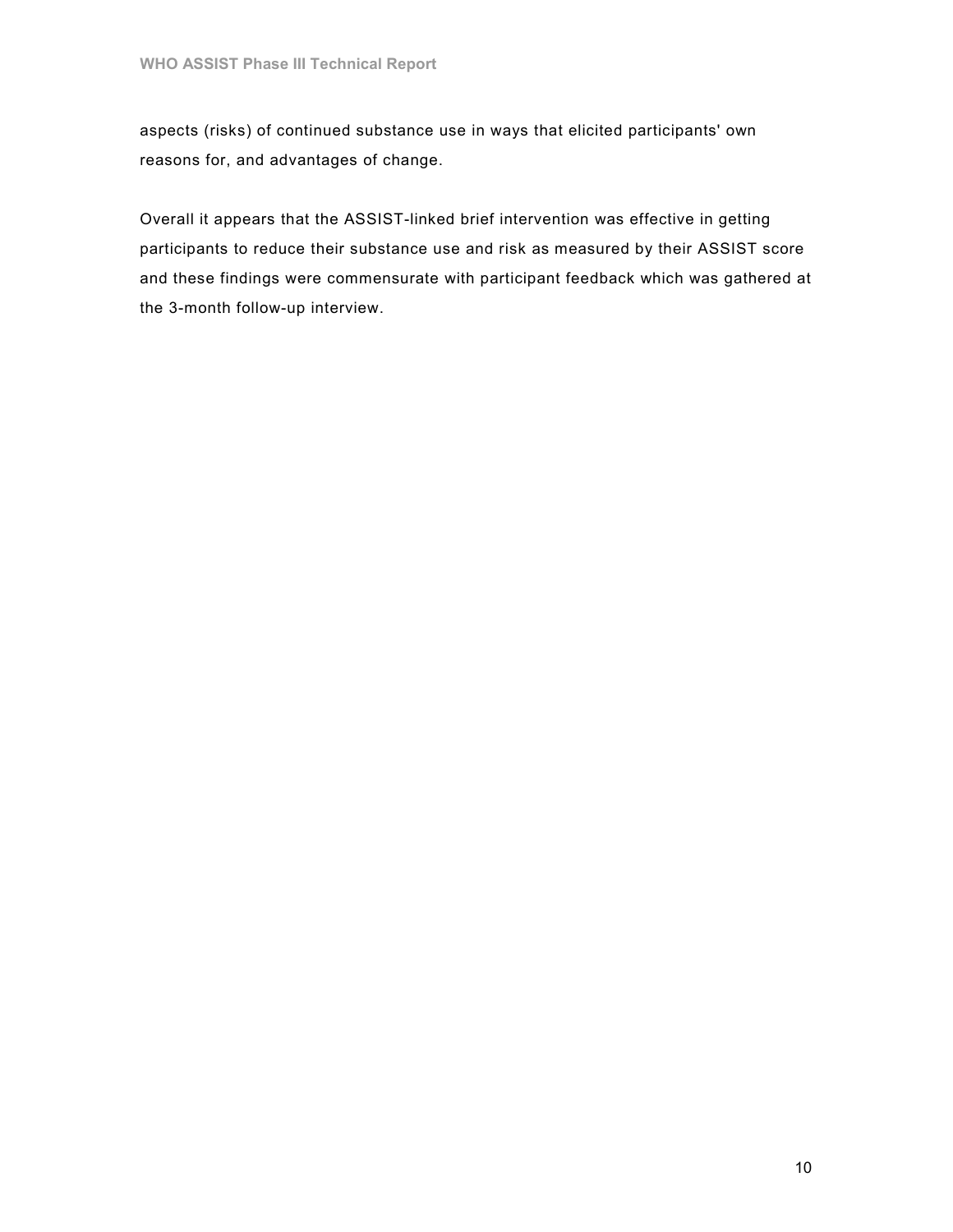aspects (risks) of continued substance use in ways that elicited participants' own reasons for, and advantages of change.

Overall it appears that the ASSIST-linked brief intervention was effective in getting participants to reduce their substance use and risk as measured by their ASSIST score and these findings were commensurate with participant feedback which was gathered at the 3-month follow-up interview.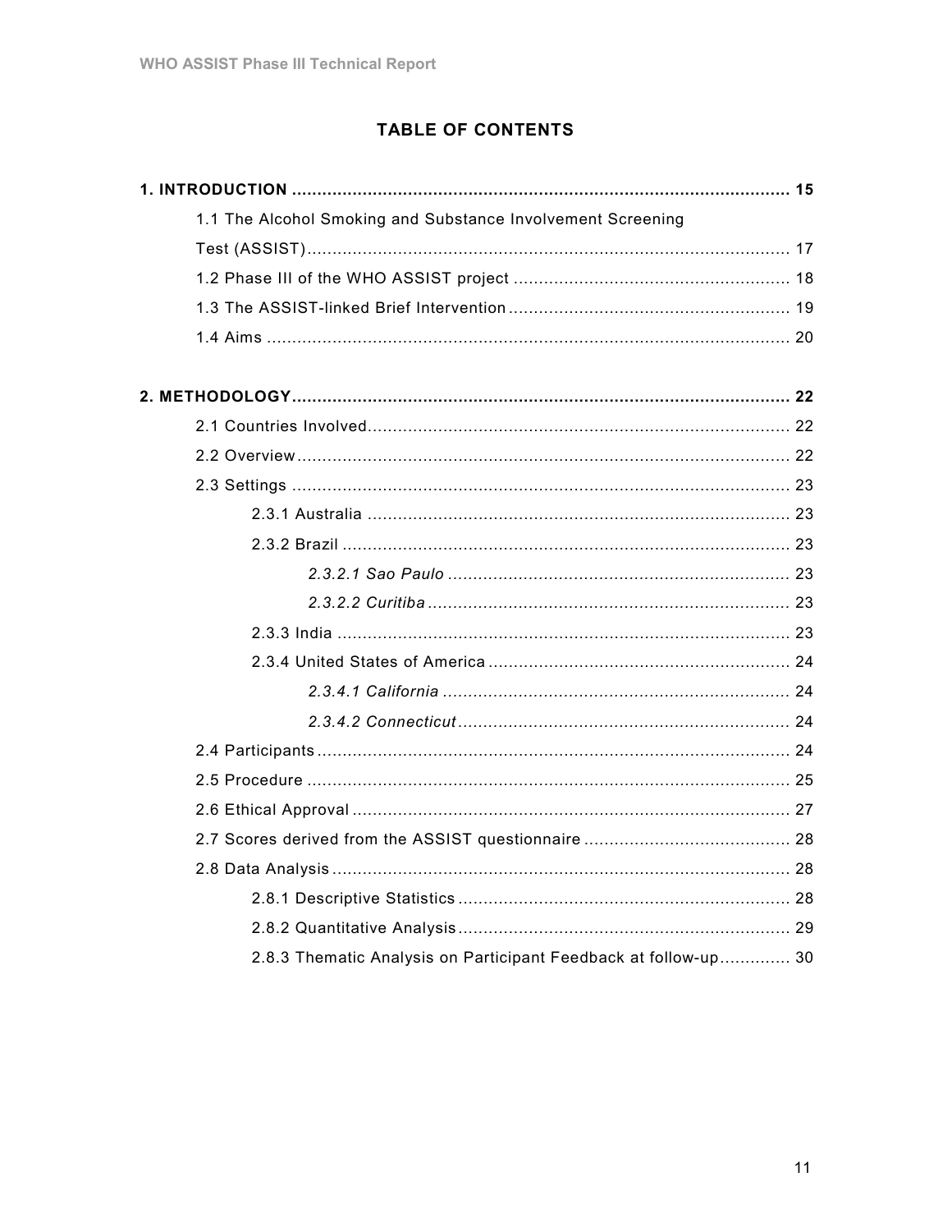## TABLE OF CONTENTS

**1. INTRODUCTION ................................................................................................ 15**

1.1 The Alcohol Smoking and Substance Involvement Screening Test (ASSIST)................................................................................................ 17

1.2 Phase III of the WHO ASSIST project ...................................................... 18

1.3 The ASSIST-linked Brief Intervention ....................................................... 19

1.4 Aims ........................................................................................................ 20

**2. METHODOLOGY................................................................................................ 22**

2.1 Countries Involved.................................................................................... 22

2.2 Overview .................................................................................................. 22

2.3 Settings .................................................................................................... 23

2.3.1 Australia .................................................................................... 23

2.3.2 Brazil ......................................................................................... 23

*2.3.2.1 Sao Paulo* .................................................................... 23

*2.3.2.2 Curitiba* ........................................................................ 23

2.3.3 India .......................................................................................... 23

2.3.4 United States of America ............................................................ 24

*2.3.4.1 California* ..................................................................... 24

*2.3.4.2 Connecticut* .................................................................. 24

2.4 Participants .............................................................................................. 24

2.5 Procedure ................................................................................................ 25

2.6 Ethical Approval ....................................................................................... 27

2.7 Scores derived from the ASSIST questionnaire ......................................... 28

2.8 Data Analysis ........................................................................................... 28

2.8.1 Descriptive Statistics .................................................................. 28

2.8.2 Quantitative Analysis .................................................................. 29

2.8.3 Thematic Analysis on Participant Feedback at follow-up.............. 30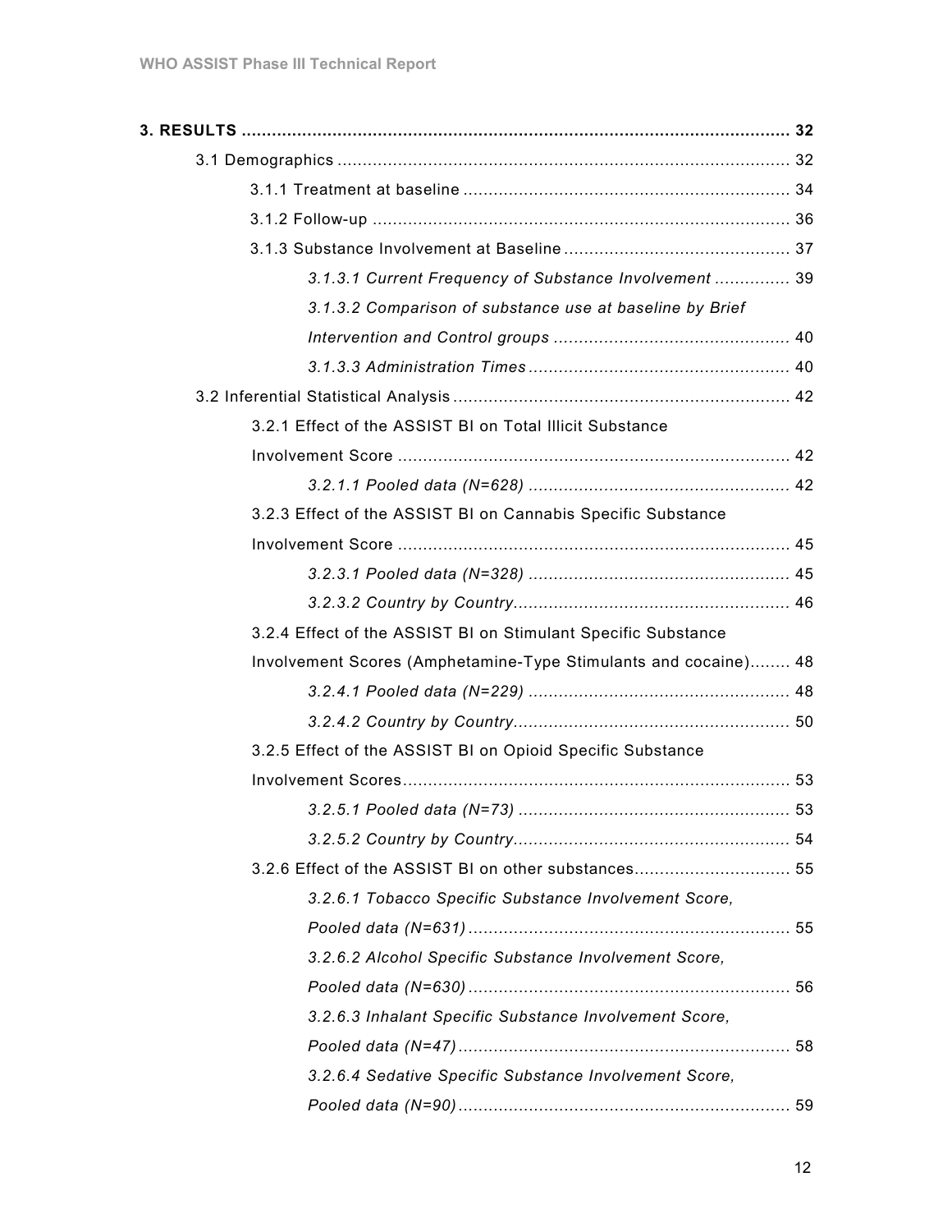**3. RESULTS** .......................................................................................................... **32**

3.1 Demographics ....................................................................................... 32

3.1.1 Treatment at baseline ............................................................... 34

3.1.2 Follow-up .................................................................................. 36

3.1.3 Substance Involvement at Baseline ............................................ 37

*3.1.3.1 Current Frequency of Substance Involvement* .............. 39

*3.1.3.2 Comparison of substance use at baseline by Brief Intervention and Control groups* .............................................. 40

*3.1.3.3 Administration Times* .................................................. 40

3.2 Inferential Statistical Analysis .................................................................. 42

3.2.1 Effect of the ASSIST BI on Total Illicit Substance Involvement Score ............................................................................ 42

*3.2.1.1 Pooled data (N=628)* ................................................... 42

3.2.3 Effect of the ASSIST BI on Cannabis Specific Substance Involvement Score ............................................................................ 45

*3.2.3.1 Pooled data (N=328)* ................................................... 45

*3.2.3.2 Country by Country*...................................................... 46

3.2.4 Effect of the ASSIST BI on Stimulant Specific Substance Involvement Scores (Amphetamine-Type Stimulants and cocaine)........ 48

*3.2.4.1 Pooled data (N=229)* ................................................... 48

*3.2.4.2 Country by Country*...................................................... 50

3.2.5 Effect of the ASSIST BI on Opioid Specific Substance Involvement Scores............................................................................ 53

*3.2.5.1 Pooled data (N=73)* ..................................................... 53

*3.2.5.2 Country by Country*...................................................... 54

3.2.6 Effect of the ASSIST BI on other substances............................... 55

*3.2.6.1 Tobacco Specific Substance Involvement Score, Pooled data (N=631)* ............................................................... 55

*3.2.6.2 Alcohol Specific Substance Involvement Score, Pooled data (N=630)* ............................................................... 56

*3.2.6.3 Inhalant Specific Substance Involvement Score, Pooled data (N=47)* ................................................................. 58

*3.2.6.4 Sedative Specific Substance Involvement Score, Pooled data (N=90)* ................................................................. 59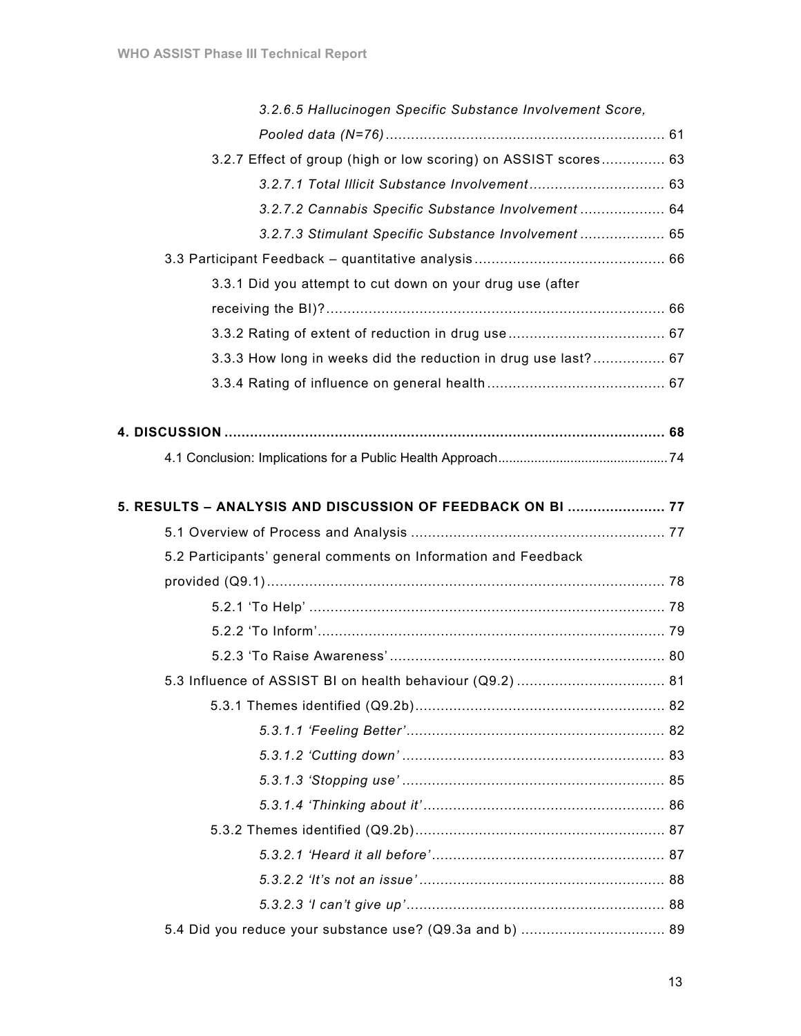*3.2.6.5 Hallucinogen Specific Substance Involvement Score, Pooled data (N=76)* .................................................................. 61

3.2.7 Effect of group (high or low scoring) on ASSIST scores .............. 63

*3.2.7.1 Total Illicit Substance Involvement* ................................ 63

*3.2.7.2 Cannabis Specific Substance Involvement* .................... 64

*3.2.7.3 Stimulant Specific Substance Involvement* .................... 65

3.3 Participant Feedback – quantitative analysis ............................................ 66

3.3.1 Did you attempt to cut down on your drug use (after receiving the BI)? ............................................................................... 66

3.3.2 Rating of extent of reduction in drug use ..................................... 67

3.3.3 How long in weeks did the reduction in drug use last? ................. 67

3.3.4 Rating of influence on general health .......................................... 67

**4. DISCUSSION ........................................................................................................ 68**

4.1 Conclusion: Implications for a Public Health Approach ............................................... 74

**5. RESULTS – ANALYSIS AND DISCUSSION OF FEEDBACK ON BI ....................... 77**

5.1 Overview of Process and Analysis ........................................................... 77

5.2 Participants' general comments on Information and Feedback provided (Q9.1) ............................................................................................. 78

5.2.1 'To Help' ................................................................................... 78

5.2.2 'To Inform' .................................................................................. 79

5.2.3 'To Raise Awareness' ................................................................. 80

5.3 Influence of ASSIST BI on health behaviour (Q9.2) ................................... 81

5.3.1 Themes identified (Q9.2b) .......................................................... 82

*5.3.1.1 'Feeling Better'* ............................................................ 82

*5.3.1.2 'Cutting down'* ............................................................. 83

*5.3.1.3 'Stopping use'* ............................................................. 85

*5.3.1.4 'Thinking about it'* ......................................................... 86

5.3.2 Themes identified (Q9.2b) .......................................................... 87

*5.3.2.1 'Heard it all before'* ....................................................... 87

*5.3.2.2 'It's not an issue'* .......................................................... 88

*5.3.2.3 'I can't give up'* ............................................................ 88

5.4 Did you reduce your substance use? (Q9.3a and b) .................................. 89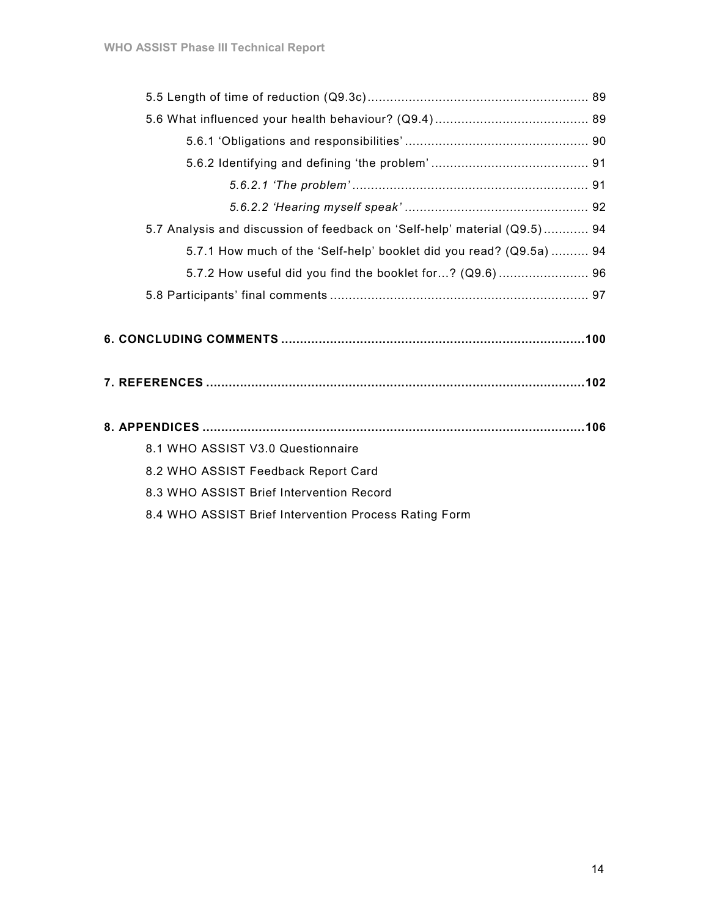5.5 Length of time of reduction (Q9.3c) .......................................................... 89

5.6 What influenced your health behaviour? (Q9.4) ......................................... 89

5.6.1 'Obligations and responsibilities' ................................................. 90

5.6.2 Identifying and defining 'the problem' .......................................... 91

*5.6.2.1 'The problem'* ............................................................... 91

*5.6.2.2 'Hearing myself speak'* ................................................. 92

5.7 Analysis and discussion of feedback on 'Self-help' material (Q9.5) ............ 94

5.7.1 How much of the 'Self-help' booklet did you read? (Q9.5a) .......... 94

5.7.2 How useful did you find the booklet for…? (Q9.6) ........................ 96

5.8 Participants' final comments ..................................................................... 97

**6. CONCLUDING COMMENTS .................................................................................100**

**7. REFERENCES .....................................................................................................102**

**8. APPENDICES .....................................................................................................106**

8.1 WHO ASSIST V3.0 Questionnaire

8.2 WHO ASSIST Feedback Report Card

8.3 WHO ASSIST Brief Intervention Record

8.4 WHO ASSIST Brief Intervention Process Rating Form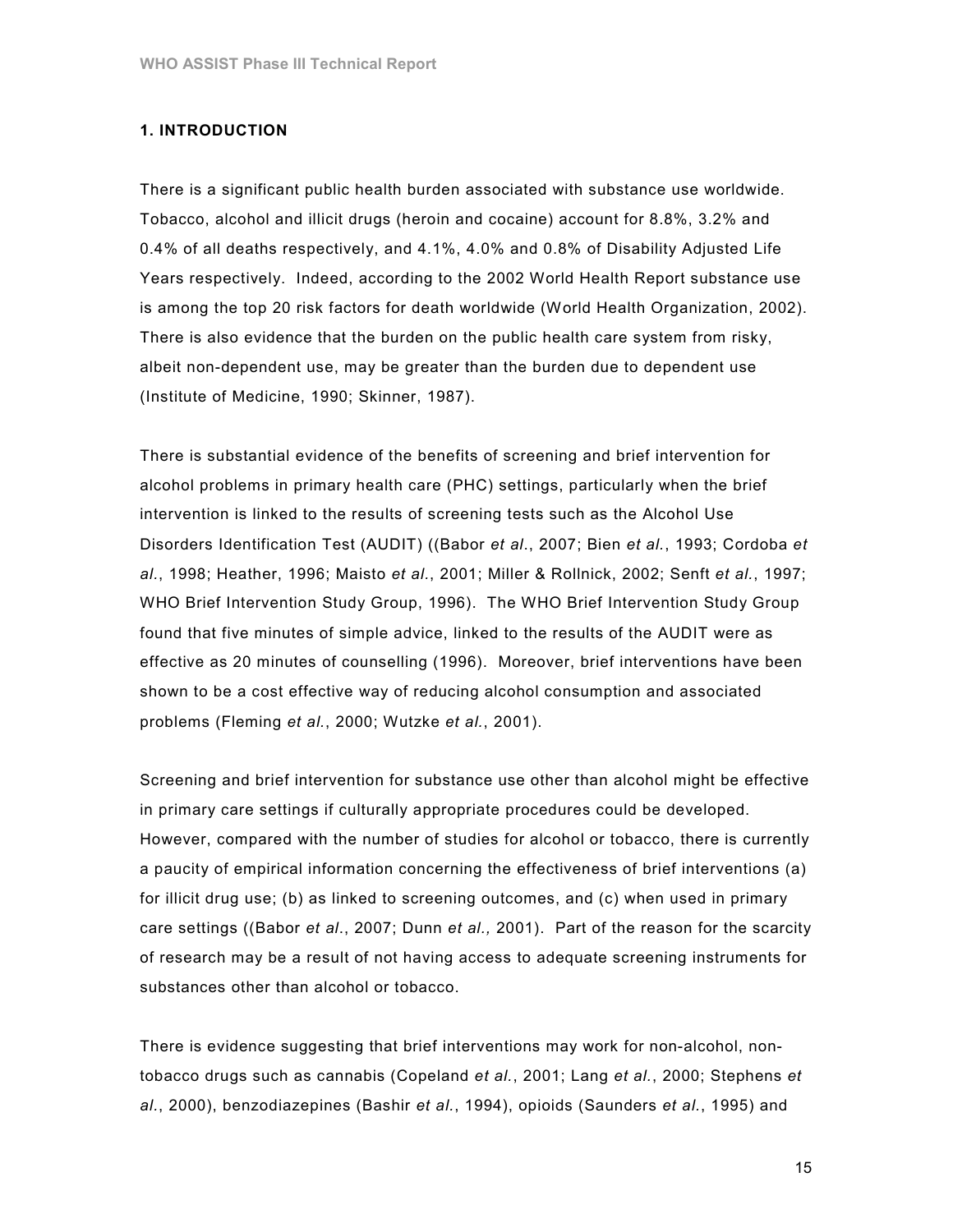## 1. INTRODUCTION

There is a significant public health burden associated with substance use worldwide. Tobacco, alcohol and illicit drugs (heroin and cocaine) account for 8.8%, 3.2% and 0.4% of all deaths respectively, and 4.1%, 4.0% and 0.8% of Disability Adjusted Life Years respectively. Indeed, according to the 2002 World Health Report substance use is among the top 20 risk factors for death worldwide (World Health Organization, 2002). There is also evidence that the burden on the public health care system from risky, albeit non-dependent use, may be greater than the burden due to dependent use (Institute of Medicine, 1990; Skinner, 1987).

There is substantial evidence of the benefits of screening and brief intervention for alcohol problems in primary health care (PHC) settings, particularly when the brief intervention is linked to the results of screening tests such as the Alcohol Use Disorders Identification Test (AUDIT) ((Babor *et al*., 2007; Bien *et al.*, 1993; Cordoba *et al*., 1998; Heather, 1996; Maisto *et al*., 2001; Miller & Rollnick, 2002; Senft *et al.*, 1997; WHO Brief Intervention Study Group, 1996). The WHO Brief Intervention Study Group found that five minutes of simple advice, linked to the results of the AUDIT were as effective as 20 minutes of counselling (1996). Moreover, brief interventions have been shown to be a cost effective way of reducing alcohol consumption and associated problems (Fleming *et al.*, 2000; Wutzke *et al.*, 2001).

Screening and brief intervention for substance use other than alcohol might be effective in primary care settings if culturally appropriate procedures could be developed. However, compared with the number of studies for alcohol or tobacco, there is currently a paucity of empirical information concerning the effectiveness of brief interventions (a) for illicit drug use; (b) as linked to screening outcomes, and (c) when used in primary care settings ((Babor *et al*., 2007; Dunn *et al.,* 2001). Part of the reason for the scarcity of research may be a result of not having access to adequate screening instruments for substances other than alcohol or tobacco.

There is evidence suggesting that brief interventions may work for non-alcohol, non-tobacco drugs such as cannabis (Copeland *et al.*, 2001; Lang *et al.*, 2000; Stephens *et al*., 2000), benzodiazepines (Bashir *et al.*, 1994), opioids (Saunders *et al.*, 1995) and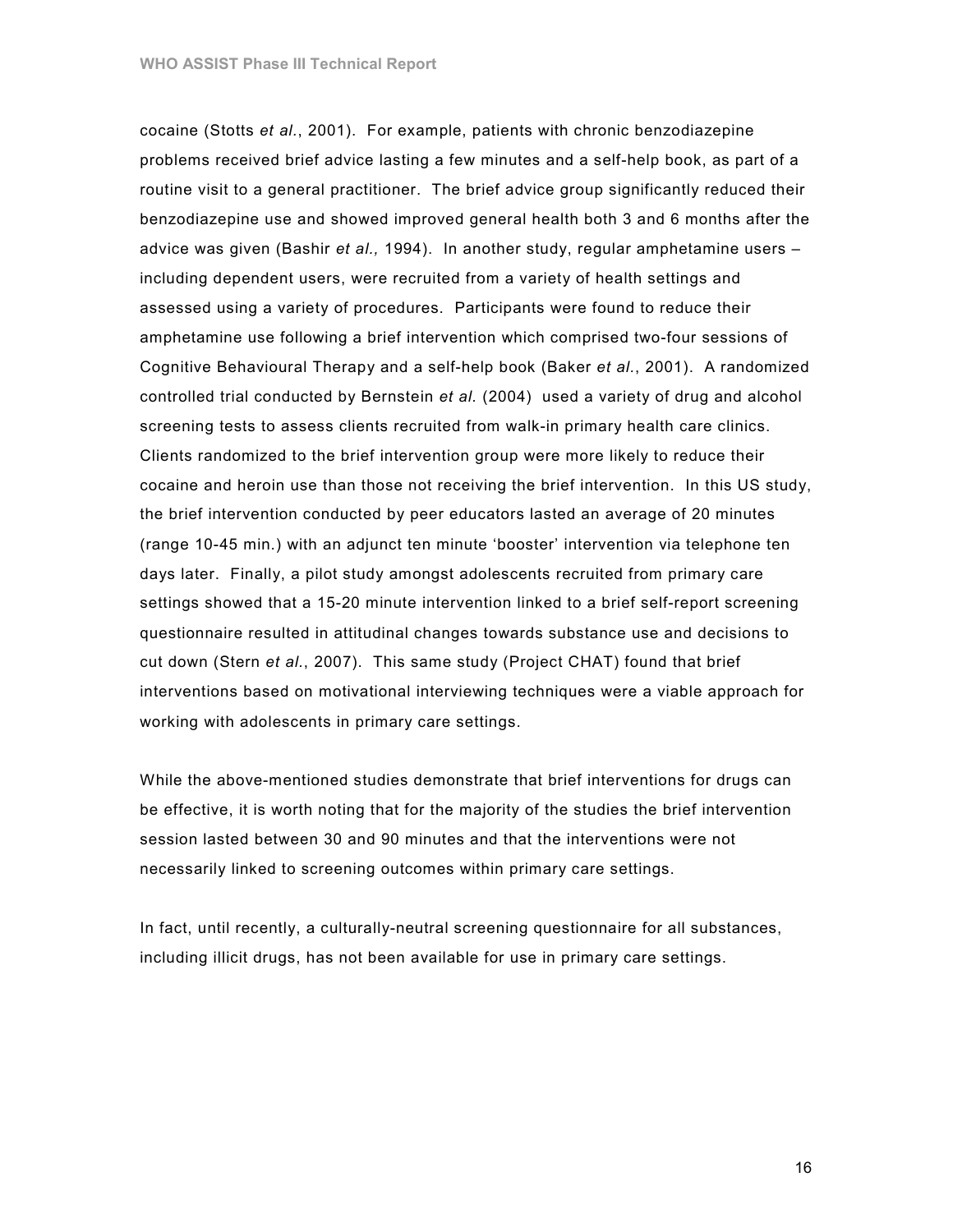cocaine (Stotts *et al.*, 2001). For example, patients with chronic benzodiazepine problems received brief advice lasting a few minutes and a self-help book, as part of a routine visit to a general practitioner. The brief advice group significantly reduced their benzodiazepine use and showed improved general health both 3 and 6 months after the advice was given (Bashir *et al.,* 1994). In another study, regular amphetamine users – including dependent users, were recruited from a variety of health settings and assessed using a variety of procedures. Participants were found to reduce their amphetamine use following a brief intervention which comprised two-four sessions of Cognitive Behavioural Therapy and a self-help book (Baker *et al.*, 2001). A randomized controlled trial conducted by Bernstein *et al.* (2004) used a variety of drug and alcohol screening tests to assess clients recruited from walk-in primary health care clinics. Clients randomized to the brief intervention group were more likely to reduce their cocaine and heroin use than those not receiving the brief intervention. In this US study, the brief intervention conducted by peer educators lasted an average of 20 minutes (range 10-45 min.) with an adjunct ten minute 'booster' intervention via telephone ten days later. Finally, a pilot study amongst adolescents recruited from primary care settings showed that a 15-20 minute intervention linked to a brief self-report screening questionnaire resulted in attitudinal changes towards substance use and decisions to cut down (Stern *et al.*, 2007). This same study (Project CHAT) found that brief interventions based on motivational interviewing techniques were a viable approach for working with adolescents in primary care settings.

While the above-mentioned studies demonstrate that brief interventions for drugs can be effective, it is worth noting that for the majority of the studies the brief intervention session lasted between 30 and 90 minutes and that the interventions were not necessarily linked to screening outcomes within primary care settings.

In fact, until recently, a culturally-neutral screening questionnaire for all substances, including illicit drugs, has not been available for use in primary care settings.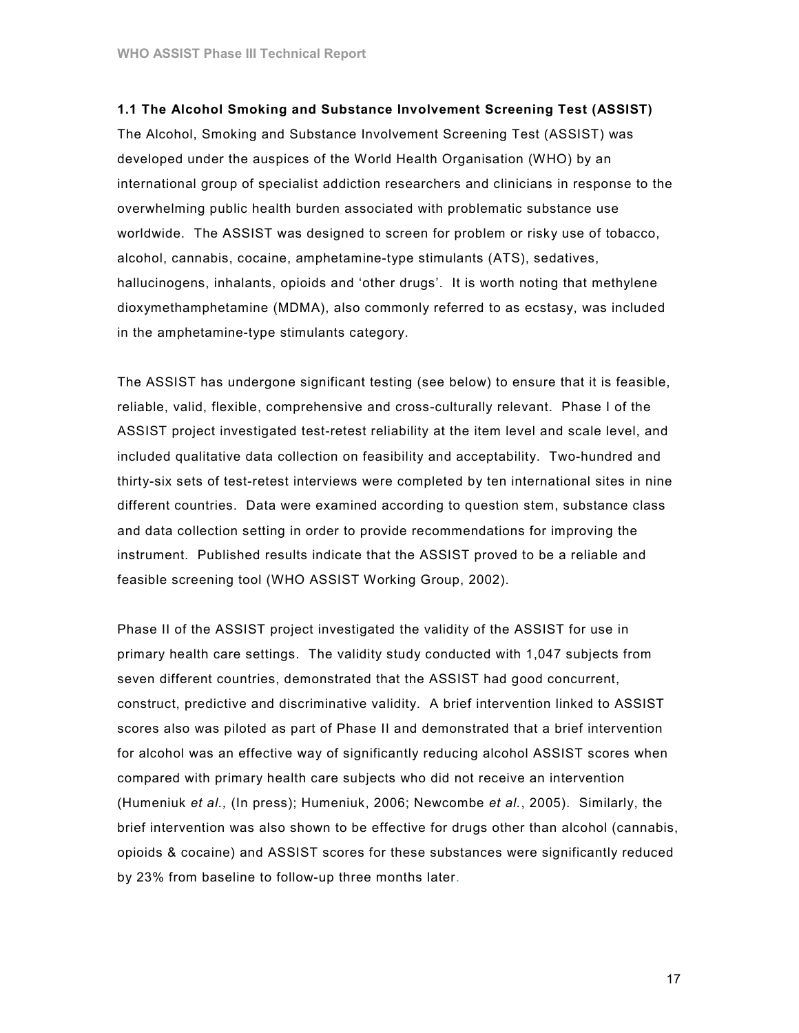### 1.1 The Alcohol Smoking and Substance Involvement Screening Test (ASSIST)

The Alcohol, Smoking and Substance Involvement Screening Test (ASSIST) was developed under the auspices of the World Health Organisation (WHO) by an international group of specialist addiction researchers and clinicians in response to the overwhelming public health burden associated with problematic substance use worldwide. The ASSIST was designed to screen for problem or risky use of tobacco, alcohol, cannabis, cocaine, amphetamine-type stimulants (ATS), sedatives, hallucinogens, inhalants, opioids and 'other drugs'. It is worth noting that methylene dioxymethamphetamine (MDMA), also commonly referred to as ecstasy, was included in the amphetamine-type stimulants category.

The ASSIST has undergone significant testing (see below) to ensure that it is feasible, reliable, valid, flexible, comprehensive and cross-culturally relevant. Phase I of the ASSIST project investigated test-retest reliability at the item level and scale level, and included qualitative data collection on feasibility and acceptability. Two-hundred and thirty-six sets of test-retest interviews were completed by ten international sites in nine different countries. Data were examined according to question stem, substance class and data collection setting in order to provide recommendations for improving the instrument. Published results indicate that the ASSIST proved to be a reliable and feasible screening tool (WHO ASSIST Working Group, 2002).

Phase II of the ASSIST project investigated the validity of the ASSIST for use in primary health care settings. The validity study conducted with 1,047 subjects from seven different countries, demonstrated that the ASSIST had good concurrent, construct, predictive and discriminative validity. A brief intervention linked to ASSIST scores also was piloted as part of Phase II and demonstrated that a brief intervention for alcohol was an effective way of significantly reducing alcohol ASSIST scores when compared with primary health care subjects who did not receive an intervention (Humeniuk *et al.,* (In press); Humeniuk, 2006; Newcombe *et al.*, 2005). Similarly, the brief intervention was also shown to be effective for drugs other than alcohol (cannabis, opioids & cocaine) and ASSIST scores for these substances were significantly reduced by 23% from baseline to follow-up three months later.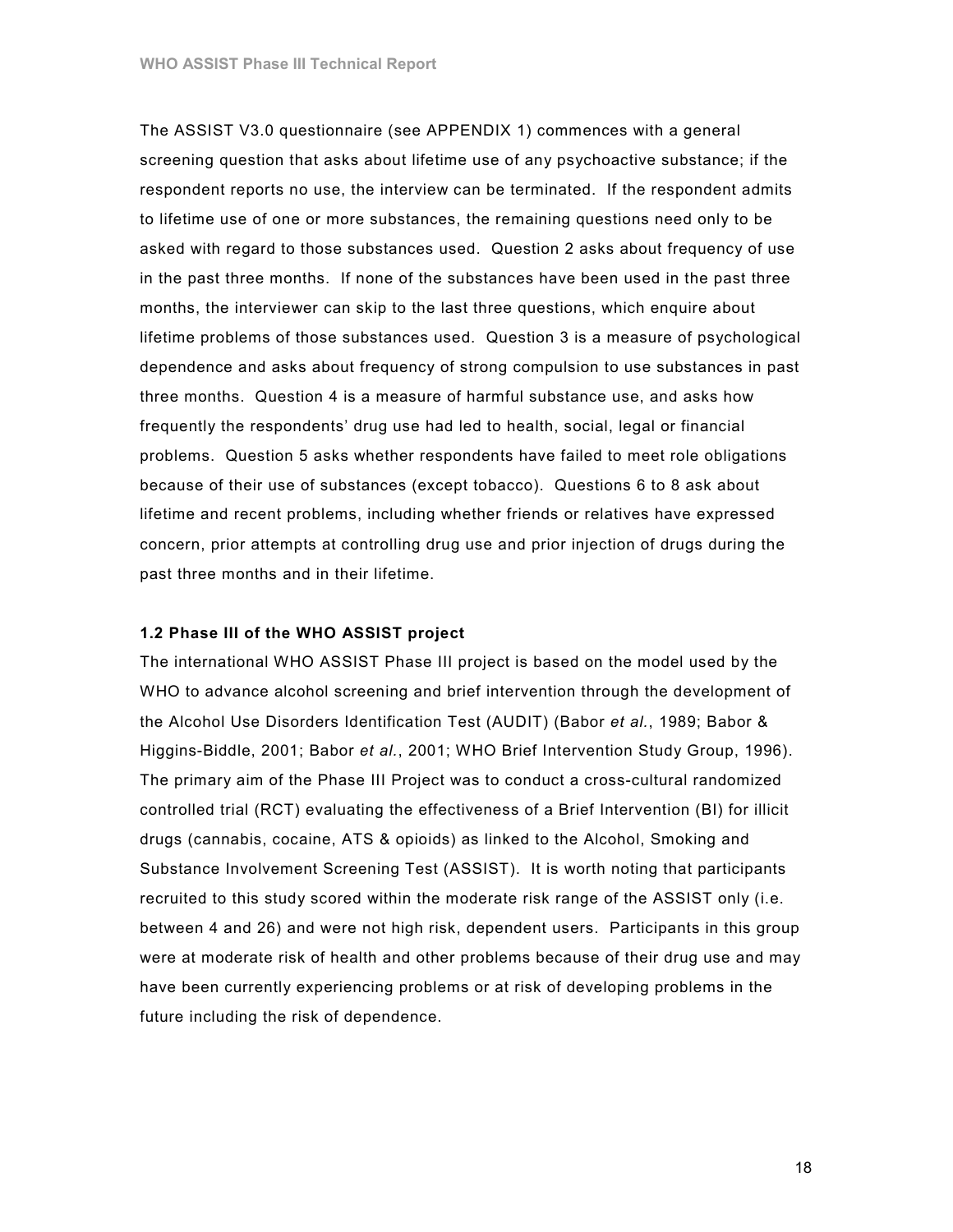The ASSIST V3.0 questionnaire (see APPENDIX 1) commences with a general screening question that asks about lifetime use of any psychoactive substance; if the respondent reports no use, the interview can be terminated. If the respondent admits to lifetime use of one or more substances, the remaining questions need only to be asked with regard to those substances used. Question 2 asks about frequency of use in the past three months. If none of the substances have been used in the past three months, the interviewer can skip to the last three questions, which enquire about lifetime problems of those substances used. Question 3 is a measure of psychological dependence and asks about frequency of strong compulsion to use substances in past three months. Question 4 is a measure of harmful substance use, and asks how frequently the respondents' drug use had led to health, social, legal or financial problems. Question 5 asks whether respondents have failed to meet role obligations because of their use of substances (except tobacco). Questions 6 to 8 ask about lifetime and recent problems, including whether friends or relatives have expressed concern, prior attempts at controlling drug use and prior injection of drugs during the past three months and in their lifetime.

### 1.2 Phase III of the WHO ASSIST project

The international WHO ASSIST Phase III project is based on the model used by the WHO to advance alcohol screening and brief intervention through the development of the Alcohol Use Disorders Identification Test (AUDIT) (Babor *et al.*, 1989; Babor & Higgins-Biddle, 2001; Babor *et al.*, 2001; WHO Brief Intervention Study Group, 1996). The primary aim of the Phase III Project was to conduct a cross-cultural randomized controlled trial (RCT) evaluating the effectiveness of a Brief Intervention (BI) for illicit drugs (cannabis, cocaine, ATS & opioids) as linked to the Alcohol, Smoking and Substance Involvement Screening Test (ASSIST). It is worth noting that participants recruited to this study scored within the moderate risk range of the ASSIST only (i.e. between 4 and 26) and were not high risk, dependent users. Participants in this group were at moderate risk of health and other problems because of their drug use and may have been currently experiencing problems or at risk of developing problems in the future including the risk of dependence.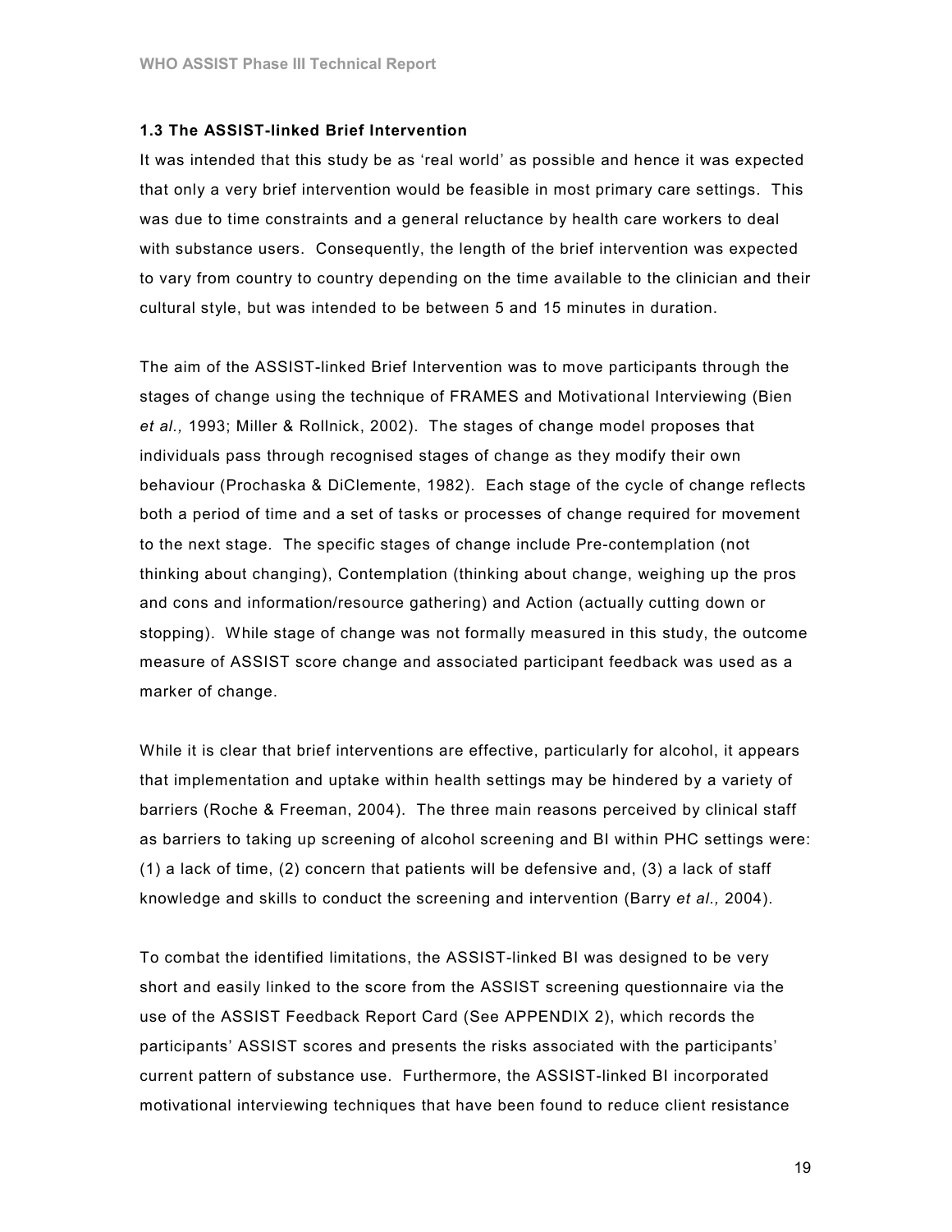### 1.3 The ASSIST-linked Brief Intervention

It was intended that this study be as 'real world' as possible and hence it was expected that only a very brief intervention would be feasible in most primary care settings. This was due to time constraints and a general reluctance by health care workers to deal with substance users. Consequently, the length of the brief intervention was expected to vary from country to country depending on the time available to the clinician and their cultural style, but was intended to be between 5 and 15 minutes in duration.

The aim of the ASSIST-linked Brief Intervention was to move participants through the stages of change using the technique of FRAMES and Motivational Interviewing (Bien *et al.,* 1993; Miller & Rollnick, 2002). The stages of change model proposes that individuals pass through recognised stages of change as they modify their own behaviour (Prochaska & DiClemente, 1982). Each stage of the cycle of change reflects both a period of time and a set of tasks or processes of change required for movement to the next stage. The specific stages of change include Pre-contemplation (not thinking about changing), Contemplation (thinking about change, weighing up the pros and cons and information/resource gathering) and Action (actually cutting down or stopping). While stage of change was not formally measured in this study, the outcome measure of ASSIST score change and associated participant feedback was used as a marker of change.

While it is clear that brief interventions are effective, particularly for alcohol, it appears that implementation and uptake within health settings may be hindered by a variety of barriers (Roche & Freeman, 2004). The three main reasons perceived by clinical staff as barriers to taking up screening of alcohol screening and BI within PHC settings were: (1) a lack of time, (2) concern that patients will be defensive and, (3) a lack of staff knowledge and skills to conduct the screening and intervention (Barry *et al.,* 2004).

To combat the identified limitations, the ASSIST-linked BI was designed to be very short and easily linked to the score from the ASSIST screening questionnaire via the use of the ASSIST Feedback Report Card (See APPENDIX 2), which records the participants' ASSIST scores and presents the risks associated with the participants' current pattern of substance use. Furthermore, the ASSIST-linked BI incorporated motivational interviewing techniques that have been found to reduce client resistance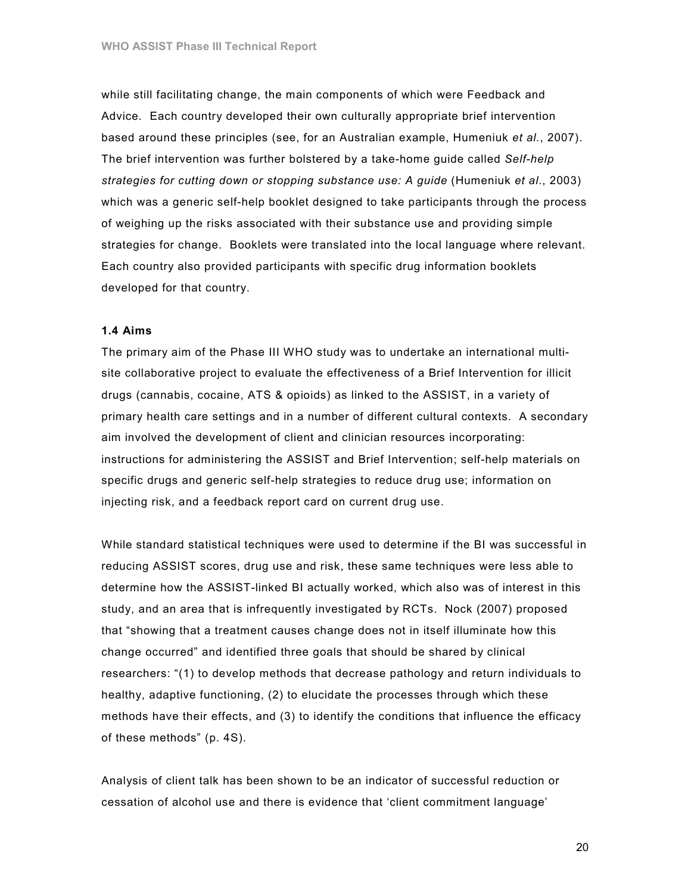while still facilitating change, the main components of which were Feedback and Advice. Each country developed their own culturally appropriate brief intervention based around these principles (see, for an Australian example, Humeniuk *et al.*, 2007). The brief intervention was further bolstered by a take-home guide called *Self-help strategies for cutting down or stopping substance use: A guide* (Humeniuk *et al*., 2003) which was a generic self-help booklet designed to take participants through the process of weighing up the risks associated with their substance use and providing simple strategies for change. Booklets were translated into the local language where relevant. Each country also provided participants with specific drug information booklets developed for that country.

### 1.4 Aims

The primary aim of the Phase III WHO study was to undertake an international multi-site collaborative project to evaluate the effectiveness of a Brief Intervention for illicit drugs (cannabis, cocaine, ATS & opioids) as linked to the ASSIST, in a variety of primary health care settings and in a number of different cultural contexts. A secondary aim involved the development of client and clinician resources incorporating: instructions for administering the ASSIST and Brief Intervention; self-help materials on specific drugs and generic self-help strategies to reduce drug use; information on injecting risk, and a feedback report card on current drug use.

While standard statistical techniques were used to determine if the BI was successful in reducing ASSIST scores, drug use and risk, these same techniques were less able to determine how the ASSIST-linked BI actually worked, which also was of interest in this study, and an area that is infrequently investigated by RCTs. Nock (2007) proposed that "showing that a treatment causes change does not in itself illuminate how this change occurred" and identified three goals that should be shared by clinical researchers: "(1) to develop methods that decrease pathology and return individuals to healthy, adaptive functioning, (2) to elucidate the processes through which these methods have their effects, and (3) to identify the conditions that influence the efficacy of these methods" (p. 4S).

Analysis of client talk has been shown to be an indicator of successful reduction or cessation of alcohol use and there is evidence that 'client commitment language'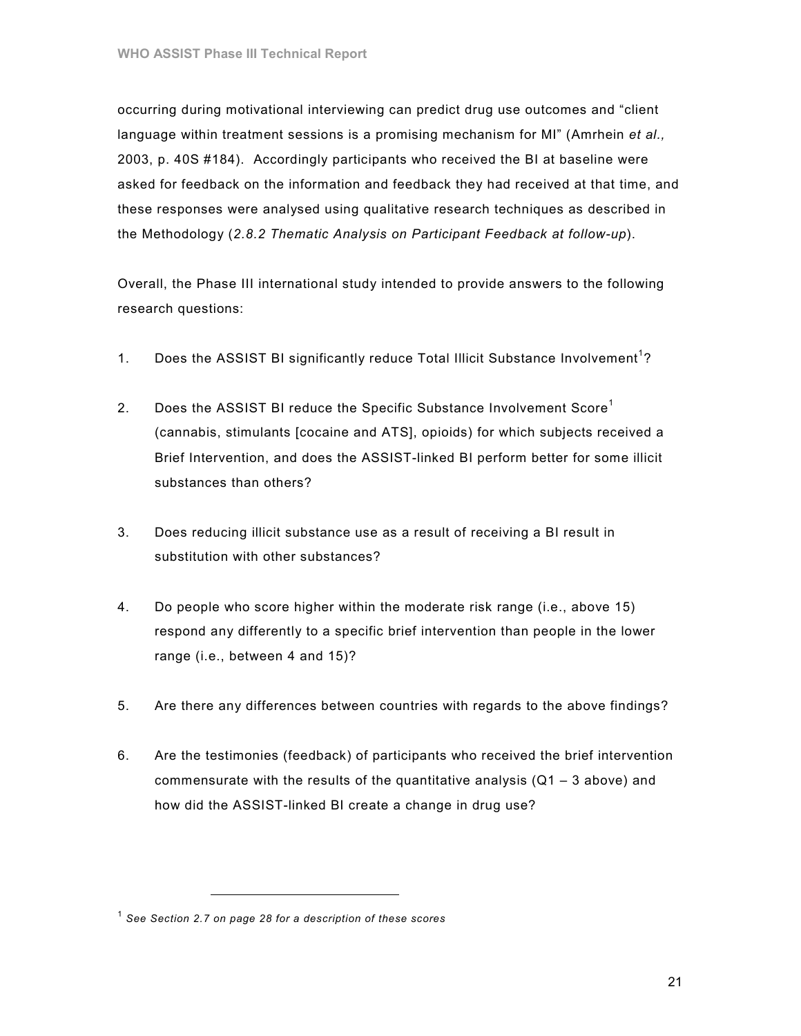occurring during motivational interviewing can predict drug use outcomes and "client language within treatment sessions is a promising mechanism for MI" (Amrhein *et al.,* 2003, p. 40S #184). Accordingly participants who received the BI at baseline were asked for feedback on the information and feedback they had received at that time, and these responses were analysed using qualitative research techniques as described in the Methodology (*2.8.2 Thematic Analysis on Participant Feedback at follow-up*).

Overall, the Phase III international study intended to provide answers to the following research questions:

1. Does the ASSIST BI significantly reduce Total Illicit Substance Involvement[1]?

2. Does the ASSIST BI reduce the Specific Substance Involvement Score[1] (cannabis, stimulants [cocaine and ATS], opioids) for which subjects received a Brief Intervention, and does the ASSIST-linked BI perform better for some illicit substances than others?

3. Does reducing illicit substance use as a result of receiving a BI result in substitution with other substances?

4. Do people who score higher within the moderate risk range (i.e., above 15) respond any differently to a specific brief intervention than people in the lower range (i.e., between 4 and 15)?

5. Are there any differences between countries with regards to the above findings?

6. Are the testimonies (feedback) of participants who received the brief intervention commensurate with the results of the quantitative analysis (Q1 – 3 above) and how did the ASSIST-linked BI create a change in drug use?

---

[1] *See Section 2.7 on page 28 for a description of these scores*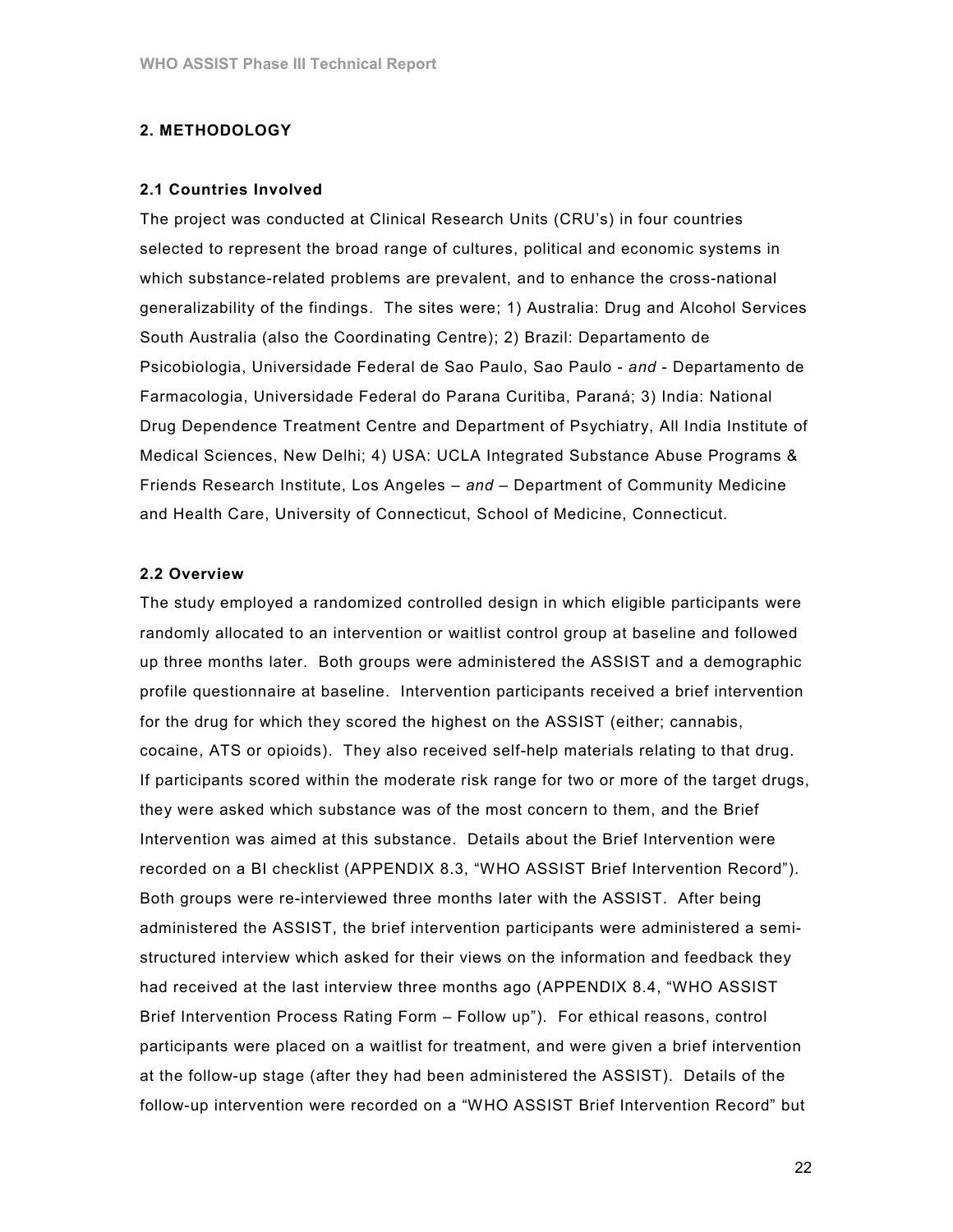## 2. METHODOLOGY

### 2.1 Countries Involved

The project was conducted at Clinical Research Units (CRU's) in four countries selected to represent the broad range of cultures, political and economic systems in which substance-related problems are prevalent, and to enhance the cross-national generalizability of the findings. The sites were; 1) Australia: Drug and Alcohol Services South Australia (also the Coordinating Centre); 2) Brazil: Departamento de Psicobiologia, Universidade Federal de Sao Paulo, Sao Paulo - *and* - Departamento de Farmacologia, Universidade Federal do Parana Curitiba, Paraná; 3) India: National Drug Dependence Treatment Centre and Department of Psychiatry, All India Institute of Medical Sciences, New Delhi; 4) USA: UCLA Integrated Substance Abuse Programs & Friends Research Institute, Los Angeles – *and* – Department of Community Medicine and Health Care, University of Connecticut, School of Medicine, Connecticut.

### 2.2 Overview

The study employed a randomized controlled design in which eligible participants were randomly allocated to an intervention or waitlist control group at baseline and followed up three months later. Both groups were administered the ASSIST and a demographic profile questionnaire at baseline. Intervention participants received a brief intervention for the drug for which they scored the highest on the ASSIST (either; cannabis, cocaine, ATS or opioids). They also received self-help materials relating to that drug. If participants scored within the moderate risk range for two or more of the target drugs, they were asked which substance was of the most concern to them, and the Brief Intervention was aimed at this substance. Details about the Brief Intervention were recorded on a BI checklist (APPENDIX 8.3, "WHO ASSIST Brief Intervention Record"). Both groups were re-interviewed three months later with the ASSIST. After being administered the ASSIST, the brief intervention participants were administered a semi-structured interview which asked for their views on the information and feedback they had received at the last interview three months ago (APPENDIX 8.4, "WHO ASSIST Brief Intervention Process Rating Form – Follow up"). For ethical reasons, control participants were placed on a waitlist for treatment, and were given a brief intervention at the follow-up stage (after they had been administered the ASSIST). Details of the follow-up intervention were recorded on a "WHO ASSIST Brief Intervention Record" but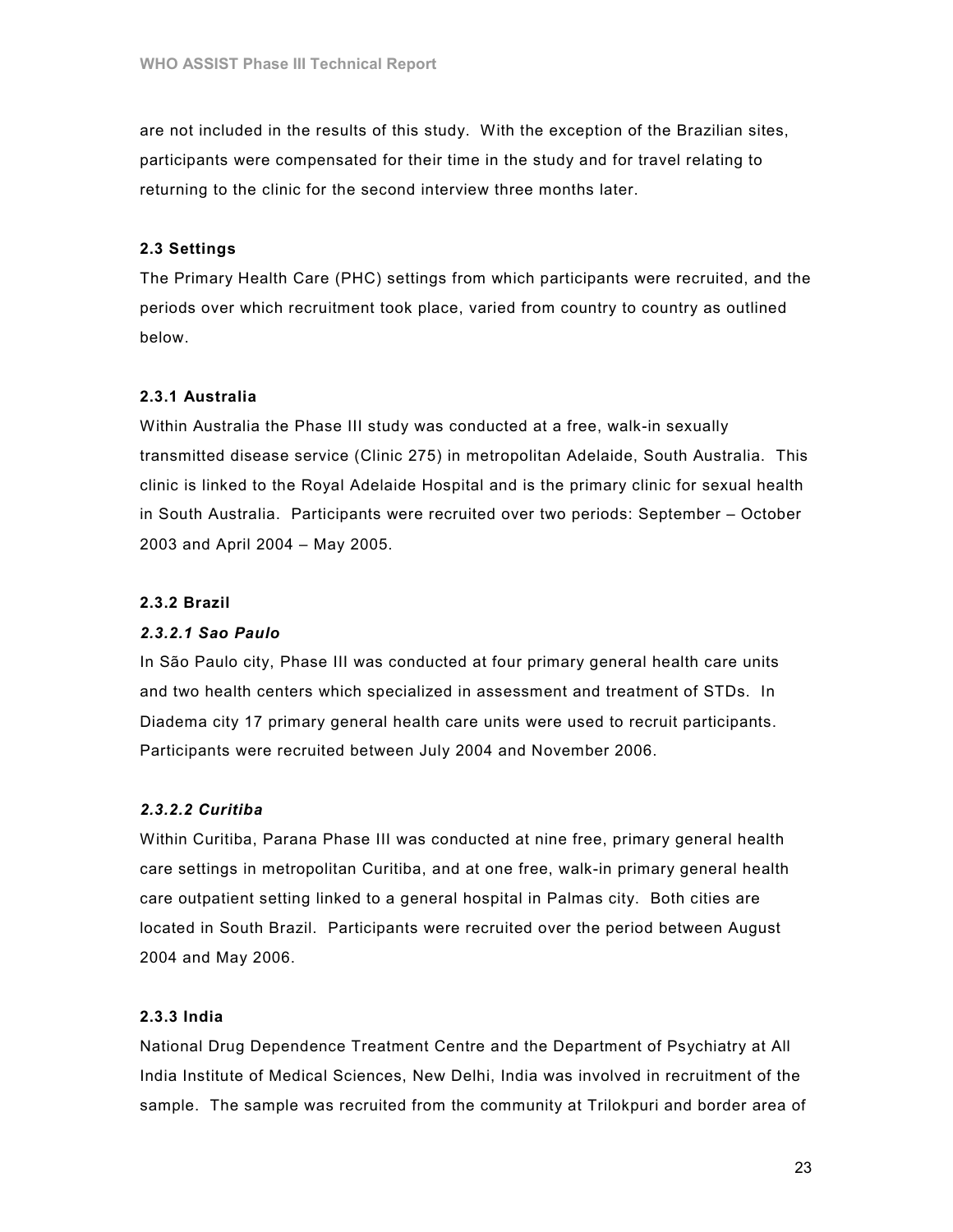are not included in the results of this study. With the exception of the Brazilian sites, participants were compensated for their time in the study and for travel relating to returning to the clinic for the second interview three months later.

### 2.3 Settings

The Primary Health Care (PHC) settings from which participants were recruited, and the periods over which recruitment took place, varied from country to country as outlined below.

#### 2.3.1 Australia

Within Australia the Phase III study was conducted at a free, walk-in sexually transmitted disease service (Clinic 275) in metropolitan Adelaide, South Australia. This clinic is linked to the Royal Adelaide Hospital and is the primary clinic for sexual health in South Australia. Participants were recruited over two periods: September – October 2003 and April 2004 – May 2005.

#### 2.3.2 Brazil

##### *2.3.2.1 Sao Paulo*

In São Paulo city, Phase III was conducted at four primary general health care units and two health centers which specialized in assessment and treatment of STDs. In Diadema city 17 primary general health care units were used to recruit participants. Participants were recruited between July 2004 and November 2006.

##### *2.3.2.2 Curitiba*

Within Curitiba, Parana Phase III was conducted at nine free, primary general health care settings in metropolitan Curitiba, and at one free, walk-in primary general health care outpatient setting linked to a general hospital in Palmas city. Both cities are located in South Brazil. Participants were recruited over the period between August 2004 and May 2006.

#### 2.3.3 India

National Drug Dependence Treatment Centre and the Department of Psychiatry at All India Institute of Medical Sciences, New Delhi, India was involved in recruitment of the sample. The sample was recruited from the community at Trilokpuri and border area of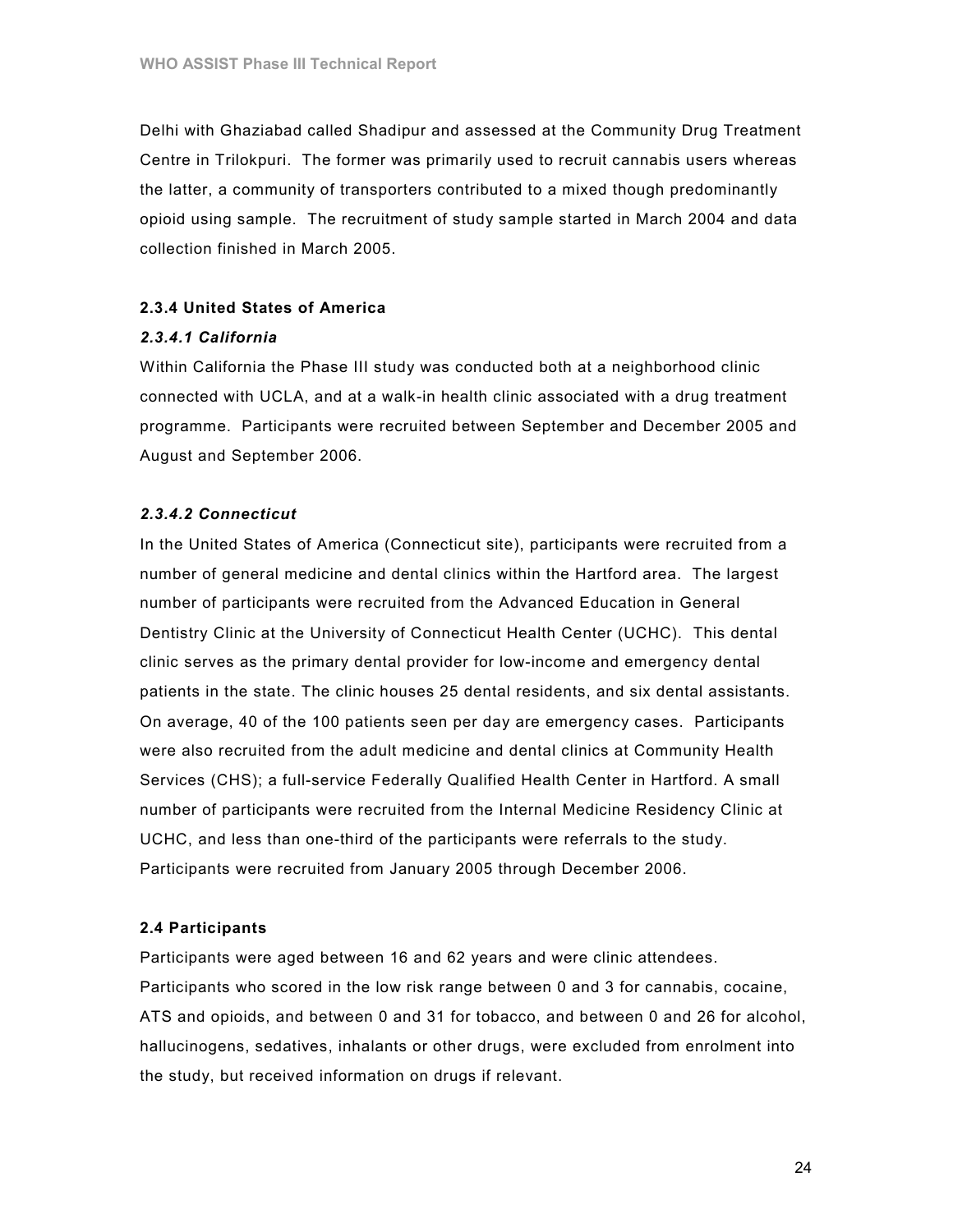Delhi with Ghaziabad called Shadipur and assessed at the Community Drug Treatment Centre in Trilokpuri. The former was primarily used to recruit cannabis users whereas the latter, a community of transporters contributed to a mixed though predominantly opioid using sample. The recruitment of study sample started in March 2004 and data collection finished in March 2005.

### 2.3.4 United States of America

#### *2.3.4.1 California*

Within California the Phase III study was conducted both at a neighborhood clinic connected with UCLA, and at a walk-in health clinic associated with a drug treatment programme. Participants were recruited between September and December 2005 and August and September 2006.

#### *2.3.4.2 Connecticut*

In the United States of America (Connecticut site), participants were recruited from a number of general medicine and dental clinics within the Hartford area. The largest number of participants were recruited from the Advanced Education in General Dentistry Clinic at the University of Connecticut Health Center (UCHC). This dental clinic serves as the primary dental provider for low-income and emergency dental patients in the state. The clinic houses 25 dental residents, and six dental assistants. On average, 40 of the 100 patients seen per day are emergency cases. Participants were also recruited from the adult medicine and dental clinics at Community Health Services (CHS); a full-service Federally Qualified Health Center in Hartford. A small number of participants were recruited from the Internal Medicine Residency Clinic at UCHC, and less than one-third of the participants were referrals to the study. Participants were recruited from January 2005 through December 2006.

### 2.4 Participants

Participants were aged between 16 and 62 years and were clinic attendees. Participants who scored in the low risk range between 0 and 3 for cannabis, cocaine, ATS and opioids, and between 0 and 31 for tobacco, and between 0 and 26 for alcohol, hallucinogens, sedatives, inhalants or other drugs, were excluded from enrolment into the study, but received information on drugs if relevant.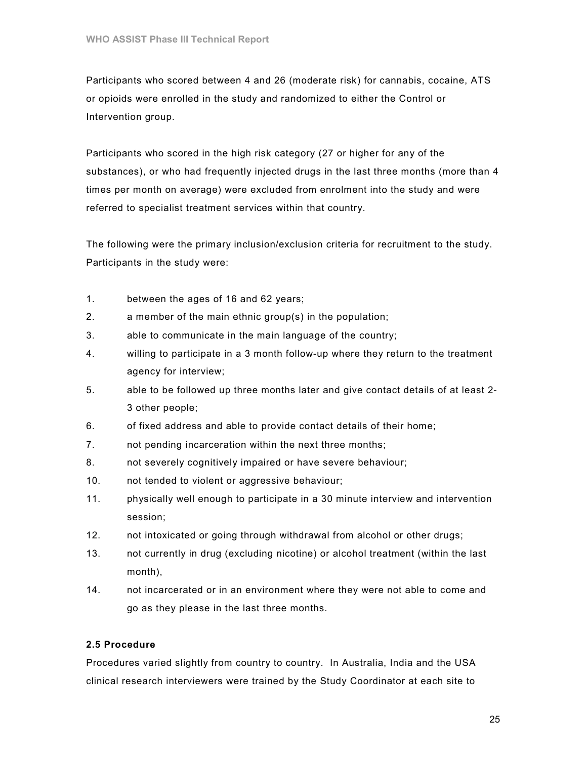Participants who scored between 4 and 26 (moderate risk) for cannabis, cocaine, ATS or opioids were enrolled in the study and randomized to either the Control or Intervention group.

Participants who scored in the high risk category (27 or higher for any of the substances), or who had frequently injected drugs in the last three months (more than 4 times per month on average) were excluded from enrolment into the study and were referred to specialist treatment services within that country.

The following were the primary inclusion/exclusion criteria for recruitment to the study. Participants in the study were:

1. between the ages of 16 and 62 years;
2. a member of the main ethnic group(s) in the population;
3. able to communicate in the main language of the country;
4. willing to participate in a 3 month follow-up where they return to the treatment agency for interview;
5. able to be followed up three months later and give contact details of at least 2-3 other people;
6. of fixed address and able to provide contact details of their home;
7. not pending incarceration within the next three months;
8. not severely cognitively impaired or have severe behaviour;

10. not tended to violent or aggressive behaviour;
11. physically well enough to participate in a 30 minute interview and intervention session;
12. not intoxicated or going through withdrawal from alcohol or other drugs;
13. not currently in drug (excluding nicotine) or alcohol treatment (within the last month),
14. not incarcerated or in an environment where they were not able to come and go as they please in the last three months.

### 2.5 Procedure

Procedures varied slightly from country to country. In Australia, India and the USA clinical research interviewers were trained by the Study Coordinator at each site to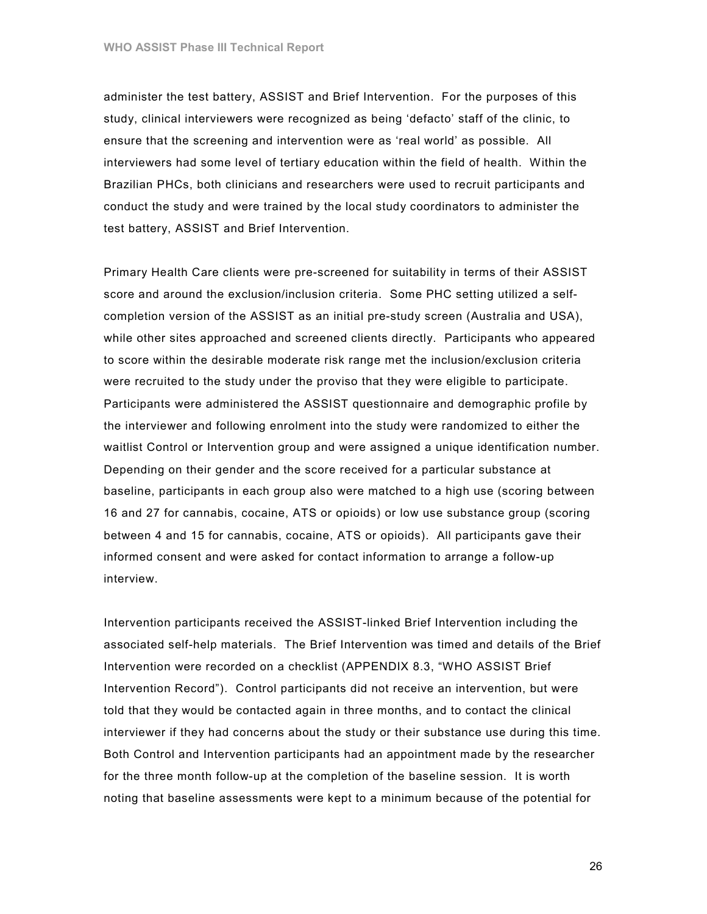administer the test battery, ASSIST and Brief Intervention. For the purposes of this study, clinical interviewers were recognized as being 'defacto' staff of the clinic, to ensure that the screening and intervention were as 'real world' as possible. All interviewers had some level of tertiary education within the field of health. Within the Brazilian PHCs, both clinicians and researchers were used to recruit participants and conduct the study and were trained by the local study coordinators to administer the test battery, ASSIST and Brief Intervention.

Primary Health Care clients were pre-screened for suitability in terms of their ASSIST score and around the exclusion/inclusion criteria. Some PHC setting utilized a self-completion version of the ASSIST as an initial pre-study screen (Australia and USA), while other sites approached and screened clients directly. Participants who appeared to score within the desirable moderate risk range met the inclusion/exclusion criteria were recruited to the study under the proviso that they were eligible to participate. Participants were administered the ASSIST questionnaire and demographic profile by the interviewer and following enrolment into the study were randomized to either the waitlist Control or Intervention group and were assigned a unique identification number. Depending on their gender and the score received for a particular substance at baseline, participants in each group also were matched to a high use (scoring between 16 and 27 for cannabis, cocaine, ATS or opioids) or low use substance group (scoring between 4 and 15 for cannabis, cocaine, ATS or opioids). All participants gave their informed consent and were asked for contact information to arrange a follow-up interview.

Intervention participants received the ASSIST-linked Brief Intervention including the associated self-help materials. The Brief Intervention was timed and details of the Brief Intervention were recorded on a checklist (APPENDIX 8.3, "WHO ASSIST Brief Intervention Record"). Control participants did not receive an intervention, but were told that they would be contacted again in three months, and to contact the clinical interviewer if they had concerns about the study or their substance use during this time. Both Control and Intervention participants had an appointment made by the researcher for the three month follow-up at the completion of the baseline session. It is worth noting that baseline assessments were kept to a minimum because of the potential for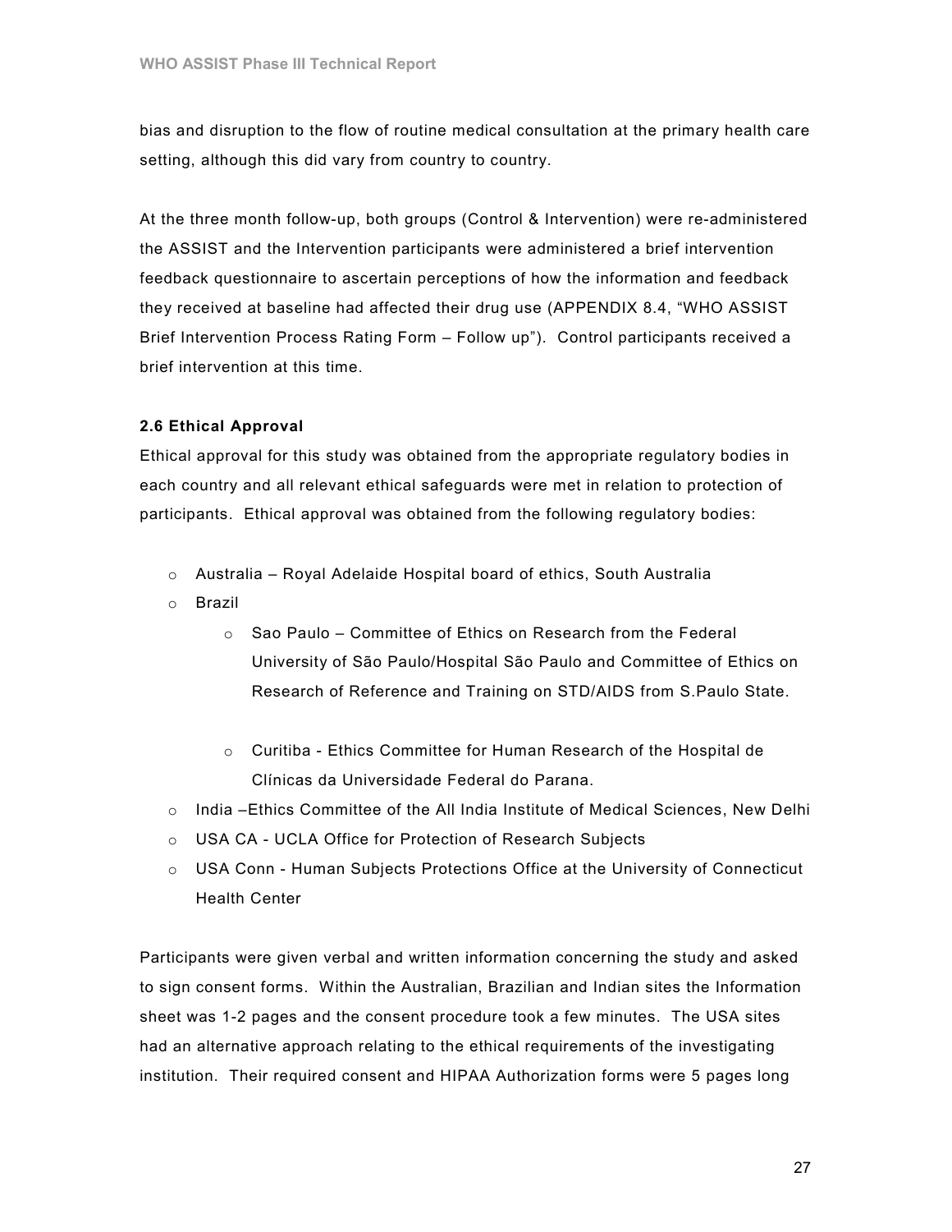bias and disruption to the flow of routine medical consultation at the primary health care setting, although this did vary from country to country.

At the three month follow-up, both groups (Control & Intervention) were re-administered the ASSIST and the Intervention participants were administered a brief intervention feedback questionnaire to ascertain perceptions of how the information and feedback they received at baseline had affected their drug use (APPENDIX 8.4, "WHO ASSIST Brief Intervention Process Rating Form – Follow up"). Control participants received a brief intervention at this time.

### 2.6 Ethical Approval

Ethical approval for this study was obtained from the appropriate regulatory bodies in each country and all relevant ethical safeguards were met in relation to protection of participants. Ethical approval was obtained from the following regulatory bodies:

- Australia – Royal Adelaide Hospital board of ethics, South Australia
- Brazil
  - Sao Paulo – Committee of Ethics on Research from the Federal University of São Paulo/Hospital São Paulo and Committee of Ethics on Research of Reference and Training on STD/AIDS from S.Paulo State.
  - Curitiba - Ethics Committee for Human Research of the Hospital de Clínicas da Universidade Federal do Parana.
- India –Ethics Committee of the All India Institute of Medical Sciences, New Delhi
- USA CA - UCLA Office for Protection of Research Subjects
- USA Conn - Human Subjects Protections Office at the University of Connecticut Health Center

Participants were given verbal and written information concerning the study and asked to sign consent forms. Within the Australian, Brazilian and Indian sites the Information sheet was 1-2 pages and the consent procedure took a few minutes. The USA sites had an alternative approach relating to the ethical requirements of the investigating institution. Their required consent and HIPAA Authorization forms were 5 pages long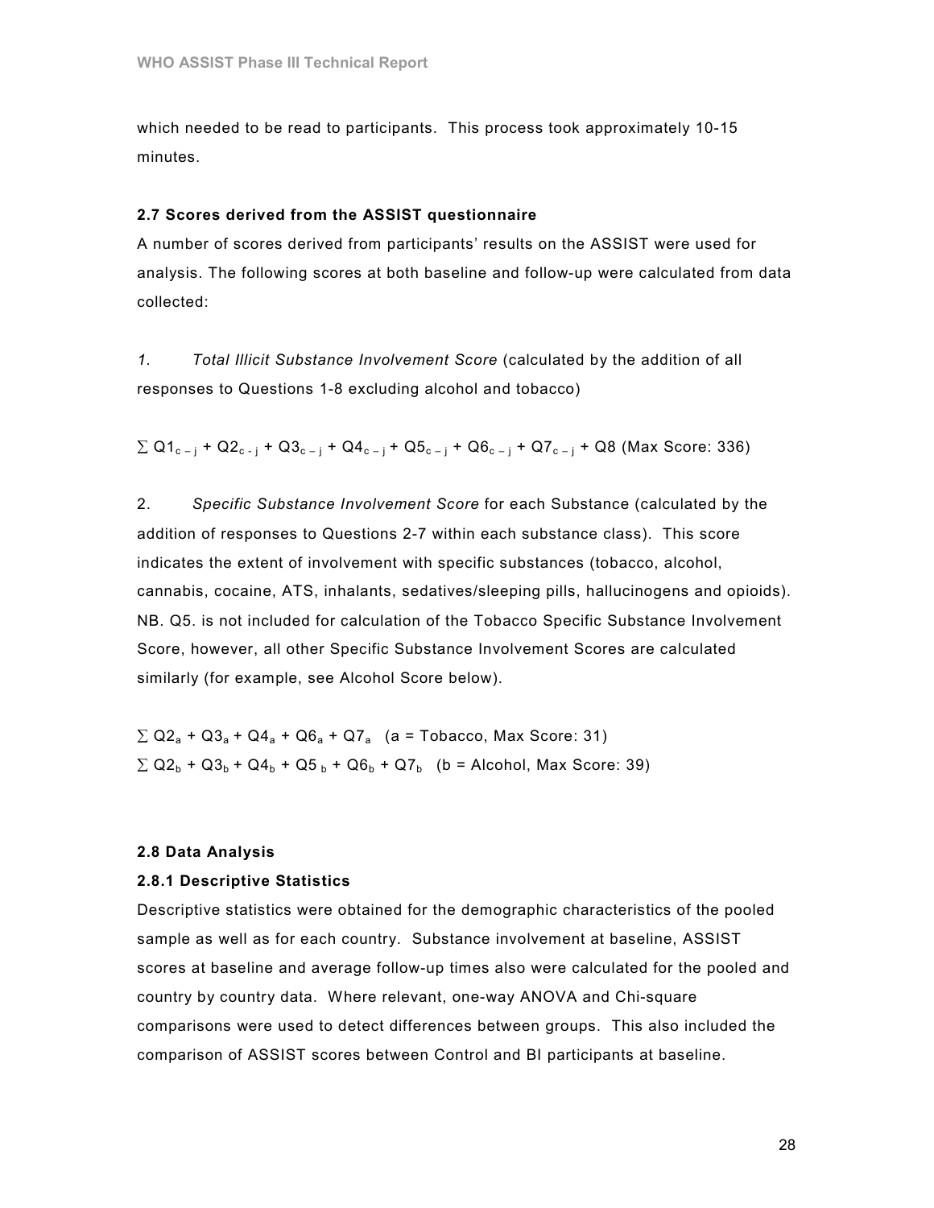which needed to be read to participants. This process took approximately 10-15 minutes.

### 2.7 Scores derived from the ASSIST questionnaire

A number of scores derived from participants' results on the ASSIST were used for analysis. The following scores at both baseline and follow-up were calculated from data collected:

*1.* *Total Illicit Substance Involvement Score* (calculated by the addition of all responses to Questions 1-8 excluding alcohol and tobacco)

$\sum Q1_{c-j} + Q2_{c-j} + Q3_{c-j} + Q4_{c-j} + Q5_{c-j} + Q6_{c-j} + Q7_{c-j} + Q8$ (Max Score: 336)

2. *Specific Substance Involvement Score* for each Substance (calculated by the addition of responses to Questions 2-7 within each substance class). This score indicates the extent of involvement with specific substances (tobacco, alcohol, cannabis, cocaine, ATS, inhalants, sedatives/sleeping pills, hallucinogens and opioids). NB. Q5. is not included for calculation of the Tobacco Specific Substance Involvement Score, however, all other Specific Substance Involvement Scores are calculated similarly (for example, see Alcohol Score below).

$\sum Q2_a + Q3_a + Q4_a + Q6_a + Q7_a$ (a = Tobacco, Max Score: 31)

$\sum Q2_b + Q3_b + Q4_b + Q5_b + Q6_b + Q7_b$ (b = Alcohol, Max Score: 39)

### 2.8 Data Analysis

#### 2.8.1 Descriptive Statistics

Descriptive statistics were obtained for the demographic characteristics of the pooled sample as well as for each country. Substance involvement at baseline, ASSIST scores at baseline and average follow-up times also were calculated for the pooled and country by country data. Where relevant, one-way ANOVA and Chi-square comparisons were used to detect differences between groups. This also included the comparison of ASSIST scores between Control and BI participants at baseline.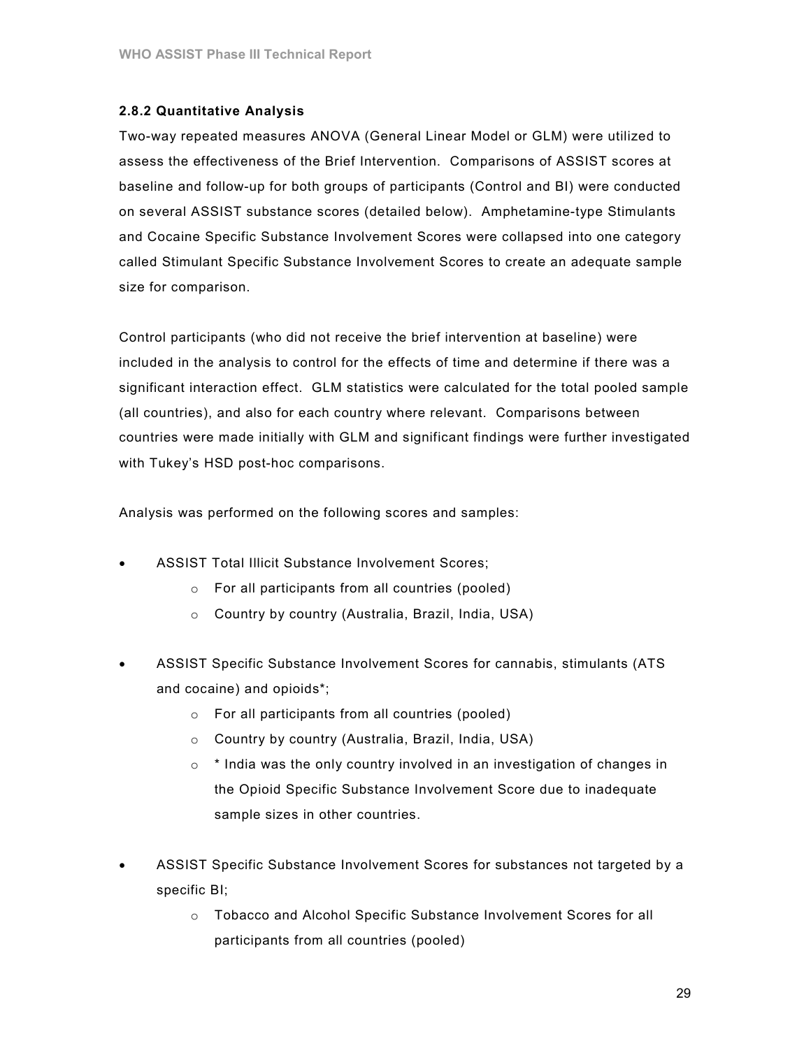#### 2.8.2 Quantitative Analysis

Two-way repeated measures ANOVA (General Linear Model or GLM) were utilized to assess the effectiveness of the Brief Intervention. Comparisons of ASSIST scores at baseline and follow-up for both groups of participants (Control and BI) were conducted on several ASSIST substance scores (detailed below). Amphetamine-type Stimulants and Cocaine Specific Substance Involvement Scores were collapsed into one category called Stimulant Specific Substance Involvement Scores to create an adequate sample size for comparison.

Control participants (who did not receive the brief intervention at baseline) were included in the analysis to control for the effects of time and determine if there was a significant interaction effect. GLM statistics were calculated for the total pooled sample (all countries), and also for each country where relevant. Comparisons between countries were made initially with GLM and significant findings were further investigated with Tukey's HSD post-hoc comparisons.

Analysis was performed on the following scores and samples:

- ASSIST Total Illicit Substance Involvement Scores;
    - For all participants from all countries (pooled)
    - Country by country (Australia, Brazil, India, USA)
- ASSIST Specific Substance Involvement Scores for cannabis, stimulants (ATS and cocaine) and opioids*;
    - For all participants from all countries (pooled)
    - Country by country (Australia, Brazil, India, USA)
    - \* India was the only country involved in an investigation of changes in the Opioid Specific Substance Involvement Score due to inadequate sample sizes in other countries.
- ASSIST Specific Substance Involvement Scores for substances not targeted by a specific BI;
    - Tobacco and Alcohol Specific Substance Involvement Scores for all participants from all countries (pooled)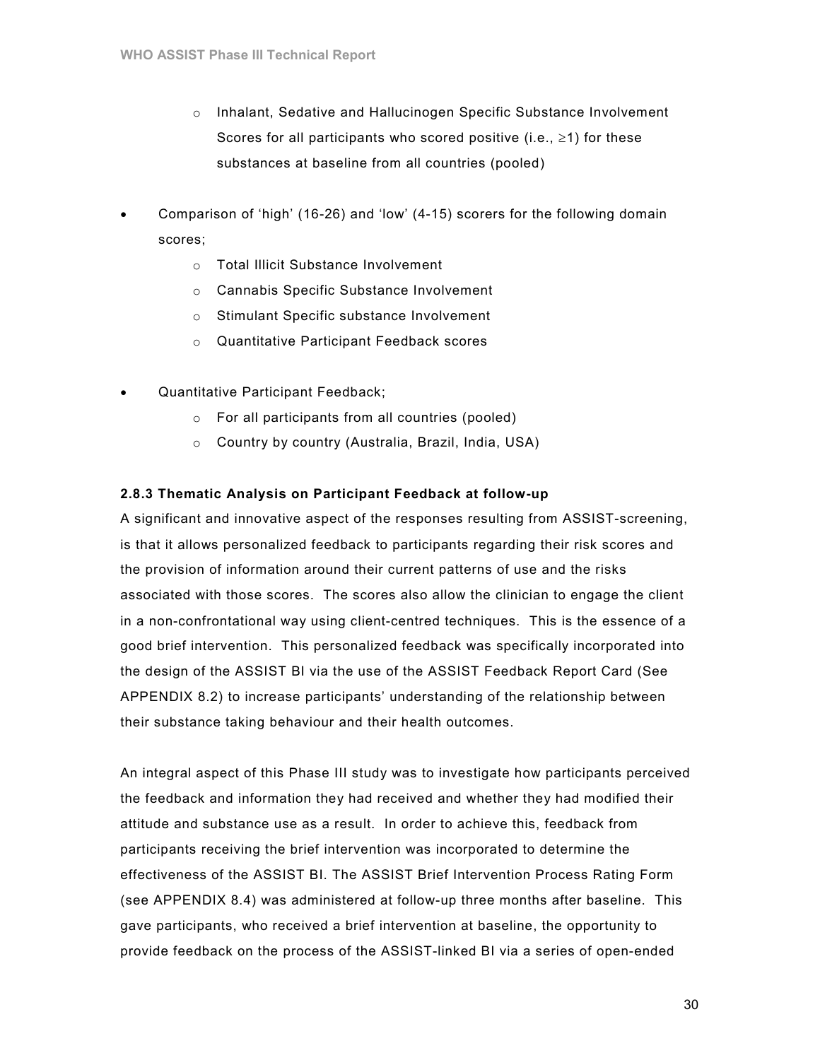- Inhalant, Sedative and Hallucinogen Specific Substance Involvement Scores for all participants who scored positive (i.e., $\geq$1) for these substances at baseline from all countries (pooled)

- Comparison of 'high' (16-26) and 'low' (4-15) scorers for the following domain scores;
  - Total Illicit Substance Involvement
  - Cannabis Specific Substance Involvement
  - Stimulant Specific substance Involvement
  - Quantitative Participant Feedback scores

- Quantitative Participant Feedback;
  - For all participants from all countries (pooled)
  - Country by country (Australia, Brazil, India, USA)

### 2.8.3 Thematic Analysis on Participant Feedback at follow-up

A significant and innovative aspect of the responses resulting from ASSIST-screening, is that it allows personalized feedback to participants regarding their risk scores and the provision of information around their current patterns of use and the risks associated with those scores. The scores also allow the clinician to engage the client in a non-confrontational way using client-centred techniques. This is the essence of a good brief intervention. This personalized feedback was specifically incorporated into the design of the ASSIST BI via the use of the ASSIST Feedback Report Card (See APPENDIX 8.2) to increase participants' understanding of the relationship between their substance taking behaviour and their health outcomes.

An integral aspect of this Phase III study was to investigate how participants perceived the feedback and information they had received and whether they had modified their attitude and substance use as a result. In order to achieve this, feedback from participants receiving the brief intervention was incorporated to determine the effectiveness of the ASSIST BI. The ASSIST Brief Intervention Process Rating Form (see APPENDIX 8.4) was administered at follow-up three months after baseline. This gave participants, who received a brief intervention at baseline, the opportunity to provide feedback on the process of the ASSIST-linked BI via a series of open-ended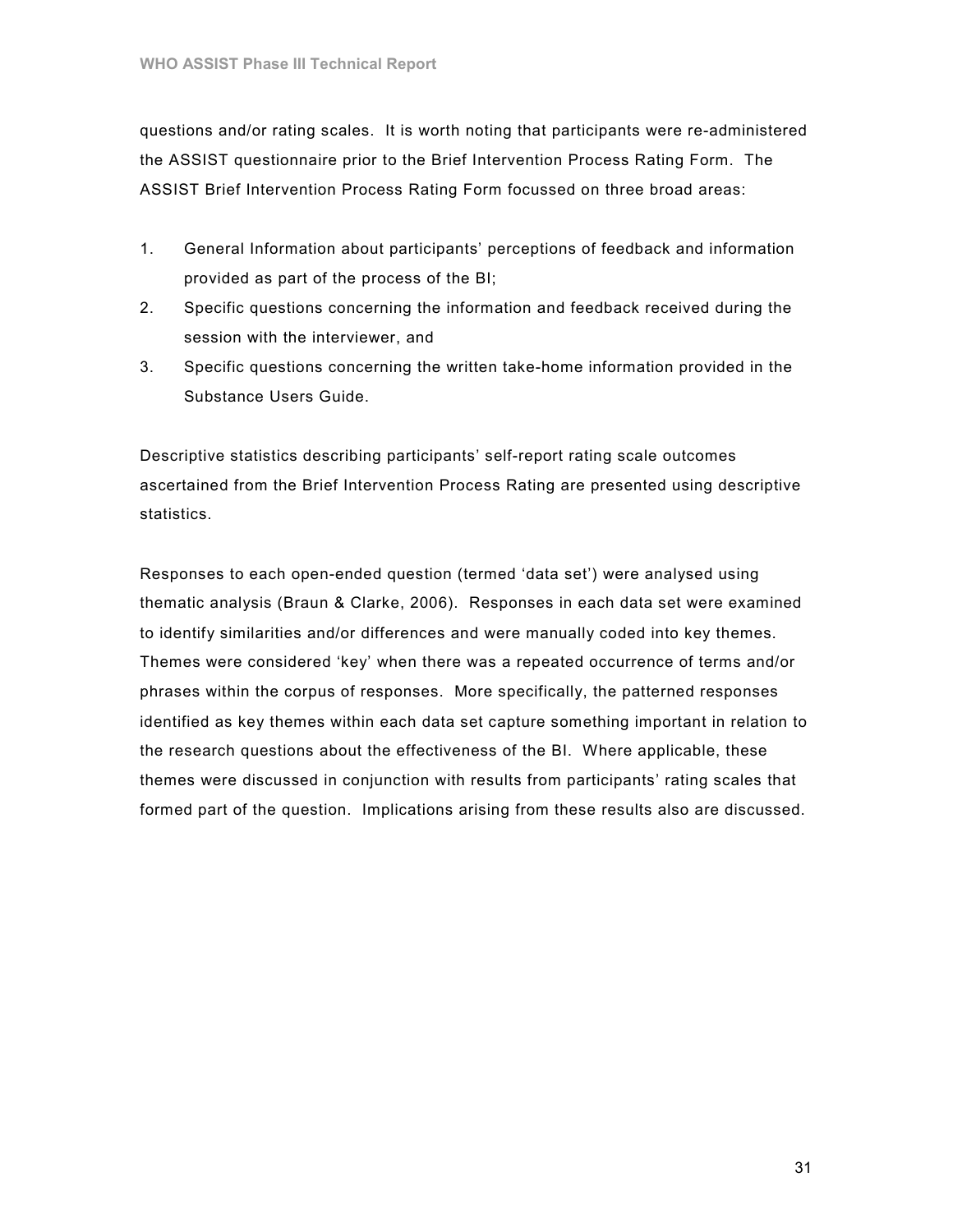questions and/or rating scales. It is worth noting that participants were re-administered the ASSIST questionnaire prior to the Brief Intervention Process Rating Form. The ASSIST Brief Intervention Process Rating Form focussed on three broad areas:

1. General Information about participants' perceptions of feedback and information provided as part of the process of the BI;
2. Specific questions concerning the information and feedback received during the session with the interviewer, and
3. Specific questions concerning the written take-home information provided in the Substance Users Guide.

Descriptive statistics describing participants' self-report rating scale outcomes ascertained from the Brief Intervention Process Rating are presented using descriptive statistics.

Responses to each open-ended question (termed 'data set') were analysed using thematic analysis (Braun & Clarke, 2006). Responses in each data set were examined to identify similarities and/or differences and were manually coded into key themes. Themes were considered 'key' when there was a repeated occurrence of terms and/or phrases within the corpus of responses. More specifically, the patterned responses identified as key themes within each data set capture something important in relation to the research questions about the effectiveness of the BI. Where applicable, these themes were discussed in conjunction with results from participants' rating scales that formed part of the question. Implications arising from these results also are discussed.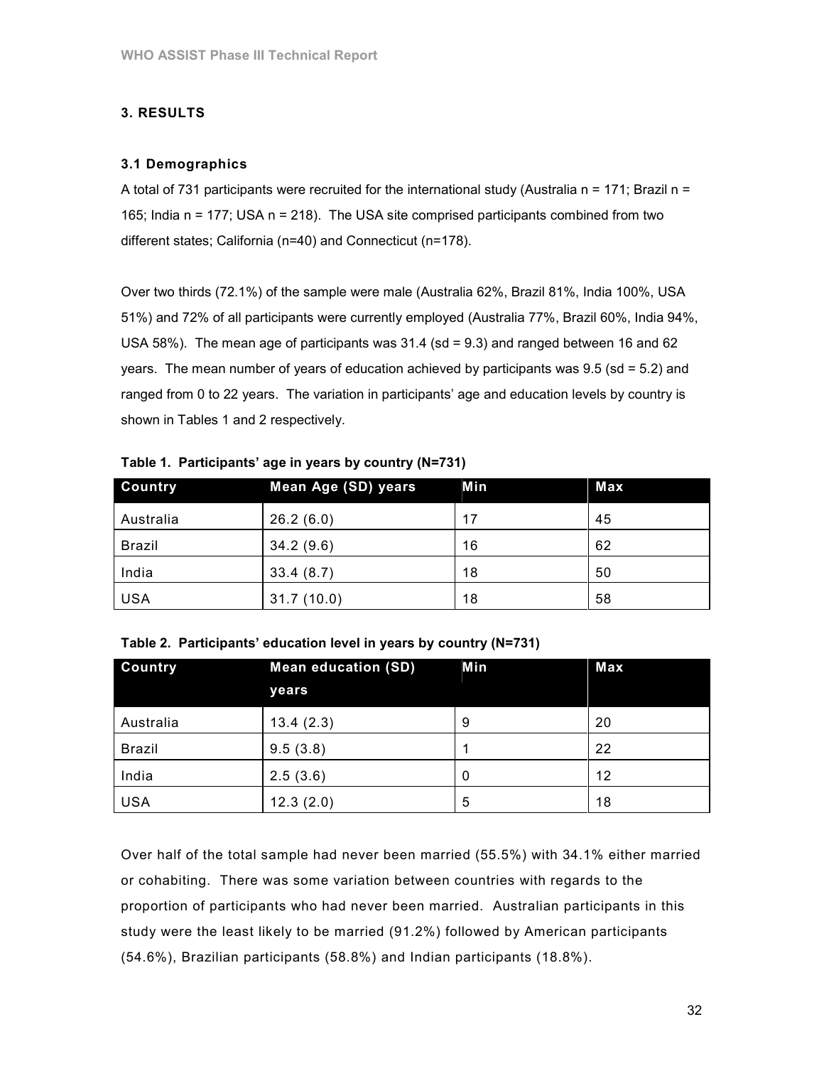## 3. RESULTS

### 3.1 Demographics

A total of 731 participants were recruited for the international study (Australia n = 171; Brazil n = 165; India n = 177; USA n = 218). The USA site comprised participants combined from two different states; California (n=40) and Connecticut (n=178).

Over two thirds (72.1%) of the sample were male (Australia 62%, Brazil 81%, India 100%, USA 51%) and 72% of all participants were currently employed (Australia 77%, Brazil 60%, India 94%, USA 58%). The mean age of participants was 31.4 (sd = 9.3) and ranged between 16 and 62 years. The mean number of years of education achieved by participants was 9.5 (sd = 5.2) and ranged from 0 to 22 years. The variation in participants' age and education levels by country is shown in Tables 1 and 2 respectively.

**Table 1. Participants' age in years by country (N=731)**

| Country | Mean Age (SD) years | Min | Max |
|---|---|---|---|
| Australia | 26.2 (6.0) | 17 | 45 |
| Brazil | 34.2 (9.6) | 16 | 62 |
| India | 33.4 (8.7) | 18 | 50 |
| USA | 31.7 (10.0) | 18 | 58 |

**Table 2. Participants' education level in years by country (N=731)**

| Country | Mean education (SD) years | Min | Max |
|---|---|---|---|
| Australia | 13.4 (2.3) | 9 | 20 |
| Brazil | 9.5 (3.8) | 1 | 22 |
| India | 2.5 (3.6) | 0 | 12 |
| USA | 12.3 (2.0) | 5 | 18 |

Over half of the total sample had never been married (55.5%) with 34.1% either married or cohabiting. There was some variation between countries with regards to the proportion of participants who had never been married. Australian participants in this study were the least likely to be married (91.2%) followed by American participants (54.6%), Brazilian participants (58.8%) and Indian participants (18.8%).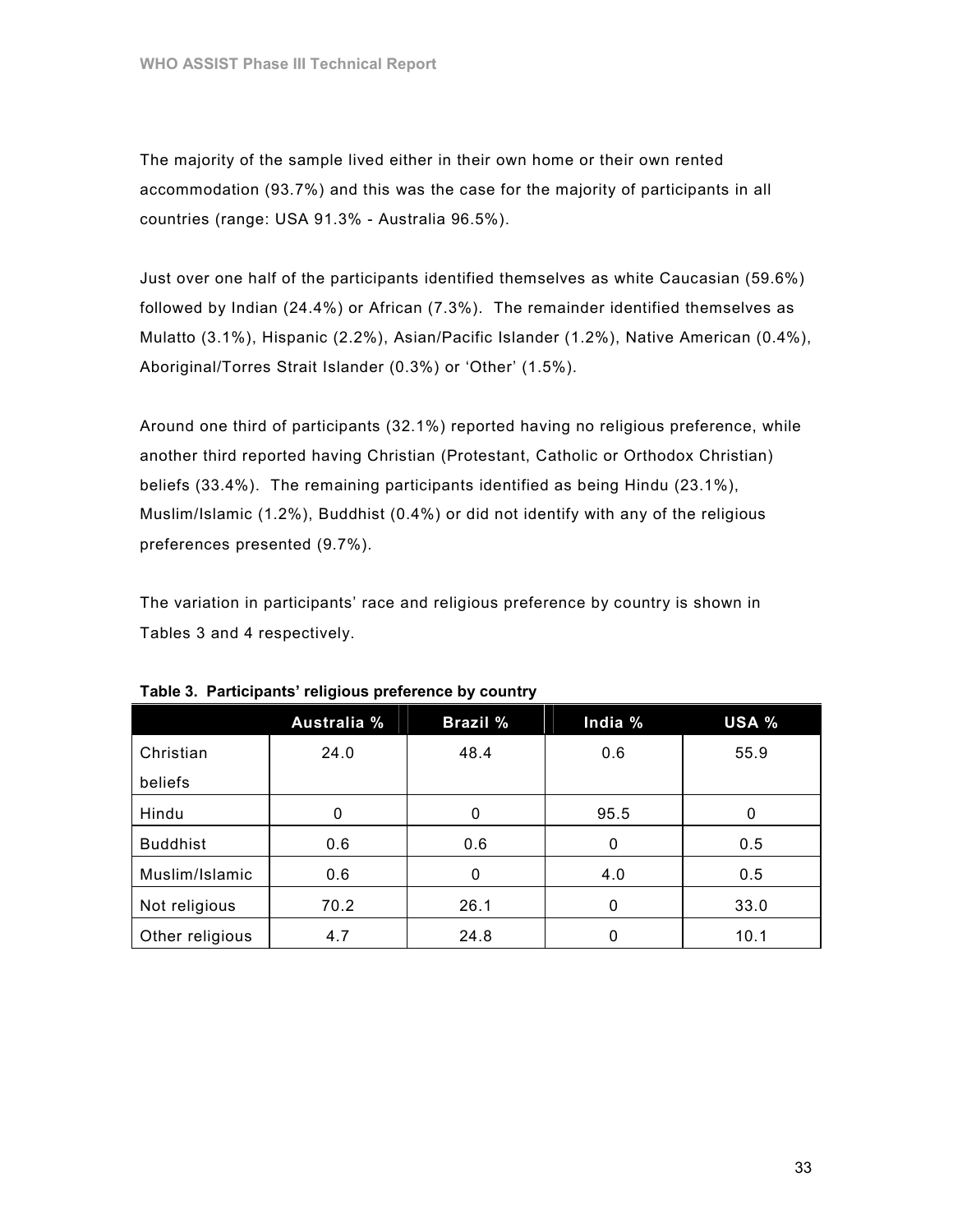The majority of the sample lived either in their own home or their own rented accommodation (93.7%) and this was the case for the majority of participants in all countries (range: USA 91.3% - Australia 96.5%).

Just over one half of the participants identified themselves as white Caucasian (59.6%) followed by Indian (24.4%) or African (7.3%). The remainder identified themselves as Mulatto (3.1%), Hispanic (2.2%), Asian/Pacific Islander (1.2%), Native American (0.4%), Aboriginal/Torres Strait Islander (0.3%) or 'Other' (1.5%).

Around one third of participants (32.1%) reported having no religious preference, while another third reported having Christian (Protestant, Catholic or Orthodox Christian) beliefs (33.4%). The remaining participants identified as being Hindu (23.1%), Muslim/Islamic (1.2%), Buddhist (0.4%) or did not identify with any of the religious preferences presented (9.7%).

The variation in participants' race and religious preference by country is shown in Tables 3 and 4 respectively.

**Table 3. Participants' religious preference by country**

| | Australia % | Brazil % | India % | USA % |
|---|---|---|---|---|
| Christian beliefs | 24.0 | 48.4 | 0.6 | 55.9 |
| Hindu | 0 | 0 | 95.5 | 0 |
| Buddhist | 0.6 | 0.6 | 0 | 0.5 |
| Muslim/Islamic | 0.6 | 0 | 4.0 | 0.5 |
| Not religious | 70.2 | 26.1 | 0 | 33.0 |
| Other religious | 4.7 | 24.8 | 0 | 10.1 |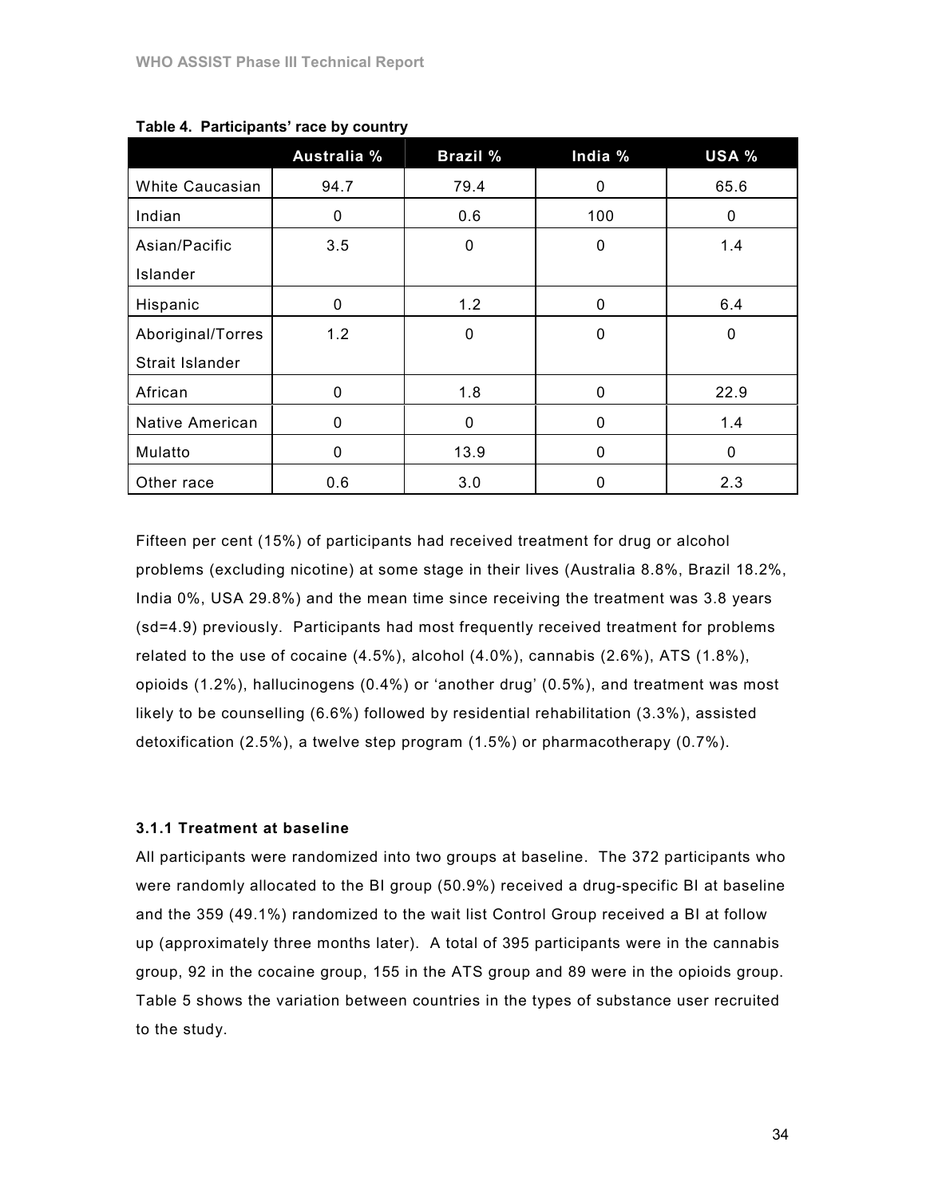**Table 4. Participants' race by country**

| | Australia % | Brazil % | India % | USA % |
|---|---|---|---|---|
| White Caucasian | 94.7 | 79.4 | 0 | 65.6 |
| Indian | 0 | 0.6 | 100 | 0 |
| Asian/Pacific Islander | 3.5 | 0 | 0 | 1.4 |
| Hispanic | 0 | 1.2 | 0 | 6.4 |
| Aboriginal/Torres Strait Islander | 1.2 | 0 | 0 | 0 |
| African | 0 | 1.8 | 0 | 22.9 |
| Native American | 0 | 0 | 0 | 1.4 |
| Mulatto | 0 | 13.9 | 0 | 0 |
| Other race | 0.6 | 3.0 | 0 | 2.3 |

Fifteen per cent (15%) of participants had received treatment for drug or alcohol problems (excluding nicotine) at some stage in their lives (Australia 8.8%, Brazil 18.2%, India 0%, USA 29.8%) and the mean time since receiving the treatment was 3.8 years (sd=4.9) previously. Participants had most frequently received treatment for problems related to the use of cocaine (4.5%), alcohol (4.0%), cannabis (2.6%), ATS (1.8%), opioids (1.2%), hallucinogens (0.4%) or 'another drug' (0.5%), and treatment was most likely to be counselling (6.6%) followed by residential rehabilitation (3.3%), assisted detoxification (2.5%), a twelve step program (1.5%) or pharmacotherapy (0.7%).

#### 3.1.1 Treatment at baseline

All participants were randomized into two groups at baseline. The 372 participants who were randomly allocated to the BI group (50.9%) received a drug-specific BI at baseline and the 359 (49.1%) randomized to the wait list Control Group received a BI at follow up (approximately three months later). A total of 395 participants were in the cannabis group, 92 in the cocaine group, 155 in the ATS group and 89 were in the opioids group. Table 5 shows the variation between countries in the types of substance user recruited to the study.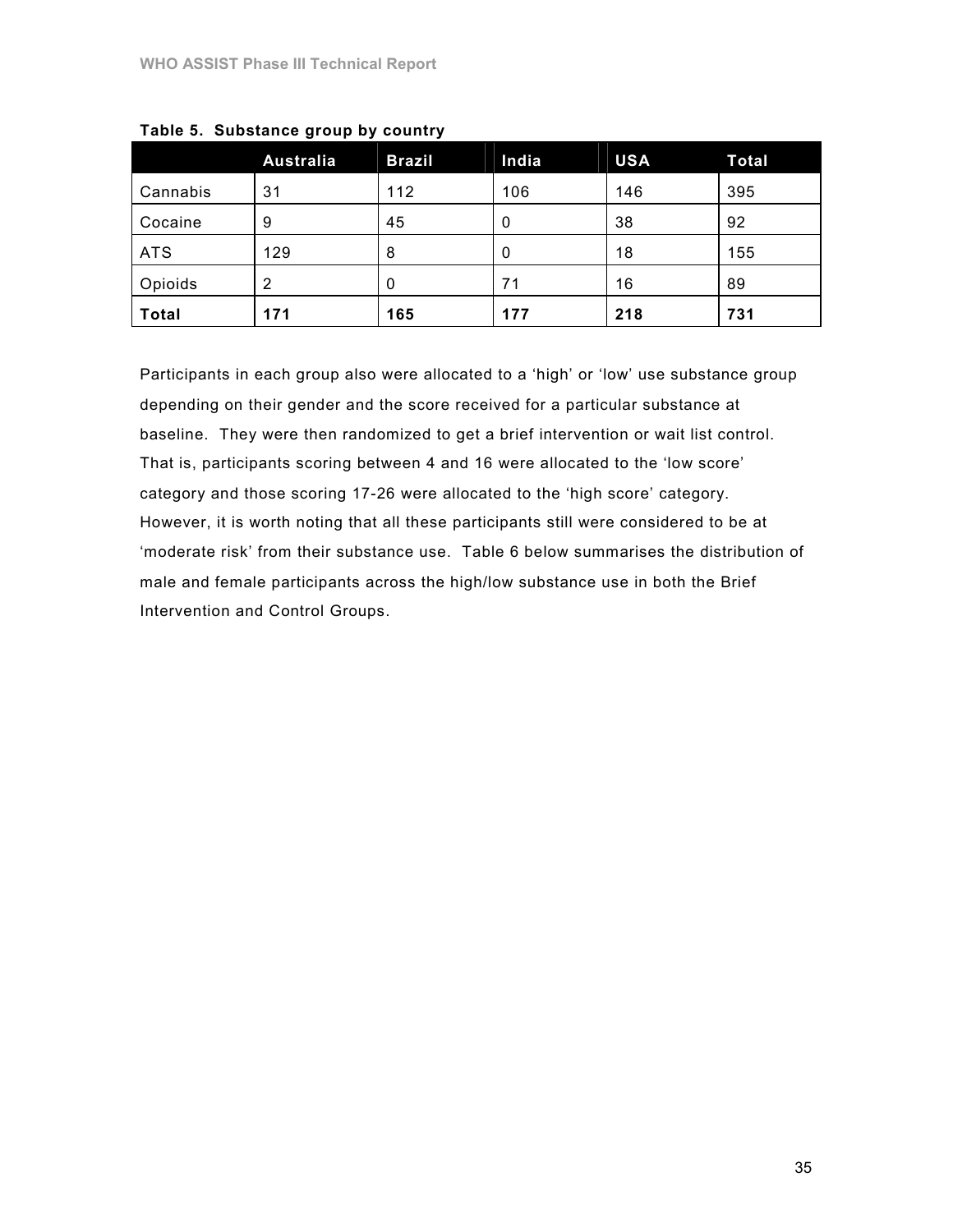**Table 5. Substance group by country**

| | Australia | Brazil | India | USA | Total |
| --- | --- | --- | --- | --- | --- |
| Cannabis | 31 | 112 | 106 | 146 | 395 |
| Cocaine | 9 | 45 | 0 | 38 | 92 |
| ATS | 129 | 8 | 0 | 18 | 155 |
| Opioids | 2 | 0 | 71 | 16 | 89 |
| **Total** | **171** | **165** | **177** | **218** | **731** |

Participants in each group also were allocated to a 'high' or 'low' use substance group depending on their gender and the score received for a particular substance at baseline. They were then randomized to get a brief intervention or wait list control. That is, participants scoring between 4 and 16 were allocated to the 'low score' category and those scoring 17-26 were allocated to the 'high score' category. However, it is worth noting that all these participants still were considered to be at 'moderate risk' from their substance use. Table 6 below summarises the distribution of male and female participants across the high/low substance use in both the Brief Intervention and Control Groups.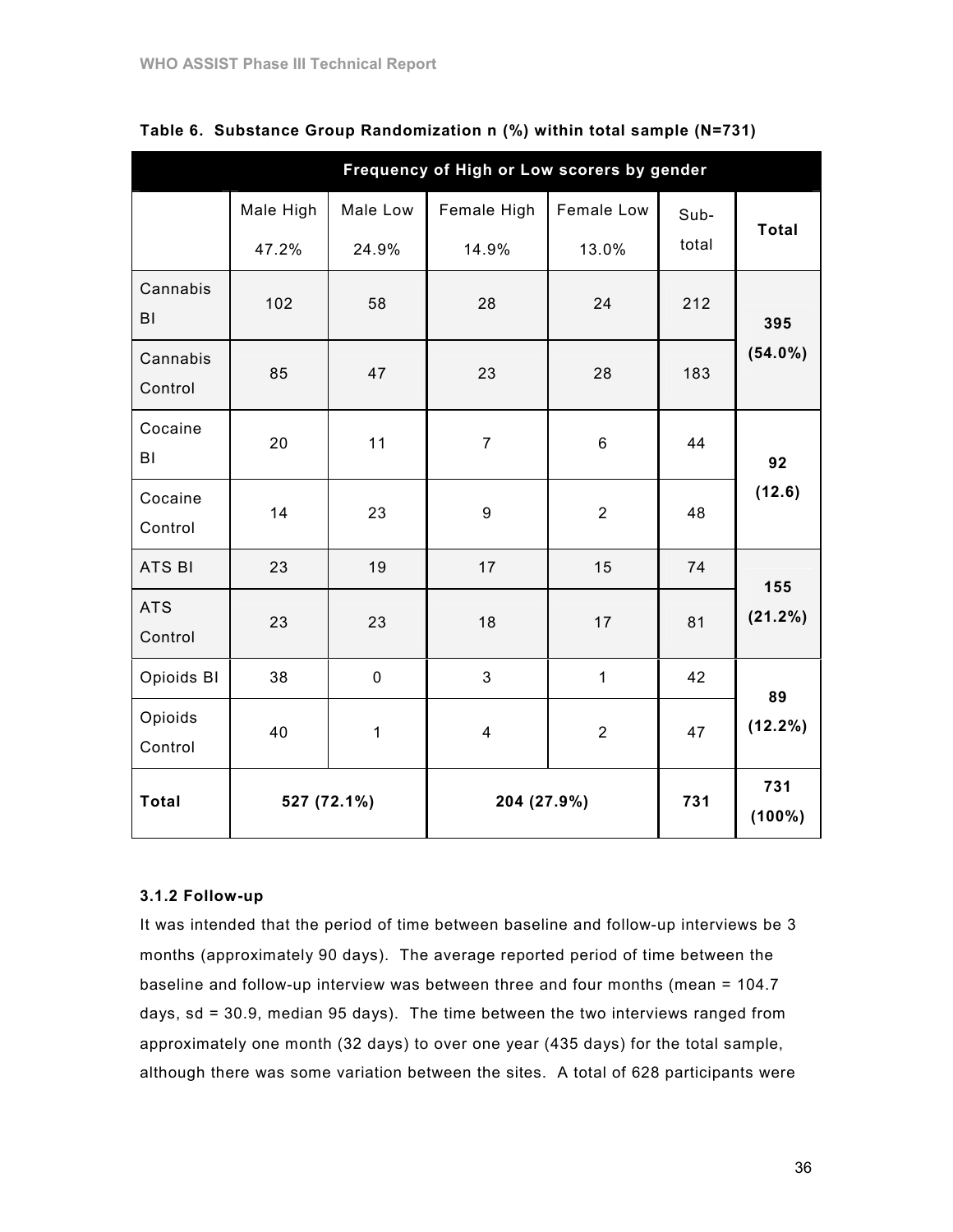**Table 6. Substance Group Randomization n (%) within total sample (N=731)**

| | Frequency of High or Low scorers by gender | | | | | |
|---|---|---|---|---|---|---|
| | Male High 47.2% | Male Low 24.9% | Female High 14.9% | Female Low 13.0% | Sub-total | Total |
| Cannabis BI | 102 | 58 | 28 | 24 | 212 | **395 (54.0%)** |
| Cannabis Control | 85 | 47 | 23 | 28 | 183 | |
| Cocaine BI | 20 | 11 | 7 | 6 | 44 | **92 (12.6)** |
| Cocaine Control | 14 | 23 | 9 | 2 | 48 | |
| ATS BI | 23 | 19 | 17 | 15 | 74 | **155 (21.2%)** |
| ATS Control | 23 | 23 | 18 | 17 | 81 | |
| Opioids BI | 38 | 0 | 3 | 1 | 42 | **89 (12.2%)** |
| Opioids Control | 40 | 1 | 4 | 2 | 47 | |
| **Total** | **527 (72.1%)** | | **204 (27.9%)** | | **731** | **731 (100%)** |

### 3.1.2 Follow-up

It was intended that the period of time between baseline and follow-up interviews be 3 months (approximately 90 days). The average reported period of time between the baseline and follow-up interview was between three and four months (mean = 104.7 days, sd = 30.9, median 95 days). The time between the two interviews ranged from approximately one month (32 days) to over one year (435 days) for the total sample, although there was some variation between the sites. A total of 628 participants were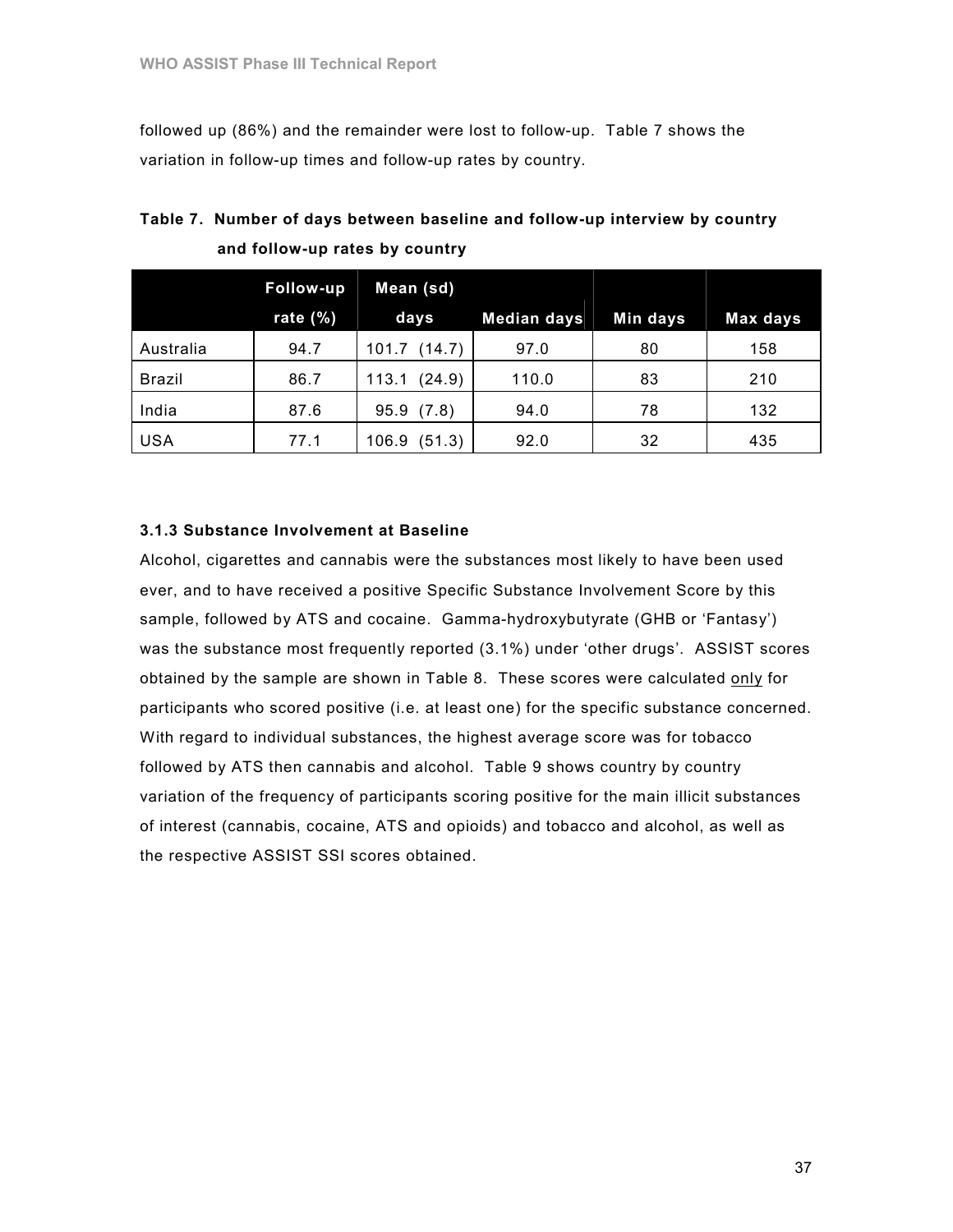followed up (86%) and the remainder were lost to follow-up. Table 7 shows the variation in follow-up times and follow-up rates by country.

**Table 7. Number of days between baseline and follow-up interview by country and follow-up rates by country**

| | Follow-up rate (%) | Mean (sd) days | Median days | Min days | Max days |
|---|---|---|---|---|---|
| Australia | 94.7 | 101.7 (14.7) | 97.0 | 80 | 158 |
| Brazil | 86.7 | 113.1 (24.9) | 110.0 | 83 | 210 |
| India | 87.6 | 95.9 (7.8) | 94.0 | 78 | 132 |
| USA | 77.1 | 106.9 (51.3) | 92.0 | 32 | 435 |

### 3.1.3 Substance Involvement at Baseline

Alcohol, cigarettes and cannabis were the substances most likely to have been used ever, and to have received a positive Specific Substance Involvement Score by this sample, followed by ATS and cocaine. Gamma-hydroxybutyrate (GHB or 'Fantasy') was the substance most frequently reported (3.1%) under 'other drugs'. ASSIST scores obtained by the sample are shown in Table 8. These scores were calculated only for participants who scored positive (i.e. at least one) for the specific substance concerned. With regard to individual substances, the highest average score was for tobacco followed by ATS then cannabis and alcohol. Table 9 shows country by country variation of the frequency of participants scoring positive for the main illicit substances of interest (cannabis, cocaine, ATS and opioids) and tobacco and alcohol, as well as the respective ASSIST SSI scores obtained.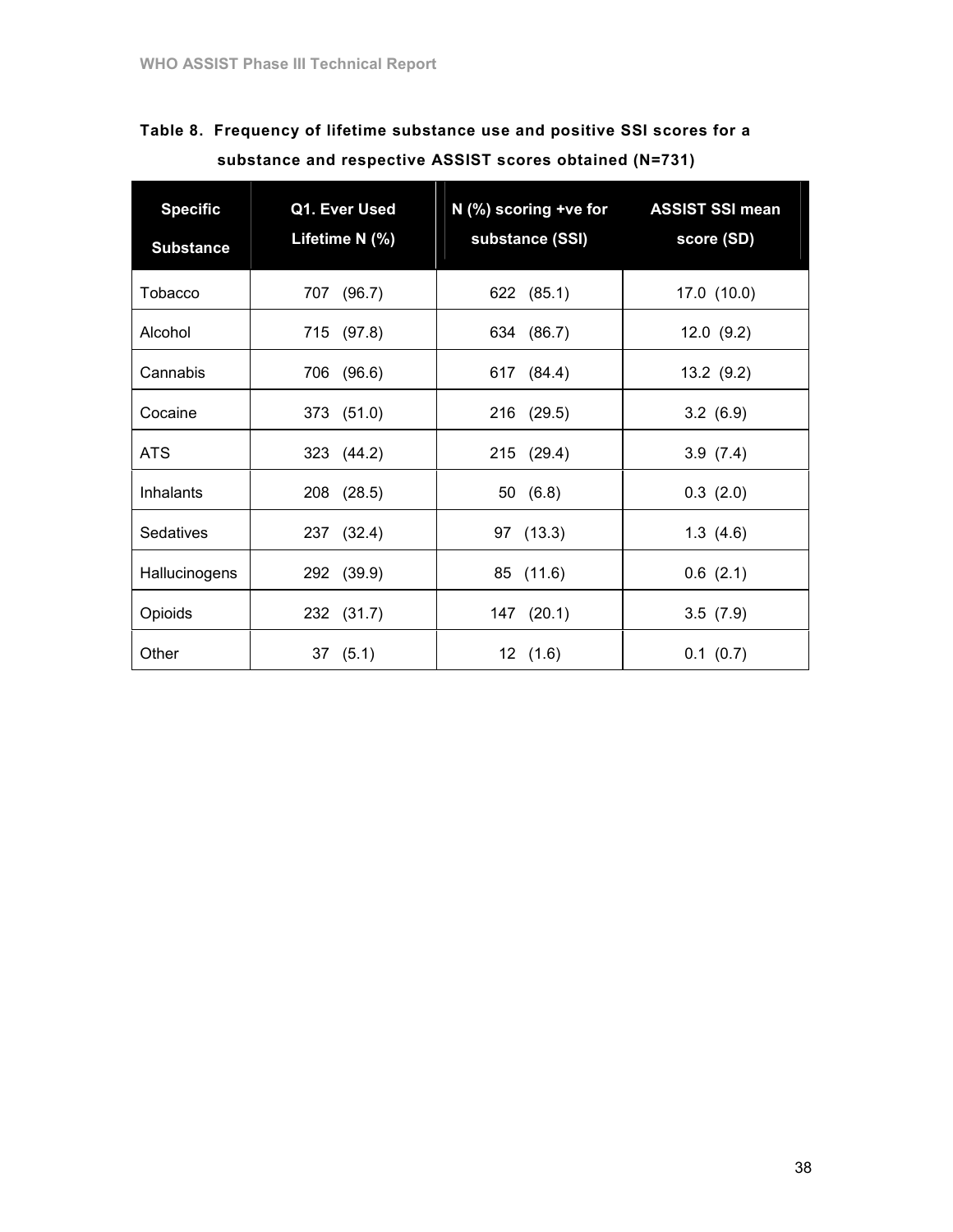**Table 8. Frequency of lifetime substance use and positive SSI scores for a substance and respective ASSIST scores obtained (N=731)**

| Specific Substance | Q1. Ever Used Lifetime N (%) | N (%) scoring +ve for substance (SSI) | ASSIST SSI mean score (SD) |
|---|---|---|---|
| Tobacco | 707 (96.7) | 622 (85.1) | 17.0 (10.0) |
| Alcohol | 715 (97.8) | 634 (86.7) | 12.0 (9.2) |
| Cannabis | 706 (96.6) | 617 (84.4) | 13.2 (9.2) |
| Cocaine | 373 (51.0) | 216 (29.5) | 3.2 (6.9) |
| ATS | 323 (44.2) | 215 (29.4) | 3.9 (7.4) |
| Inhalants | 208 (28.5) | 50 (6.8) | 0.3 (2.0) |
| Sedatives | 237 (32.4) | 97 (13.3) | 1.3 (4.6) |
| Hallucinogens | 292 (39.9) | 85 (11.6) | 0.6 (2.1) |
| Opioids | 232 (31.7) | 147 (20.1) | 3.5 (7.9) |
| Other | 37 (5.1) | 12 (1.6) | 0.1 (0.7) |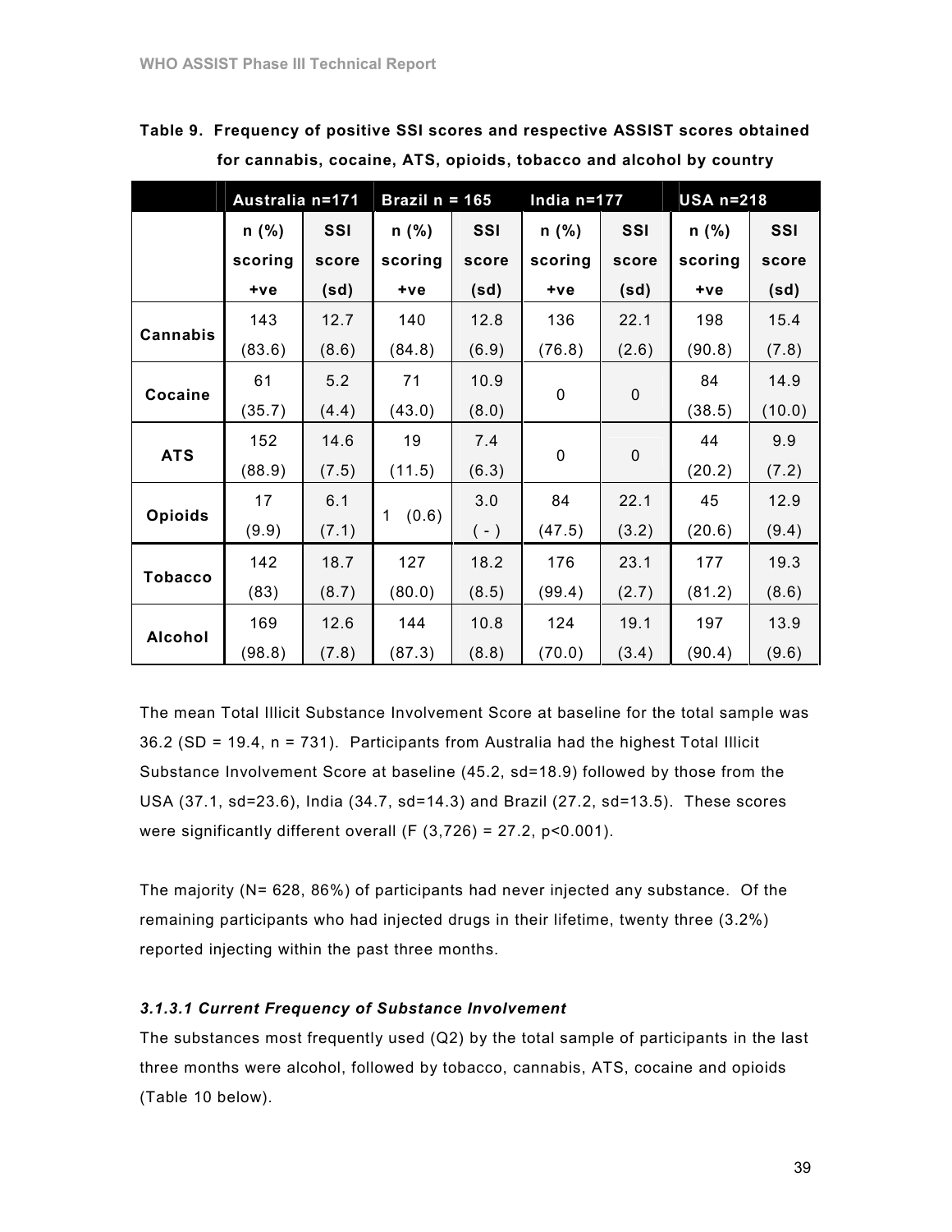**Table 9. Frequency of positive SSI scores and respective ASSIST scores obtained for cannabis, cocaine, ATS, opioids, tobacco and alcohol by country**

| | Australia n=171 | | Brazil n = 165 | | India n=177 | | USA n=218 | |
|---|---|---|---|---|---|---|---|---|
| | n (%) scoring +ve | SSI score (sd) | n (%) scoring +ve | SSI score (sd) | n (%) scoring +ve | SSI score (sd) | n (%) scoring +ve | SSI score (sd) |
| Cannabis | 143 (83.6) | 12.7 (8.6) | 140 (84.8) | 12.8 (6.9) | 136 (76.8) | 22.1 (2.6) | 198 (90.8) | 15.4 (7.8) |
| Cocaine | 61 (35.7) | 5.2 (4.4) | 71 (43.0) | 10.9 (8.0) | 0 | 0 | 84 (38.5) | 14.9 (10.0) |
| ATS | 152 (88.9) | 14.6 (7.5) | 19 (11.5) | 7.4 (6.3) | 0 | 0 | 44 (20.2) | 9.9 (7.2) |
| Opioids | 17 (9.9) | 6.1 (7.1) | 1 (0.6) | 3.0 ( - ) | 84 (47.5) | 22.1 (3.2) | 45 (20.6) | 12.9 (9.4) |
| Tobacco | 142 (83) | 18.7 (8.7) | 127 (80.0) | 18.2 (8.5) | 176 (99.4) | 23.1 (2.7) | 177 (81.2) | 19.3 (8.6) |
| Alcohol | 169 (98.8) | 12.6 (7.8) | 144 (87.3) | 10.8 (8.8) | 124 (70.0) | 19.1 (3.4) | 197 (90.4) | 13.9 (9.6) |

The mean Total Illicit Substance Involvement Score at baseline for the total sample was 36.2 (SD = 19.4, n = 731). Participants from Australia had the highest Total Illicit Substance Involvement Score at baseline (45.2, sd=18.9) followed by those from the USA (37.1, sd=23.6), India (34.7, sd=14.3) and Brazil (27.2, sd=13.5). These scores were significantly different overall ($F(3,726) = 27.2$, $p<0.001$).

The majority (N= 628, 86%) of participants had never injected any substance. Of the remaining participants who had injected drugs in their lifetime, twenty three (3.2%) reported injecting within the past three months.

#### *3.1.3.1 Current Frequency of Substance Involvement*

The substances most frequently used (Q2) by the total sample of participants in the last three months were alcohol, followed by tobacco, cannabis, ATS, cocaine and opioids (Table 10 below).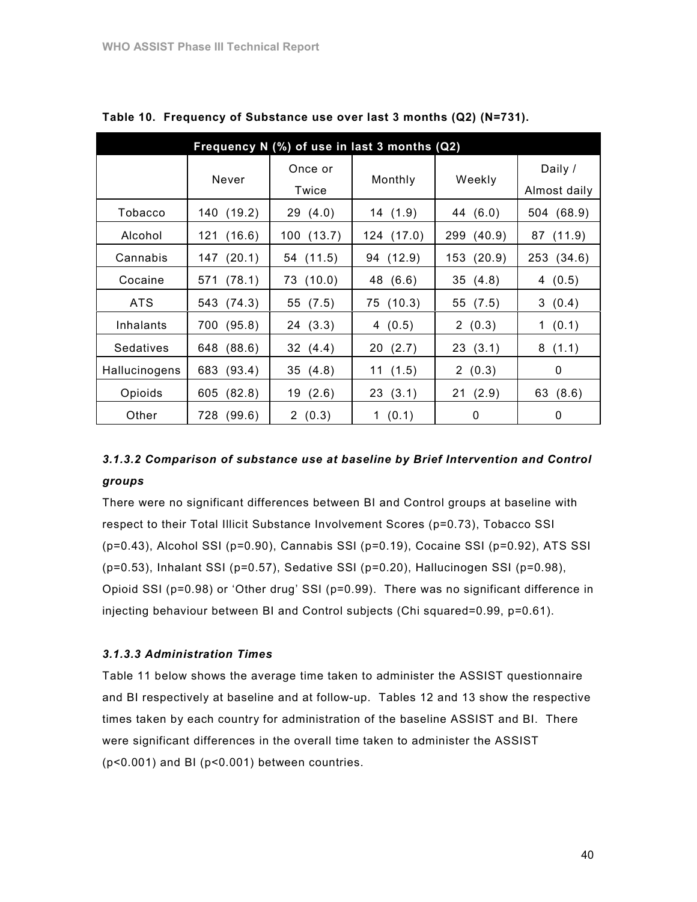**Table 10. Frequency of Substance use over last 3 months (Q2) (N=731).**

| Frequency N (%) of use in last 3 months (Q2) | | | | | |
|---|---|---|---|---|---|
| | Never | Once or Twice | Monthly | Weekly | Daily / Almost daily |
| Tobacco | 140 (19.2) | 29 (4.0) | 14 (1.9) | 44 (6.0) | 504 (68.9) |
| Alcohol | 121 (16.6) | 100 (13.7) | 124 (17.0) | 299 (40.9) | 87 (11.9) |
| Cannabis | 147 (20.1) | 54 (11.5) | 94 (12.9) | 153 (20.9) | 253 (34.6) |
| Cocaine | 571 (78.1) | 73 (10.0) | 48 (6.6) | 35 (4.8) | 4 (0.5) |
| ATS | 543 (74.3) | 55 (7.5) | 75 (10.3) | 55 (7.5) | 3 (0.4) |
| Inhalants | 700 (95.8) | 24 (3.3) | 4 (0.5) | 2 (0.3) | 1 (0.1) |
| Sedatives | 648 (88.6) | 32 (4.4) | 20 (2.7) | 23 (3.1) | 8 (1.1) |
| Hallucinogens | 683 (93.4) | 35 (4.8) | 11 (1.5) | 2 (0.3) | 0 |
| Opioids | 605 (82.8) | 19 (2.6) | 23 (3.1) | 21 (2.9) | 63 (8.6) |
| Other | 728 (99.6) | 2 (0.3) | 1 (0.1) | 0 | 0 |

#### *3.1.3.2 Comparison of substance use at baseline by Brief Intervention and Control groups*

There were no significant differences between BI and Control groups at baseline with respect to their Total Illicit Substance Involvement Scores ($p=0.73$), Tobacco SSI ($p=0.43$), Alcohol SSI ($p=0.90$), Cannabis SSI ($p=0.19$), Cocaine SSI ($p=0.92$), ATS SSI ($p=0.53$), Inhalant SSI ($p=0.57$), Sedative SSI ($p=0.20$), Hallucinogen SSI ($p=0.98$), Opioid SSI ($p=0.98$) or 'Other drug' SSI ($p=0.99$). There was no significant difference in injecting behaviour between BI and Control subjects (Chi squared=0.99, $p=0.61$).

#### *3.1.3.3 Administration Times*

Table 11 below shows the average time taken to administer the ASSIST questionnaire and BI respectively at baseline and at follow-up. Tables 12 and 13 show the respective times taken by each country for administration of the baseline ASSIST and BI. There were significant differences in the overall time taken to administer the ASSIST ($p<0.001$) and BI ($p<0.001$) between countries.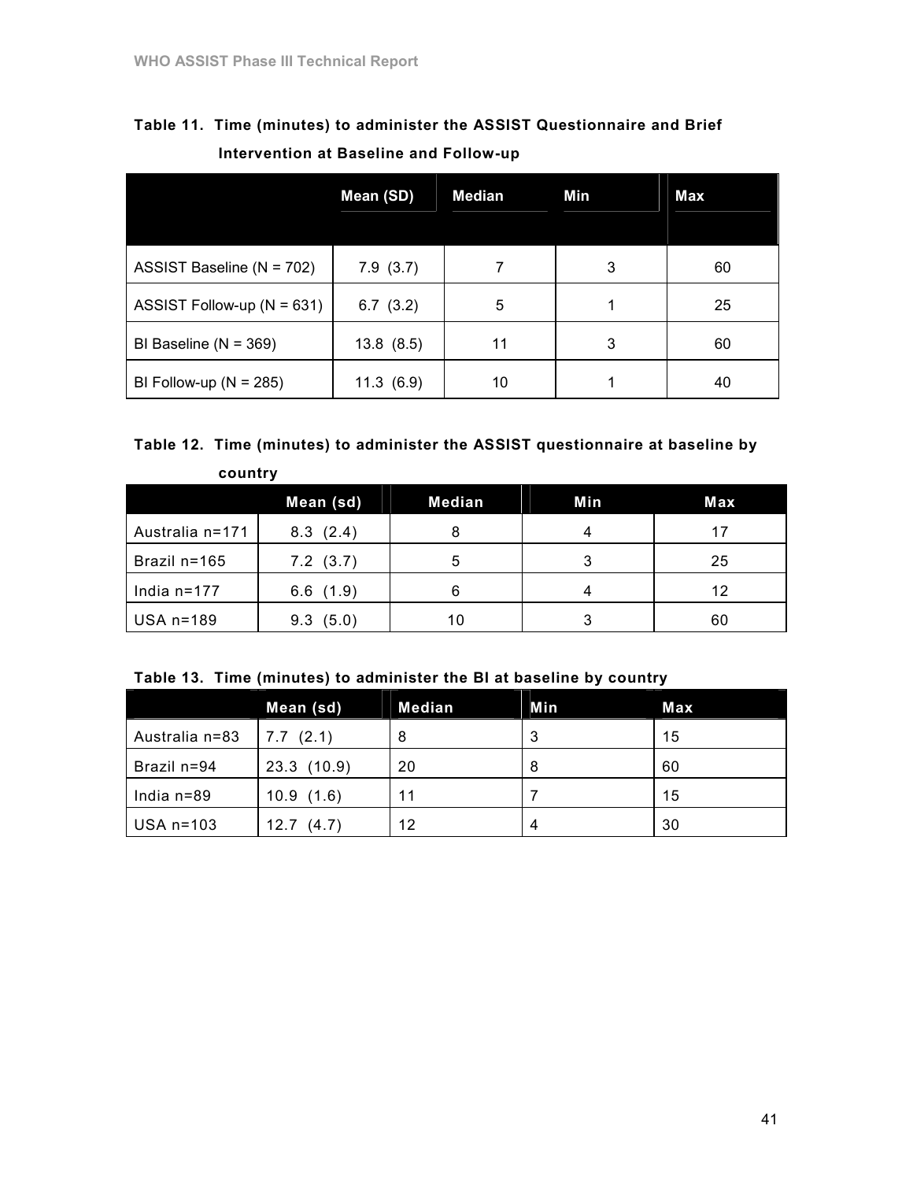**Table 11. Time (minutes) to administer the ASSIST Questionnaire and Brief Intervention at Baseline and Follow-up**

| | Mean (SD) | Median | Min | Max |
|---|---|---|---|---|
| ASSIST Baseline (N = 702) | 7.9 (3.7) | 7 | 3 | 60 |
| ASSIST Follow-up (N = 631) | 6.7 (3.2) | 5 | 1 | 25 |
| BI Baseline (N = 369) | 13.8 (8.5) | 11 | 3 | 60 |
| BI Follow-up (N = 285) | 11.3 (6.9) | 10 | 1 | 40 |

**Table 12. Time (minutes) to administer the ASSIST questionnaire at baseline by country**

| | Mean (sd) | Median | Min | Max |
|---|---|---|---|---|
| Australia n=171 | 8.3 (2.4) | 8 | 4 | 17 |
| Brazil n=165 | 7.2 (3.7) | 5 | 3 | 25 |
| India n=177 | 6.6 (1.9) | 6 | 4 | 12 |
| USA n=189 | 9.3 (5.0) | 10 | 3 | 60 |

**Table 13. Time (minutes) to administer the BI at baseline by country**

| | Mean (sd) | Median | Min | Max |
|---|---|---|---|---|
| Australia n=83 | 7.7 (2.1) | 8 | 3 | 15 |
| Brazil n=94 | 23.3 (10.9) | 20 | 8 | 60 |
| India n=89 | 10.9 (1.6) | 11 | 7 | 15 |
| USA n=103 | 12.7 (4.7) | 12 | 4 | 30 |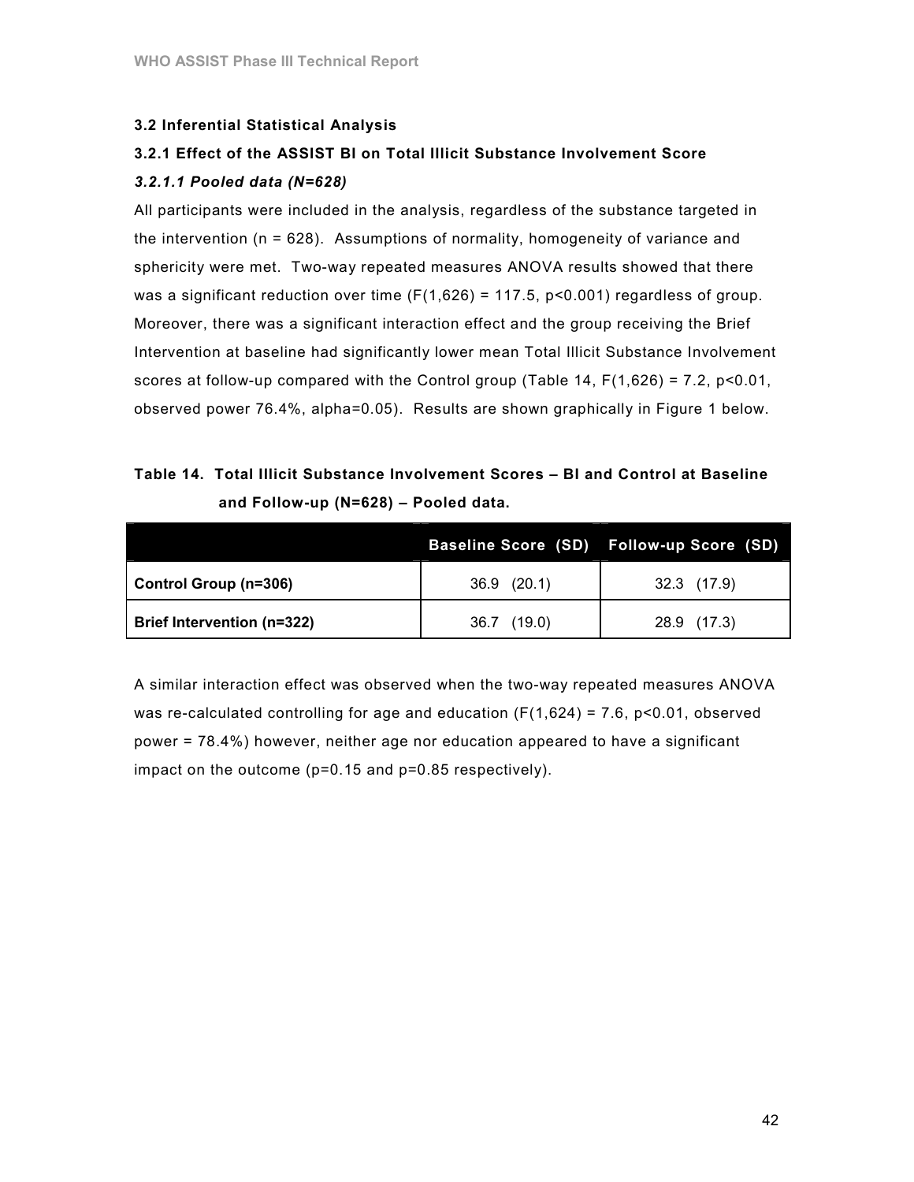### 3.2 Inferential Statistical Analysis

### 3.2.1 Effect of the ASSIST BI on Total Illicit Substance Involvement Score

#### *3.2.1.1 Pooled data (N=628)*

All participants were included in the analysis, regardless of the substance targeted in the intervention (n = 628). Assumptions of normality, homogeneity of variance and sphericity were met. Two-way repeated measures ANOVA results showed that there was a significant reduction over time ($F(1,626) = 117.5$, $p<0.001$) regardless of group. Moreover, there was a significant interaction effect and the group receiving the Brief Intervention at baseline had significantly lower mean Total Illicit Substance Involvement scores at follow-up compared with the Control group (Table 14, $F(1,626) = 7.2$, $p<0.01$, observed power 76.4%, alpha=0.05). Results are shown graphically in Figure 1 below.

**Table 14. Total Illicit Substance Involvement Scores – BI and Control at Baseline and Follow-up (N=628) – Pooled data.**

| | Baseline Score (SD) | Follow-up Score (SD) |
|---|---|---|
| **Control Group (n=306)** | 36.9 (20.1) | 32.3 (17.9) |
| **Brief Intervention (n=322)** | 36.7 (19.0) | 28.9 (17.3) |

A similar interaction effect was observed when the two-way repeated measures ANOVA was re-calculated controlling for age and education ($F(1,624) = 7.6$, $p<0.01$, observed power = 78.4%) however, neither age nor education appeared to have a significant impact on the outcome ($p=0.15$ and $p=0.85$ respectively).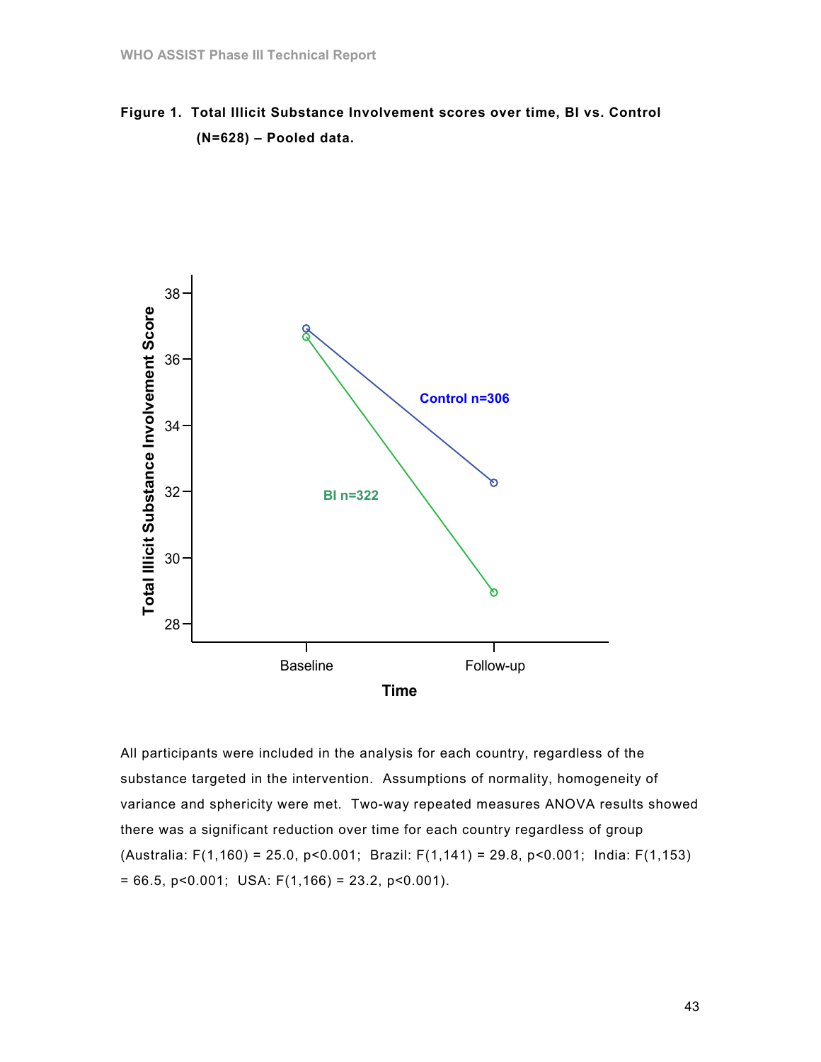**Figure 1. Total Illicit Substance Involvement scores over time, BI vs. Control (N=628) – Pooled data.**

Total Illicit Substance Involvement Score

38
36
34
32
30
28

Control n=306

BI n=322

Baseline
Follow-up

Time

All participants were included in the analysis for each country, regardless of the substance targeted in the intervention. Assumptions of normality, homogeneity of variance and sphericity were met. Two-way repeated measures ANOVA results showed there was a significant reduction over time for each country regardless of group (Australia: $F(1,160) = 25.0$, $p<0.001$; Brazil: $F(1,141) = 29.8$, $p<0.001$; India: $F(1,153) = 66.5$, $p<0.001$; USA: $F(1,166) = 23.2$, $p<0.001$).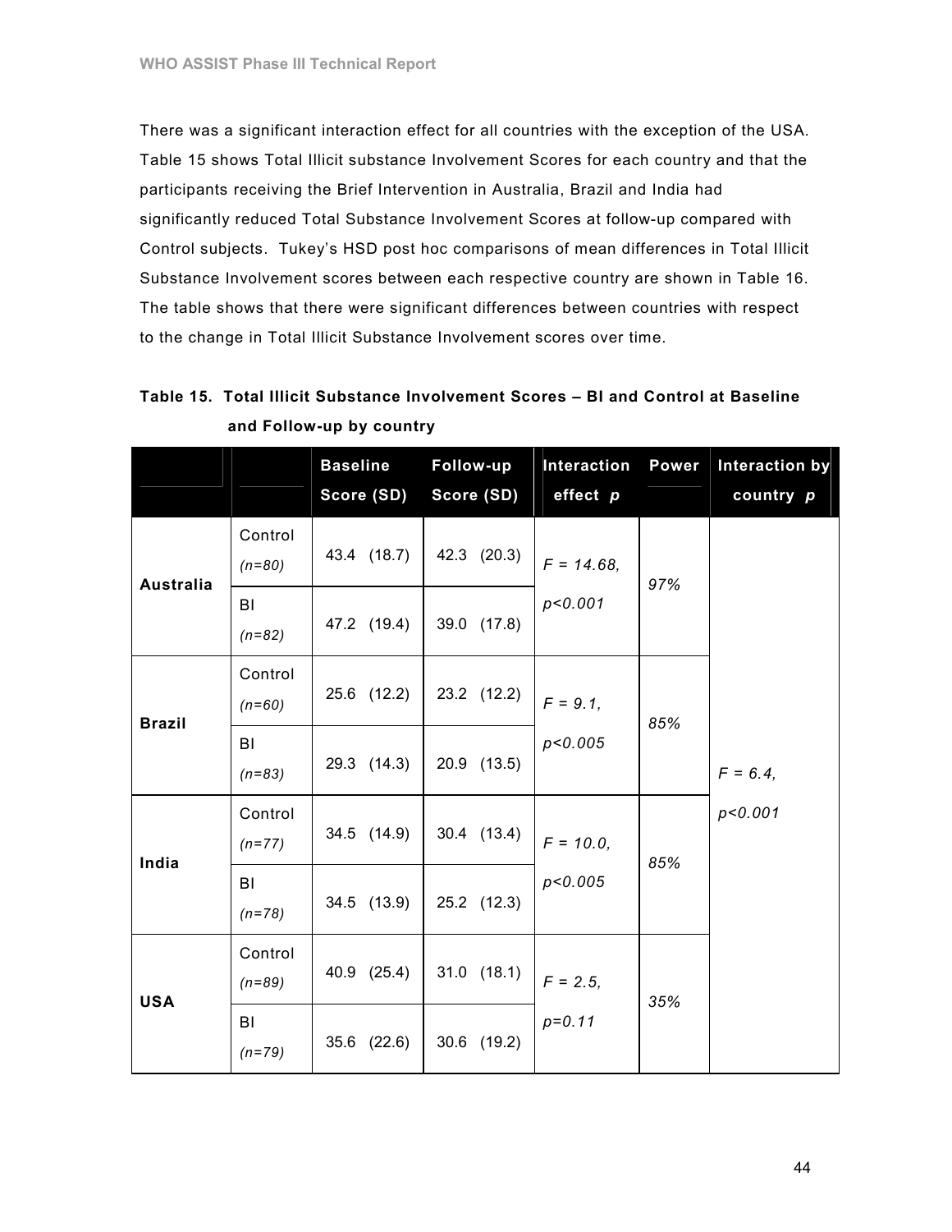There was a significant interaction effect for all countries with the exception of the USA. Table 15 shows Total Illicit substance Involvement Scores for each country and that the participants receiving the Brief Intervention in Australia, Brazil and India had significantly reduced Total Substance Involvement Scores at follow-up compared with Control subjects. Tukey's HSD post hoc comparisons of mean differences in Total Illicit Substance Involvement scores between each respective country are shown in Table 16. The table shows that there were significant differences between countries with respect to the change in Total Illicit Substance Involvement scores over time.

**Table 15. Total Illicit Substance Involvement Scores – BI and Control at Baseline and Follow-up by country**

| | | Baseline Score (SD) | Follow-up Score (SD) | Interaction effect *p* | Power | Interaction by country *p* |
|---|---|---|---|---|---|---|
| **Australia** | Control (*n=80*) | 43.4 (18.7) | 42.3 (20.3) | $F = 14.68$, $p<0.001$ | *97%* | $F = 6.4$, $p<0.001$ |
| | BI (*n=82*) | 47.2 (19.4) | 39.0 (17.8) | | | |
| **Brazil** | Control (*n=60*) | 25.6 (12.2) | 23.2 (12.2) | $F = 9.1$, $p<0.005$ | *85%* | |
| | BI (*n=83*) | 29.3 (14.3) | 20.9 (13.5) | | | |
| **India** | Control (*n=77*) | 34.5 (14.9) | 30.4 (13.4) | $F = 10.0$, $p<0.005$ | *85%* | |
| | BI (*n=78*) | 34.5 (13.9) | 25.2 (12.3) | | | |
| **USA** | Control (*n=89*) | 40.9 (25.4) | 31.0 (18.1) | $F = 2.5$, $p=0.11$ | *35%* | |
| | BI (*n=79*) | 35.6 (22.6) | 30.6 (19.2) | | | |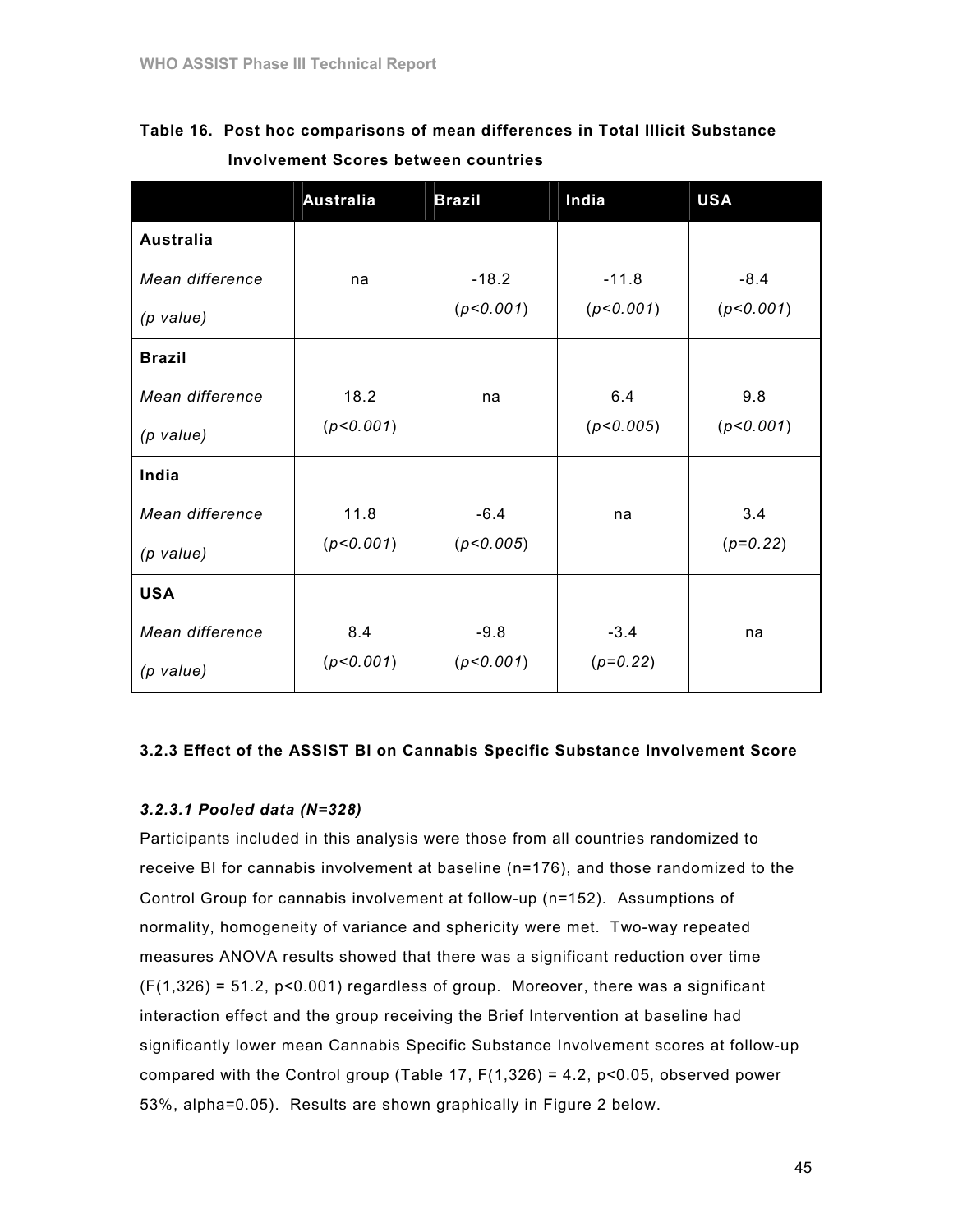**Table 16. Post hoc comparisons of mean differences in Total Illicit Substance Involvement Scores between countries**

| | Australia | Brazil | India | USA |
|---|---|---|---|---|
| **Australia** | | | | |
| *Mean difference* *(p value)* | na | -18.2 (*p<0.001*) | -11.8 (*p<0.001*) | -8.4 (*p<0.001*) |
| **Brazil** | | | | |
| *Mean difference* *(p value)* | 18.2 (*p<0.001*) | na | 6.4 (*p<0.005*) | 9.8 (*p<0.001*) |
| **India** | | | | |
| *Mean difference* *(p value)* | 11.8 (*p<0.001*) | -6.4 (*p<0.005*) | na | 3.4 (*p=0.22*) |
| **USA** | | | | |
| *Mean difference* *(p value)* | 8.4 (*p<0.001*) | -9.8 (*p<0.001*) | -3.4 (*p=0.22*) | na |

### 3.2.3 Effect of the ASSIST BI on Cannabis Specific Substance Involvement Score

#### *3.2.3.1 Pooled data (N=328)*

Participants included in this analysis were those from all countries randomized to receive BI for cannabis involvement at baseline (n=176), and those randomized to the Control Group for cannabis involvement at follow-up (n=152). Assumptions of normality, homogeneity of variance and sphericity were met. Two-way repeated measures ANOVA results showed that there was a significant reduction over time ($F(1,326) = 51.2$, $p<0.001$) regardless of group. Moreover, there was a significant interaction effect and the group receiving the Brief Intervention at baseline had significantly lower mean Cannabis Specific Substance Involvement scores at follow-up compared with the Control group (Table 17, $F(1,326) = 4.2$, $p<0.05$, observed power 53%, alpha=0.05). Results are shown graphically in Figure 2 below.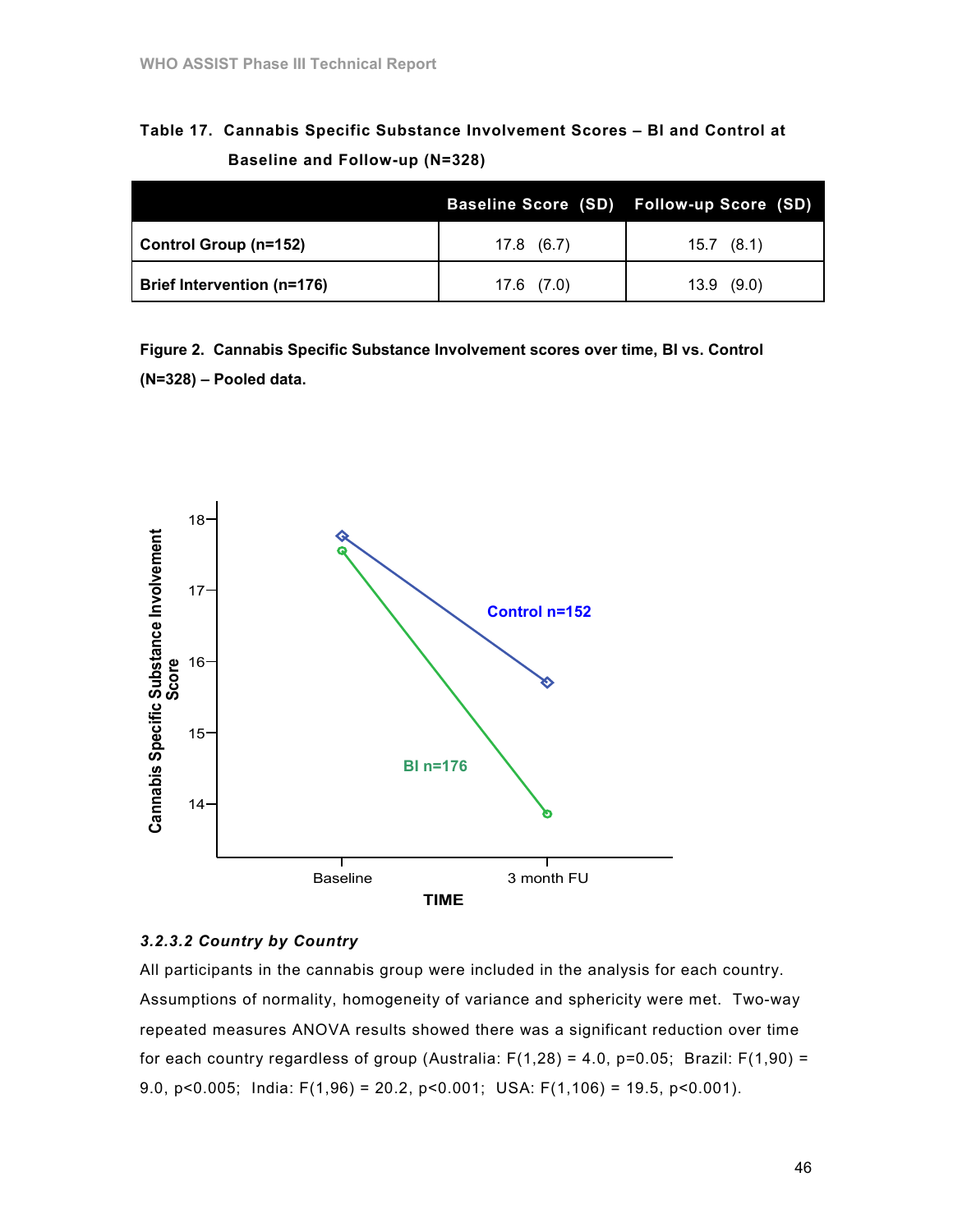**Table 17. Cannabis Specific Substance Involvement Scores – BI and Control at Baseline and Follow-up (N=328)**

| | Baseline Score (SD) | Follow-up Score (SD) |
|---|---|---|
| **Control Group (n=152)** | 17.8 (6.7) | 15.7 (8.1) |
| **Brief Intervention (n=176)** | 17.6 (7.0) | 13.9 (9.0) |

**Figure 2. Cannabis Specific Substance Involvement scores over time, BI vs. Control (N=328) – Pooled data.**

Cannabis Specific Substance Involvement Score

18
17
16
15
14

Control n=152

BI n=176

Baseline
3 month FU

TIME

### *3.2.3.2 Country by Country*

All participants in the cannabis group were included in the analysis for each country. Assumptions of normality, homogeneity of variance and sphericity were met. Two-way repeated measures ANOVA results showed there was a significant reduction over time for each country regardless of group (Australia: $F(1,28) = 4.0$, $p=0.05$; Brazil: $F(1,90) = 9.0$, $p<0.005$; India: $F(1,96) = 20.2$, $p<0.001$; USA: $F(1,106) = 19.5$, $p<0.001$).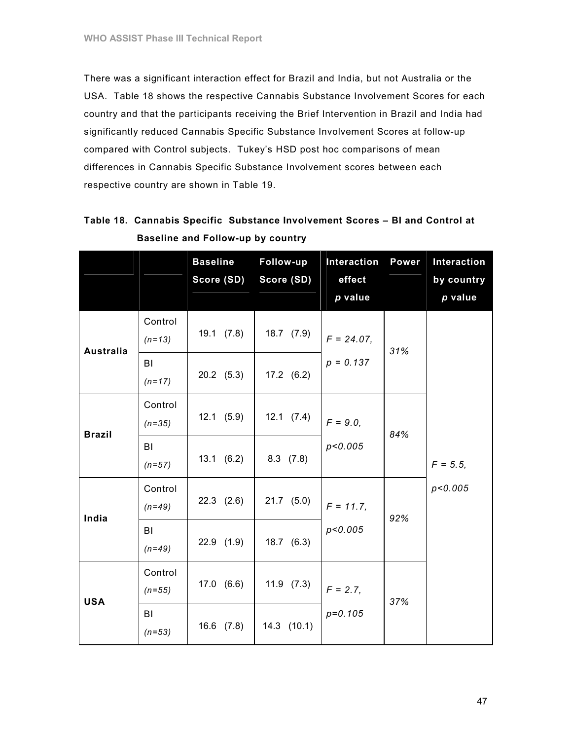There was a significant interaction effect for Brazil and India, but not Australia or the USA. Table 18 shows the respective Cannabis Substance Involvement Scores for each country and that the participants receiving the Brief Intervention in Brazil and India had significantly reduced Cannabis Specific Substance Involvement Scores at follow-up compared with Control subjects. Tukey's HSD post hoc comparisons of mean differences in Cannabis Specific Substance Involvement scores between each respective country are shown in Table 19.

**Table 18. Cannabis Specific Substance Involvement Scores – BI and Control at Baseline and Follow-up by country**

| | | Baseline Score (SD) | Follow-up Score (SD) | Interaction effect *p* value | Power | Interaction by country *p* value |
|---|---|---|---|---|---|---|
| **Australia** | Control *(n=13)* | 19.1 (7.8) | 18.7 (7.9) | $F = 24.07$, $p = 0.137$ | *31%* | $F = 5.5$, $p<0.005$ |
| | BI *(n=17)* | 20.2 (5.3) | 17.2 (6.2) | | | |
| **Brazil** | Control *(n=35)* | 12.1 (5.9) | 12.1 (7.4) | $F = 9.0$, $p<0.005$ | *84%* | |
| | BI *(n=57)* | 13.1 (6.2) | 8.3 (7.8) | | | |
| **India** | Control *(n=49)* | 22.3 (2.6) | 21.7 (5.0) | $F = 11.7$, $p<0.005$ | *92%* | |
| | BI *(n=49)* | 22.9 (1.9) | 18.7 (6.3) | | | |
| **USA** | Control *(n=55)* | 17.0 (6.6) | 11.9 (7.3) | $F = 2.7$, $p=0.105$ | *37%* | |
| | BI *(n=53)* | 16.6 (7.8) | 14.3 (10.1) | | | |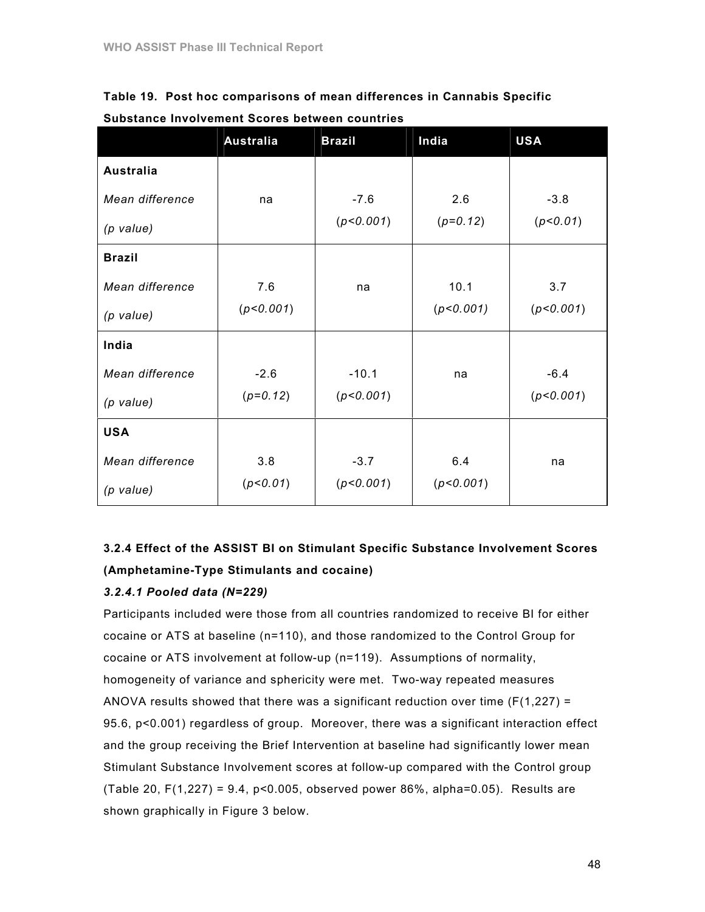**Table 19. Post hoc comparisons of mean differences in Cannabis Specific Substance Involvement Scores between countries**

| | Australia | Brazil | India | USA |
|---|---|---|---|---|
| **Australia** *Mean difference (p value)* | na | -7.6 (*p<0.001*) | 2.6 (*p=0.12*) | -3.8 (*p<0.01*) |
| **Brazil** *Mean difference (p value)* | 7.6 (*p<0.001*) | na | 10.1 (*p<0.001*) | 3.7 (*p<0.001*) |
| **India** *Mean difference (p value)* | -2.6 (*p=0.12*) | -10.1 (*p<0.001*) | na | -6.4 (*p<0.001*) |
| **USA** *Mean difference (p value)* | 3.8 (*p<0.01*) | -3.7 (*p<0.001*) | 6.4 (*p<0.001*) | na |

### 3.2.4 Effect of the ASSIST BI on Stimulant Specific Substance Involvement Scores (Amphetamine-Type Stimulants and cocaine)

#### *3.2.4.1 Pooled data (N=229)*

Participants included were those from all countries randomized to receive BI for either cocaine or ATS at baseline (n=110), and those randomized to the Control Group for cocaine or ATS involvement at follow-up (n=119). Assumptions of normality, homogeneity of variance and sphericity were met. Two-way repeated measures ANOVA results showed that there was a significant reduction over time ($F(1,227) = 95.6$, $p<0.001$) regardless of group. Moreover, there was a significant interaction effect and the group receiving the Brief Intervention at baseline had significantly lower mean Stimulant Substance Involvement scores at follow-up compared with the Control group (Table 20, $F(1,227) = 9.4$, $p<0.005$, observed power 86%, alpha=0.05). Results are shown graphically in Figure 3 below.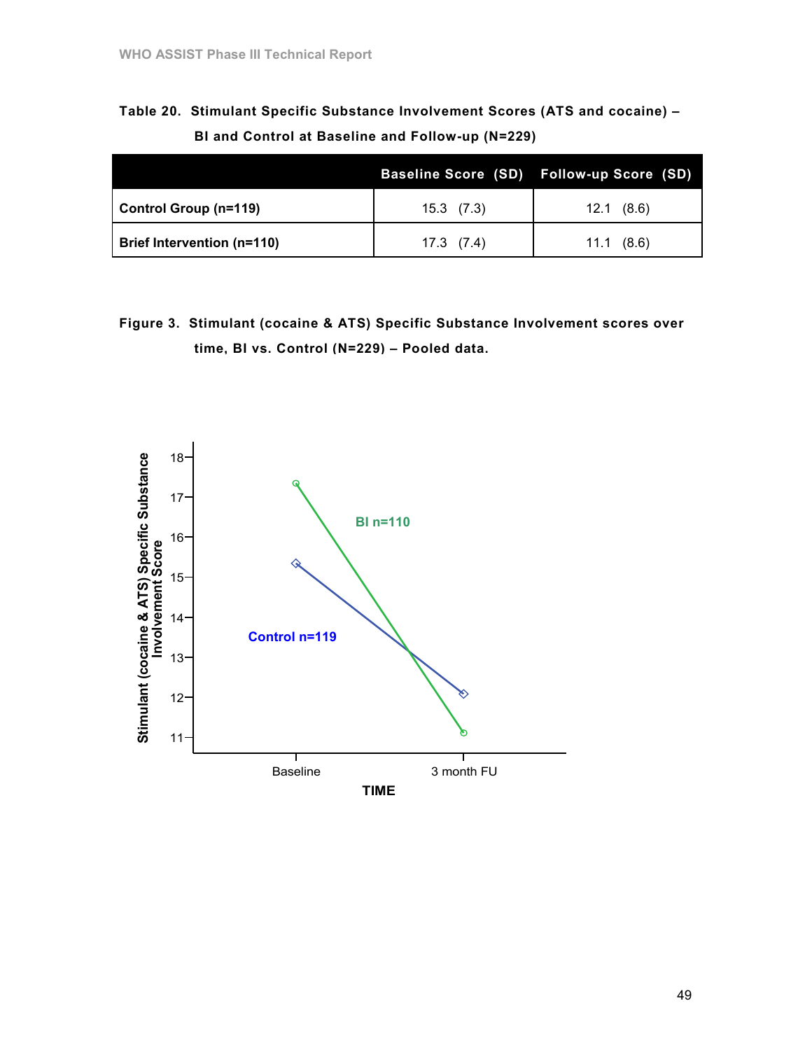**Table 20. Stimulant Specific Substance Involvement Scores (ATS and cocaine) – BI and Control at Baseline and Follow-up (N=229)**

| | Baseline Score (SD) | Follow-up Score (SD) |
|---|---|---|
| **Control Group (n=119)** | 15.3 (7.3) | 12.1 (8.6) |
| **Brief Intervention (n=110)** | 17.3 (7.4) | 11.1 (8.6) |

**Figure 3. Stimulant (cocaine & ATS) Specific Substance Involvement scores over time, BI vs. Control (N=229) – Pooled data.**

Stimulant (cocaine & ATS) Specific Substance Involvement Score

18
17
16
15
14
13
12
11

BI n=110

Control n=119

Baseline

3 month FU

TIME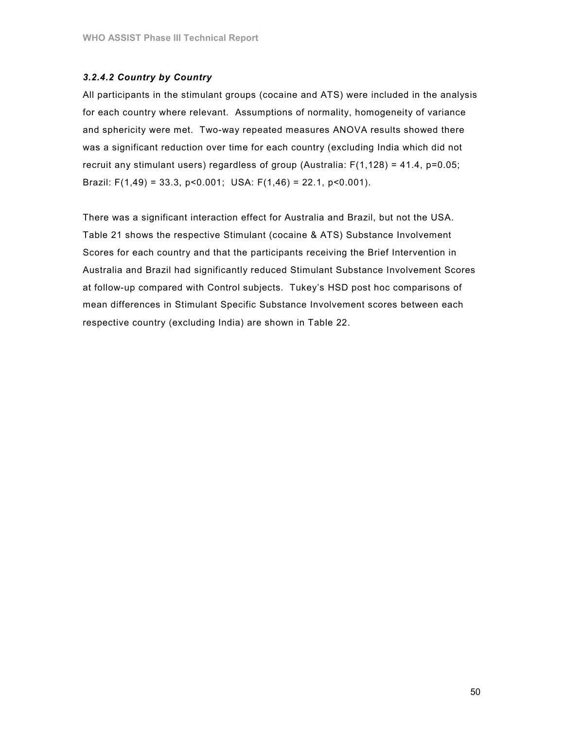### *3.2.4.2 Country by Country*

All participants in the stimulant groups (cocaine and ATS) were included in the analysis for each country where relevant. Assumptions of normality, homogeneity of variance and sphericity were met. Two-way repeated measures ANOVA results showed there was a significant reduction over time for each country (excluding India which did not recruit any stimulant users) regardless of group (Australia: $F(1,128) = 41.4$, $p=0.05$; Brazil: $F(1,49) = 33.3$, $p<0.001$; USA: $F(1,46) = 22.1$, $p<0.001$).

There was a significant interaction effect for Australia and Brazil, but not the USA. Table 21 shows the respective Stimulant (cocaine & ATS) Substance Involvement Scores for each country and that the participants receiving the Brief Intervention in Australia and Brazil had significantly reduced Stimulant Substance Involvement Scores at follow-up compared with Control subjects. Tukey's HSD post hoc comparisons of mean differences in Stimulant Specific Substance Involvement scores between each respective country (excluding India) are shown in Table 22.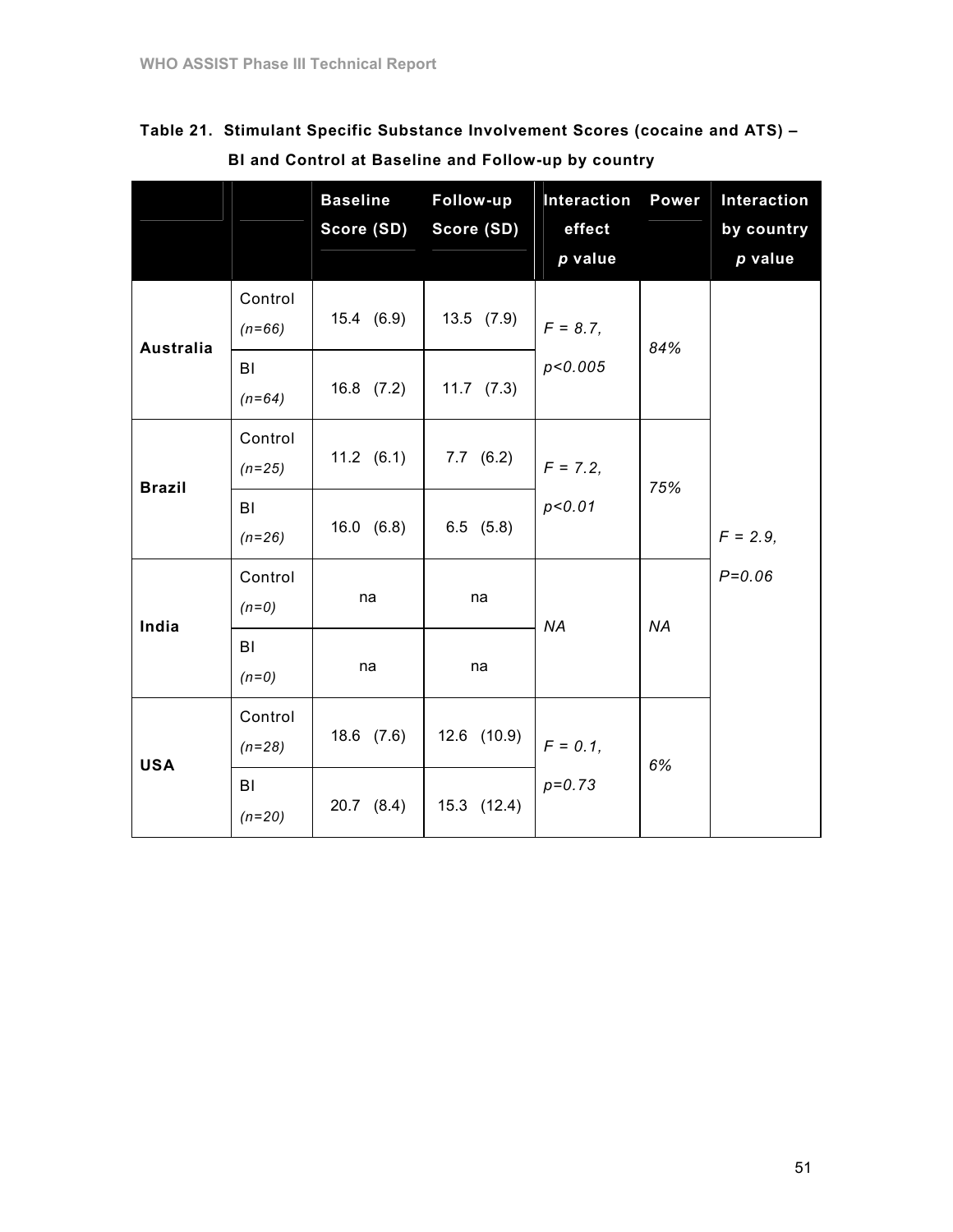**Table 21. Stimulant Specific Substance Involvement Scores (cocaine and ATS) – BI and Control at Baseline and Follow-up by country**

| | | Baseline Score (SD) | Follow-up Score (SD) | Interaction effect *p* value | Power | Interaction by country *p* value |
|---|---|---|---|---|---|---|
| **Australia** | Control *(n=66)* | 15.4 (6.9) | 13.5 (7.9) | *F = 8.7, p<0.005* | *84%* | *F = 2.9, P=0.06* |
| | BI *(n=64)* | 16.8 (7.2) | 11.7 (7.3) | | | |
| **Brazil** | Control *(n=25)* | 11.2 (6.1) | 7.7 (6.2) | *F = 7.2, p<0.01* | *75%* | |
| | BI *(n=26)* | 16.0 (6.8) | 6.5 (5.8) | | | |
| **India** | Control *(n=0)* | na | na | *NA* | *NA* | |
| | BI *(n=0)* | na | na | | | |
| **USA** | Control *(n=28)* | 18.6 (7.6) | 12.6 (10.9) | *F = 0.1, p=0.73* | *6%* | |
| | BI *(n=20)* | 20.7 (8.4) | 15.3 (12.4) | | | |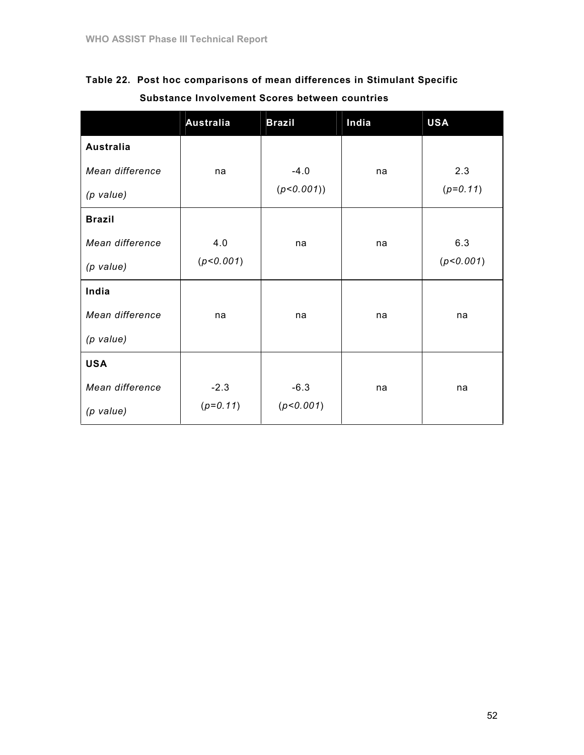**Table 22. Post hoc comparisons of mean differences in Stimulant Specific Substance Involvement Scores between countries**

| | Australia | Brazil | India | USA |
|---|---|---|---|---|
| **Australia** | | | | |
| *Mean difference* *(p value)* | na | -4.0 ($p<0.001$)) | na | 2.3 ($p=0.11$) |
| **Brazil** | | | | |
| *Mean difference* *(p value)* | 4.0 ($p<0.001$) | na | na | 6.3 ($p<0.001$) |
| **India** | | | | |
| *Mean difference* *(p value)* | na | na | na | na |
| **USA** | | | | |
| *Mean difference* *(p value)* | -2.3 ($p=0.11$) | -6.3 ($p<0.001$) | na | na |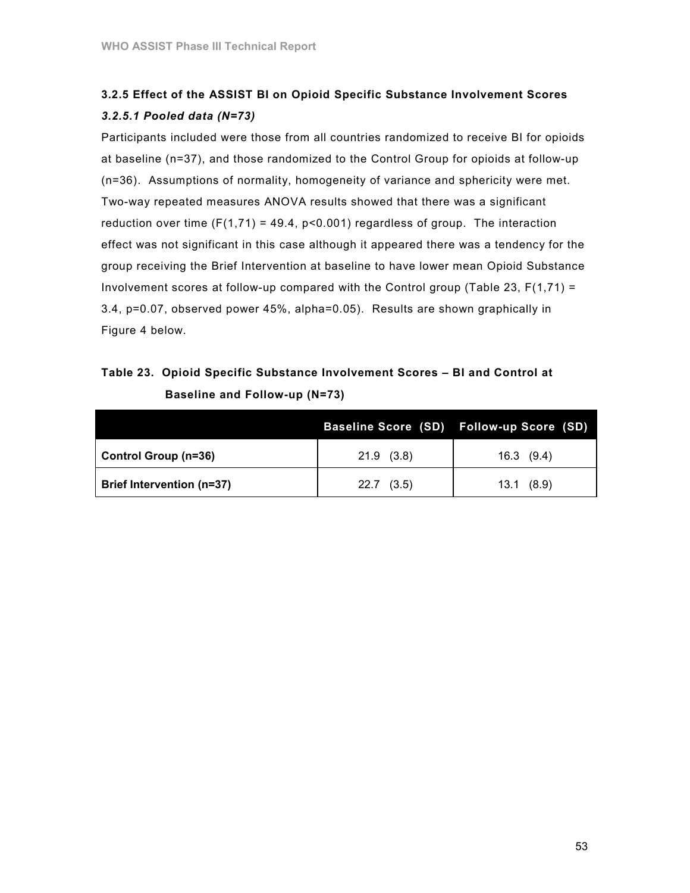### 3.2.5 Effect of the ASSIST BI on Opioid Specific Substance Involvement Scores

#### *3.2.5.1 Pooled data (N=73)*

Participants included were those from all countries randomized to receive BI for opioids at baseline (n=37), and those randomized to the Control Group for opioids at follow-up (n=36). Assumptions of normality, homogeneity of variance and sphericity were met. Two-way repeated measures ANOVA results showed that there was a significant reduction over time ($F(1,71) = 49.4$, $p<0.001$) regardless of group. The interaction effect was not significant in this case although it appeared there was a tendency for the group receiving the Brief Intervention at baseline to have lower mean Opioid Substance Involvement scores at follow-up compared with the Control group (Table 23, $F(1,71) = 3.4$, $p=0.07$, observed power 45%, alpha=0.05). Results are shown graphically in Figure 4 below.

**Table 23. Opioid Specific Substance Involvement Scores – BI and Control at Baseline and Follow-up (N=73)**

| | Baseline Score (SD) | Follow-up Score (SD) |
|---|---|---|
| **Control Group (n=36)** | 21.9 (3.8) | 16.3 (9.4) |
| **Brief Intervention (n=37)** | 22.7 (3.5) | 13.1 (8.9) |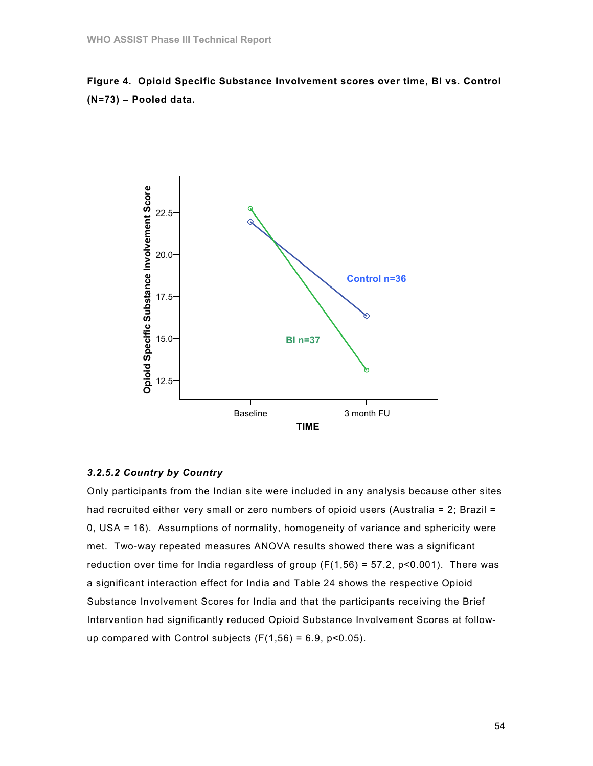**Figure 4. Opioid Specific Substance Involvement scores over time, BI vs. Control (N=73) – Pooled data.**

Opioid Specific Substance Involvement Score

22.5
20.0
17.5
15.0
12.5

Control n=36

BI n=37

Baseline
3 month FU

TIME

### *3.2.5.2 Country by Country*

Only participants from the Indian site were included in any analysis because other sites had recruited either very small or zero numbers of opioid users (Australia = 2; Brazil = 0, USA = 16). Assumptions of normality, homogeneity of variance and sphericity were met. Two-way repeated measures ANOVA results showed there was a significant reduction over time for India regardless of group ($F(1,56) = 57.2$, $p<0.001$). There was a significant interaction effect for India and Table 24 shows the respective Opioid Substance Involvement Scores for India and that the participants receiving the Brief Intervention had significantly reduced Opioid Substance Involvement Scores at follow-up compared with Control subjects ($F(1,56) = 6.9$, $p<0.05$).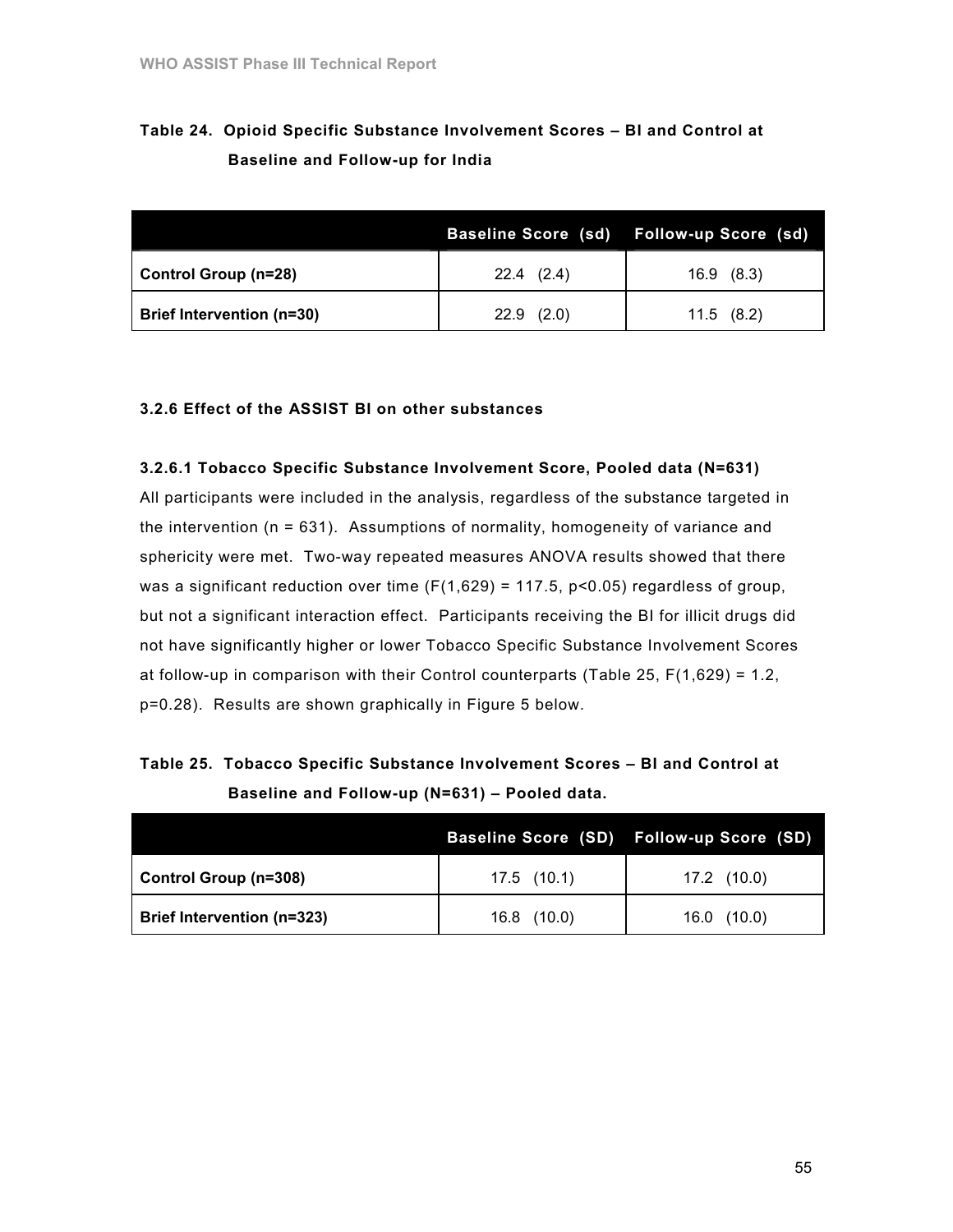**Table 24. Opioid Specific Substance Involvement Scores – BI and Control at Baseline and Follow-up for India**

| | Baseline Score (sd) | Follow-up Score (sd) |
|---|---|---|
| **Control Group (n=28)** | 22.4 (2.4) | 16.9 (8.3) |
| **Brief Intervention (n=30)** | 22.9 (2.0) | 11.5 (8.2) |

### 3.2.6 Effect of the ASSIST BI on other substances

#### 3.2.6.1 Tobacco Specific Substance Involvement Score, Pooled data (N=631)

All participants were included in the analysis, regardless of the substance targeted in the intervention (n = 631). Assumptions of normality, homogeneity of variance and sphericity were met. Two-way repeated measures ANOVA results showed that there was a significant reduction over time ($F(1,629) = 117.5$, $p<0.05$) regardless of group, but not a significant interaction effect. Participants receiving the BI for illicit drugs did not have significantly higher or lower Tobacco Specific Substance Involvement Scores at follow-up in comparison with their Control counterparts (Table 25, $F(1,629) = 1.2$, $p=0.28$). Results are shown graphically in Figure 5 below.

**Table 25. Tobacco Specific Substance Involvement Scores – BI and Control at Baseline and Follow-up (N=631) – Pooled data.**

| | Baseline Score (SD) | Follow-up Score (SD) |
|---|---|---|
| **Control Group (n=308)** | 17.5 (10.1) | 17.2 (10.0) |
| **Brief Intervention (n=323)** | 16.8 (10.0) | 16.0 (10.0) |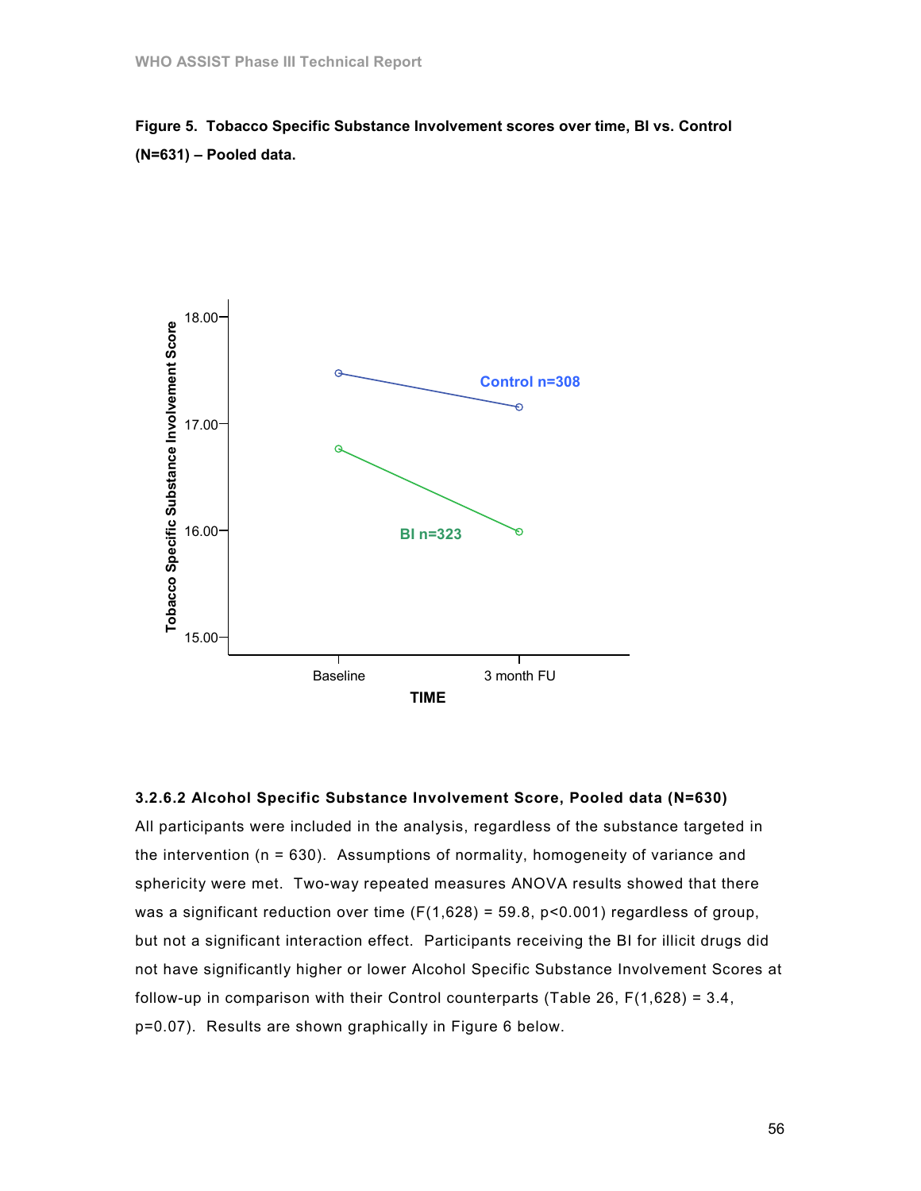**Figure 5. Tobacco Specific Substance Involvement scores over time, BI vs. Control (N=631) – Pooled data.**

Tobacco Specific Substance Involvement Score

18.00

17.00

16.00

15.00

Control n=308

BI n=323

Baseline

3 month FU

TIME

#### 3.2.6.2 Alcohol Specific Substance Involvement Score, Pooled data (N=630)

All participants were included in the analysis, regardless of the substance targeted in the intervention (n = 630). Assumptions of normality, homogeneity of variance and sphericity were met. Two-way repeated measures ANOVA results showed that there was a significant reduction over time ($F(1,628) = 59.8$, $p<0.001$) regardless of group, but not a significant interaction effect. Participants receiving the BI for illicit drugs did not have significantly higher or lower Alcohol Specific Substance Involvement Scores at follow-up in comparison with their Control counterparts (Table 26, $F(1,628) = 3.4$, $p=0.07$). Results are shown graphically in Figure 6 below.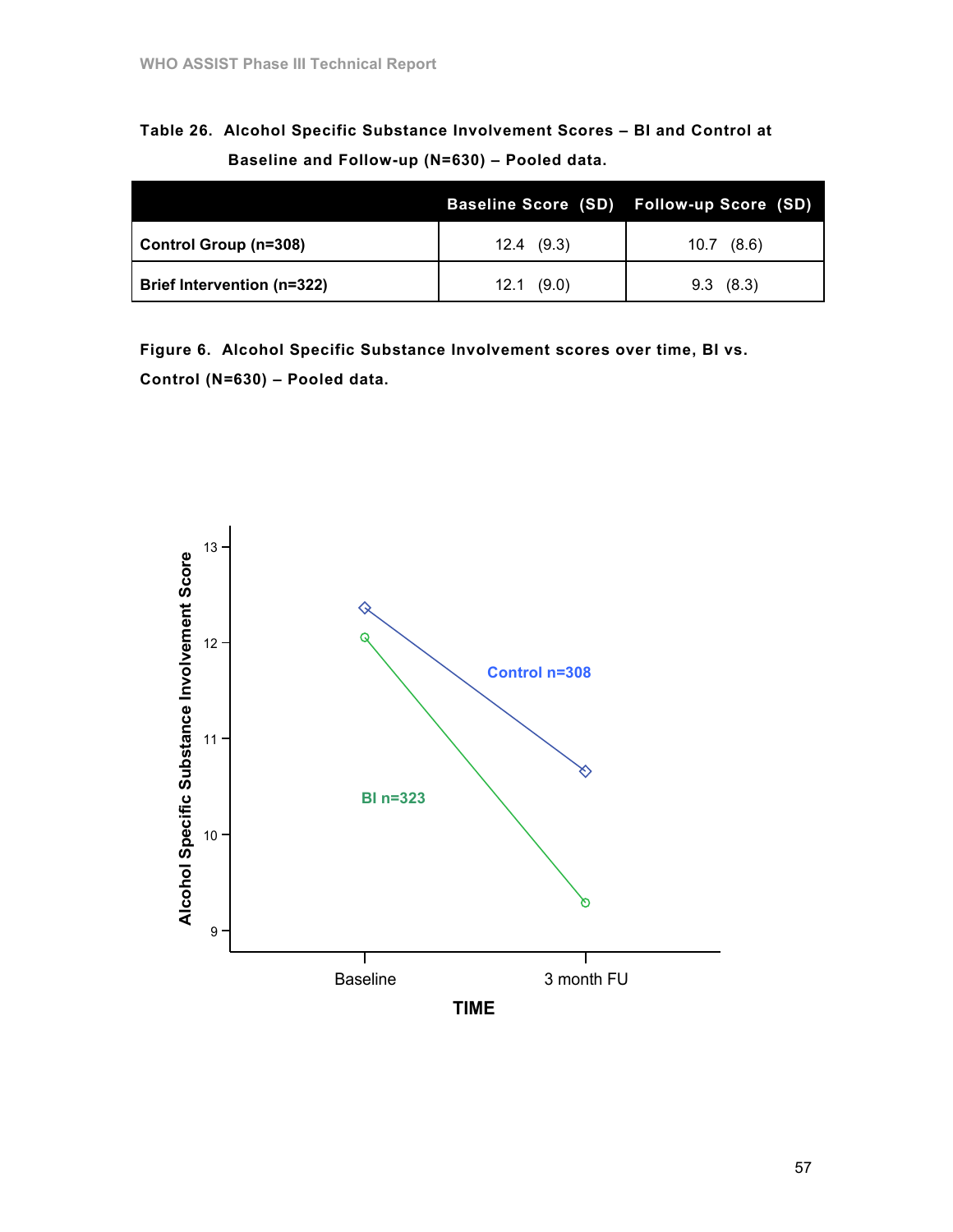**Table 26. Alcohol Specific Substance Involvement Scores – BI and Control at Baseline and Follow-up (N=630) – Pooled data.**

| | Baseline Score (SD) | Follow-up Score (SD) |
|---|---|---|
| **Control Group (n=308)** | 12.4 (9.3) | 10.7 (8.6) |
| **Brief Intervention (n=322)** | 12.1 (9.0) | 9.3 (8.3) |

**Figure 6. Alcohol Specific Substance Involvement scores over time, BI vs. Control (N=630) – Pooled data.**

Alcohol Specific Substance Involvement Score

13
12
11
10
9

Control n=308

BI n=323

Baseline

3 month FU

TIME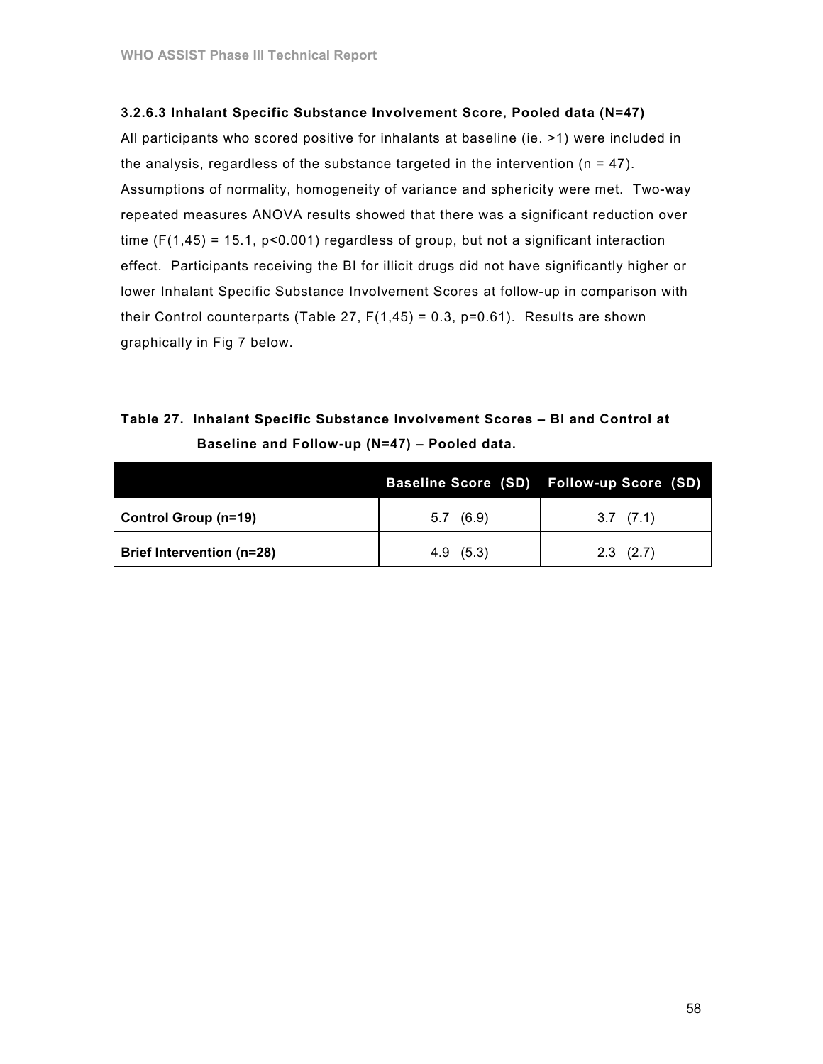### 3.2.6.3 Inhalant Specific Substance Involvement Score, Pooled data (N=47)

All participants who scored positive for inhalants at baseline (ie. >1) were included in the analysis, regardless of the substance targeted in the intervention (n = 47). Assumptions of normality, homogeneity of variance and sphericity were met. Two-way repeated measures ANOVA results showed that there was a significant reduction over time ($F(1,45) = 15.1$, $p<0.001$) regardless of group, but not a significant interaction effect. Participants receiving the BI for illicit drugs did not have significantly higher or lower Inhalant Specific Substance Involvement Scores at follow-up in comparison with their Control counterparts (Table 27, $F(1,45) = 0.3$, $p=0.61$). Results are shown graphically in Fig 7 below.

**Table 27. Inhalant Specific Substance Involvement Scores – BI and Control at Baseline and Follow-up (N=47) – Pooled data.**

| | Baseline Score (SD) | Follow-up Score (SD) |
|---|---|---|
| **Control Group (n=19)** | 5.7 (6.9) | 3.7 (7.1) |
| **Brief Intervention (n=28)** | 4.9 (5.3) | 2.3 (2.7) |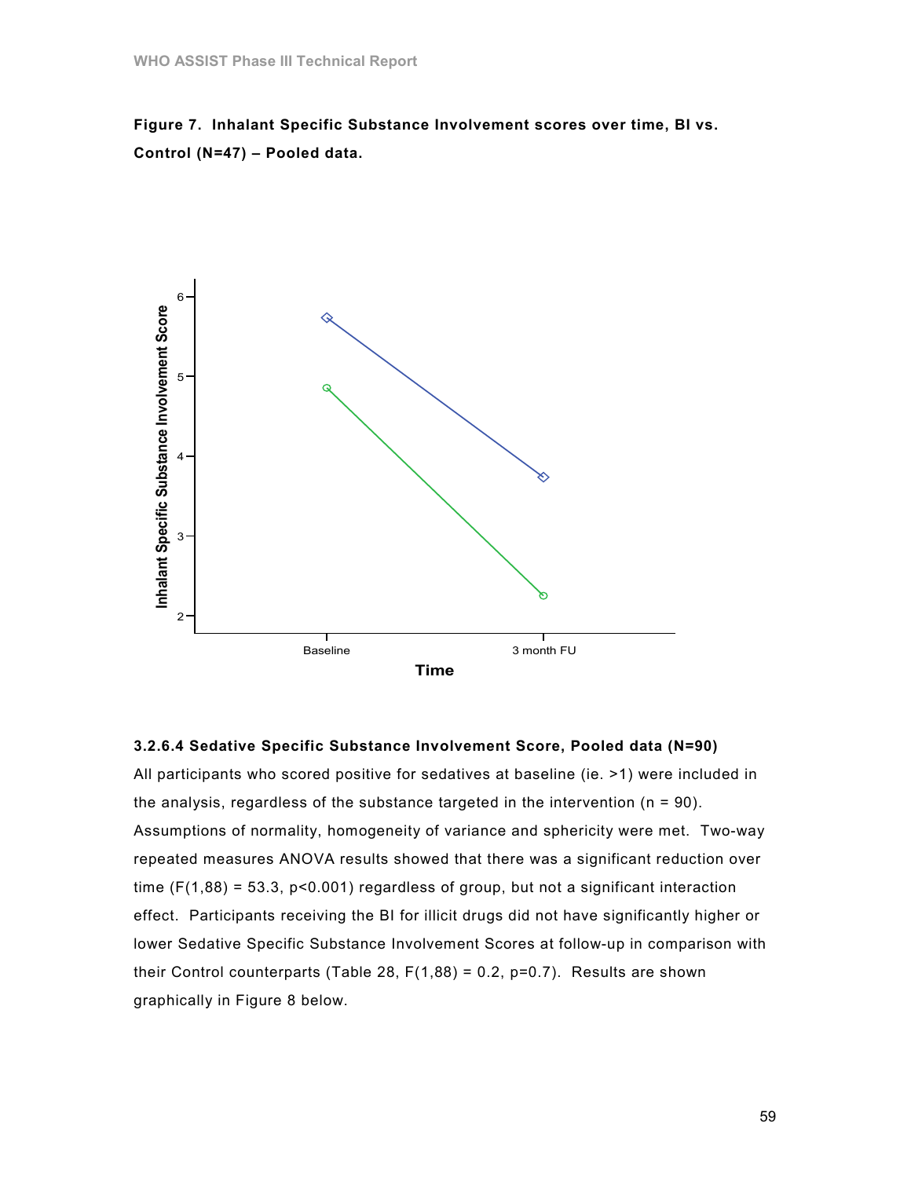**Figure 7. Inhalant Specific Substance Involvement scores over time, BI vs. Control (N=47) – Pooled data.**

Inhalant Specific Substance Involvement Score

6
5
4
3
2

Baseline
3 month FU

Time

### 3.2.6.4 Sedative Specific Substance Involvement Score, Pooled data (N=90)

All participants who scored positive for sedatives at baseline (ie. >1) were included in the analysis, regardless of the substance targeted in the intervention (n = 90). Assumptions of normality, homogeneity of variance and sphericity were met. Two-way repeated measures ANOVA results showed that there was a significant reduction over time ($F(1,88) = 53.3$, $p<0.001$) regardless of group, but not a significant interaction effect. Participants receiving the BI for illicit drugs did not have significantly higher or lower Sedative Specific Substance Involvement Scores at follow-up in comparison with their Control counterparts (Table 28, $F(1,88) = 0.2$, $p=0.7$). Results are shown graphically in Figure 8 below.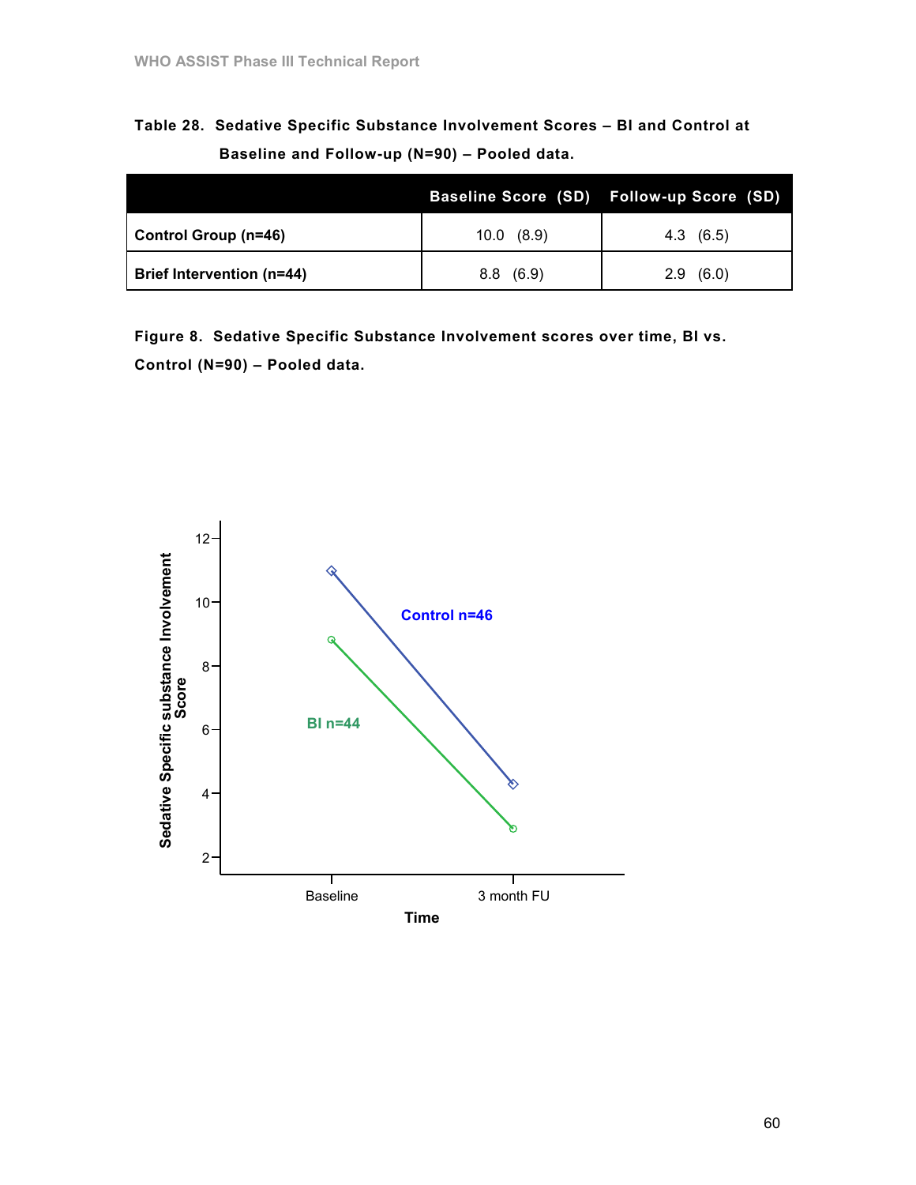**Table 28. Sedative Specific Substance Involvement Scores – BI and Control at Baseline and Follow-up (N=90) – Pooled data.**

| | Baseline Score (SD) | Follow-up Score (SD) |
|---|---|---|
| **Control Group (n=46)** | 10.0 (8.9) | 4.3 (6.5) |
| **Brief Intervention (n=44)** | 8.8 (6.9) | 2.9 (6.0) |

**Figure 8. Sedative Specific Substance Involvement scores over time, BI vs. Control (N=90) – Pooled data.**

Sedative Specific substance Involvement Score

12
10
8
6
4
2

Control n=46

BI n=44

Baseline
3 month FU

Time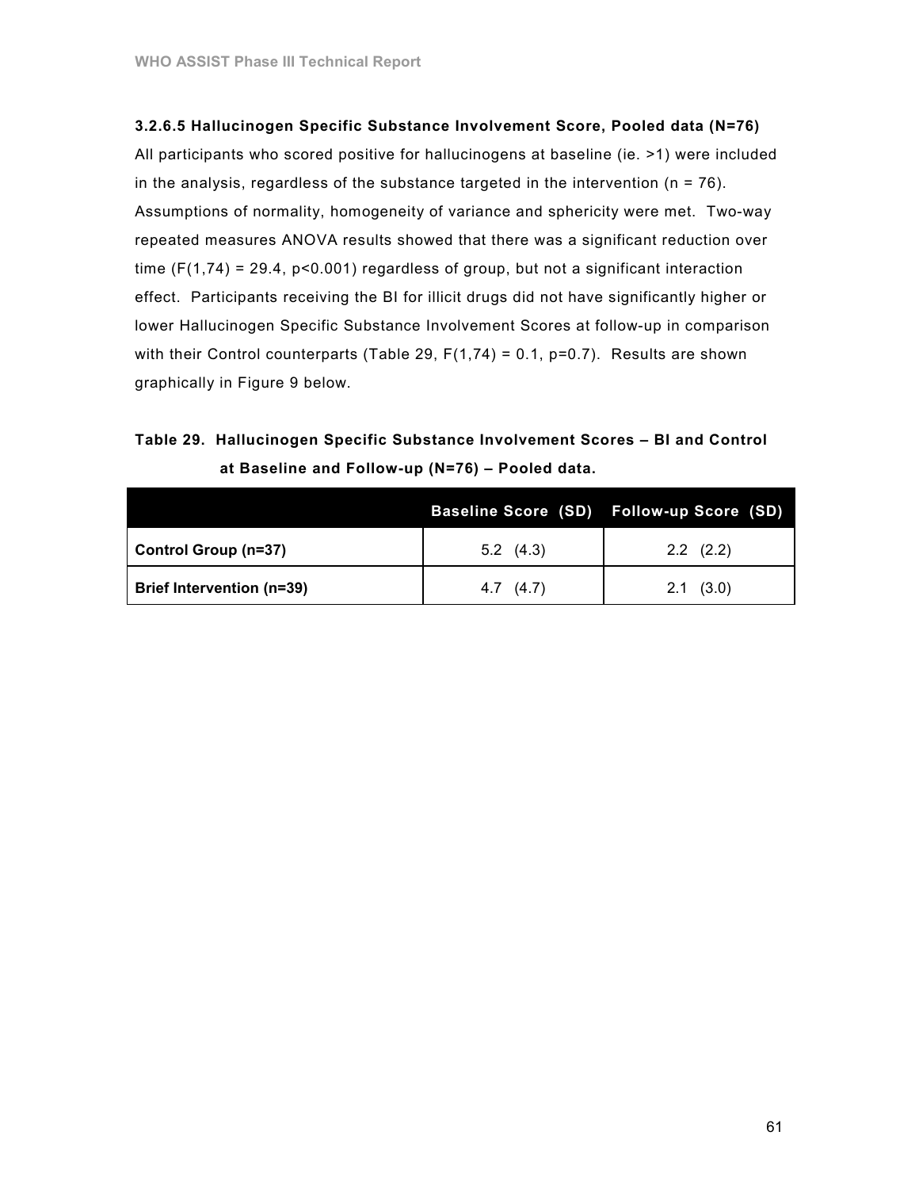### 3.2.6.5 Hallucinogen Specific Substance Involvement Score, Pooled data (N=76)

All participants who scored positive for hallucinogens at baseline (ie. >1) were included in the analysis, regardless of the substance targeted in the intervention (n = 76). Assumptions of normality, homogeneity of variance and sphericity were met. Two-way repeated measures ANOVA results showed that there was a significant reduction over time ($F(1,74) = 29.4$, $p<0.001$) regardless of group, but not a significant interaction effect. Participants receiving the BI for illicit drugs did not have significantly higher or lower Hallucinogen Specific Substance Involvement Scores at follow-up in comparison with their Control counterparts (Table 29, $F(1,74) = 0.1$, $p=0.7$). Results are shown graphically in Figure 9 below.

**Table 29. Hallucinogen Specific Substance Involvement Scores – BI and Control at Baseline and Follow-up (N=76) – Pooled data.**

| | Baseline Score (SD) | Follow-up Score (SD) |
|---|---|---|
| **Control Group (n=37)** | 5.2 (4.3) | 2.2 (2.2) |
| **Brief Intervention (n=39)** | 4.7 (4.7) | 2.1 (3.0) |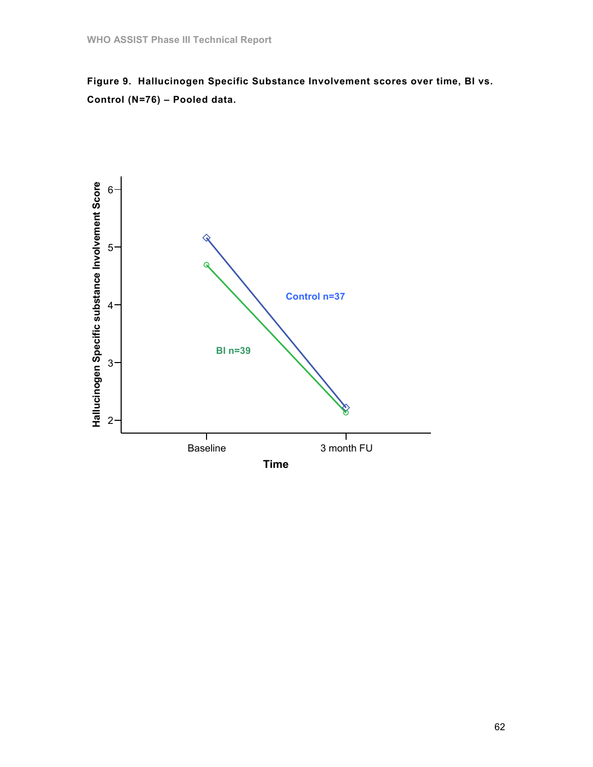**Figure 9. Hallucinogen Specific Substance Involvement scores over time, BI vs. Control (N=76) – Pooled data.**

Hallucinogen Specific substance Involvement Score

6
5
4
3
2

Control n=37

BI n=39

Baseline
3 month FU

Time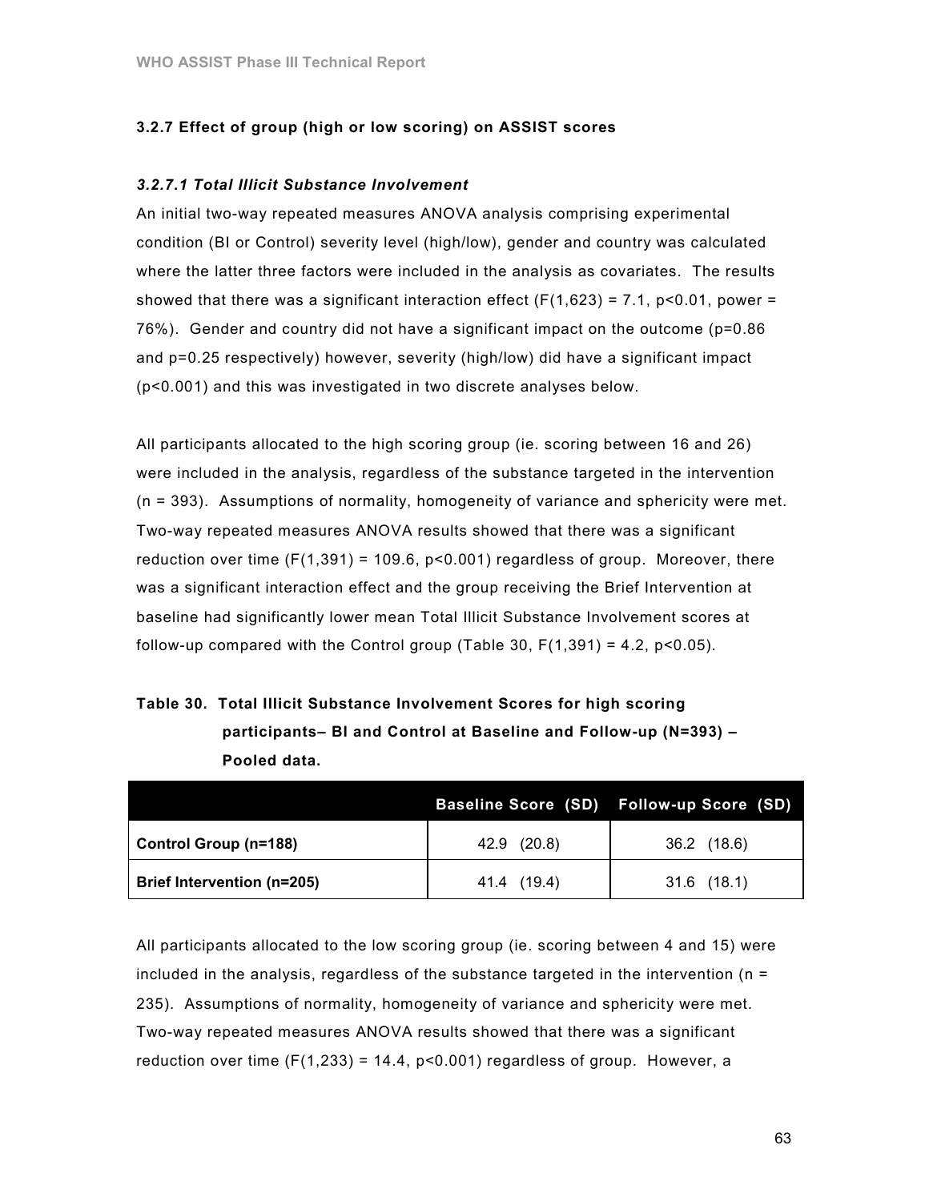### 3.2.7 Effect of group (high or low scoring) on ASSIST scores

#### *3.2.7.1 Total Illicit Substance Involvement*

An initial two-way repeated measures ANOVA analysis comprising experimental condition (BI or Control) severity level (high/low), gender and country was calculated where the latter three factors were included in the analysis as covariates. The results showed that there was a significant interaction effect ($F(1,623) = 7.1$, $p<0.01$, power = 76%). Gender and country did not have a significant impact on the outcome ($p=0.86$ and $p=0.25$ respectively) however, severity (high/low) did have a significant impact ($p<0.001$) and this was investigated in two discrete analyses below.

All participants allocated to the high scoring group (ie. scoring between 16 and 26) were included in the analysis, regardless of the substance targeted in the intervention (n = 393). Assumptions of normality, homogeneity of variance and sphericity were met. Two-way repeated measures ANOVA results showed that there was a significant reduction over time ($F(1,391) = 109.6$, $p<0.001$) regardless of group. Moreover, there was a significant interaction effect and the group receiving the Brief Intervention at baseline had significantly lower mean Total Illicit Substance Involvement scores at follow-up compared with the Control group (Table 30, $F(1,391) = 4.2$, $p<0.05$).

**Table 30. Total Illicit Substance Involvement Scores for high scoring participants– BI and Control at Baseline and Follow-up (N=393) – Pooled data.**

| | Baseline Score (SD) | Follow-up Score (SD) |
|---|---|---|
| **Control Group (n=188)** | 42.9 (20.8) | 36.2 (18.6) |
| **Brief Intervention (n=205)** | 41.4 (19.4) | 31.6 (18.1) |

All participants allocated to the low scoring group (ie. scoring between 4 and 15) were included in the analysis, regardless of the substance targeted in the intervention (n = 235). Assumptions of normality, homogeneity of variance and sphericity were met. Two-way repeated measures ANOVA results showed that there was a significant reduction over time ($F(1,233) = 14.4$, $p<0.001$) regardless of group. However, a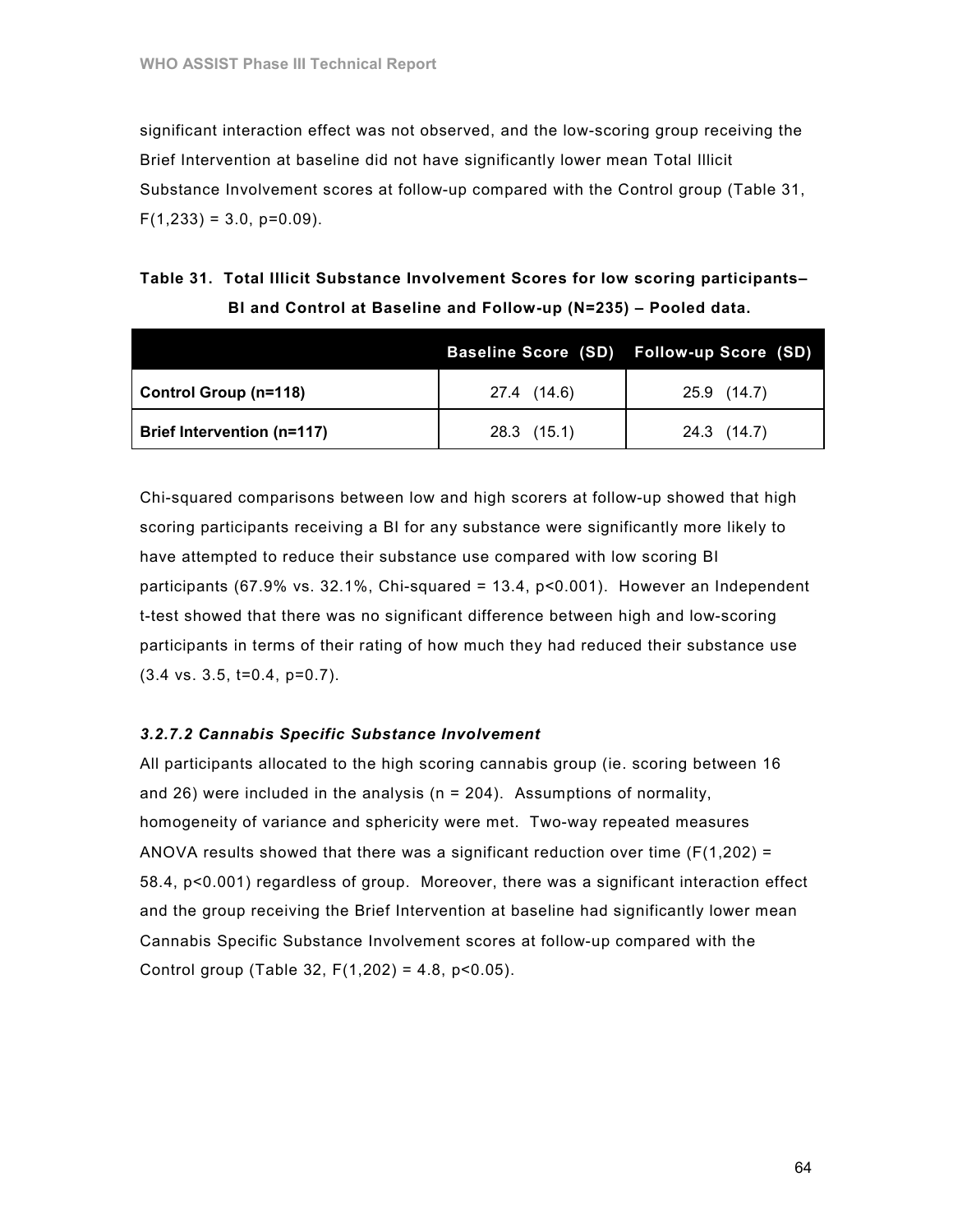significant interaction effect was not observed, and the low-scoring group receiving the Brief Intervention at baseline did not have significantly lower mean Total Illicit Substance Involvement scores at follow-up compared with the Control group (Table 31, $F(1,233) = 3.0$, $p=0.09$).

**Table 31. Total Illicit Substance Involvement Scores for low scoring participants– BI and Control at Baseline and Follow-up (N=235) – Pooled data.**

| | Baseline Score (SD) | Follow-up Score (SD) |
|---|---|---|
| **Control Group (n=118)** | 27.4 (14.6) | 25.9 (14.7) |
| **Brief Intervention (n=117)** | 28.3 (15.1) | 24.3 (14.7) |

Chi-squared comparisons between low and high scorers at follow-up showed that high scoring participants receiving a BI for any substance were significantly more likely to have attempted to reduce their substance use compared with low scoring BI participants (67.9% vs. 32.1%, Chi-squared = 13.4, $p<0.001$). However an Independent t-test showed that there was no significant difference between high and low-scoring participants in terms of their rating of how much they had reduced their substance use (3.4 vs. 3.5, $t=0.4$, $p=0.7$).

#### *3.2.7.2 Cannabis Specific Substance Involvement*

All participants allocated to the high scoring cannabis group (ie. scoring between 16 and 26) were included in the analysis (n = 204). Assumptions of normality, homogeneity of variance and sphericity were met. Two-way repeated measures ANOVA results showed that there was a significant reduction over time ($F(1,202) = 58.4$, $p<0.001$) regardless of group. Moreover, there was a significant interaction effect and the group receiving the Brief Intervention at baseline had significantly lower mean Cannabis Specific Substance Involvement scores at follow-up compared with the Control group (Table 32, $F(1,202) = 4.8$, $p<0.05$).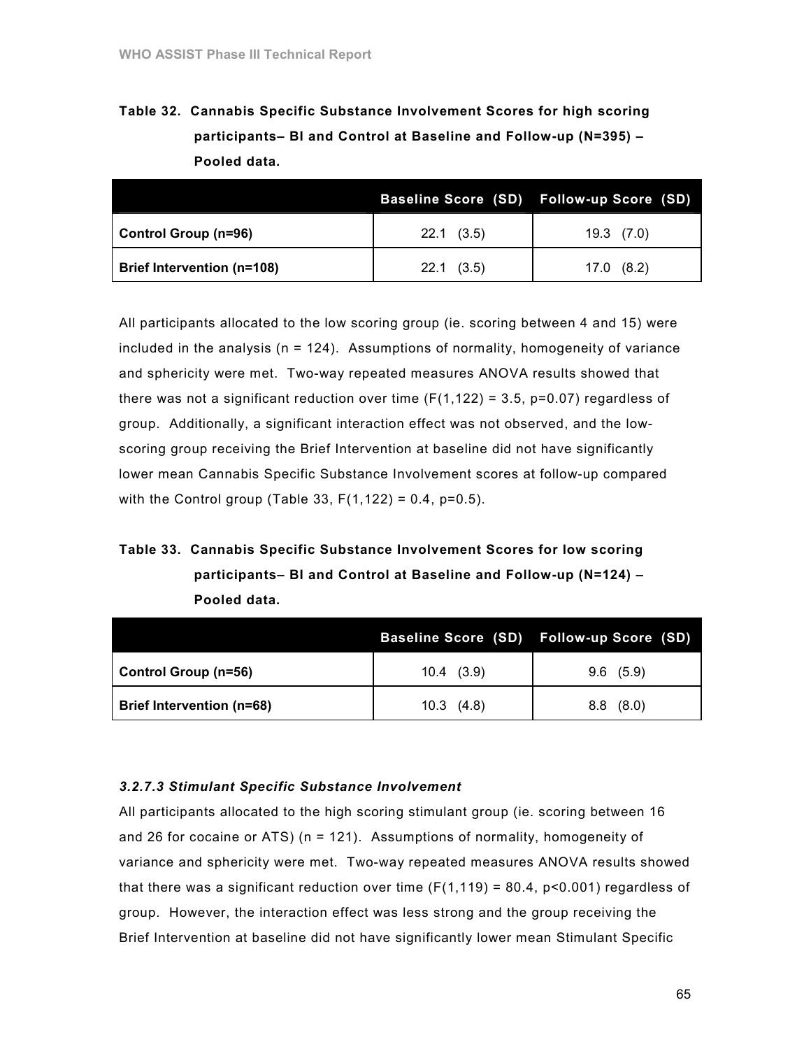**Table 32. Cannabis Specific Substance Involvement Scores for high scoring participants– BI and Control at Baseline and Follow-up (N=395) – Pooled data.**

| | Baseline Score (SD) | Follow-up Score (SD) |
|---|---|---|
| **Control Group (n=96)** | 22.1 (3.5) | 19.3 (7.0) |
| **Brief Intervention (n=108)** | 22.1 (3.5) | 17.0 (8.2) |

All participants allocated to the low scoring group (ie. scoring between 4 and 15) were included in the analysis (n = 124). Assumptions of normality, homogeneity of variance and sphericity were met. Two-way repeated measures ANOVA results showed that there was not a significant reduction over time ($F(1,122) = 3.5$, $p=0.07$) regardless of group. Additionally, a significant interaction effect was not observed, and the low-scoring group receiving the Brief Intervention at baseline did not have significantly lower mean Cannabis Specific Substance Involvement scores at follow-up compared with the Control group (Table 33, $F(1,122) = 0.4$, $p=0.5$).

**Table 33. Cannabis Specific Substance Involvement Scores for low scoring participants– BI and Control at Baseline and Follow-up (N=124) – Pooled data.**

| | Baseline Score (SD) | Follow-up Score (SD) |
|---|---|---|
| **Control Group (n=56)** | 10.4 (3.9) | 9.6 (5.9) |
| **Brief Intervention (n=68)** | 10.3 (4.8) | 8.8 (8.0) |

#### *3.2.7.3 Stimulant Specific Substance Involvement*

All participants allocated to the high scoring stimulant group (ie. scoring between 16 and 26 for cocaine or ATS) (n = 121). Assumptions of normality, homogeneity of variance and sphericity were met. Two-way repeated measures ANOVA results showed that there was a significant reduction over time ($F(1,119) = 80.4$, $p<0.001$) regardless of group. However, the interaction effect was less strong and the group receiving the Brief Intervention at baseline did not have significantly lower mean Stimulant Specific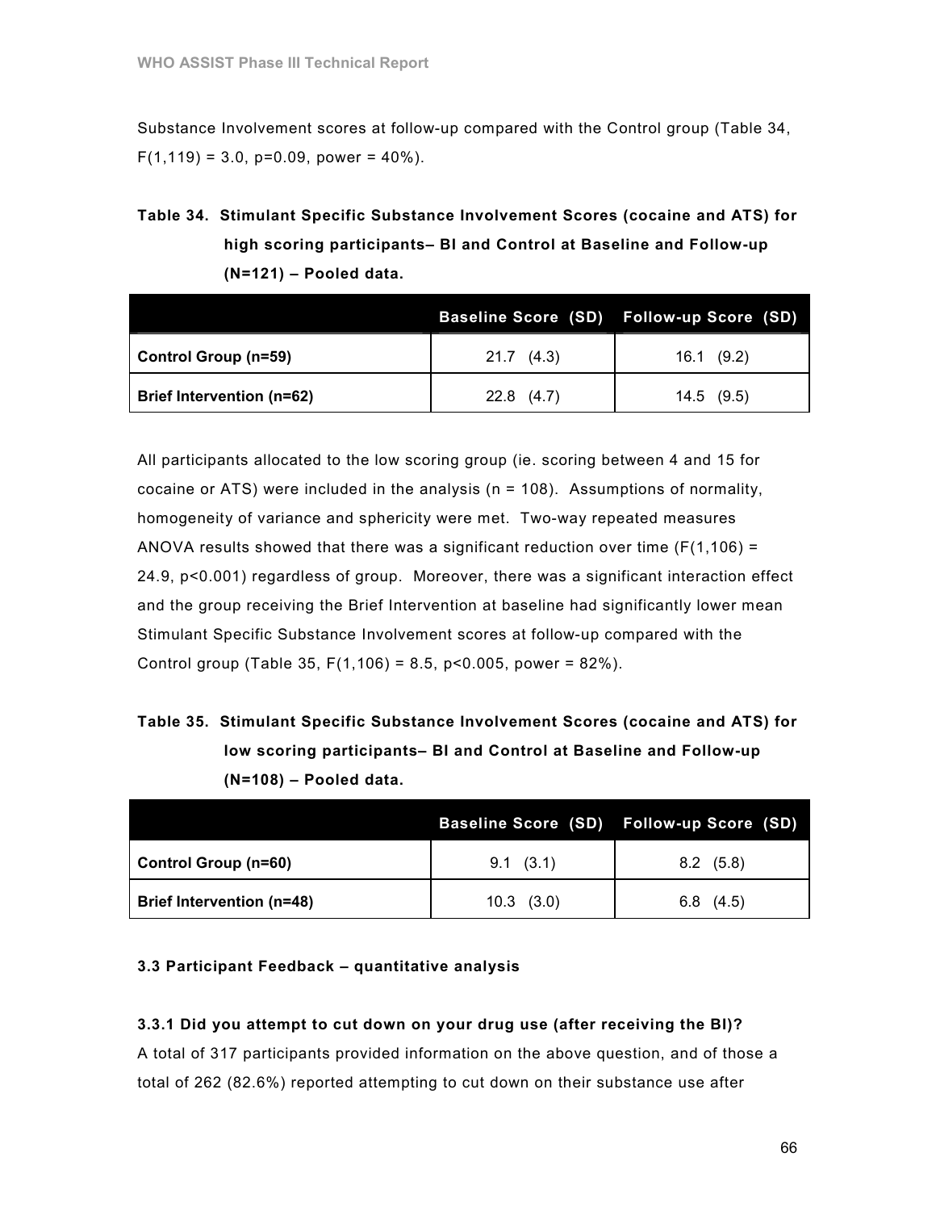Substance Involvement scores at follow-up compared with the Control group (Table 34, $F(1,119) = 3.0$, $p=0.09$, power = 40%).

**Table 34. Stimulant Specific Substance Involvement Scores (cocaine and ATS) for high scoring participants– BI and Control at Baseline and Follow-up (N=121) – Pooled data.**

| | Baseline Score (SD) | Follow-up Score (SD) |
|---|---|---|
| **Control Group (n=59)** | 21.7 (4.3) | 16.1 (9.2) |
| **Brief Intervention (n=62)** | 22.8 (4.7) | 14.5 (9.5) |

All participants allocated to the low scoring group (ie. scoring between 4 and 15 for cocaine or ATS) were included in the analysis (n = 108). Assumptions of normality, homogeneity of variance and sphericity were met. Two-way repeated measures ANOVA results showed that there was a significant reduction over time ($F(1,106) = 24.9$, $p<0.001$) regardless of group. Moreover, there was a significant interaction effect and the group receiving the Brief Intervention at baseline had significantly lower mean Stimulant Specific Substance Involvement scores at follow-up compared with the Control group (Table 35, $F(1,106) = 8.5$, $p<0.005$, power = 82%).

**Table 35. Stimulant Specific Substance Involvement Scores (cocaine and ATS) for low scoring participants– BI and Control at Baseline and Follow-up (N=108) – Pooled data.**

| | Baseline Score (SD) | Follow-up Score (SD) |
|---|---|---|
| **Control Group (n=60)** | 9.1 (3.1) | 8.2 (5.8) |
| **Brief Intervention (n=48)** | 10.3 (3.0) | 6.8 (4.5) |

### 3.3 Participant Feedback – quantitative analysis

#### 3.3.1 Did you attempt to cut down on your drug use (after receiving the BI)?

A total of 317 participants provided information on the above question, and of those a total of 262 (82.6%) reported attempting to cut down on their substance use after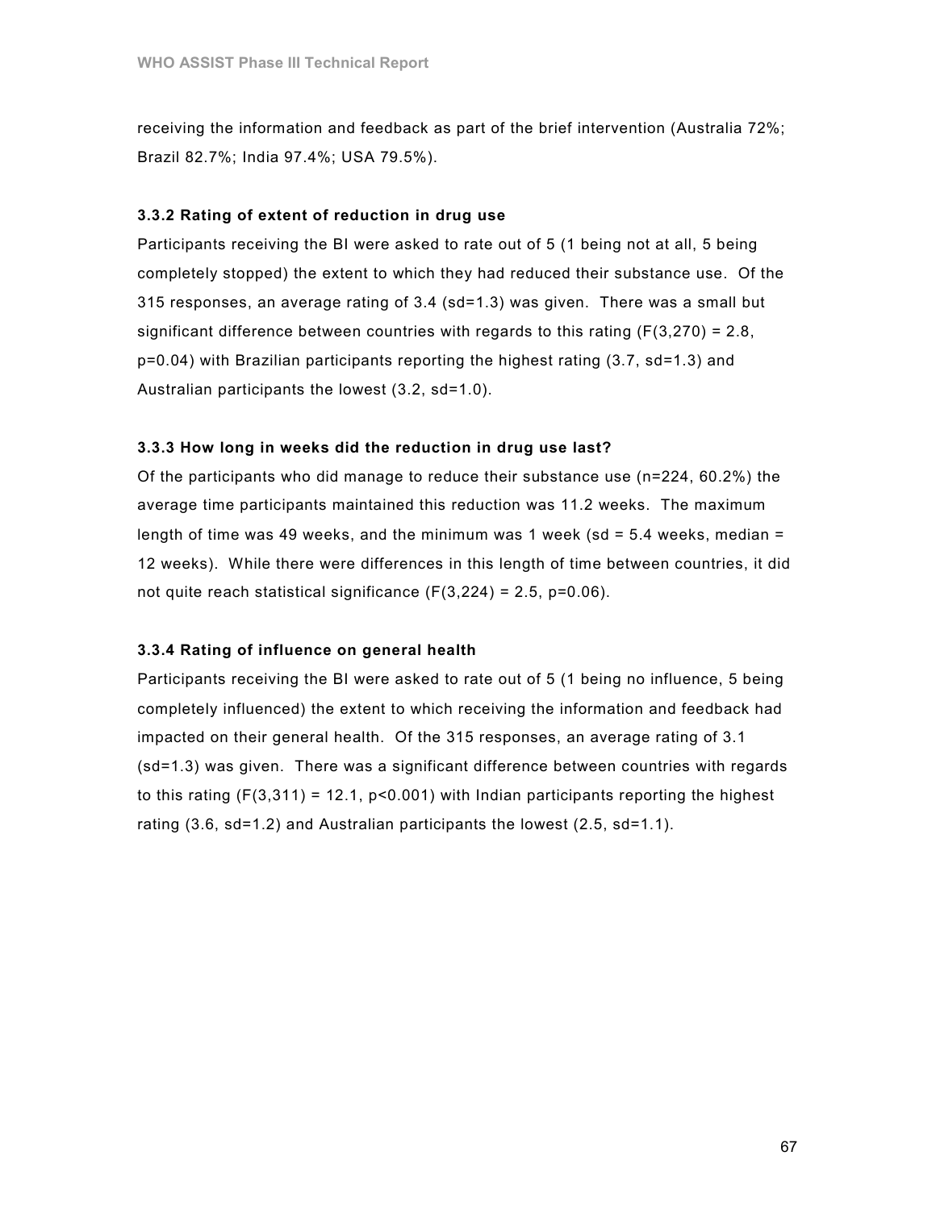receiving the information and feedback as part of the brief intervention (Australia 72%; Brazil 82.7%; India 97.4%; USA 79.5%).

### 3.3.2 Rating of extent of reduction in drug use

Participants receiving the BI were asked to rate out of 5 (1 being not at all, 5 being completely stopped) the extent to which they had reduced their substance use. Of the 315 responses, an average rating of 3.4 (sd=1.3) was given. There was a small but significant difference between countries with regards to this rating ($F(3,270) = 2.8$, $p=0.04$) with Brazilian participants reporting the highest rating (3.7, sd=1.3) and Australian participants the lowest (3.2, sd=1.0).

### 3.3.3 How long in weeks did the reduction in drug use last?

Of the participants who did manage to reduce their substance use (n=224, 60.2%) the average time participants maintained this reduction was 11.2 weeks. The maximum length of time was 49 weeks, and the minimum was 1 week (sd = 5.4 weeks, median = 12 weeks). While there were differences in this length of time between countries, it did not quite reach statistical significance ($F(3,224) = 2.5$, $p=0.06$).

### 3.3.4 Rating of influence on general health

Participants receiving the BI were asked to rate out of 5 (1 being no influence, 5 being completely influenced) the extent to which receiving the information and feedback had impacted on their general health. Of the 315 responses, an average rating of 3.1 (sd=1.3) was given. There was a significant difference between countries with regards to this rating ($F(3,311) = 12.1$, $p<0.001$) with Indian participants reporting the highest rating (3.6, sd=1.2) and Australian participants the lowest (2.5, sd=1.1).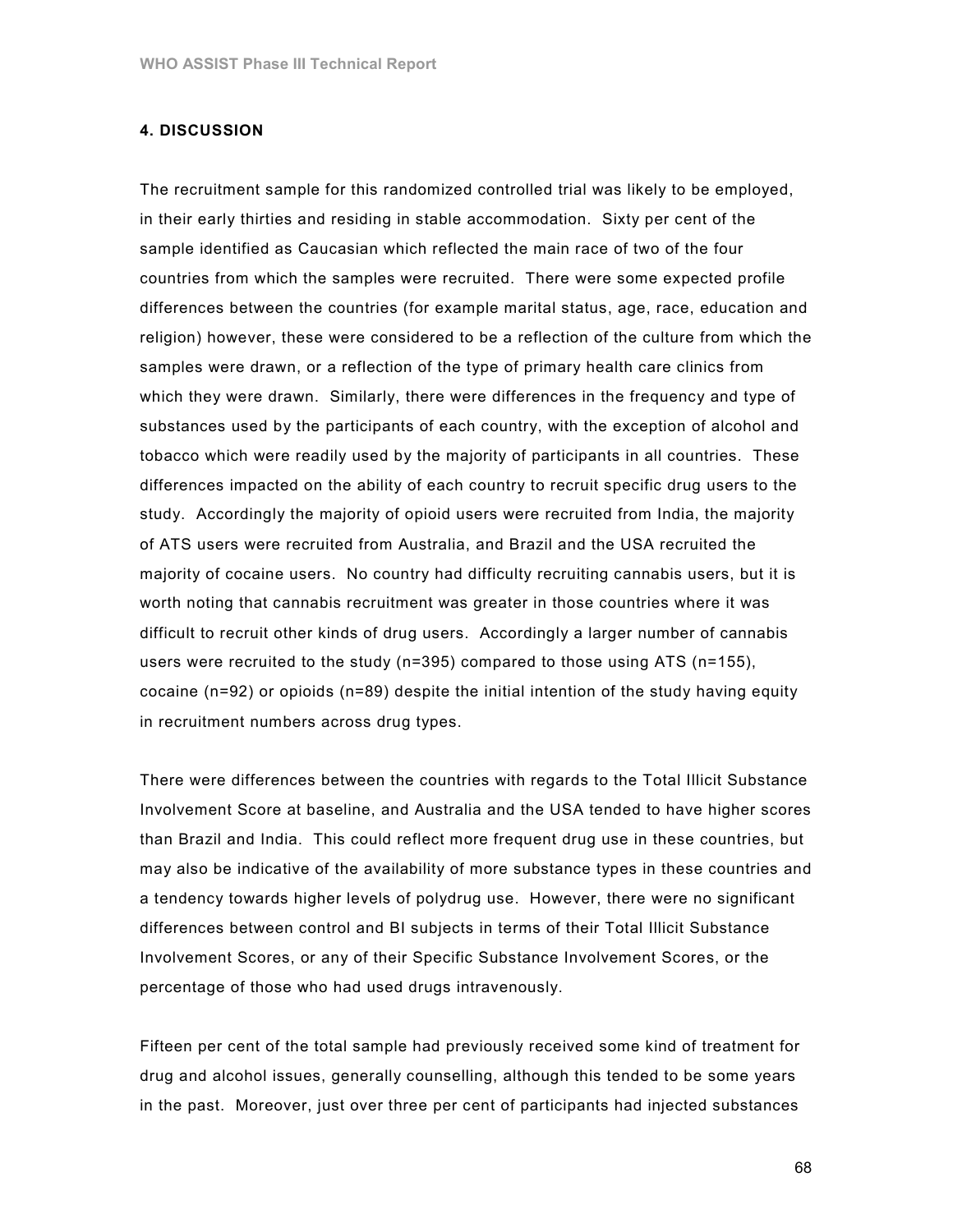## 4. DISCUSSION

The recruitment sample for this randomized controlled trial was likely to be employed, in their early thirties and residing in stable accommodation. Sixty per cent of the sample identified as Caucasian which reflected the main race of two of the four countries from which the samples were recruited. There were some expected profile differences between the countries (for example marital status, age, race, education and religion) however, these were considered to be a reflection of the culture from which the samples were drawn, or a reflection of the type of primary health care clinics from which they were drawn. Similarly, there were differences in the frequency and type of substances used by the participants of each country, with the exception of alcohol and tobacco which were readily used by the majority of participants in all countries. These differences impacted on the ability of each country to recruit specific drug users to the study. Accordingly the majority of opioid users were recruited from India, the majority of ATS users were recruited from Australia, and Brazil and the USA recruited the majority of cocaine users. No country had difficulty recruiting cannabis users, but it is worth noting that cannabis recruitment was greater in those countries where it was difficult to recruit other kinds of drug users. Accordingly a larger number of cannabis users were recruited to the study (n=395) compared to those using ATS (n=155), cocaine (n=92) or opioids (n=89) despite the initial intention of the study having equity in recruitment numbers across drug types.

There were differences between the countries with regards to the Total Illicit Substance Involvement Score at baseline, and Australia and the USA tended to have higher scores than Brazil and India. This could reflect more frequent drug use in these countries, but may also be indicative of the availability of more substance types in these countries and a tendency towards higher levels of polydrug use. However, there were no significant differences between control and BI subjects in terms of their Total Illicit Substance Involvement Scores, or any of their Specific Substance Involvement Scores, or the percentage of those who had used drugs intravenously.

Fifteen per cent of the total sample had previously received some kind of treatment for drug and alcohol issues, generally counselling, although this tended to be some years in the past. Moreover, just over three per cent of participants had injected substances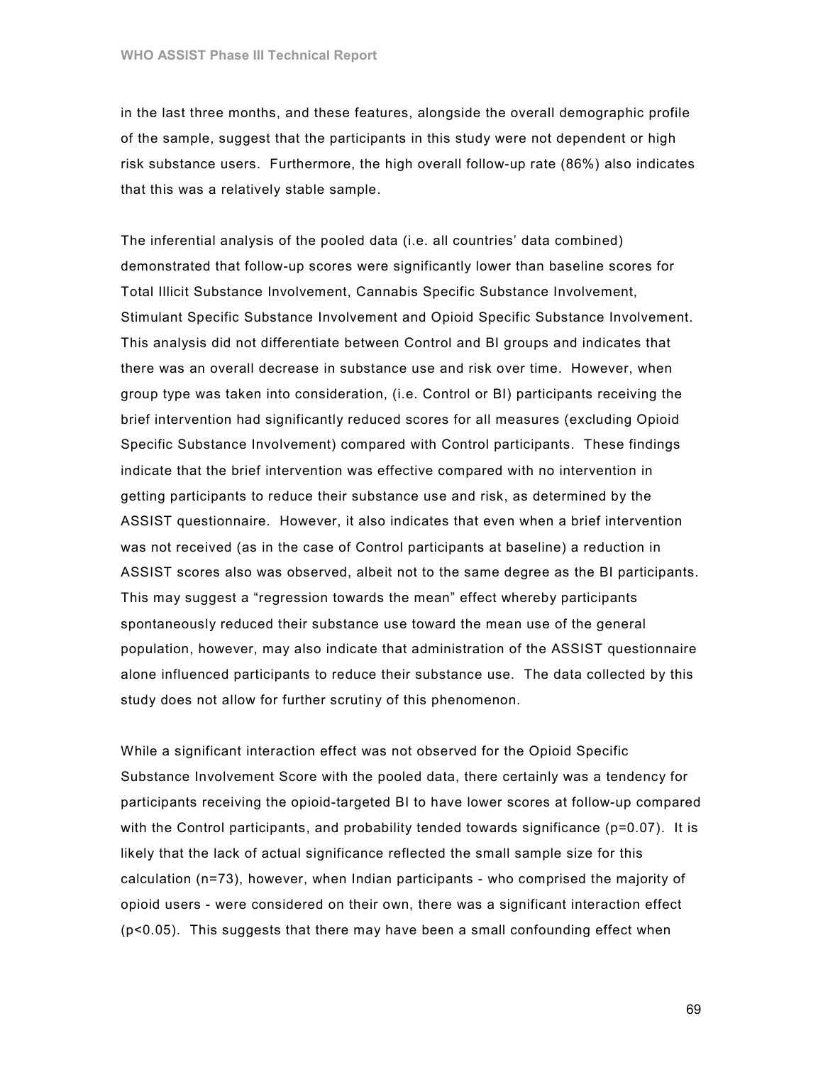in the last three months, and these features, alongside the overall demographic profile of the sample, suggest that the participants in this study were not dependent or high risk substance users. Furthermore, the high overall follow-up rate (86%) also indicates that this was a relatively stable sample.

The inferential analysis of the pooled data (i.e. all countries' data combined) demonstrated that follow-up scores were significantly lower than baseline scores for Total Illicit Substance Involvement, Cannabis Specific Substance Involvement, Stimulant Specific Substance Involvement and Opioid Specific Substance Involvement. This analysis did not differentiate between Control and BI groups and indicates that there was an overall decrease in substance use and risk over time. However, when group type was taken into consideration, (i.e. Control or BI) participants receiving the brief intervention had significantly reduced scores for all measures (excluding Opioid Specific Substance Involvement) compared with Control participants. These findings indicate that the brief intervention was effective compared with no intervention in getting participants to reduce their substance use and risk, as determined by the ASSIST questionnaire. However, it also indicates that even when a brief intervention was not received (as in the case of Control participants at baseline) a reduction in ASSIST scores also was observed, albeit not to the same degree as the BI participants. This may suggest a "regression towards the mean" effect whereby participants spontaneously reduced their substance use toward the mean use of the general population, however, may also indicate that administration of the ASSIST questionnaire alone influenced participants to reduce their substance use. The data collected by this study does not allow for further scrutiny of this phenomenon.

While a significant interaction effect was not observed for the Opioid Specific Substance Involvement Score with the pooled data, there certainly was a tendency for participants receiving the opioid-targeted BI to have lower scores at follow-up compared with the Control participants, and probability tended towards significance ($p=0.07$). It is likely that the lack of actual significance reflected the small sample size for this calculation ($n=73$), however, when Indian participants - who comprised the majority of opioid users - were considered on their own, there was a significant interaction effect ($p<0.05$). This suggests that there may have been a small confounding effect when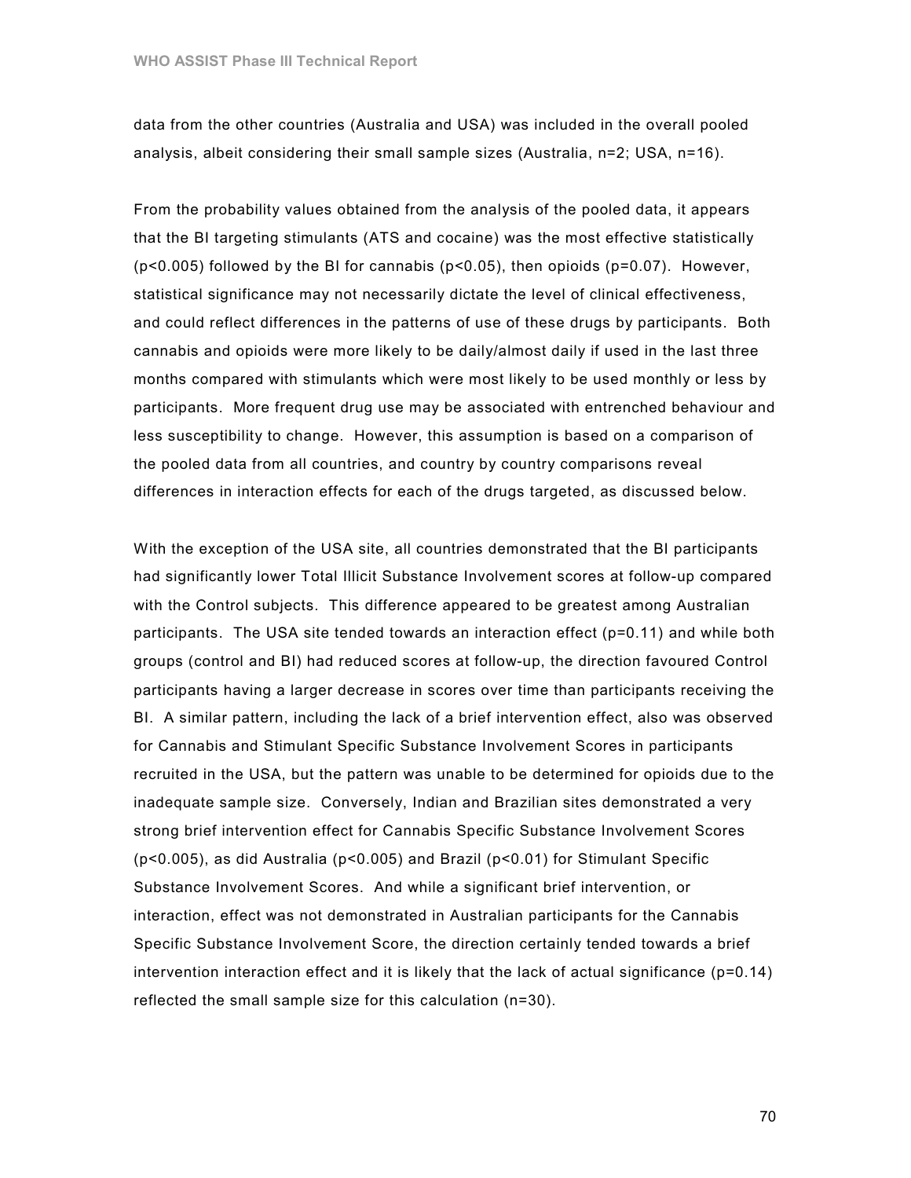data from the other countries (Australia and USA) was included in the overall pooled analysis, albeit considering their small sample sizes (Australia, n=2; USA, n=16).

From the probability values obtained from the analysis of the pooled data, it appears that the BI targeting stimulants (ATS and cocaine) was the most effective statistically ($p<0.005$) followed by the BI for cannabis ($p<0.05$), then opioids ($p=0.07$). However, statistical significance may not necessarily dictate the level of clinical effectiveness, and could reflect differences in the patterns of use of these drugs by participants. Both cannabis and opioids were more likely to be daily/almost daily if used in the last three months compared with stimulants which were most likely to be used monthly or less by participants. More frequent drug use may be associated with entrenched behaviour and less susceptibility to change. However, this assumption is based on a comparison of the pooled data from all countries, and country by country comparisons reveal differences in interaction effects for each of the drugs targeted, as discussed below.

With the exception of the USA site, all countries demonstrated that the BI participants had significantly lower Total Illicit Substance Involvement scores at follow-up compared with the Control subjects. This difference appeared to be greatest among Australian participants. The USA site tended towards an interaction effect ($p=0.11$) and while both groups (control and BI) had reduced scores at follow-up, the direction favoured Control participants having a larger decrease in scores over time than participants receiving the BI. A similar pattern, including the lack of a brief intervention effect, also was observed for Cannabis and Stimulant Specific Substance Involvement Scores in participants recruited in the USA, but the pattern was unable to be determined for opioids due to the inadequate sample size. Conversely, Indian and Brazilian sites demonstrated a very strong brief intervention effect for Cannabis Specific Substance Involvement Scores ($p<0.005$), as did Australia ($p<0.005$) and Brazil ($p<0.01$) for Stimulant Specific Substance Involvement Scores. And while a significant brief intervention, or interaction, effect was not demonstrated in Australian participants for the Cannabis Specific Substance Involvement Score, the direction certainly tended towards a brief intervention interaction effect and it is likely that the lack of actual significance ($p=0.14$) reflected the small sample size for this calculation (n=30).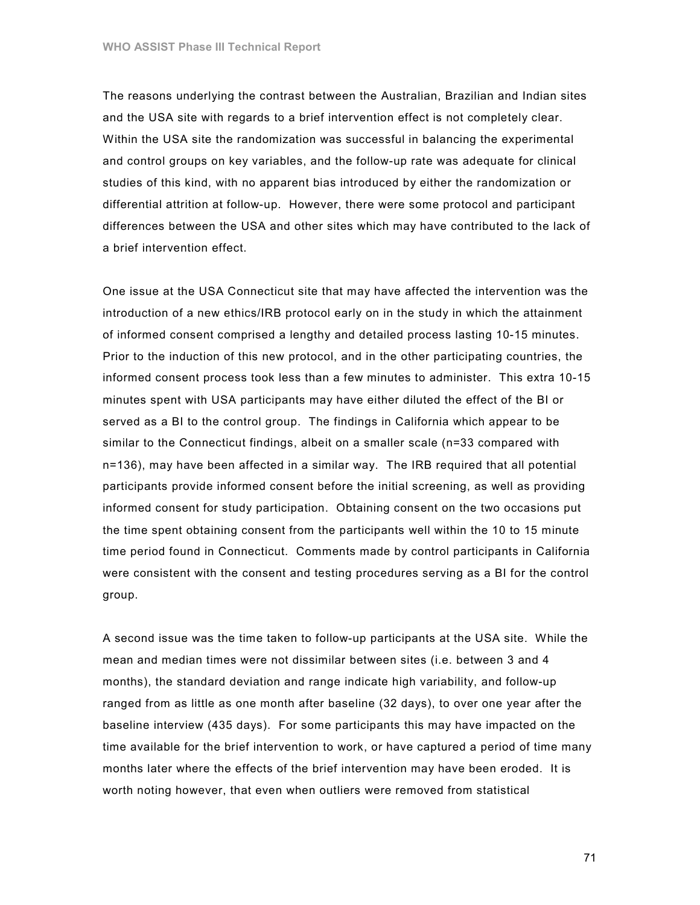The reasons underlying the contrast between the Australian, Brazilian and Indian sites and the USA site with regards to a brief intervention effect is not completely clear. Within the USA site the randomization was successful in balancing the experimental and control groups on key variables, and the follow-up rate was adequate for clinical studies of this kind, with no apparent bias introduced by either the randomization or differential attrition at follow-up. However, there were some protocol and participant differences between the USA and other sites which may have contributed to the lack of a brief intervention effect.

One issue at the USA Connecticut site that may have affected the intervention was the introduction of a new ethics/IRB protocol early on in the study in which the attainment of informed consent comprised a lengthy and detailed process lasting 10-15 minutes. Prior to the induction of this new protocol, and in the other participating countries, the informed consent process took less than a few minutes to administer. This extra 10-15 minutes spent with USA participants may have either diluted the effect of the BI or served as a BI to the control group. The findings in California which appear to be similar to the Connecticut findings, albeit on a smaller scale (n=33 compared with n=136), may have been affected in a similar way. The IRB required that all potential participants provide informed consent before the initial screening, as well as providing informed consent for study participation. Obtaining consent on the two occasions put the time spent obtaining consent from the participants well within the 10 to 15 minute time period found in Connecticut. Comments made by control participants in California were consistent with the consent and testing procedures serving as a BI for the control group.

A second issue was the time taken to follow-up participants at the USA site. While the mean and median times were not dissimilar between sites (i.e. between 3 and 4 months), the standard deviation and range indicate high variability, and follow-up ranged from as little as one month after baseline (32 days), to over one year after the baseline interview (435 days). For some participants this may have impacted on the time available for the brief intervention to work, or have captured a period of time many months later where the effects of the brief intervention may have been eroded. It is worth noting however, that even when outliers were removed from statistical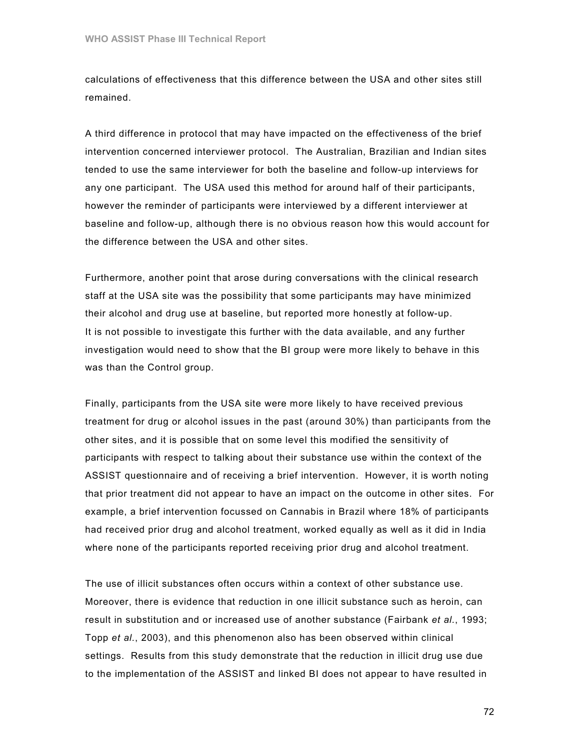calculations of effectiveness that this difference between the USA and other sites still remained.

A third difference in protocol that may have impacted on the effectiveness of the brief intervention concerned interviewer protocol. The Australian, Brazilian and Indian sites tended to use the same interviewer for both the baseline and follow-up interviews for any one participant. The USA used this method for around half of their participants, however the reminder of participants were interviewed by a different interviewer at baseline and follow-up, although there is no obvious reason how this would account for the difference between the USA and other sites.

Furthermore, another point that arose during conversations with the clinical research staff at the USA site was the possibility that some participants may have minimized their alcohol and drug use at baseline, but reported more honestly at follow-up. It is not possible to investigate this further with the data available, and any further investigation would need to show that the BI group were more likely to behave in this was than the Control group.

Finally, participants from the USA site were more likely to have received previous treatment for drug or alcohol issues in the past (around 30%) than participants from the other sites, and it is possible that on some level this modified the sensitivity of participants with respect to talking about their substance use within the context of the ASSIST questionnaire and of receiving a brief intervention. However, it is worth noting that prior treatment did not appear to have an impact on the outcome in other sites. For example, a brief intervention focussed on Cannabis in Brazil where 18% of participants had received prior drug and alcohol treatment, worked equally as well as it did in India where none of the participants reported receiving prior drug and alcohol treatment.

The use of illicit substances often occurs within a context of other substance use. Moreover, there is evidence that reduction in one illicit substance such as heroin, can result in substitution and or increased use of another substance (Fairbank *et al.*, 1993; Topp *et al.*, 2003), and this phenomenon also has been observed within clinical settings. Results from this study demonstrate that the reduction in illicit drug use due to the implementation of the ASSIST and linked BI does not appear to have resulted in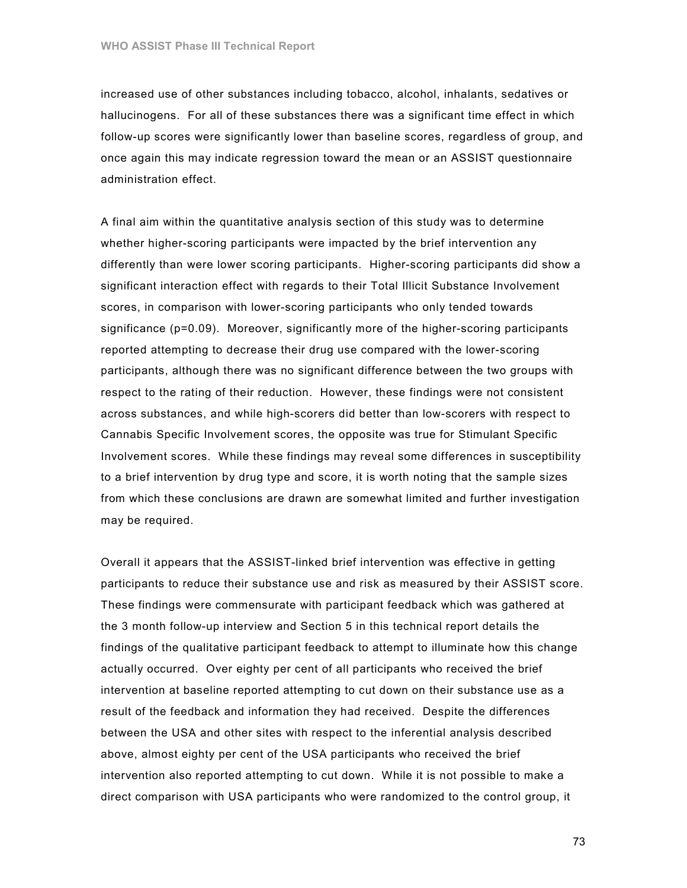increased use of other substances including tobacco, alcohol, inhalants, sedatives or hallucinogens. For all of these substances there was a significant time effect in which follow-up scores were significantly lower than baseline scores, regardless of group, and once again this may indicate regression toward the mean or an ASSIST questionnaire administration effect.

A final aim within the quantitative analysis section of this study was to determine whether higher-scoring participants were impacted by the brief intervention any differently than were lower scoring participants. Higher-scoring participants did show a significant interaction effect with regards to their Total Illicit Substance Involvement scores, in comparison with lower-scoring participants who only tended towards significance ($p=0.09$). Moreover, significantly more of the higher-scoring participants reported attempting to decrease their drug use compared with the lower-scoring participants, although there was no significant difference between the two groups with respect to the rating of their reduction. However, these findings were not consistent across substances, and while high-scorers did better than low-scorers with respect to Cannabis Specific Involvement scores, the opposite was true for Stimulant Specific Involvement scores. While these findings may reveal some differences in susceptibility to a brief intervention by drug type and score, it is worth noting that the sample sizes from which these conclusions are drawn are somewhat limited and further investigation may be required.

Overall it appears that the ASSIST-linked brief intervention was effective in getting participants to reduce their substance use and risk as measured by their ASSIST score. These findings were commensurate with participant feedback which was gathered at the 3 month follow-up interview and Section 5 in this technical report details the findings of the qualitative participant feedback to attempt to illuminate how this change actually occurred. Over eighty per cent of all participants who received the brief intervention at baseline reported attempting to cut down on their substance use as a result of the feedback and information they had received. Despite the differences between the USA and other sites with respect to the inferential analysis described above, almost eighty per cent of the USA participants who received the brief intervention also reported attempting to cut down. While it is not possible to make a direct comparison with USA participants who were randomized to the control group, it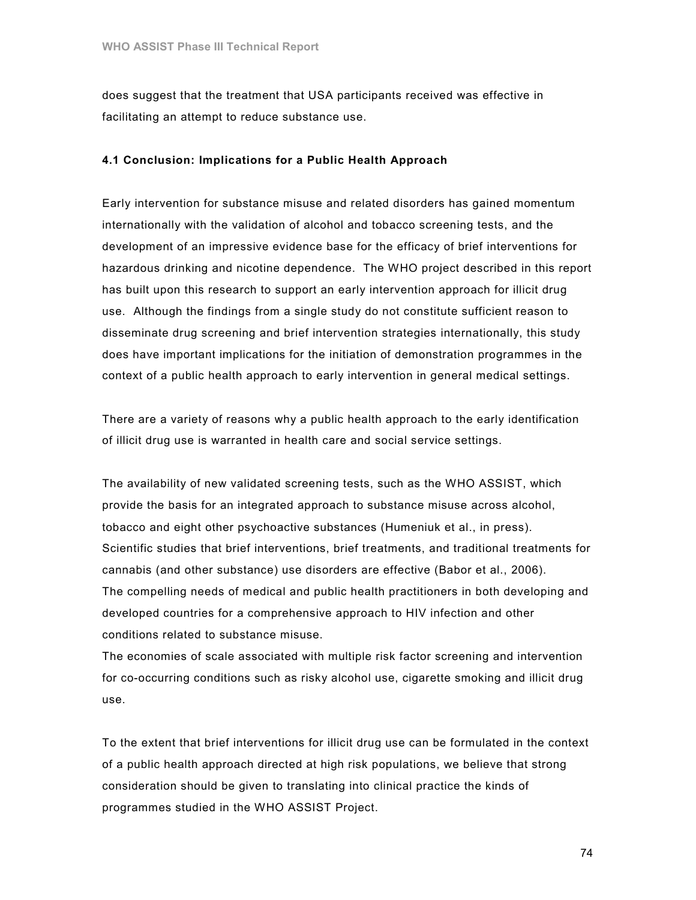does suggest that the treatment that USA participants received was effective in facilitating an attempt to reduce substance use.

#### 4.1 Conclusion: Implications for a Public Health Approach

Early intervention for substance misuse and related disorders has gained momentum internationally with the validation of alcohol and tobacco screening tests, and the development of an impressive evidence base for the efficacy of brief interventions for hazardous drinking and nicotine dependence. The WHO project described in this report has built upon this research to support an early intervention approach for illicit drug use. Although the findings from a single study do not constitute sufficient reason to disseminate drug screening and brief intervention strategies internationally, this study does have important implications for the initiation of demonstration programmes in the context of a public health approach to early intervention in general medical settings.

There are a variety of reasons why a public health approach to the early identification of illicit drug use is warranted in health care and social service settings.

The availability of new validated screening tests, such as the WHO ASSIST, which provide the basis for an integrated approach to substance misuse across alcohol, tobacco and eight other psychoactive substances (Humeniuk et al., in press).
Scientific studies that brief interventions, brief treatments, and traditional treatments for cannabis (and other substance) use disorders are effective (Babor et al., 2006).
The compelling needs of medical and public health practitioners in both developing and developed countries for a comprehensive approach to HIV infection and other conditions related to substance misuse.
The economies of scale associated with multiple risk factor screening and intervention for co-occurring conditions such as risky alcohol use, cigarette smoking and illicit drug use.

To the extent that brief interventions for illicit drug use can be formulated in the context of a public health approach directed at high risk populations, we believe that strong consideration should be given to translating into clinical practice the kinds of programmes studied in the WHO ASSIST Project.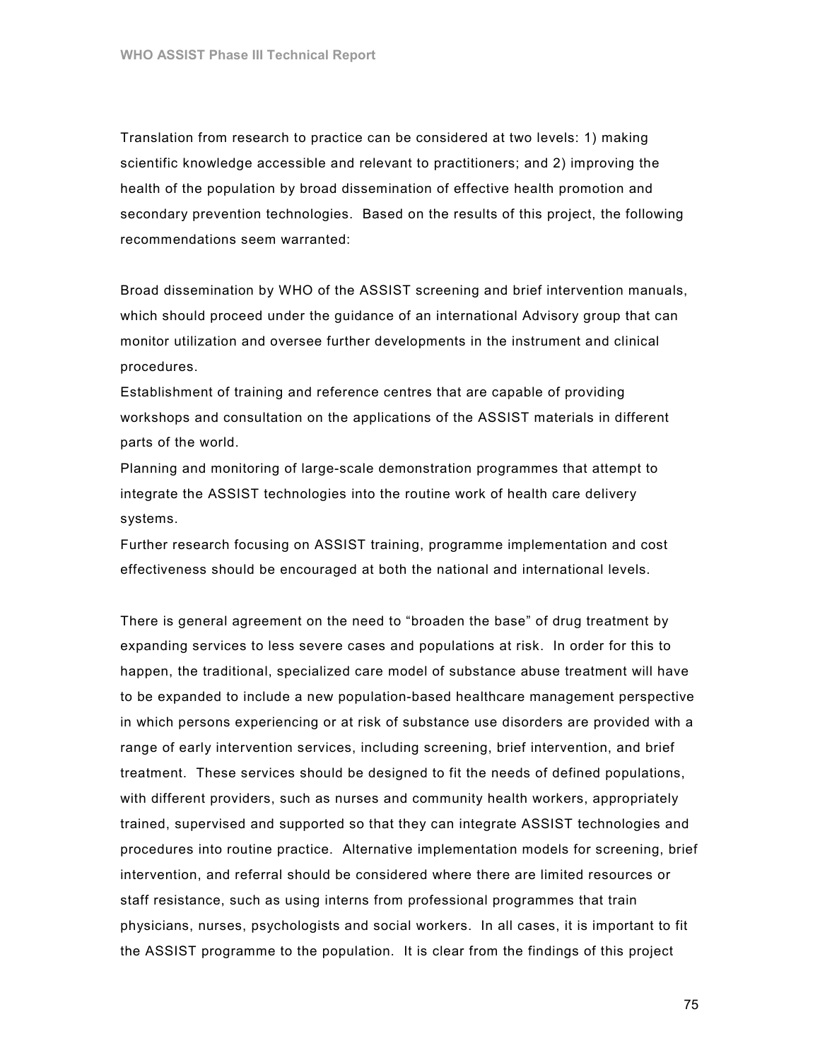Translation from research to practice can be considered at two levels: 1) making scientific knowledge accessible and relevant to practitioners; and 2) improving the health of the population by broad dissemination of effective health promotion and secondary prevention technologies. Based on the results of this project, the following recommendations seem warranted:

Broad dissemination by WHO of the ASSIST screening and brief intervention manuals, which should proceed under the guidance of an international Advisory group that can monitor utilization and oversee further developments in the instrument and clinical procedures.

Establishment of training and reference centres that are capable of providing workshops and consultation on the applications of the ASSIST materials in different parts of the world.

Planning and monitoring of large-scale demonstration programmes that attempt to integrate the ASSIST technologies into the routine work of health care delivery systems.

Further research focusing on ASSIST training, programme implementation and cost effectiveness should be encouraged at both the national and international levels.

There is general agreement on the need to "broaden the base" of drug treatment by expanding services to less severe cases and populations at risk. In order for this to happen, the traditional, specialized care model of substance abuse treatment will have to be expanded to include a new population-based healthcare management perspective in which persons experiencing or at risk of substance use disorders are provided with a range of early intervention services, including screening, brief intervention, and brief treatment. These services should be designed to fit the needs of defined populations, with different providers, such as nurses and community health workers, appropriately trained, supervised and supported so that they can integrate ASSIST technologies and procedures into routine practice. Alternative implementation models for screening, brief intervention, and referral should be considered where there are limited resources or staff resistance, such as using interns from professional programmes that train physicians, nurses, psychologists and social workers. In all cases, it is important to fit the ASSIST programme to the population. It is clear from the findings of this project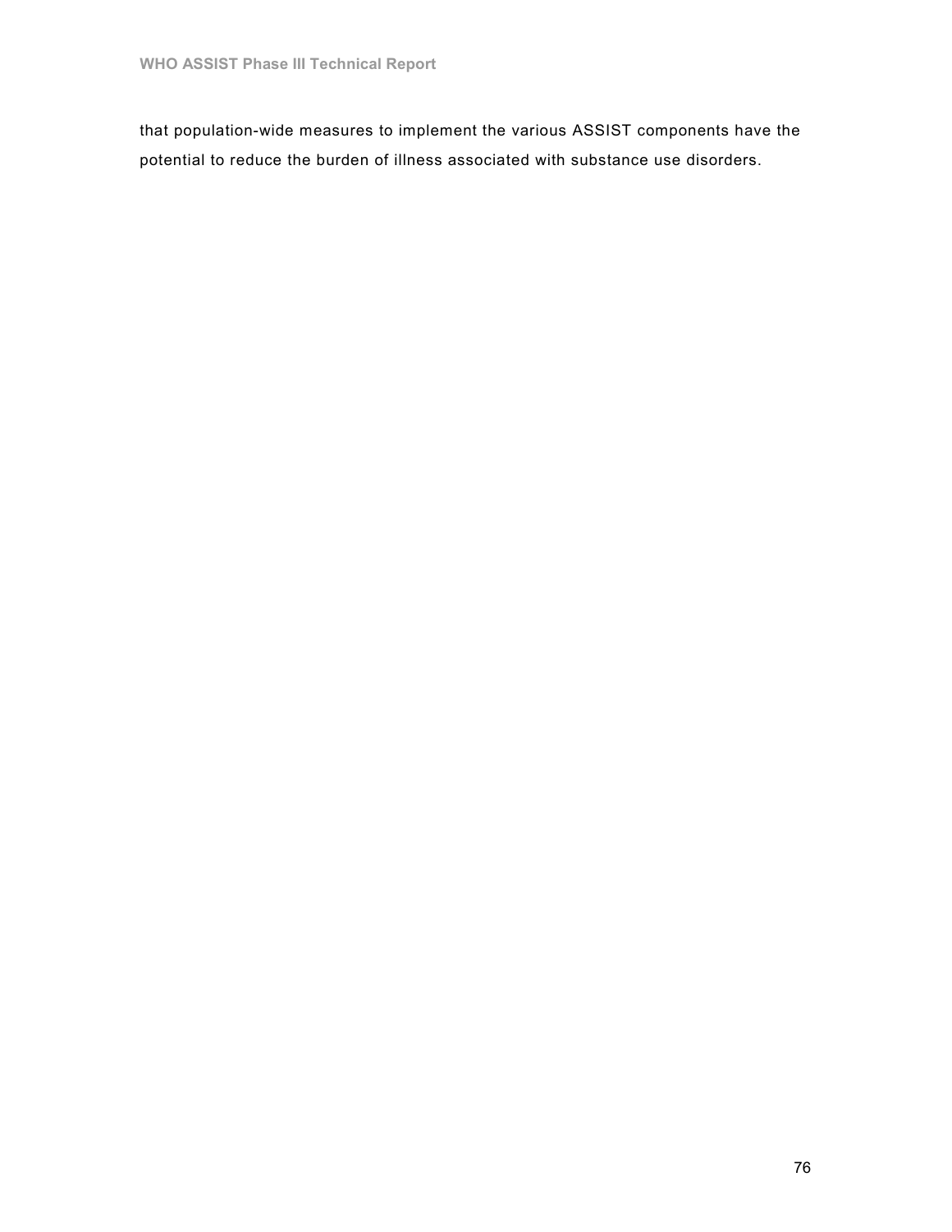that population-wide measures to implement the various ASSIST components have the potential to reduce the burden of illness associated with substance use disorders.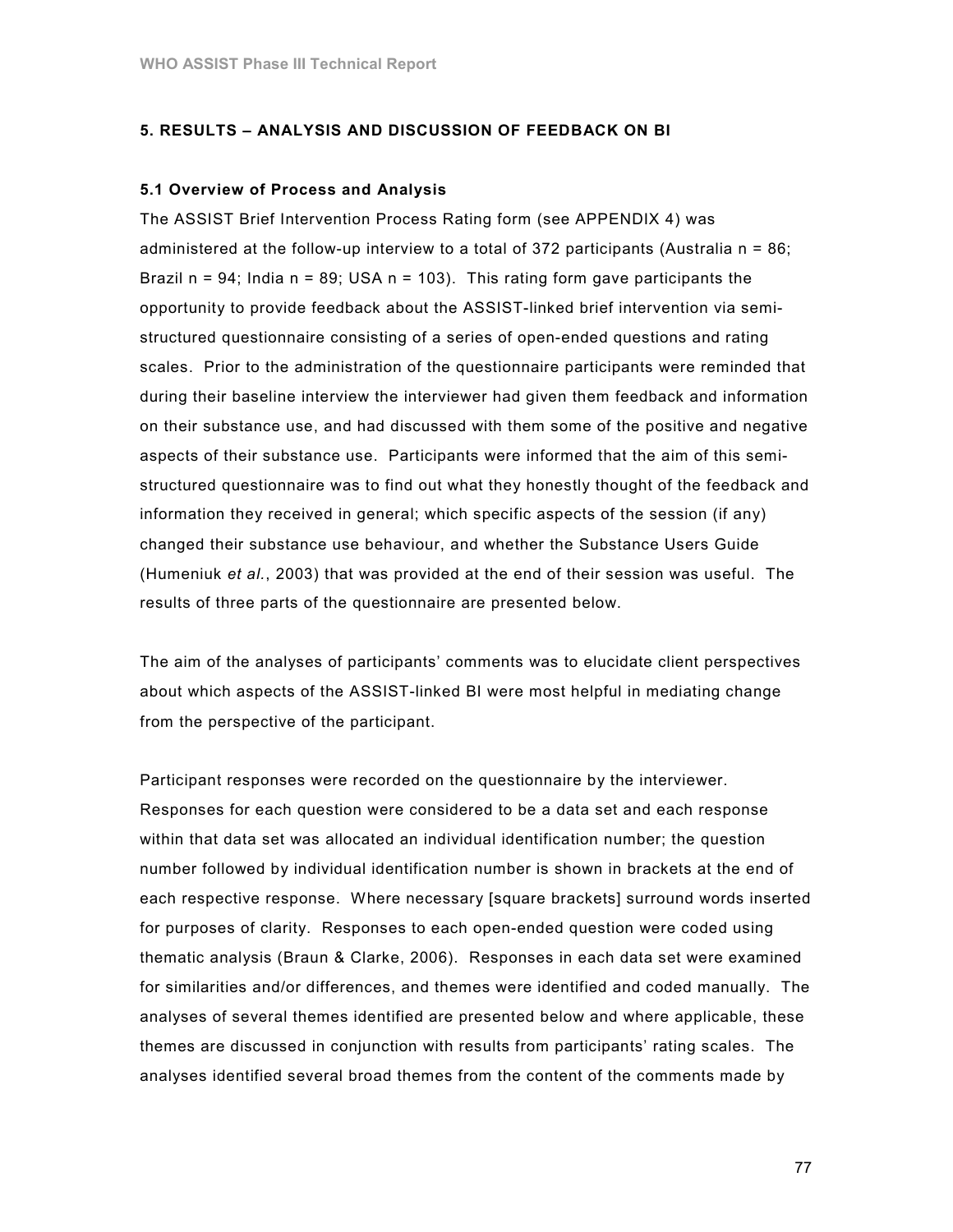## 5. RESULTS – ANALYSIS AND DISCUSSION OF FEEDBACK ON BI

### 5.1 Overview of Process and Analysis

The ASSIST Brief Intervention Process Rating form (see APPENDIX 4) was administered at the follow-up interview to a total of 372 participants (Australia n = 86; Brazil n = 94; India n = 89; USA n = 103). This rating form gave participants the opportunity to provide feedback about the ASSIST-linked brief intervention via semi-structured questionnaire consisting of a series of open-ended questions and rating scales. Prior to the administration of the questionnaire participants were reminded that during their baseline interview the interviewer had given them feedback and information on their substance use, and had discussed with them some of the positive and negative aspects of their substance use. Participants were informed that the aim of this semi-structured questionnaire was to find out what they honestly thought of the feedback and information they received in general; which specific aspects of the session (if any) changed their substance use behaviour, and whether the Substance Users Guide (Humeniuk *et al.*, 2003) that was provided at the end of their session was useful. The results of three parts of the questionnaire are presented below.

The aim of the analyses of participants' comments was to elucidate client perspectives about which aspects of the ASSIST-linked BI were most helpful in mediating change from the perspective of the participant.

Participant responses were recorded on the questionnaire by the interviewer. Responses for each question were considered to be a data set and each response within that data set was allocated an individual identification number; the question number followed by individual identification number is shown in brackets at the end of each respective response. Where necessary [square brackets] surround words inserted for purposes of clarity. Responses to each open-ended question were coded using thematic analysis (Braun & Clarke, 2006). Responses in each data set were examined for similarities and/or differences, and themes were identified and coded manually. The analyses of several themes identified are presented below and where applicable, these themes are discussed in conjunction with results from participants' rating scales. The analyses identified several broad themes from the content of the comments made by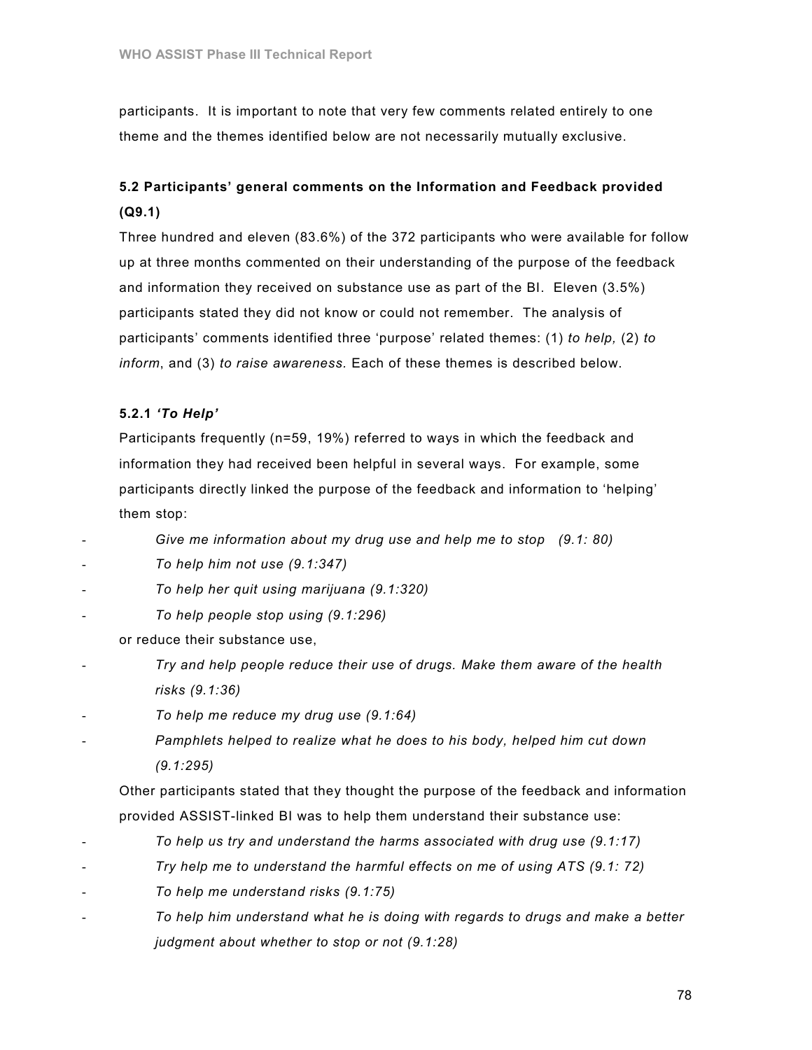participants. It is important to note that very few comments related entirely to one theme and the themes identified below are not necessarily mutually exclusive.

## 5.2 Participants' general comments on the Information and Feedback provided (Q9.1)

Three hundred and eleven (83.6%) of the 372 participants who were available for follow up at three months commented on their understanding of the purpose of the feedback and information they received on substance use as part of the BI. Eleven (3.5%) participants stated they did not know or could not remember. The analysis of participants' comments identified three 'purpose' related themes: (1) *to help,* (2) *to inform*, and (3) *to raise awareness*. Each of these themes is described below.

### 5.2.1 *'To Help'*

Participants frequently (n=59, 19%) referred to ways in which the feedback and information they had received been helpful in several ways. For example, some participants directly linked the purpose of the feedback and information to 'helping' them stop:

- *Give me information about my drug use and help me to stop (9.1: 80)*
- *To help him not use (9.1:347)*
- *To help her quit using marijuana (9.1:320)*
- *To help people stop using (9.1:296)*

or reduce their substance use,

- *Try and help people reduce their use of drugs. Make them aware of the health risks (9.1:36)*
- *To help me reduce my drug use (9.1:64)*
- *Pamphlets helped to realize what he does to his body, helped him cut down (9.1:295)*

Other participants stated that they thought the purpose of the feedback and information provided ASSIST-linked BI was to help them understand their substance use:

- *To help us try and understand the harms associated with drug use (9.1:17)*
- *Try help me to understand the harmful effects on me of using ATS (9.1: 72)*
- *To help me understand risks (9.1:75)*
- *To help him understand what he is doing with regards to drugs and make a better judgment about whether to stop or not (9.1:28)*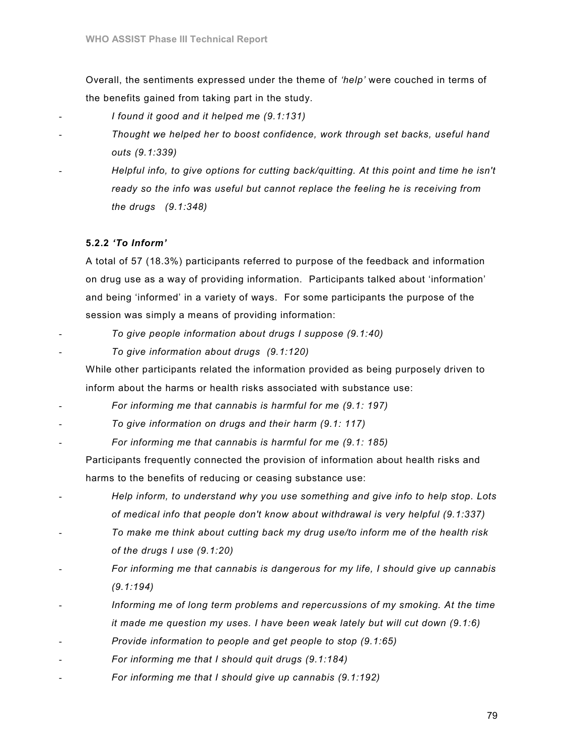Overall, the sentiments expressed under the theme of *'help'* were couched in terms of the benefits gained from taking part in the study.

- *I found it good and it helped me (9.1:131)*
- *Thought we helped her to boost confidence, work through set backs, useful hand outs (9.1:339)*
- *Helpful info, to give options for cutting back/quitting. At this point and time he isn't ready so the info was useful but cannot replace the feeling he is receiving from the drugs (9.1:348)*

#### 5.2.2 *'To Inform'*

A total of 57 (18.3%) participants referred to purpose of the feedback and information on drug use as a way of providing information. Participants talked about 'information' and being 'informed' in a variety of ways. For some participants the purpose of the session was simply a means of providing information:

- *To give people information about drugs I suppose (9.1:40)*
- *To give information about drugs (9.1:120)*

While other participants related the information provided as being purposely driven to inform about the harms or health risks associated with substance use:

- *For informing me that cannabis is harmful for me (9.1: 197)*
- *To give information on drugs and their harm (9.1: 117)*
- *For informing me that cannabis is harmful for me (9.1: 185)*

Participants frequently connected the provision of information about health risks and harms to the benefits of reducing or ceasing substance use:

- *Help inform, to understand why you use something and give info to help stop. Lots of medical info that people don't know about withdrawal is very helpful (9.1:337)*
- *To make me think about cutting back my drug use/to inform me of the health risk of the drugs I use (9.1:20)*
- *For informing me that cannabis is dangerous for my life, I should give up cannabis (9.1:194)*
- *Informing me of long term problems and repercussions of my smoking. At the time it made me question my uses. I have been weak lately but will cut down (9.1:6)*
- *Provide information to people and get people to stop (9.1:65)*
- *For informing me that I should quit drugs (9.1:184)*
- *For informing me that I should give up cannabis (9.1:192)*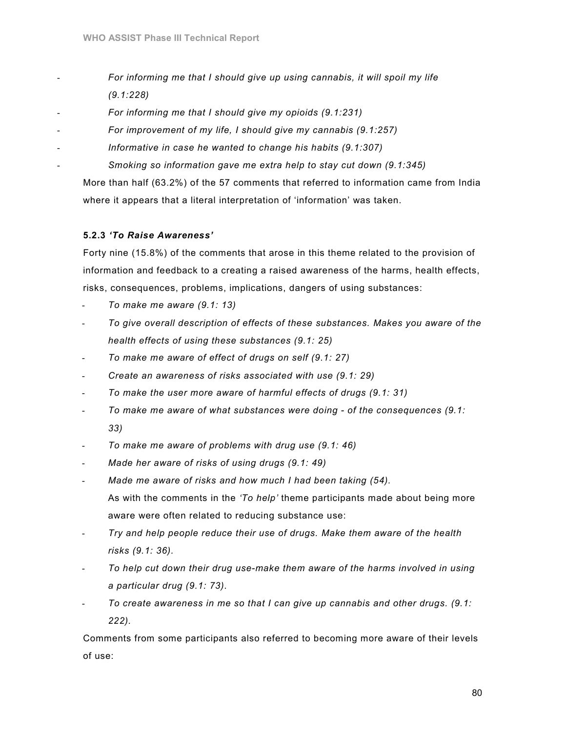- *For informing me that I should give up using cannabis, it will spoil my life (9.1:228)*
- *For informing me that I should give my opioids (9.1:231)*
- *For improvement of my life, I should give my cannabis (9.1:257)*
- *Informative in case he wanted to change his habits (9.1:307)*
- *Smoking so information gave me extra help to stay cut down (9.1:345)*

More than half (63.2%) of the 57 comments that referred to information came from India where it appears that a literal interpretation of 'information' was taken.

#### 5.2.3 *'To Raise Awareness'*

Forty nine (15.8%) of the comments that arose in this theme related to the provision of information and feedback to a creating a raised awareness of the harms, health effects, risks, consequences, problems, implications, dangers of using substances:

- *To make me aware (9.1: 13)*
- *To give overall description of effects of these substances. Makes you aware of the health effects of using these substances (9.1: 25)*
- *To make me aware of effect of drugs on self (9.1: 27)*
- *Create an awareness of risks associated with use (9.1: 29)*
- *To make the user more aware of harmful effects of drugs (9.1: 31)*
- *To make me aware of what substances were doing - of the consequences (9.1: 33)*
- *To make me aware of problems with drug use (9.1: 46)*
- *Made her aware of risks of using drugs (9.1: 49)*
- *Made me aware of risks and how much I had been taking (54).*

As with the comments in the *'To help'* theme participants made about being more aware were often related to reducing substance use:

- *Try and help people reduce their use of drugs. Make them aware of the health risks (9.1: 36).*
- *To help cut down their drug use-make them aware of the harms involved in using a particular drug (9.1: 73).*
- *To create awareness in me so that I can give up cannabis and other drugs. (9.1: 222).*

Comments from some participants also referred to becoming more aware of their levels of use: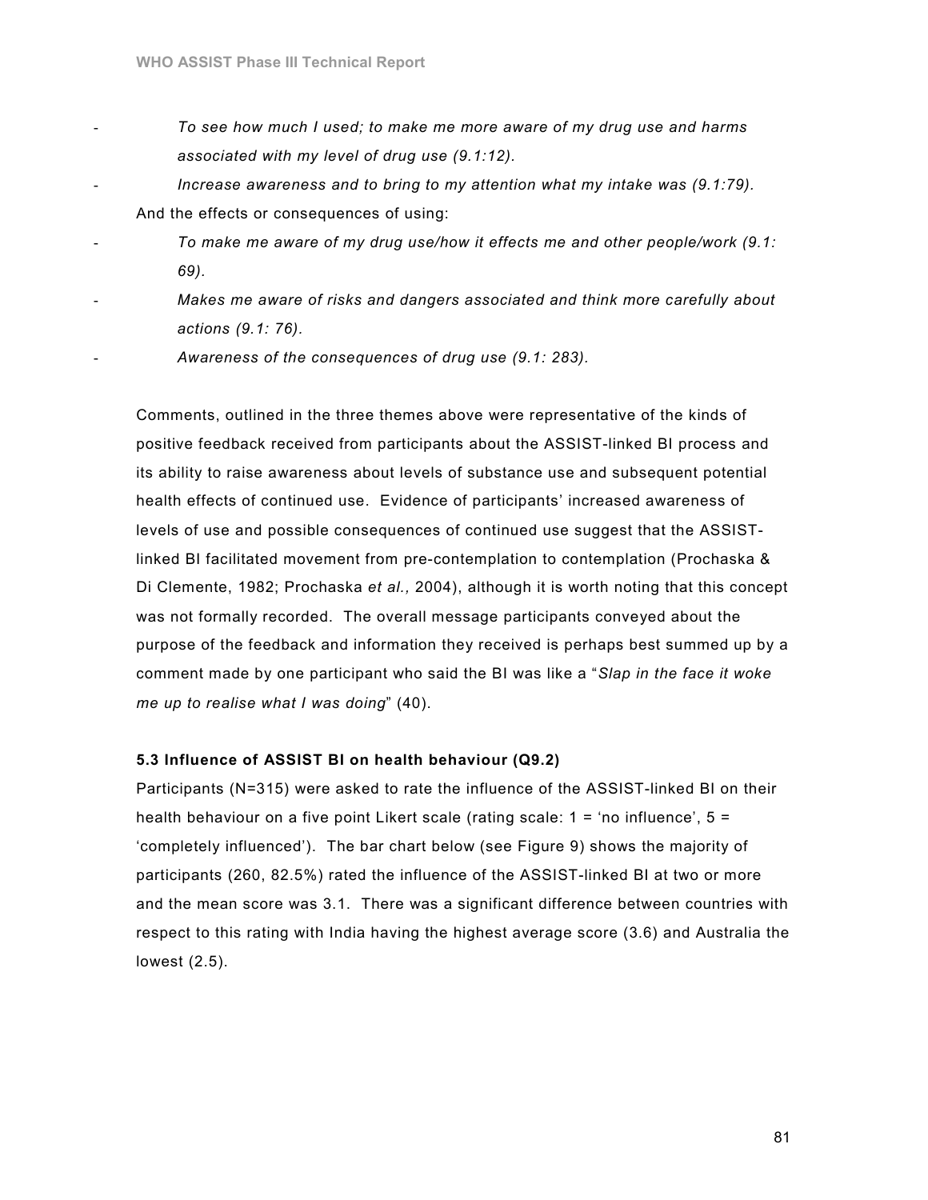- *To see how much I used; to make me more aware of my drug use and harms associated with my level of drug use (9.1:12).*
- *Increase awareness and to bring to my attention what my intake was (9.1:79).*

And the effects or consequences of using:

- *To make me aware of my drug use/how it effects me and other people/work (9.1: 69).*
- *Makes me aware of risks and dangers associated and think more carefully about actions (9.1: 76).*
- *Awareness of the consequences of drug use (9.1: 283).*

Comments, outlined in the three themes above were representative of the kinds of positive feedback received from participants about the ASSIST-linked BI process and its ability to raise awareness about levels of substance use and subsequent potential health effects of continued use. Evidence of participants' increased awareness of levels of use and possible consequences of continued use suggest that the ASSIST-linked BI facilitated movement from pre-contemplation to contemplation (Prochaska & Di Clemente, 1982; Prochaska *et al.,* 2004), although it is worth noting that this concept was not formally recorded. The overall message participants conveyed about the purpose of the feedback and information they received is perhaps best summed up by a comment made by one participant who said the BI was like a "*Slap in the face it woke me up to realise what I was doing*" (40).

### 5.3 Influence of ASSIST BI on health behaviour (Q9.2)

Participants (N=315) were asked to rate the influence of the ASSIST-linked BI on their health behaviour on a five point Likert scale (rating scale: 1 = 'no influence', 5 = 'completely influenced'). The bar chart below (see Figure 9) shows the majority of participants (260, 82.5%) rated the influence of the ASSIST-linked BI at two or more and the mean score was 3.1. There was a significant difference between countries with respect to this rating with India having the highest average score (3.6) and Australia the lowest (2.5).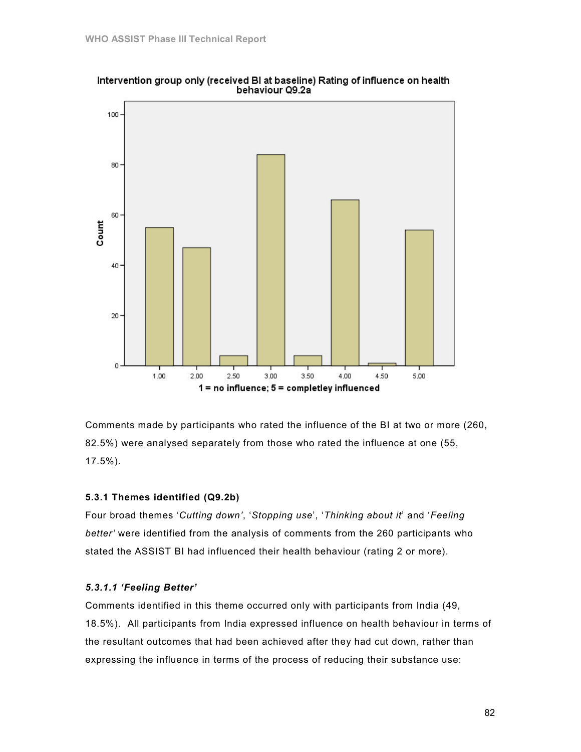Intervention group only (received BI at baseline) Rating of influence on health behaviour Q9.2a

Count

100

80

60

40

20

0

1.00 2.00 2.50 3.00 3.50 4.00 4.50 5.00

1 = no influence; 5 = completley influenced

Comments made by participants who rated the influence of the BI at two or more (260, 82.5%) were analysed separately from those who rated the influence at one (55, 17.5%).

### 5.3.1 Themes identified (Q9.2b)

Four broad themes '*Cutting down'*, '*Stopping use*', '*Thinking about it*' and '*Feeling better'* were identified from the analysis of comments from the 260 participants who stated the ASSIST BI had influenced their health behaviour (rating 2 or more).

#### *5.3.1.1 'Feeling Better'*

Comments identified in this theme occurred only with participants from India (49, 18.5%). All participants from India expressed influence on health behaviour in terms of the resultant outcomes that had been achieved after they had cut down, rather than expressing the influence in terms of the process of reducing their substance use: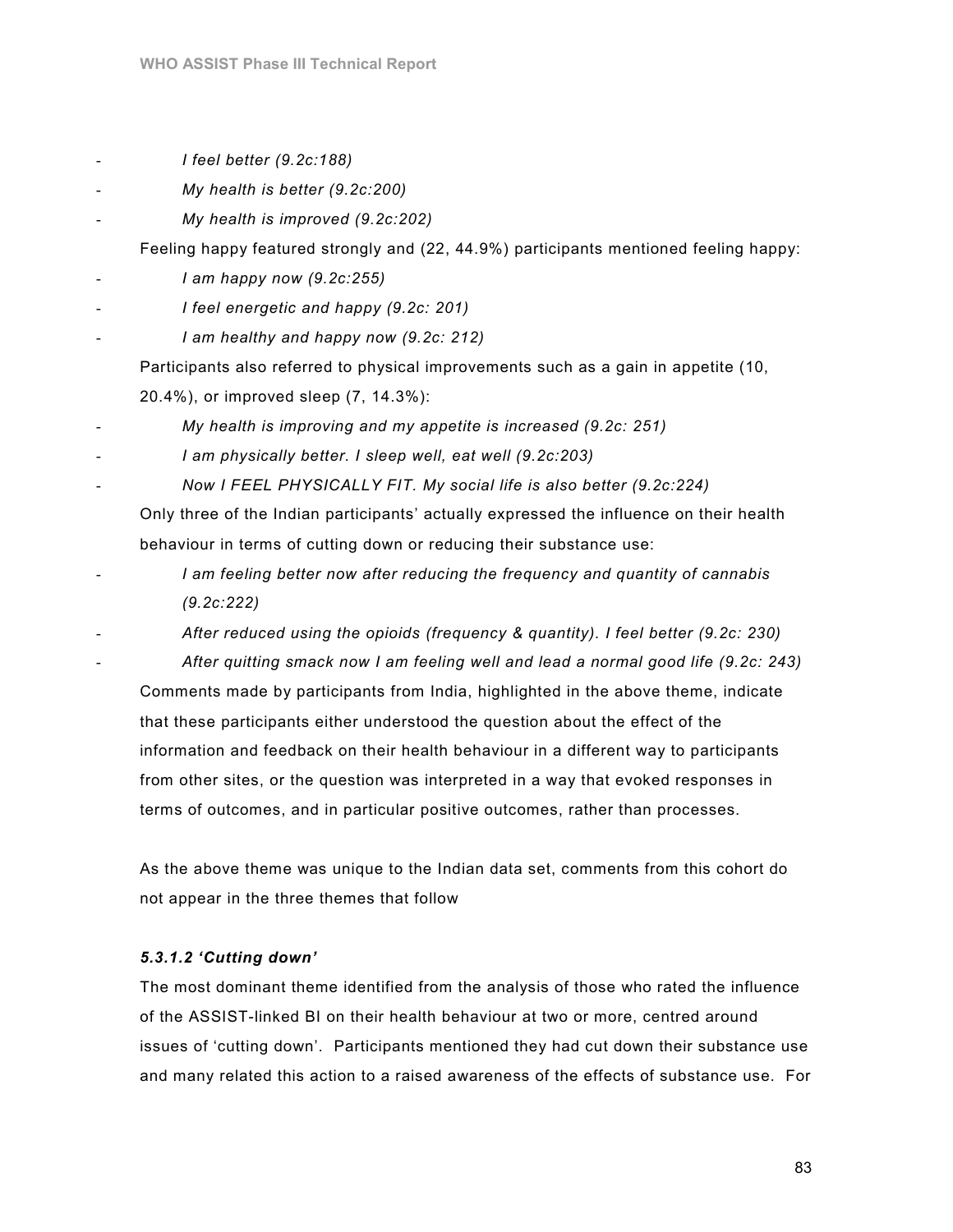- *I feel better (9.2c:188)*
- *My health is better (9.2c:200)*
- *My health is improved (9.2c:202)*

Feeling happy featured strongly and (22, 44.9%) participants mentioned feeling happy:

- *I am happy now (9.2c:255)*
- *I feel energetic and happy (9.2c: 201)*
- *I am healthy and happy now (9.2c: 212)*

Participants also referred to physical improvements such as a gain in appetite (10, 20.4%), or improved sleep (7, 14.3%):

- *My health is improving and my appetite is increased (9.2c: 251)*
- *I am physically better. I sleep well, eat well (9.2c:203)*
- *Now I FEEL PHYSICALLY FIT. My social life is also better (9.2c:224)*

Only three of the Indian participants' actually expressed the influence on their health behaviour in terms of cutting down or reducing their substance use:

- *I am feeling better now after reducing the frequency and quantity of cannabis (9.2c:222)*
- *After reduced using the opioids (frequency & quantity). I feel better (9.2c: 230)*
- *After quitting smack now I am feeling well and lead a normal good life (9.2c: 243)*

Comments made by participants from India, highlighted in the above theme, indicate that these participants either understood the question about the effect of the information and feedback on their health behaviour in a different way to participants from other sites, or the question was interpreted in a way that evoked responses in terms of outcomes, and in particular positive outcomes, rather than processes.

As the above theme was unique to the Indian data set, comments from this cohort do not appear in the three themes that follow

#### *5.3.1.2 'Cutting down'*

The most dominant theme identified from the analysis of those who rated the influence of the ASSIST-linked BI on their health behaviour at two or more, centred around issues of 'cutting down'. Participants mentioned they had cut down their substance use and many related this action to a raised awareness of the effects of substance use. For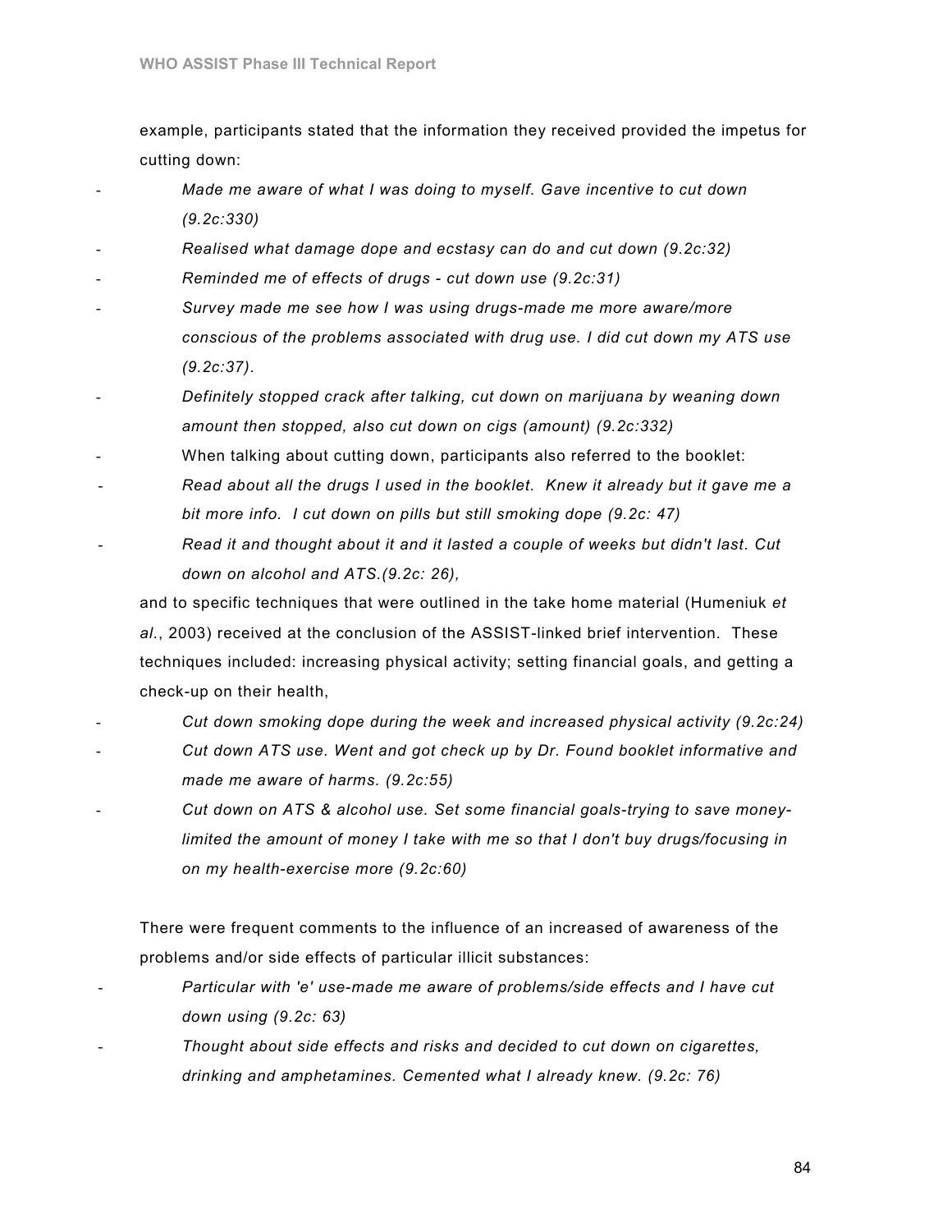example, participants stated that the information they received provided the impetus for cutting down:

- *Made me aware of what I was doing to myself. Gave incentive to cut down (9.2c:330)*
- *Realised what damage dope and ecstasy can do and cut down (9.2c:32)*
- *Reminded me of effects of drugs - cut down use (9.2c:31)*
- *Survey made me see how I was using drugs-made me more aware/more conscious of the problems associated with drug use. I did cut down my ATS use (9.2c:37).*
- *Definitely stopped crack after talking, cut down on marijuana by weaning down amount then stopped, also cut down on cigs (amount) (9.2c:332)*
- When talking about cutting down, participants also referred to the booklet:
- *Read about all the drugs I used in the booklet. Knew it already but it gave me a bit more info. I cut down on pills but still smoking dope (9.2c: 47)*
- *Read it and thought about it and it lasted a couple of weeks but didn't last. Cut down on alcohol and ATS.(9.2c: 26),*

and to specific techniques that were outlined in the take home material (Humeniuk *et al*., 2003) received at the conclusion of the ASSIST-linked brief intervention. These techniques included: increasing physical activity; setting financial goals, and getting a check-up on their health,

- *Cut down smoking dope during the week and increased physical activity (9.2c:24)*
- *Cut down ATS use. Went and got check up by Dr. Found booklet informative and made me aware of harms. (9.2c:55)*
- *Cut down on ATS & alcohol use. Set some financial goals-trying to save money-limited the amount of money I take with me so that I don't buy drugs/focusing in on my health-exercise more (9.2c:60)*

There were frequent comments to the influence of an increased of awareness of the problems and/or side effects of particular illicit substances:

- *Particular with 'e' use-made me aware of problems/side effects and I have cut down using (9.2c: 63)*
- *Thought about side effects and risks and decided to cut down on cigarettes, drinking and amphetamines. Cemented what I already knew. (9.2c: 76)*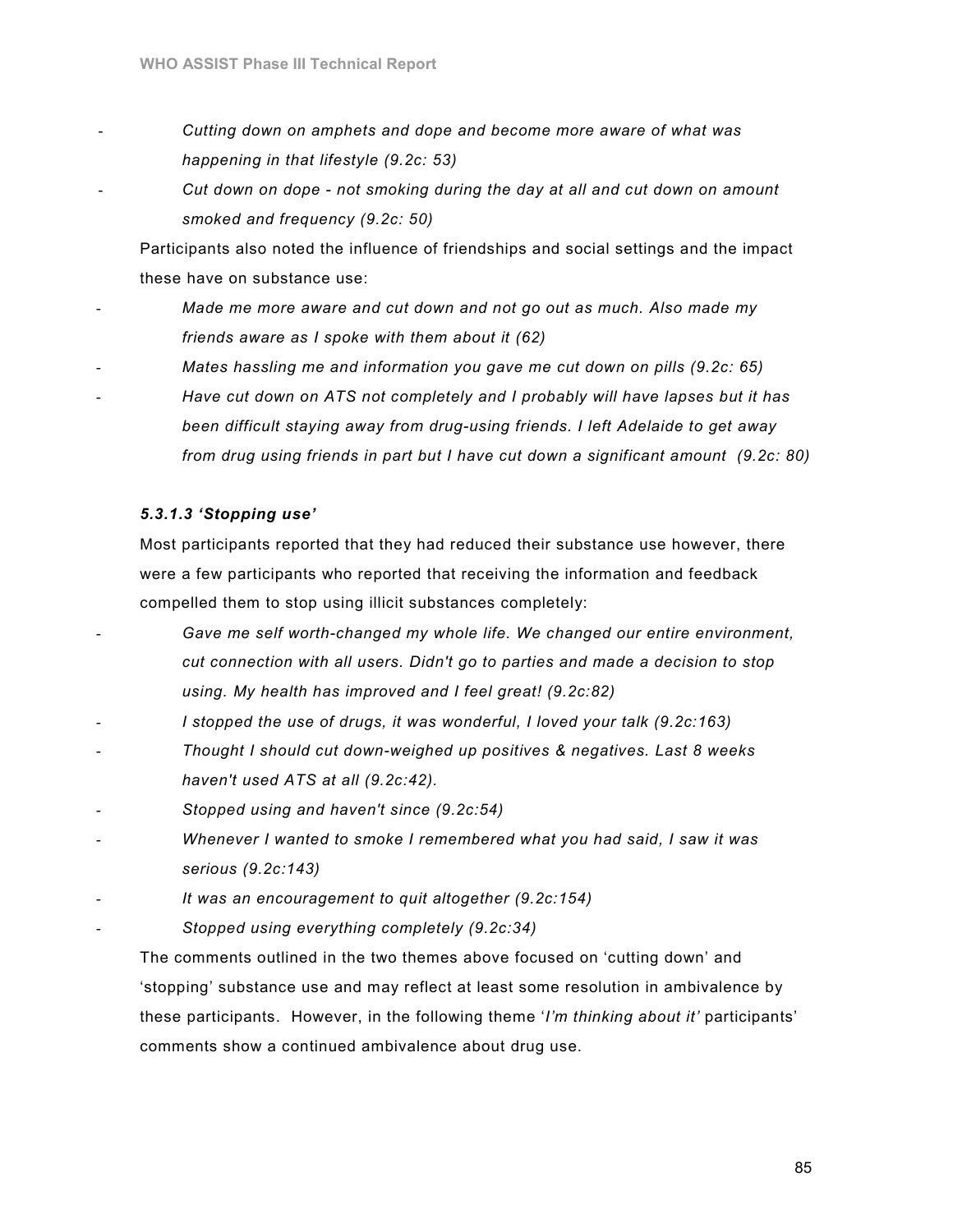- *Cutting down on amphets and dope and become more aware of what was happening in that lifestyle (9.2c: 53)*
- *Cut down on dope - not smoking during the day at all and cut down on amount smoked and frequency (9.2c: 50)*

Participants also noted the influence of friendships and social settings and the impact these have on substance use:

- *Made me more aware and cut down and not go out as much. Also made my friends aware as I spoke with them about it (62)*
- *Mates hassling me and information you gave me cut down on pills (9.2c: 65)*
- *Have cut down on ATS not completely and I probably will have lapses but it has been difficult staying away from drug-using friends. I left Adelaide to get away from drug using friends in part but I have cut down a significant amount (9.2c: 80)*

#### *5.3.1.3 'Stopping use'*

Most participants reported that they had reduced their substance use however, there were a few participants who reported that receiving the information and feedback compelled them to stop using illicit substances completely:

- *Gave me self worth-changed my whole life. We changed our entire environment, cut connection with all users. Didn't go to parties and made a decision to stop using. My health has improved and I feel great! (9.2c:82)*
- *I stopped the use of drugs, it was wonderful, I loved your talk (9.2c:163)*
- *Thought I should cut down-weighed up positives & negatives. Last 8 weeks haven't used ATS at all (9.2c:42).*
- *Stopped using and haven't since (9.2c:54)*
- *Whenever I wanted to smoke I remembered what you had said, I saw it was serious (9.2c:143)*
- *It was an encouragement to quit altogether (9.2c:154)*
- *Stopped using everything completely (9.2c:34)*

The comments outlined in the two themes above focused on 'cutting down' and 'stopping' substance use and may reflect at least some resolution in ambivalence by these participants. However, in the following theme '*I'm thinking about it'* participants' comments show a continued ambivalence about drug use.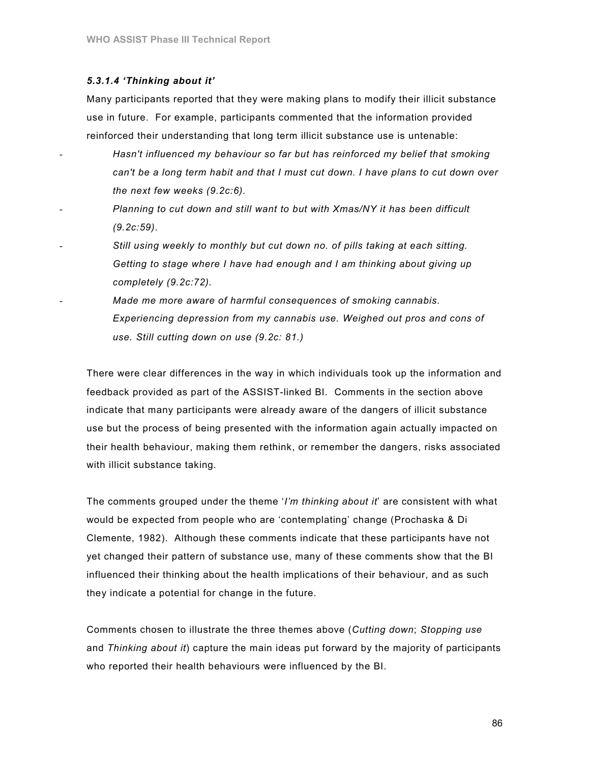#### *5.3.1.4 'Thinking about it'*

Many participants reported that they were making plans to modify their illicit substance use in future. For example, participants commented that the information provided reinforced their understanding that long term illicit substance use is untenable:

- *Hasn't influenced my behaviour so far but has reinforced my belief that smoking can't be a long term habit and that I must cut down. I have plans to cut down over the next few weeks (9.2c:6).*
- *Planning to cut down and still want to but with Xmas/NY it has been difficult (9.2c:59).*
- *Still using weekly to monthly but cut down no. of pills taking at each sitting. Getting to stage where I have had enough and I am thinking about giving up completely (9.2c:72).*
- *Made me more aware of harmful consequences of smoking cannabis. Experiencing depression from my cannabis use. Weighed out pros and cons of use. Still cutting down on use (9.2c: 81.)*

There were clear differences in the way in which individuals took up the information and feedback provided as part of the ASSIST-linked BI. Comments in the section above indicate that many participants were already aware of the dangers of illicit substance use but the process of being presented with the information again actually impacted on their health behaviour, making them rethink, or remember the dangers, risks associated with illicit substance taking.

The comments grouped under the theme '*I'm thinking about it*' are consistent with what would be expected from people who are 'contemplating' change (Prochaska & Di Clemente, 1982). Although these comments indicate that these participants have not yet changed their pattern of substance use, many of these comments show that the BI influenced their thinking about the health implications of their behaviour, and as such they indicate a potential for change in the future.

Comments chosen to illustrate the three themes above (*Cutting down*; *Stopping use* and *Thinking about it*) capture the main ideas put forward by the majority of participants who reported their health behaviours were influenced by the BI.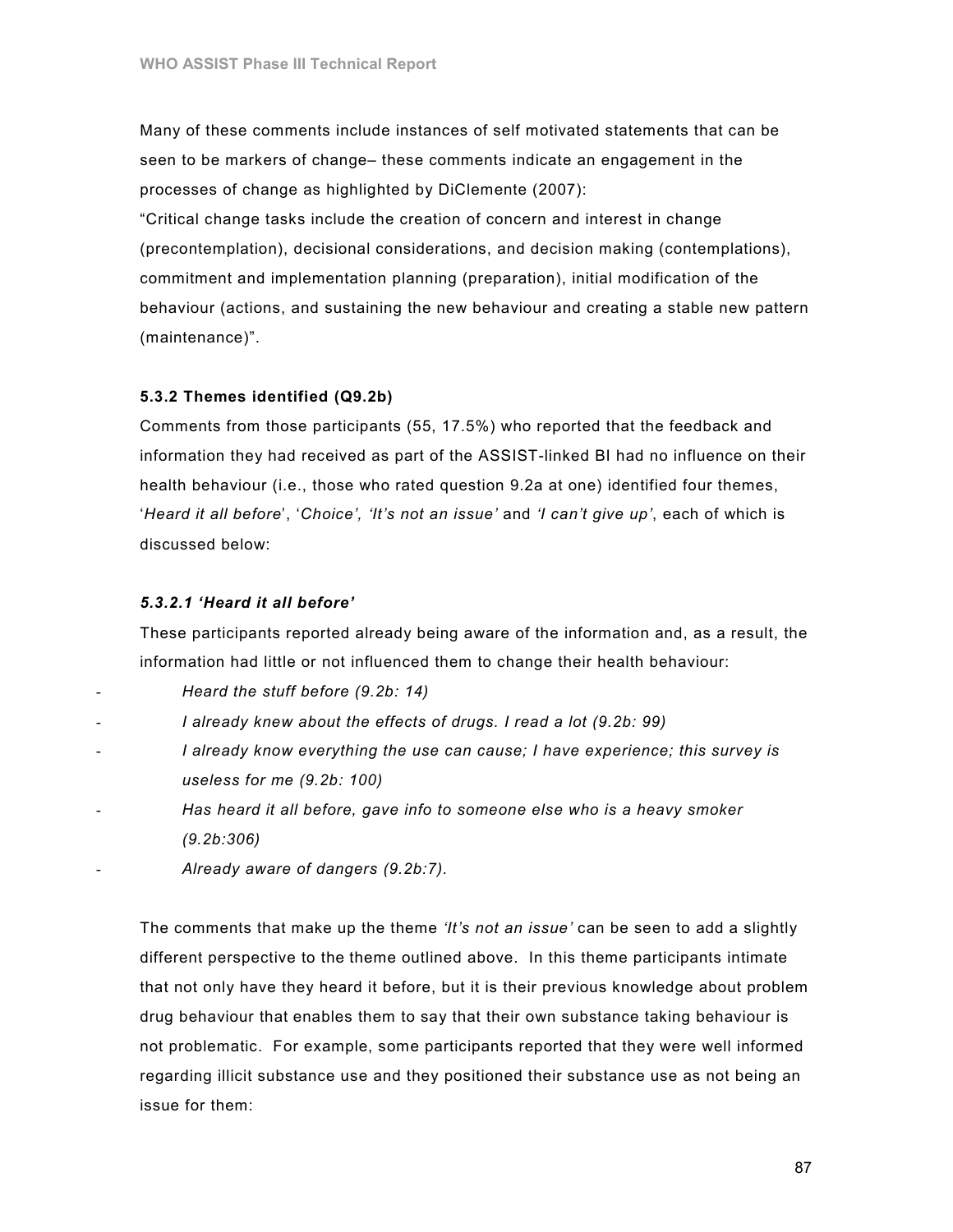Many of these comments include instances of self motivated statements that can be seen to be markers of change– these comments indicate an engagement in the processes of change as highlighted by DiClemente (2007):

"Critical change tasks include the creation of concern and interest in change (precontemplation), decisional considerations, and decision making (contemplations), commitment and implementation planning (preparation), initial modification of the behaviour (actions, and sustaining the new behaviour and creating a stable new pattern (maintenance)".

### 5.3.2 Themes identified (Q9.2b)

Comments from those participants (55, 17.5%) who reported that the feedback and information they had received as part of the ASSIST-linked BI had no influence on their health behaviour (i.e., those who rated question 9.2a at one) identified four themes, '*Heard it all before*', '*Choice', 'It's not an issue'* and *'I can't give up'*, each of which is discussed below:

#### *5.3.2.1 'Heard it all before'*

These participants reported already being aware of the information and, as a result, the information had little or not influenced them to change their health behaviour:

- *Heard the stuff before (9.2b: 14)*
- *I already knew about the effects of drugs. I read a lot (9.2b: 99)*
- *I already know everything the use can cause; I have experience; this survey is useless for me (9.2b: 100)*
- *Has heard it all before, gave info to someone else who is a heavy smoker (9.2b:306)*
- *Already aware of dangers (9.2b:7).*

The comments that make up the theme *'It's not an issue'* can be seen to add a slightly different perspective to the theme outlined above. In this theme participants intimate that not only have they heard it before, but it is their previous knowledge about problem drug behaviour that enables them to say that their own substance taking behaviour is not problematic. For example, some participants reported that they were well informed regarding illicit substance use and they positioned their substance use as not being an issue for them: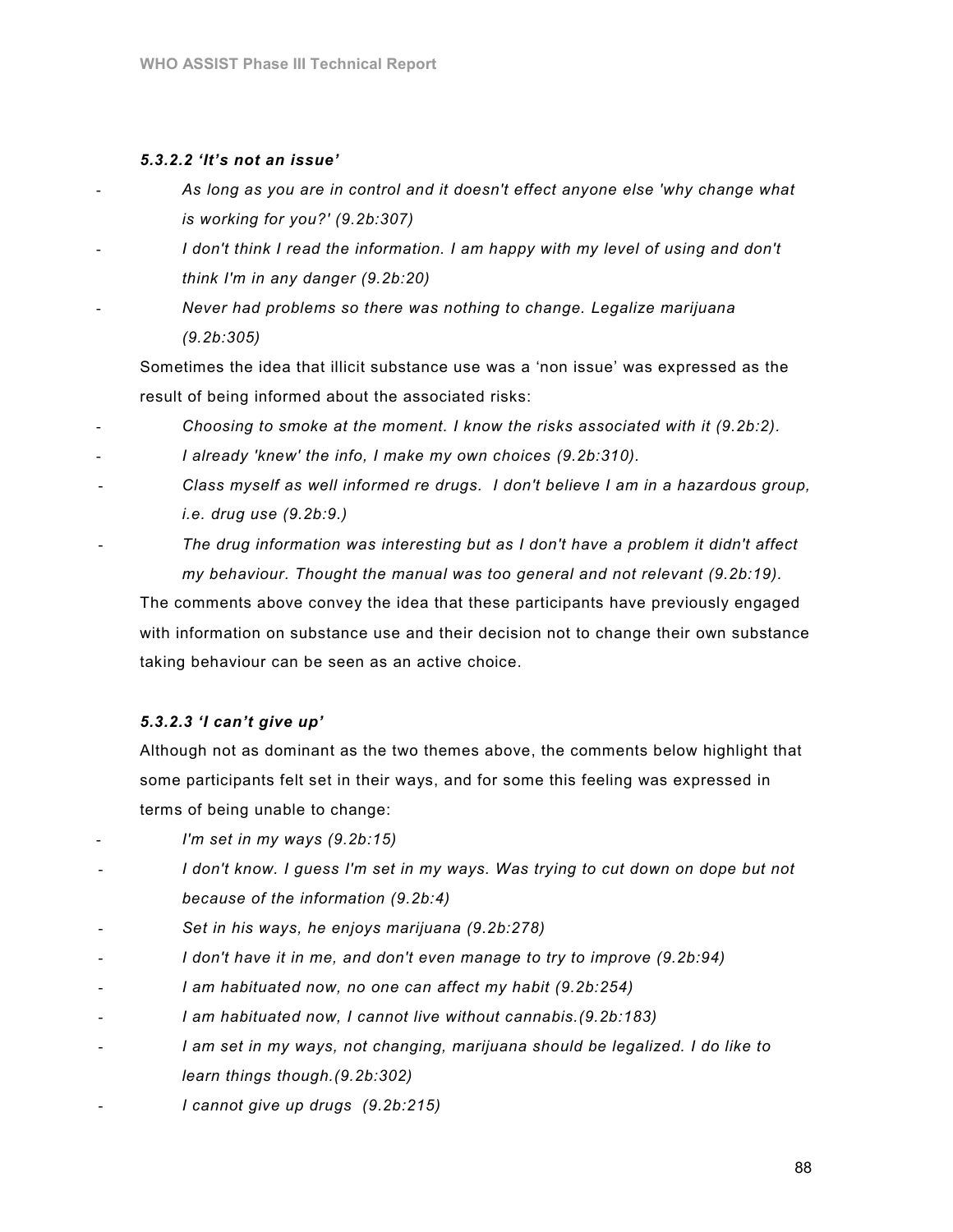#### *5.3.2.2 'It's not an issue'*

- *As long as you are in control and it doesn't effect anyone else 'why change what is working for you?' (9.2b:307)*
- *I don't think I read the information. I am happy with my level of using and don't think I'm in any danger (9.2b:20)*
- *Never had problems so there was nothing to change. Legalize marijuana (9.2b:305)*

Sometimes the idea that illicit substance use was a 'non issue' was expressed as the result of being informed about the associated risks:

- *Choosing to smoke at the moment. I know the risks associated with it (9.2b:2).*
- *I already 'knew' the info, I make my own choices (9.2b:310).*
- *Class myself as well informed re drugs. I don't believe I am in a hazardous group, i.e. drug use (9.2b:9.)*
- *The drug information was interesting but as I don't have a problem it didn't affect my behaviour. Thought the manual was too general and not relevant (9.2b:19).*

The comments above convey the idea that these participants have previously engaged with information on substance use and their decision not to change their own substance taking behaviour can be seen as an active choice.

#### *5.3.2.3 'I can't give up'*

Although not as dominant as the two themes above, the comments below highlight that some participants felt set in their ways, and for some this feeling was expressed in terms of being unable to change:

- *I'm set in my ways (9.2b:15)*
- *I don't know. I guess I'm set in my ways. Was trying to cut down on dope but not because of the information (9.2b:4)*
- *Set in his ways, he enjoys marijuana (9.2b:278)*
- *I don't have it in me, and don't even manage to try to improve (9.2b:94)*
- *I am habituated now, no one can affect my habit (9.2b:254)*
- *I am habituated now, I cannot live without cannabis.(9.2b:183)*
- *I am set in my ways, not changing, marijuana should be legalized. I do like to learn things though.(9.2b:302)*
- *I cannot give up drugs (9.2b:215)*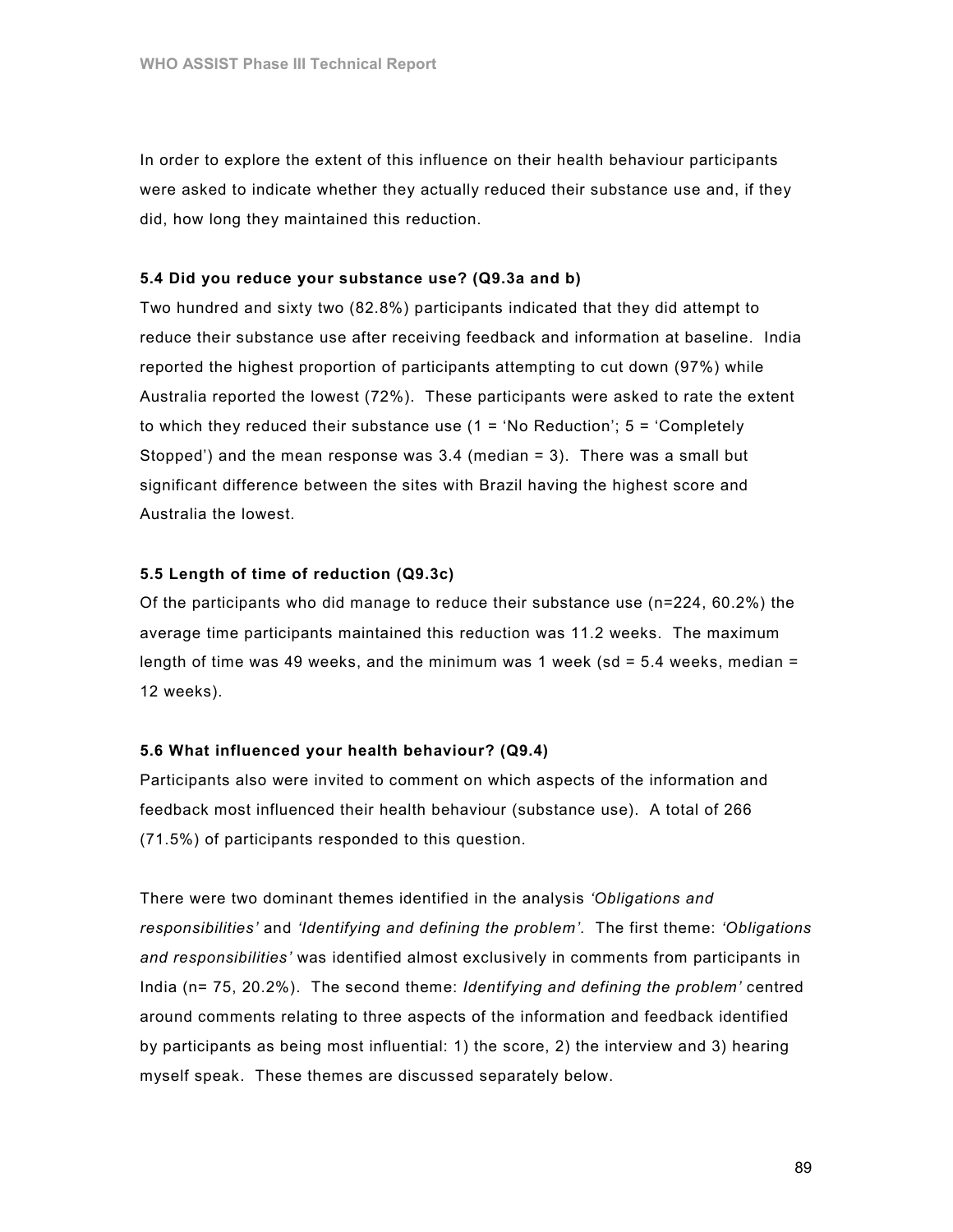In order to explore the extent of this influence on their health behaviour participants were asked to indicate whether they actually reduced their substance use and, if they did, how long they maintained this reduction.

### 5.4 Did you reduce your substance use? (Q9.3a and b)

Two hundred and sixty two (82.8%) participants indicated that they did attempt to reduce their substance use after receiving feedback and information at baseline. India reported the highest proportion of participants attempting to cut down (97%) while Australia reported the lowest (72%). These participants were asked to rate the extent to which they reduced their substance use (1 = 'No Reduction'; 5 = 'Completely Stopped') and the mean response was 3.4 (median = 3). There was a small but significant difference between the sites with Brazil having the highest score and Australia the lowest.

### 5.5 Length of time of reduction (Q9.3c)

Of the participants who did manage to reduce their substance use (n=224, 60.2%) the average time participants maintained this reduction was 11.2 weeks. The maximum length of time was 49 weeks, and the minimum was 1 week (sd = 5.4 weeks, median = 12 weeks).

### 5.6 What influenced your health behaviour? (Q9.4)

Participants also were invited to comment on which aspects of the information and feedback most influenced their health behaviour (substance use). A total of 266 (71.5%) of participants responded to this question.

There were two dominant themes identified in the analysis *'Obligations and responsibilities'* and *'Identifying and defining the problem'*. The first theme: *'Obligations and responsibilities'* was identified almost exclusively in comments from participants in India (n= 75, 20.2%). The second theme: *Identifying and defining the problem'* centred around comments relating to three aspects of the information and feedback identified by participants as being most influential: 1) the score, 2) the interview and 3) hearing myself speak. These themes are discussed separately below.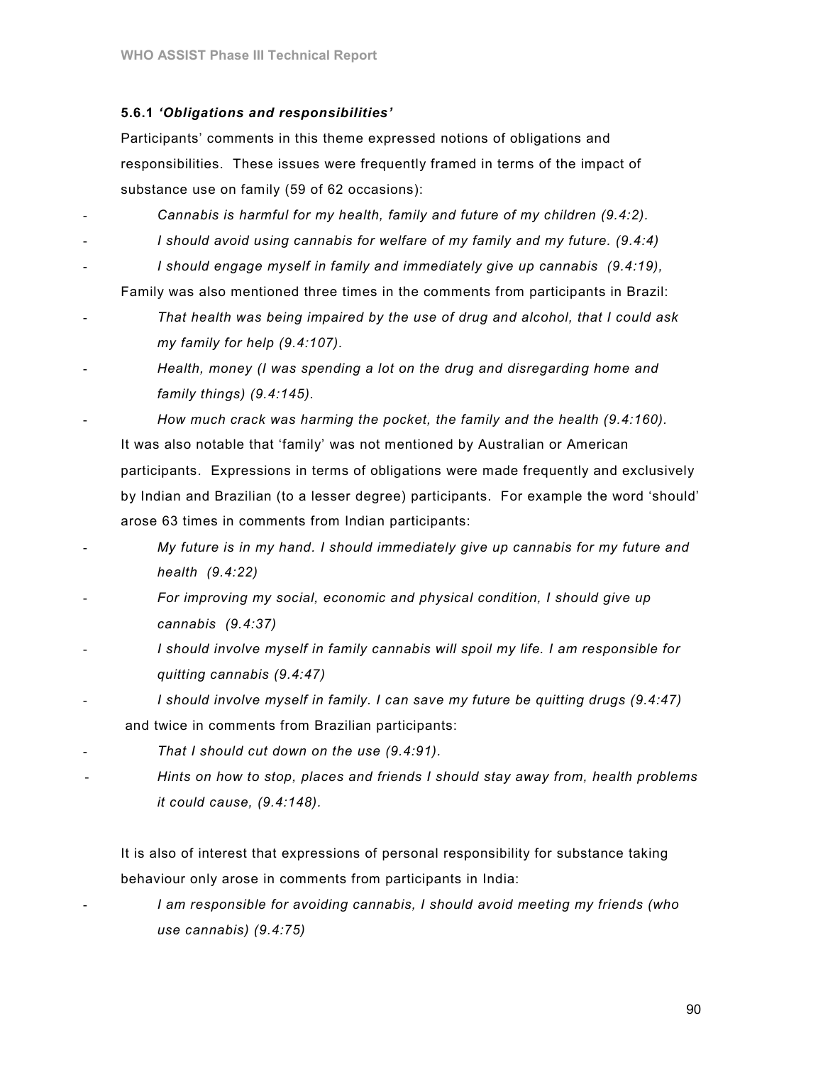#### 5.6.1 *'Obligations and responsibilities'*

Participants' comments in this theme expressed notions of obligations and responsibilities. These issues were frequently framed in terms of the impact of substance use on family (59 of 62 occasions):

- *Cannabis is harmful for my health, family and future of my children (9.4:2).*
- *I should avoid using cannabis for welfare of my family and my future. (9.4:4)*
- *I should engage myself in family and immediately give up cannabis (9.4:19),*

Family was also mentioned three times in the comments from participants in Brazil:

- *That health was being impaired by the use of drug and alcohol, that I could ask my family for help (9.4:107).*
- *Health, money (I was spending a lot on the drug and disregarding home and family things) (9.4:145).*
- *How much crack was harming the pocket, the family and the health (9.4:160).*

It was also notable that 'family' was not mentioned by Australian or American participants. Expressions in terms of obligations were made frequently and exclusively by Indian and Brazilian (to a lesser degree) participants. For example the word 'should' arose 63 times in comments from Indian participants:

- *My future is in my hand. I should immediately give up cannabis for my future and health (9.4:22)*
- *For improving my social, economic and physical condition, I should give up cannabis (9.4:37)*
- *I should involve myself in family cannabis will spoil my life. I am responsible for quitting cannabis (9.4:47)*
- *I should involve myself in family. I can save my future be quitting drugs (9.4:47)*

and twice in comments from Brazilian participants:

- *That I should cut down on the use (9.4:91).*
- *Hints on how to stop, places and friends I should stay away from, health problems it could cause, (9.4:148).*

It is also of interest that expressions of personal responsibility for substance taking behaviour only arose in comments from participants in India:

- *I am responsible for avoiding cannabis, I should avoid meeting my friends (who use cannabis) (9.4:75)*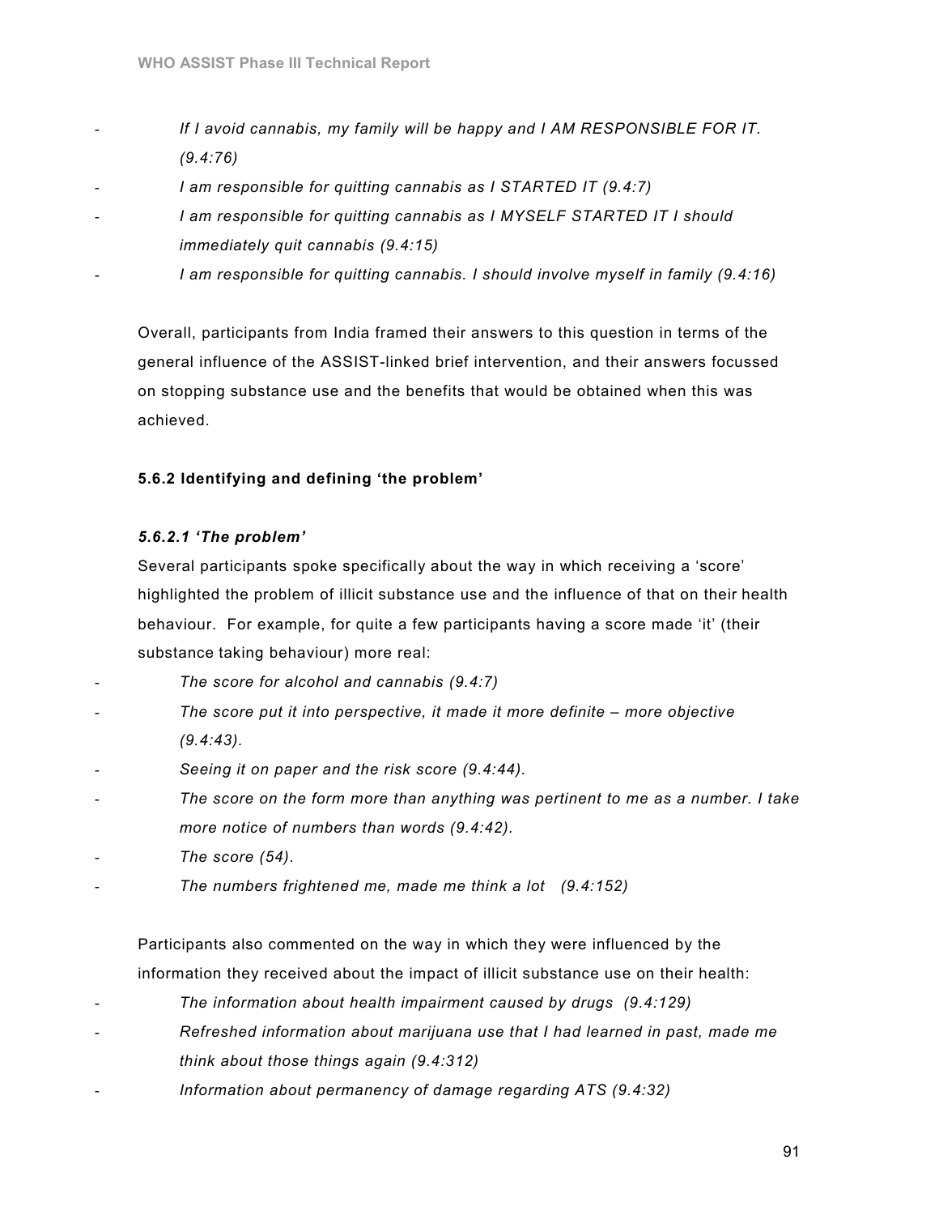- *If I avoid cannabis, my family will be happy and I AM RESPONSIBLE FOR IT. (9.4:76)*
- *I am responsible for quitting cannabis as I STARTED IT (9.4:7)*
- *I am responsible for quitting cannabis as I MYSELF STARTED IT I should immediately quit cannabis (9.4:15)*
- *I am responsible for quitting cannabis. I should involve myself in family (9.4:16)*

Overall, participants from India framed their answers to this question in terms of the general influence of the ASSIST-linked brief intervention, and their answers focussed on stopping substance use and the benefits that would be obtained when this was achieved.

### 5.6.2 Identifying and defining 'the problem'

#### *5.6.2.1 'The problem'*

Several participants spoke specifically about the way in which receiving a 'score' highlighted the problem of illicit substance use and the influence of that on their health behaviour. For example, for quite a few participants having a score made 'it' (their substance taking behaviour) more real:

- *The score for alcohol and cannabis (9.4:7)*
- *The score put it into perspective, it made it more definite – more objective (9.4:43).*
- *Seeing it on paper and the risk score (9.4:44).*
- *The score on the form more than anything was pertinent to me as a number. I take more notice of numbers than words (9.4:42).*
- *The score (54).*
- *The numbers frightened me, made me think a lot (9.4:152)*

Participants also commented on the way in which they were influenced by the information they received about the impact of illicit substance use on their health:

- *The information about health impairment caused by drugs (9.4:129)*
- *Refreshed information about marijuana use that I had learned in past, made me think about those things again (9.4:312)*
- *Information about permanency of damage regarding ATS (9.4:32)*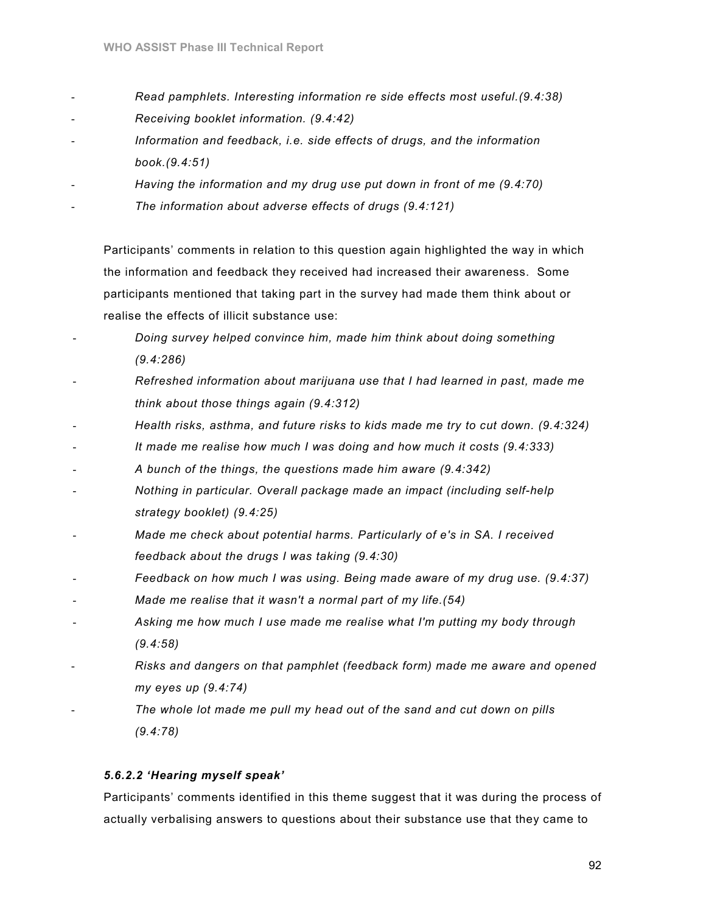- *Read pamphlets. Interesting information re side effects most useful.(9.4:38)*
- *Receiving booklet information. (9.4:42)*
- *Information and feedback, i.e. side effects of drugs, and the information book.(9.4:51)*
- *Having the information and my drug use put down in front of me (9.4:70)*
- *The information about adverse effects of drugs (9.4:121)*

Participants' comments in relation to this question again highlighted the way in which the information and feedback they received had increased their awareness. Some participants mentioned that taking part in the survey had made them think about or realise the effects of illicit substance use:

- *Doing survey helped convince him, made him think about doing something (9.4:286)*
- *Refreshed information about marijuana use that I had learned in past, made me think about those things again (9.4:312)*
- *Health risks, asthma, and future risks to kids made me try to cut down. (9.4:324)*
- *It made me realise how much I was doing and how much it costs (9.4:333)*
- *A bunch of the things, the questions made him aware (9.4:342)*
- *Nothing in particular. Overall package made an impact (including self-help strategy booklet) (9.4:25)*
- *Made me check about potential harms. Particularly of e's in SA. I received feedback about the drugs I was taking (9.4:30)*
- *Feedback on how much I was using. Being made aware of my drug use. (9.4:37)*
- *Made me realise that it wasn't a normal part of my life.(54)*
- *Asking me how much I use made me realise what I'm putting my body through (9.4:58)*
- *Risks and dangers on that pamphlet (feedback form) made me aware and opened my eyes up (9.4:74)*
- *The whole lot made me pull my head out of the sand and cut down on pills (9.4:78)*

#### *5.6.2.2 'Hearing myself speak'*

Participants' comments identified in this theme suggest that it was during the process of actually verbalising answers to questions about their substance use that they came to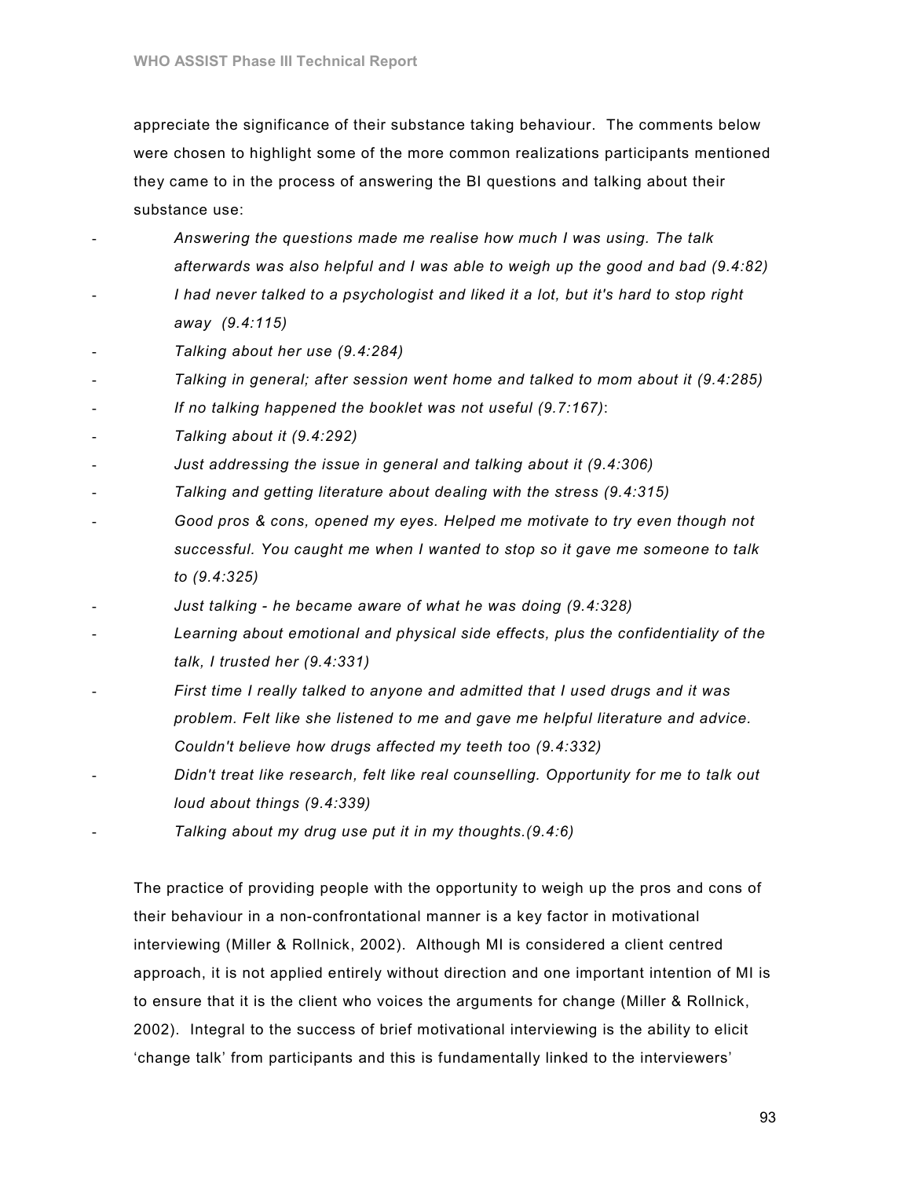appreciate the significance of their substance taking behaviour. The comments below were chosen to highlight some of the more common realizations participants mentioned they came to in the process of answering the BI questions and talking about their substance use:

- *Answering the questions made me realise how much I was using. The talk afterwards was also helpful and I was able to weigh up the good and bad (9.4:82)*
- *I had never talked to a psychologist and liked it a lot, but it's hard to stop right away (9.4:115)*
- *Talking about her use (9.4:284)*
- *Talking in general; after session went home and talked to mom about it (9.4:285)*
- *If no talking happened the booklet was not useful (9.7:167)*:
- *Talking about it (9.4:292)*
- *Just addressing the issue in general and talking about it (9.4:306)*
- *Talking and getting literature about dealing with the stress (9.4:315)*
- *Good pros & cons, opened my eyes. Helped me motivate to try even though not successful. You caught me when I wanted to stop so it gave me someone to talk to (9.4:325)*
- *Just talking - he became aware of what he was doing (9.4:328)*
- *Learning about emotional and physical side effects, plus the confidentiality of the talk, I trusted her (9.4:331)*
- *First time I really talked to anyone and admitted that I used drugs and it was problem. Felt like she listened to me and gave me helpful literature and advice. Couldn't believe how drugs affected my teeth too (9.4:332)*
- *Didn't treat like research, felt like real counselling. Opportunity for me to talk out loud about things (9.4:339)*
- *Talking about my drug use put it in my thoughts.(9.4:6)*

The practice of providing people with the opportunity to weigh up the pros and cons of their behaviour in a non-confrontational manner is a key factor in motivational interviewing (Miller & Rollnick, 2002). Although MI is considered a client centred approach, it is not applied entirely without direction and one important intention of MI is to ensure that it is the client who voices the arguments for change (Miller & Rollnick, 2002). Integral to the success of brief motivational interviewing is the ability to elicit 'change talk' from participants and this is fundamentally linked to the interviewers'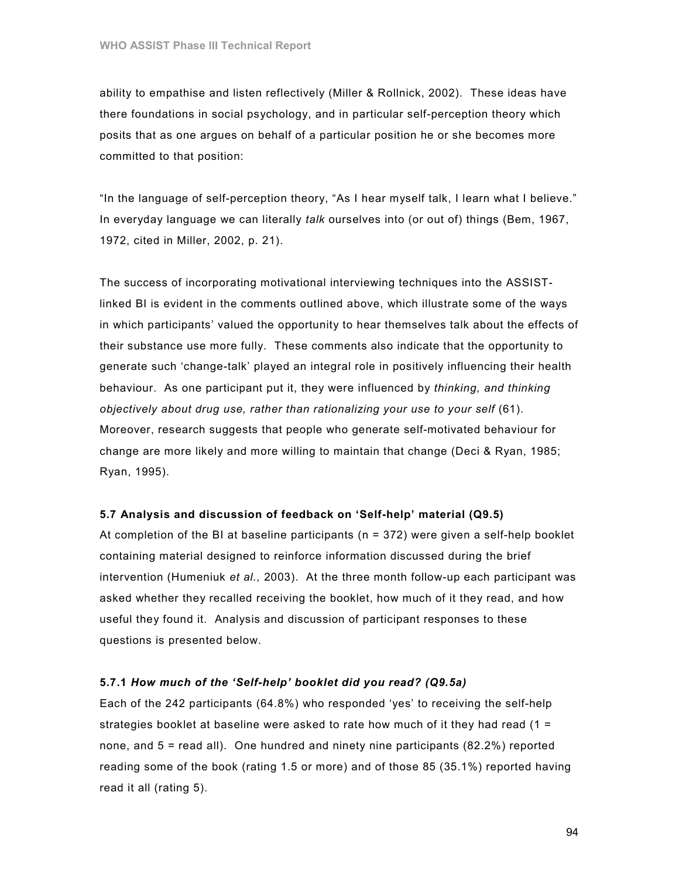ability to empathise and listen reflectively (Miller & Rollnick, 2002). These ideas have there foundations in social psychology, and in particular self-perception theory which posits that as one argues on behalf of a particular position he or she becomes more committed to that position:

"In the language of self-perception theory, "As I hear myself talk, I learn what I believe." In everyday language we can literally *talk* ourselves into (or out of) things (Bem, 1967, 1972, cited in Miller, 2002, p. 21).

The success of incorporating motivational interviewing techniques into the ASSIST-linked BI is evident in the comments outlined above, which illustrate some of the ways in which participants' valued the opportunity to hear themselves talk about the effects of their substance use more fully. These comments also indicate that the opportunity to generate such 'change-talk' played an integral role in positively influencing their health behaviour. As one participant put it, they were influenced by *thinking, and thinking objectively about drug use, rather than rationalizing your use to your self* (61). Moreover, research suggests that people who generate self-motivated behaviour for change are more likely and more willing to maintain that change (Deci & Ryan, 1985; Ryan, 1995).

### 5.7 Analysis and discussion of feedback on 'Self-help' material (Q9.5)

At completion of the BI at baseline participants (n = 372) were given a self-help booklet containing material designed to reinforce information discussed during the brief intervention (Humeniuk *et al.,* 2003). At the three month follow-up each participant was asked whether they recalled receiving the booklet, how much of it they read, and how useful they found it. Analysis and discussion of participant responses to these questions is presented below.

#### 5.7.1 *How much of the 'Self-help' booklet did you read? (Q9.5a)*

Each of the 242 participants (64.8%) who responded 'yes' to receiving the self-help strategies booklet at baseline were asked to rate how much of it they had read (1 = none, and 5 = read all). One hundred and ninety nine participants (82.2%) reported reading some of the book (rating 1.5 or more) and of those 85 (35.1%) reported having read it all (rating 5).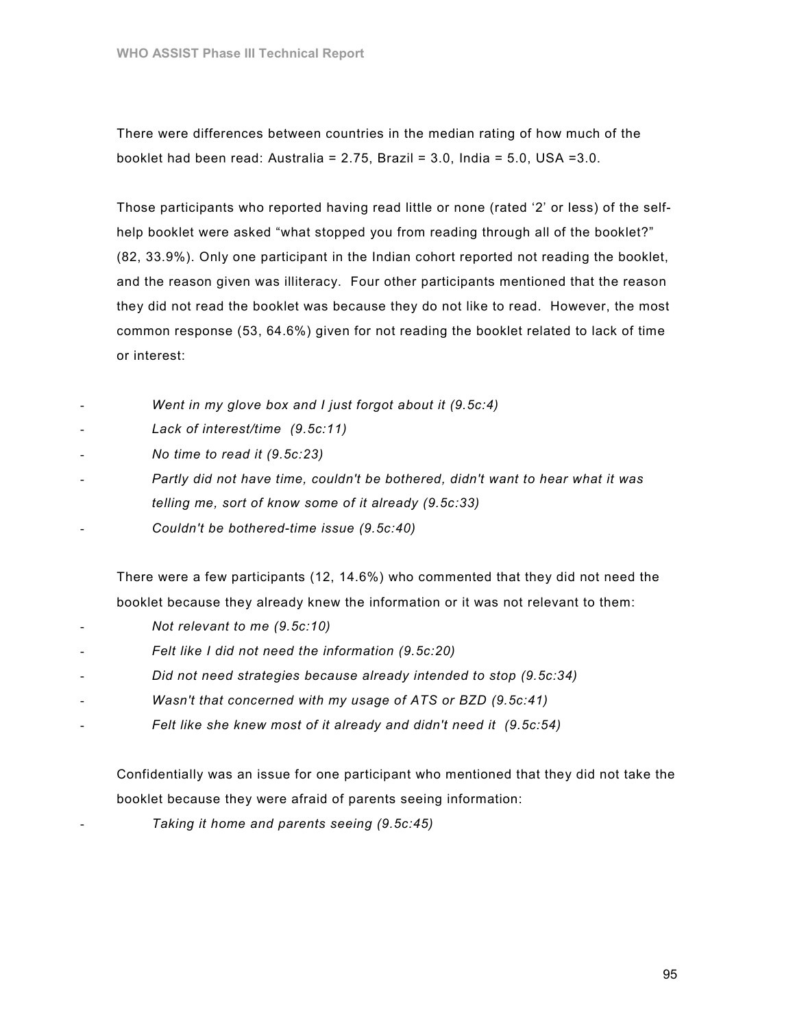There were differences between countries in the median rating of how much of the booklet had been read: Australia = 2.75, Brazil = 3.0, India = 5.0, USA =3.0.

Those participants who reported having read little or none (rated '2' or less) of the self-help booklet were asked "what stopped you from reading through all of the booklet?" (82, 33.9%). Only one participant in the Indian cohort reported not reading the booklet, and the reason given was illiteracy. Four other participants mentioned that the reason they did not read the booklet was because they do not like to read. However, the most common response (53, 64.6%) given for not reading the booklet related to lack of time or interest:

- *Went in my glove box and I just forgot about it (9.5c:4)*
- *Lack of interest/time (9.5c:11)*
- *No time to read it (9.5c:23)*
- *Partly did not have time, couldn't be bothered, didn't want to hear what it was telling me, sort of know some of it already (9.5c:33)*
- *Couldn't be bothered-time issue (9.5c:40)*

There were a few participants (12, 14.6%) who commented that they did not need the booklet because they already knew the information or it was not relevant to them:

- *Not relevant to me (9.5c:10)*
- *Felt like I did not need the information (9.5c:20)*
- *Did not need strategies because already intended to stop (9.5c:34)*
- *Wasn't that concerned with my usage of ATS or BZD (9.5c:41)*
- *Felt like she knew most of it already and didn't need it (9.5c:54)*

Confidentially was an issue for one participant who mentioned that they did not take the booklet because they were afraid of parents seeing information:

- *Taking it home and parents seeing (9.5c:45)*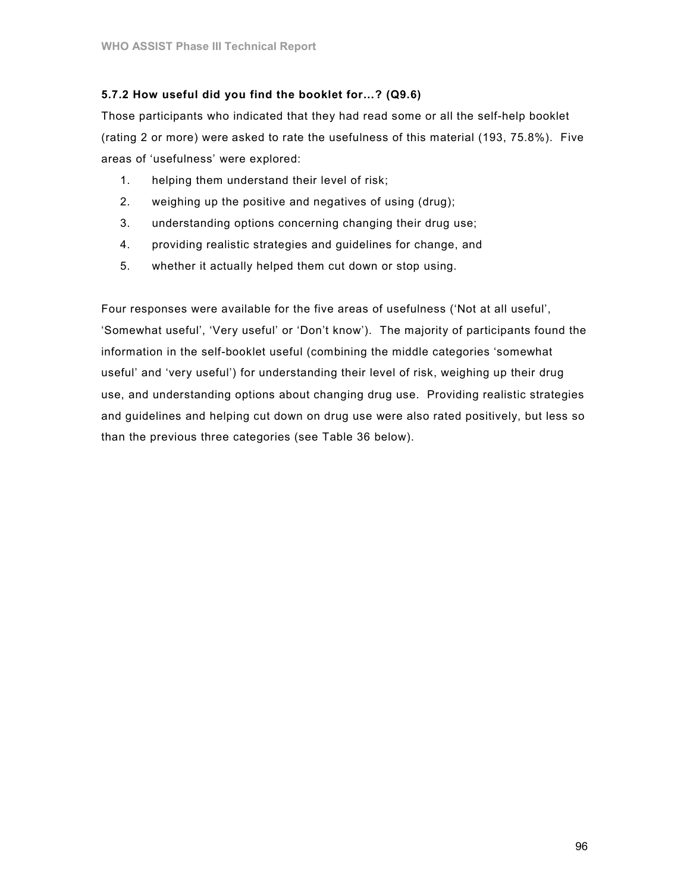#### 5.7.2 How useful did you find the booklet for…? (Q9.6)

Those participants who indicated that they had read some or all the self-help booklet (rating 2 or more) were asked to rate the usefulness of this material (193, 75.8%). Five areas of 'usefulness' were explored:

1. helping them understand their level of risk;
2. weighing up the positive and negatives of using (drug);
3. understanding options concerning changing their drug use;
4. providing realistic strategies and guidelines for change, and
5. whether it actually helped them cut down or stop using.

Four responses were available for the five areas of usefulness ('Not at all useful', 'Somewhat useful', 'Very useful' or 'Don't know'). The majority of participants found the information in the self-booklet useful (combining the middle categories 'somewhat useful' and 'very useful') for understanding their level of risk, weighing up their drug use, and understanding options about changing drug use. Providing realistic strategies and guidelines and helping cut down on drug use were also rated positively, but less so than the previous three categories (see Table 36 below).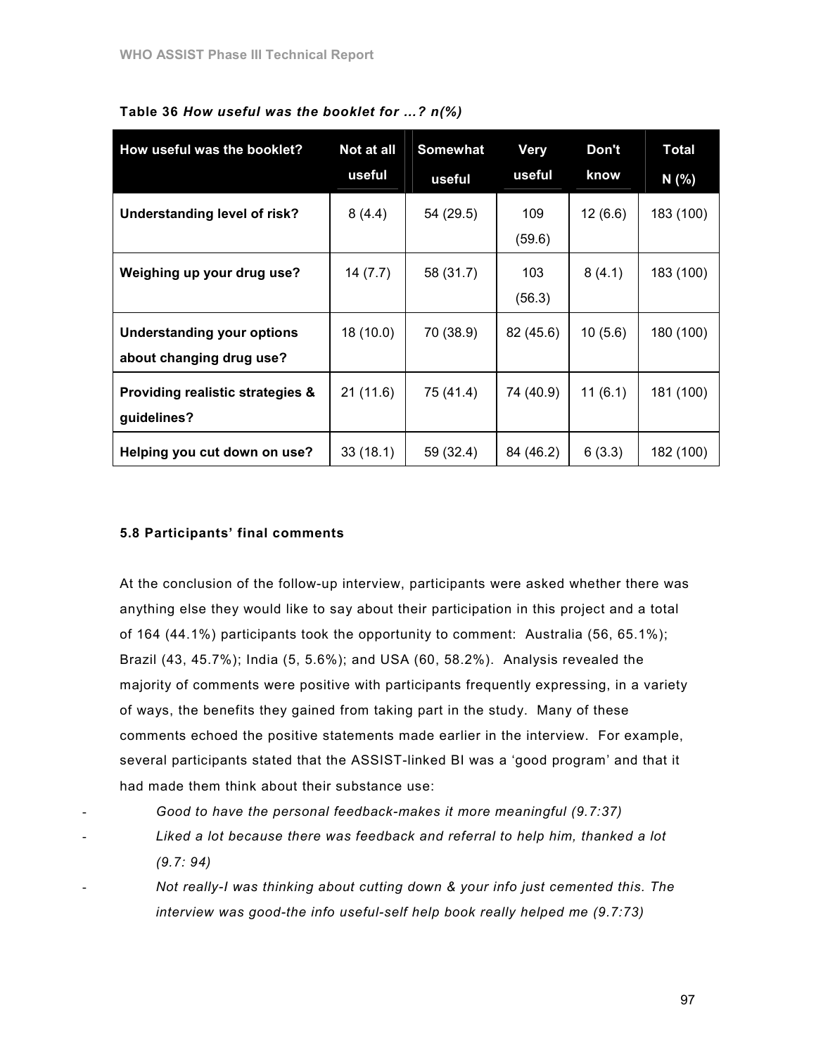**Table 36** ***How useful was the booklet for …? n(%)***

| How useful was the booklet? | Not at all useful | Somewhat useful | Very useful | Don't know | Total N (%) |
|---|---|---|---|---|---|
| **Understanding level of risk?** | 8 (4.4) | 54 (29.5) | 109 (59.6) | 12 (6.6) | 183 (100) |
| **Weighing up your drug use?** | 14 (7.7) | 58 (31.7) | 103 (56.3) | 8 (4.1) | 183 (100) |
| **Understanding your options about changing drug use?** | 18 (10.0) | 70 (38.9) | 82 (45.6) | 10 (5.6) | 180 (100) |
| **Providing realistic strategies & guidelines?** | 21 (11.6) | 75 (41.4) | 74 (40.9) | 11 (6.1) | 181 (100) |
| **Helping you cut down on use?** | 33 (18.1) | 59 (32.4) | 84 (46.2) | 6 (3.3) | 182 (100) |

### 5.8 Participants' final comments

At the conclusion of the follow-up interview, participants were asked whether there was anything else they would like to say about their participation in this project and a total of 164 (44.1%) participants took the opportunity to comment: Australia (56, 65.1%); Brazil (43, 45.7%); India (5, 5.6%); and USA (60, 58.2%). Analysis revealed the majority of comments were positive with participants frequently expressing, in a variety of ways, the benefits they gained from taking part in the study. Many of these comments echoed the positive statements made earlier in the interview. For example, several participants stated that the ASSIST-linked BI was a 'good program' and that it had made them think about their substance use:

- *Good to have the personal feedback-makes it more meaningful (9.7:37)*
- *Liked a lot because there was feedback and referral to help him, thanked a lot (9.7: 94)*
- *Not really-I was thinking about cutting down & your info just cemented this. The interview was good-the info useful-self help book really helped me (9.7:73)*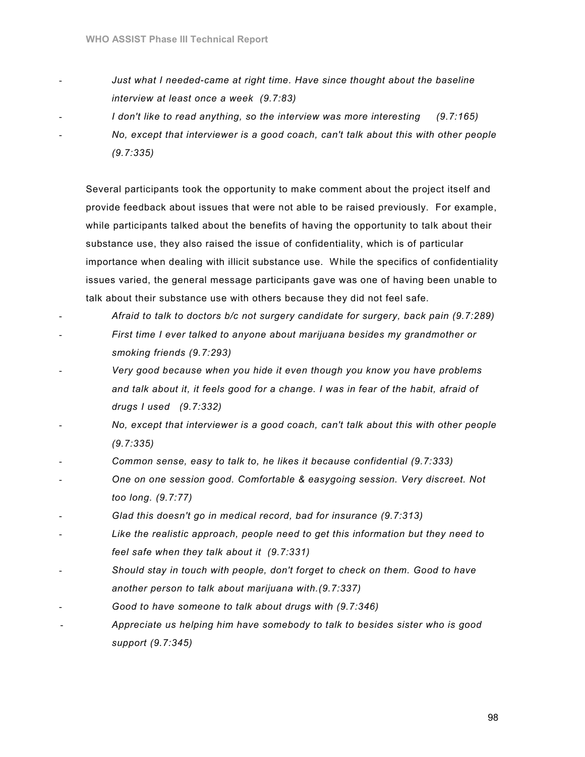- *Just what I needed-came at right time. Have since thought about the baseline interview at least once a week (9.7:83)*
- *I don't like to read anything, so the interview was more interesting (9.7:165)*
- *No, except that interviewer is a good coach, can't talk about this with other people (9.7:335)*

Several participants took the opportunity to make comment about the project itself and provide feedback about issues that were not able to be raised previously. For example, while participants talked about the benefits of having the opportunity to talk about their substance use, they also raised the issue of confidentiality, which is of particular importance when dealing with illicit substance use. While the specifics of confidentiality issues varied, the general message participants gave was one of having been unable to talk about their substance use with others because they did not feel safe.

- *Afraid to talk to doctors b/c not surgery candidate for surgery, back pain (9.7:289)*
- *First time I ever talked to anyone about marijuana besides my grandmother or smoking friends (9.7:293)*
- *Very good because when you hide it even though you know you have problems and talk about it, it feels good for a change. I was in fear of the habit, afraid of drugs I used (9.7:332)*
- *No, except that interviewer is a good coach, can't talk about this with other people (9.7:335)*
- *Common sense, easy to talk to, he likes it because confidential (9.7:333)*
- *One on one session good. Comfortable & easygoing session. Very discreet. Not too long. (9.7:77)*
- *Glad this doesn't go in medical record, bad for insurance (9.7:313)*
- *Like the realistic approach, people need to get this information but they need to feel safe when they talk about it (9.7:331)*
- *Should stay in touch with people, don't forget to check on them. Good to have another person to talk about marijuana with.(9.7:337)*
- *Good to have someone to talk about drugs with (9.7:346)*
- *Appreciate us helping him have somebody to talk to besides sister who is good support (9.7:345)*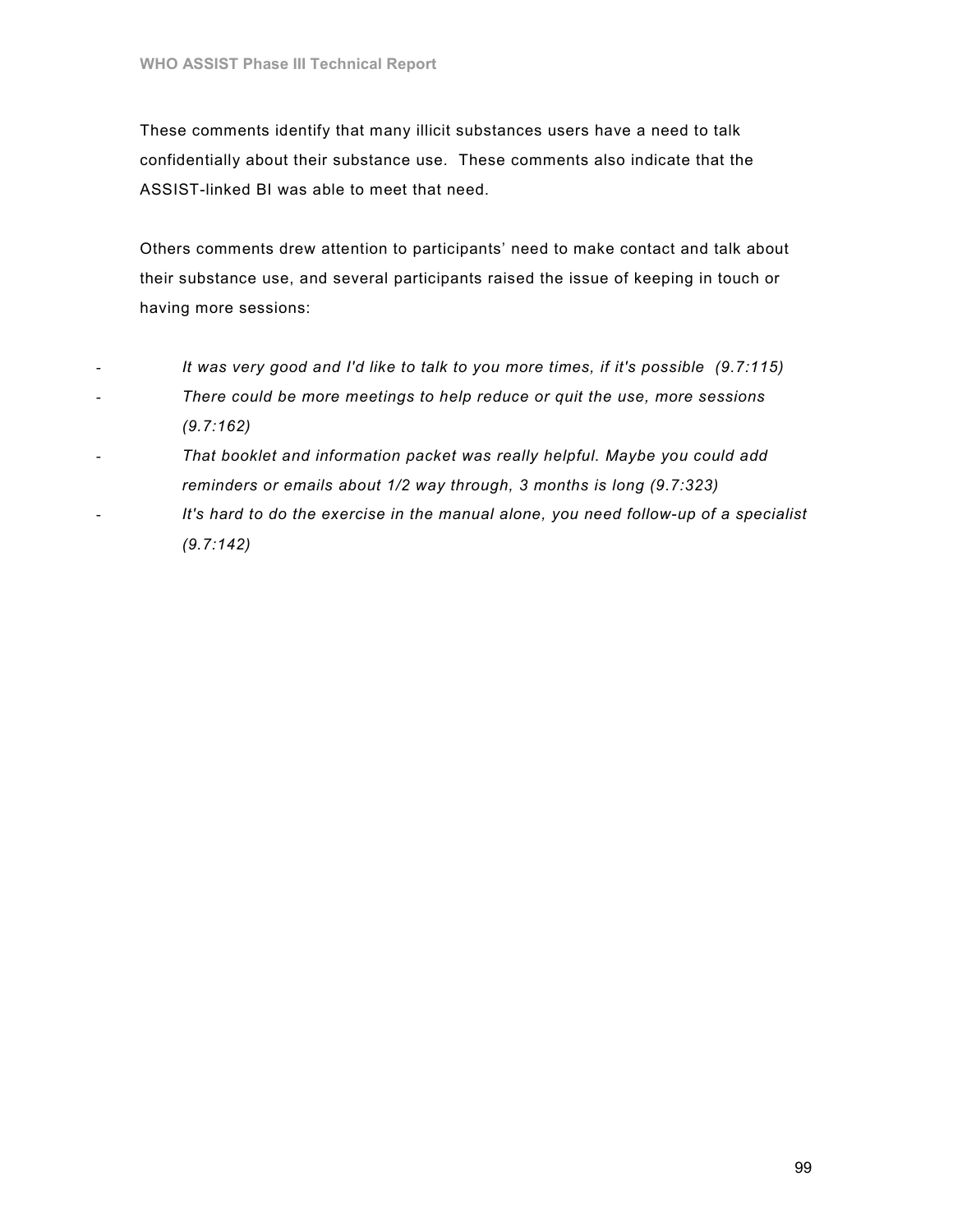These comments identify that many illicit substances users have a need to talk confidentially about their substance use. These comments also indicate that the ASSIST-linked BI was able to meet that need.

Others comments drew attention to participants' need to make contact and talk about their substance use, and several participants raised the issue of keeping in touch or having more sessions:

- *It was very good and I'd like to talk to you more times, if it's possible (9.7:115)*
- *There could be more meetings to help reduce or quit the use, more sessions (9.7:162)*
- *That booklet and information packet was really helpful. Maybe you could add reminders or emails about 1/2 way through, 3 months is long (9.7:323)*
- *It's hard to do the exercise in the manual alone, you need follow-up of a specialist (9.7:142)*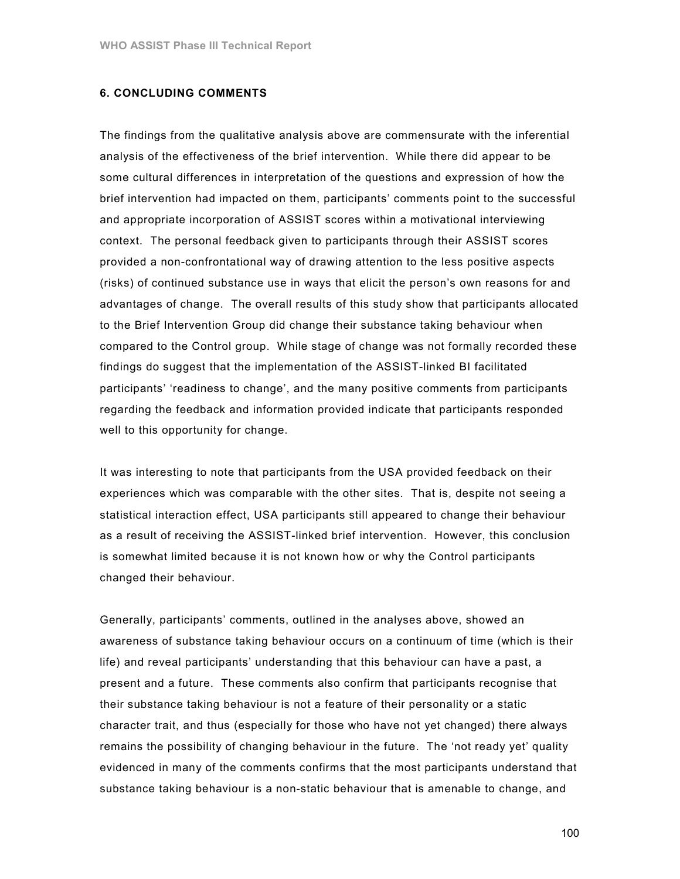### 6. CONCLUDING COMMENTS

The findings from the qualitative analysis above are commensurate with the inferential analysis of the effectiveness of the brief intervention. While there did appear to be some cultural differences in interpretation of the questions and expression of how the brief intervention had impacted on them, participants' comments point to the successful and appropriate incorporation of ASSIST scores within a motivational interviewing context. The personal feedback given to participants through their ASSIST scores provided a non-confrontational way of drawing attention to the less positive aspects (risks) of continued substance use in ways that elicit the person's own reasons for and advantages of change. The overall results of this study show that participants allocated to the Brief Intervention Group did change their substance taking behaviour when compared to the Control group. While stage of change was not formally recorded these findings do suggest that the implementation of the ASSIST-linked BI facilitated participants' 'readiness to change', and the many positive comments from participants regarding the feedback and information provided indicate that participants responded well to this opportunity for change.

It was interesting to note that participants from the USA provided feedback on their experiences which was comparable with the other sites. That is, despite not seeing a statistical interaction effect, USA participants still appeared to change their behaviour as a result of receiving the ASSIST-linked brief intervention. However, this conclusion is somewhat limited because it is not known how or why the Control participants changed their behaviour.

Generally, participants' comments, outlined in the analyses above, showed an awareness of substance taking behaviour occurs on a continuum of time (which is their life) and reveal participants' understanding that this behaviour can have a past, a present and a future. These comments also confirm that participants recognise that their substance taking behaviour is not a feature of their personality or a static character trait, and thus (especially for those who have not yet changed) there always remains the possibility of changing behaviour in the future. The 'not ready yet' quality evidenced in many of the comments confirms that the most participants understand that substance taking behaviour is a non-static behaviour that is amenable to change, and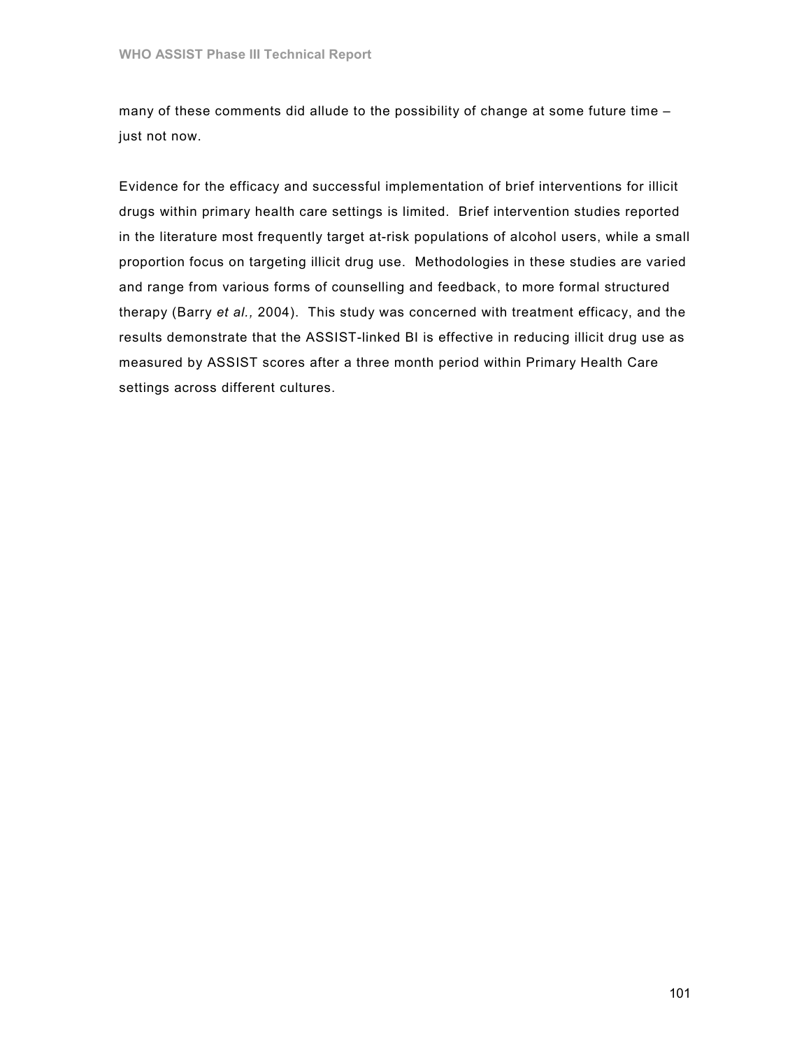many of these comments did allude to the possibility of change at some future time – just not now.

Evidence for the efficacy and successful implementation of brief interventions for illicit drugs within primary health care settings is limited. Brief intervention studies reported in the literature most frequently target at-risk populations of alcohol users, while a small proportion focus on targeting illicit drug use. Methodologies in these studies are varied and range from various forms of counselling and feedback, to more formal structured therapy (Barry *et al.,* 2004). This study was concerned with treatment efficacy, and the results demonstrate that the ASSIST-linked BI is effective in reducing illicit drug use as measured by ASSIST scores after a three month period within Primary Health Care settings across different cultures.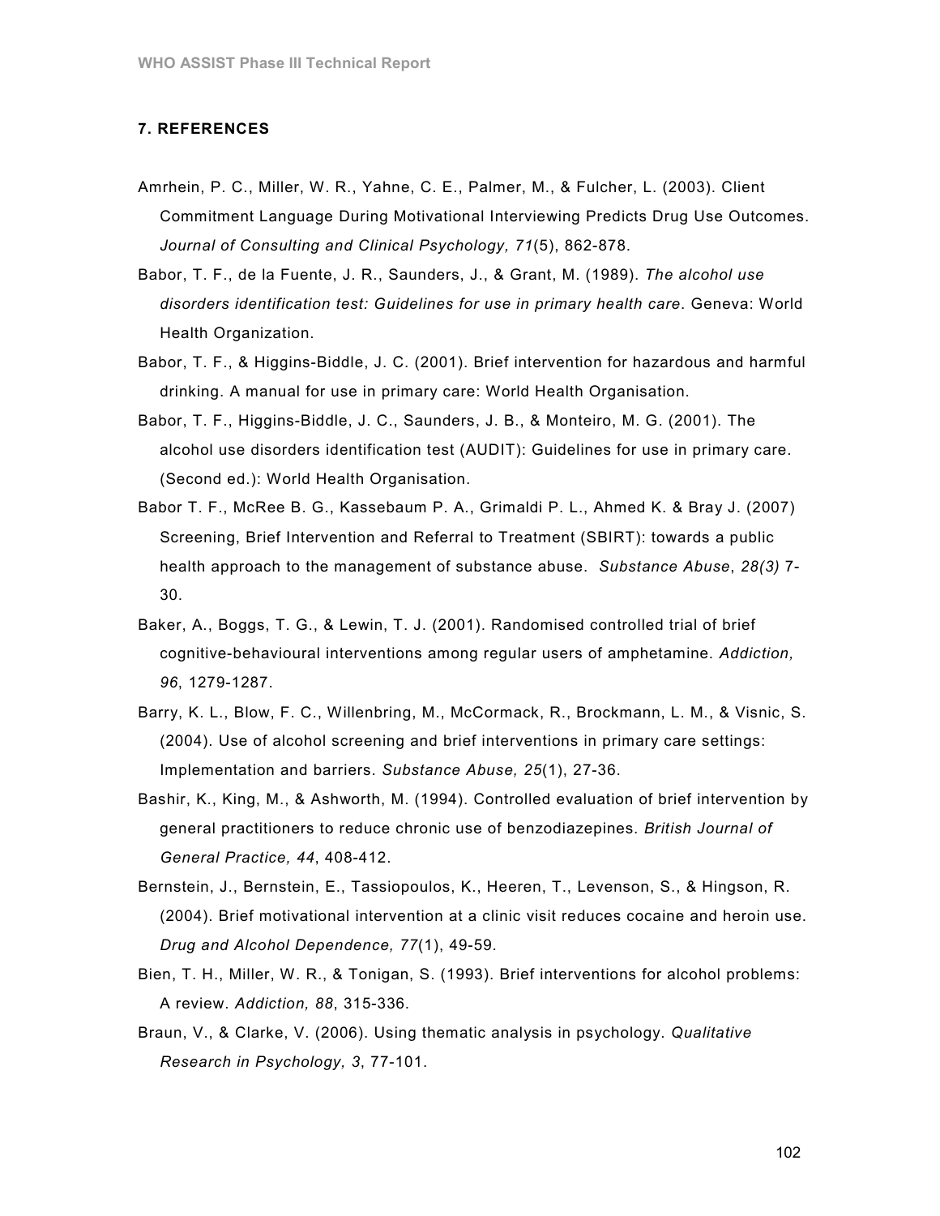## 7. REFERENCES

Amrhein, P. C., Miller, W. R., Yahne, C. E., Palmer, M., & Fulcher, L. (2003). Client Commitment Language During Motivational Interviewing Predicts Drug Use Outcomes. *Journal of Consulting and Clinical Psychology, 71*(5), 862-878.

Babor, T. F., de la Fuente, J. R., Saunders, J., & Grant, M. (1989). *The alcohol use disorders identification test: Guidelines for use in primary health care*. Geneva: World Health Organization.

Babor, T. F., & Higgins-Biddle, J. C. (2001). Brief intervention for hazardous and harmful drinking. A manual for use in primary care: World Health Organisation.

Babor, T. F., Higgins-Biddle, J. C., Saunders, J. B., & Monteiro, M. G. (2001). The alcohol use disorders identification test (AUDIT): Guidelines for use in primary care. (Second ed.): World Health Organisation.

Babor T. F., McRee B. G., Kassebaum P. A., Grimaldi P. L., Ahmed K. & Bray J. (2007) Screening, Brief Intervention and Referral to Treatment (SBIRT): towards a public health approach to the management of substance abuse. *Substance Abuse*, *28(3)* 7-30.

Baker, A., Boggs, T. G., & Lewin, T. J. (2001). Randomised controlled trial of brief cognitive-behavioural interventions among regular users of amphetamine. *Addiction, 96*, 1279-1287.

Barry, K. L., Blow, F. C., Willenbring, M., McCormack, R., Brockmann, L. M., & Visnic, S. (2004). Use of alcohol screening and brief interventions in primary care settings: Implementation and barriers. *Substance Abuse, 25*(1), 27-36.

Bashir, K., King, M., & Ashworth, M. (1994). Controlled evaluation of brief intervention by general practitioners to reduce chronic use of benzodiazepines. *British Journal of General Practice, 44*, 408-412.

Bernstein, J., Bernstein, E., Tassiopoulos, K., Heeren, T., Levenson, S., & Hingson, R. (2004). Brief motivational intervention at a clinic visit reduces cocaine and heroin use. *Drug and Alcohol Dependence, 77*(1), 49-59.

Bien, T. H., Miller, W. R., & Tonigan, S. (1993). Brief interventions for alcohol problems: A review. *Addiction, 88*, 315-336.

Braun, V., & Clarke, V. (2006). Using thematic analysis in psychology. *Qualitative Research in Psychology, 3*, 77-101.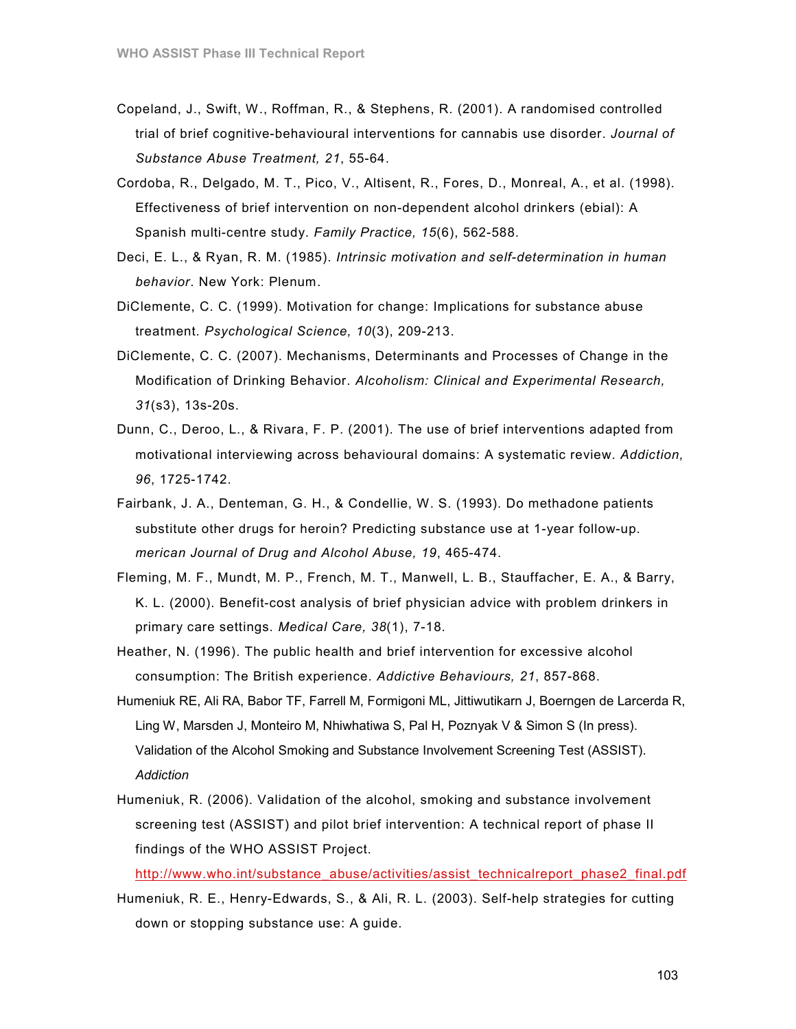Copeland, J., Swift, W., Roffman, R., & Stephens, R. (2001). A randomised controlled trial of brief cognitive-behavioural interventions for cannabis use disorder. *Journal of Substance Abuse Treatment, 21*, 55-64.

Cordoba, R., Delgado, M. T., Pico, V., Altisent, R., Fores, D., Monreal, A., et al. (1998). Effectiveness of brief intervention on non-dependent alcohol drinkers (ebial): A Spanish multi-centre study. *Family Practice, 15*(6), 562-588.

Deci, E. L., & Ryan, R. M. (1985). *Intrinsic motivation and self-determination in human behavior*. New York: Plenum.

DiClemente, C. C. (1999). Motivation for change: Implications for substance abuse treatment. *Psychological Science, 10*(3), 209-213.

DiClemente, C. C. (2007). Mechanisms, Determinants and Processes of Change in the Modification of Drinking Behavior. *Alcoholism: Clinical and Experimental Research, 31*(s3), 13s-20s.

Dunn, C., Deroo, L., & Rivara, F. P. (2001). The use of brief interventions adapted from motivational interviewing across behavioural domains: A systematic review. *Addiction, 96*, 1725-1742.

Fairbank, J. A., Denteman, G. H., & Condellie, W. S. (1993). Do methadone patients substitute other drugs for heroin? Predicting substance use at 1-year follow-up. *merican Journal of Drug and Alcohol Abuse, 19*, 465-474.

Fleming, M. F., Mundt, M. P., French, M. T., Manwell, L. B., Stauffacher, E. A., & Barry, K. L. (2000). Benefit-cost analysis of brief physician advice with problem drinkers in primary care settings. *Medical Care, 38*(1), 7-18.

Heather, N. (1996). The public health and brief intervention for excessive alcohol consumption: The British experience. *Addictive Behaviours, 21*, 857-868.

Humeniuk RE, Ali RA, Babor TF, Farrell M, Formigoni ML, Jittiwutikarn J, Boerngen de Larcerda R, Ling W, Marsden J, Monteiro M, Nhiwhatiwa S, Pal H, Poznyak V & Simon S (In press). Validation of the Alcohol Smoking and Substance Involvement Screening Test (ASSIST). *Addiction*

Humeniuk, R. (2006). Validation of the alcohol, smoking and substance involvement screening test (ASSIST) and pilot brief intervention: A technical report of phase II findings of the WHO ASSIST Project. http://www.who.int/substance_abuse/activities/assist_technicalreport_phase2_final.pdf

Humeniuk, R. E., Henry-Edwards, S., & Ali, R. L. (2003). Self-help strategies for cutting down or stopping substance use: A guide.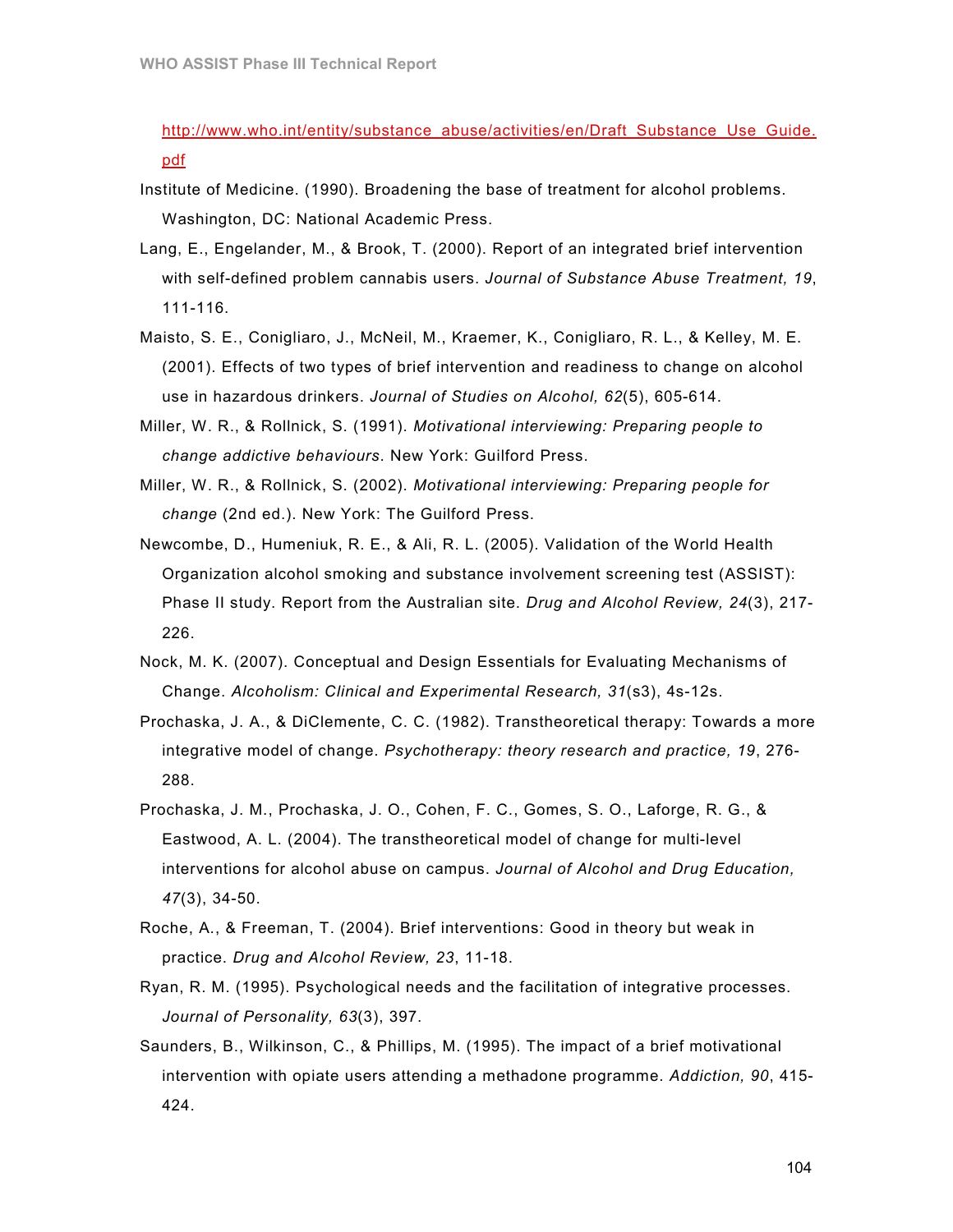http://www.who.int/entity/substance_abuse/activities/en/Draft_Substance_Use_Guide.pdf

Institute of Medicine. (1990). Broadening the base of treatment for alcohol problems. Washington, DC: National Academic Press.

Lang, E., Engelander, M., & Brook, T. (2000). Report of an integrated brief intervention with self-defined problem cannabis users. *Journal of Substance Abuse Treatment, 19*, 111-116.

Maisto, S. E., Conigliaro, J., McNeil, M., Kraemer, K., Conigliaro, R. L., & Kelley, M. E. (2001). Effects of two types of brief intervention and readiness to change on alcohol use in hazardous drinkers. *Journal of Studies on Alcohol, 62*(5), 605-614.

Miller, W. R., & Rollnick, S. (1991). *Motivational interviewing: Preparing people to change addictive behaviours*. New York: Guilford Press.

Miller, W. R., & Rollnick, S. (2002). *Motivational interviewing: Preparing people for change* (2nd ed.). New York: The Guilford Press.

Newcombe, D., Humeniuk, R. E., & Ali, R. L. (2005). Validation of the World Health Organization alcohol smoking and substance involvement screening test (ASSIST): Phase II study. Report from the Australian site. *Drug and Alcohol Review, 24*(3), 217-226.

Nock, M. K. (2007). Conceptual and Design Essentials for Evaluating Mechanisms of Change. *Alcoholism: Clinical and Experimental Research, 31*(s3), 4s-12s.

Prochaska, J. A., & DiClemente, C. C. (1982). Transtheoretical therapy: Towards a more integrative model of change. *Psychotherapy: theory research and practice, 19*, 276-288.

Prochaska, J. M., Prochaska, J. O., Cohen, F. C., Gomes, S. O., Laforge, R. G., & Eastwood, A. L. (2004). The transtheoretical model of change for multi-level interventions for alcohol abuse on campus. *Journal of Alcohol and Drug Education, 47*(3), 34-50.

Roche, A., & Freeman, T. (2004). Brief interventions: Good in theory but weak in practice. *Drug and Alcohol Review, 23*, 11-18.

Ryan, R. M. (1995). Psychological needs and the facilitation of integrative processes. *Journal of Personality, 63*(3), 397.

Saunders, B., Wilkinson, C., & Phillips, M. (1995). The impact of a brief motivational intervention with opiate users attending a methadone programme. *Addiction, 90*, 415-424.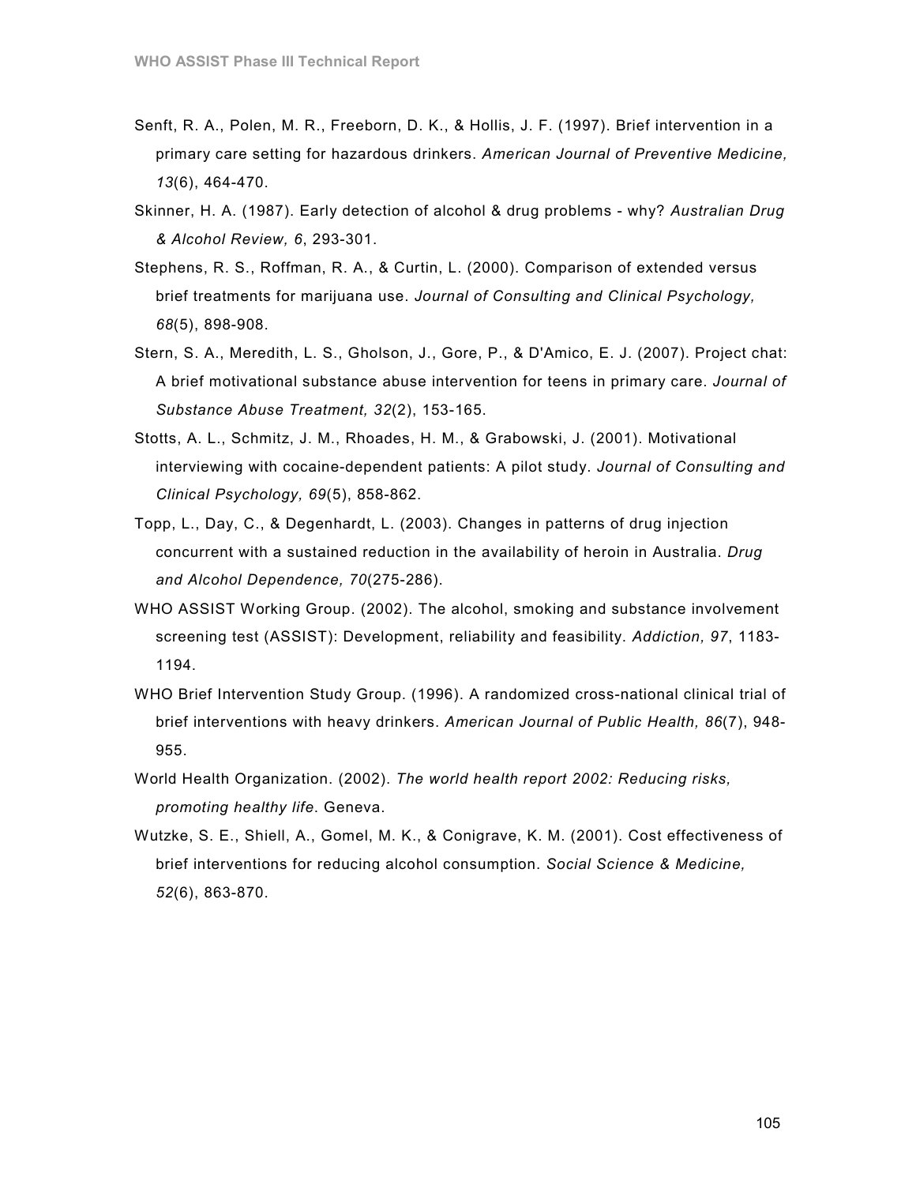Senft, R. A., Polen, M. R., Freeborn, D. K., & Hollis, J. F. (1997). Brief intervention in a primary care setting for hazardous drinkers. *American Journal of Preventive Medicine, 13*(6), 464-470.

Skinner, H. A. (1987). Early detection of alcohol & drug problems - why? *Australian Drug & Alcohol Review, 6*, 293-301.

Stephens, R. S., Roffman, R. A., & Curtin, L. (2000). Comparison of extended versus brief treatments for marijuana use. *Journal of Consulting and Clinical Psychology, 68*(5), 898-908.

Stern, S. A., Meredith, L. S., Gholson, J., Gore, P., & D'Amico, E. J. (2007). Project chat: A brief motivational substance abuse intervention for teens in primary care. *Journal of Substance Abuse Treatment, 32*(2), 153-165.

Stotts, A. L., Schmitz, J. M., Rhoades, H. M., & Grabowski, J. (2001). Motivational interviewing with cocaine-dependent patients: A pilot study. *Journal of Consulting and Clinical Psychology, 69*(5), 858-862.

Topp, L., Day, C., & Degenhardt, L. (2003). Changes in patterns of drug injection concurrent with a sustained reduction in the availability of heroin in Australia. *Drug and Alcohol Dependence, 70*(275-286).

WHO ASSIST Working Group. (2002). The alcohol, smoking and substance involvement screening test (ASSIST): Development, reliability and feasibility. *Addiction, 97*, 1183-1194.

WHO Brief Intervention Study Group. (1996). A randomized cross-national clinical trial of brief interventions with heavy drinkers. *American Journal of Public Health, 86*(7), 948-955.

World Health Organization. (2002). *The world health report 2002: Reducing risks, promoting healthy life*. Geneva.

Wutzke, S. E., Shiell, A., Gomel, M. K., & Conigrave, K. M. (2001). Cost effectiveness of brief interventions for reducing alcohol consumption. *Social Science & Medicine, 52*(6), 863-870.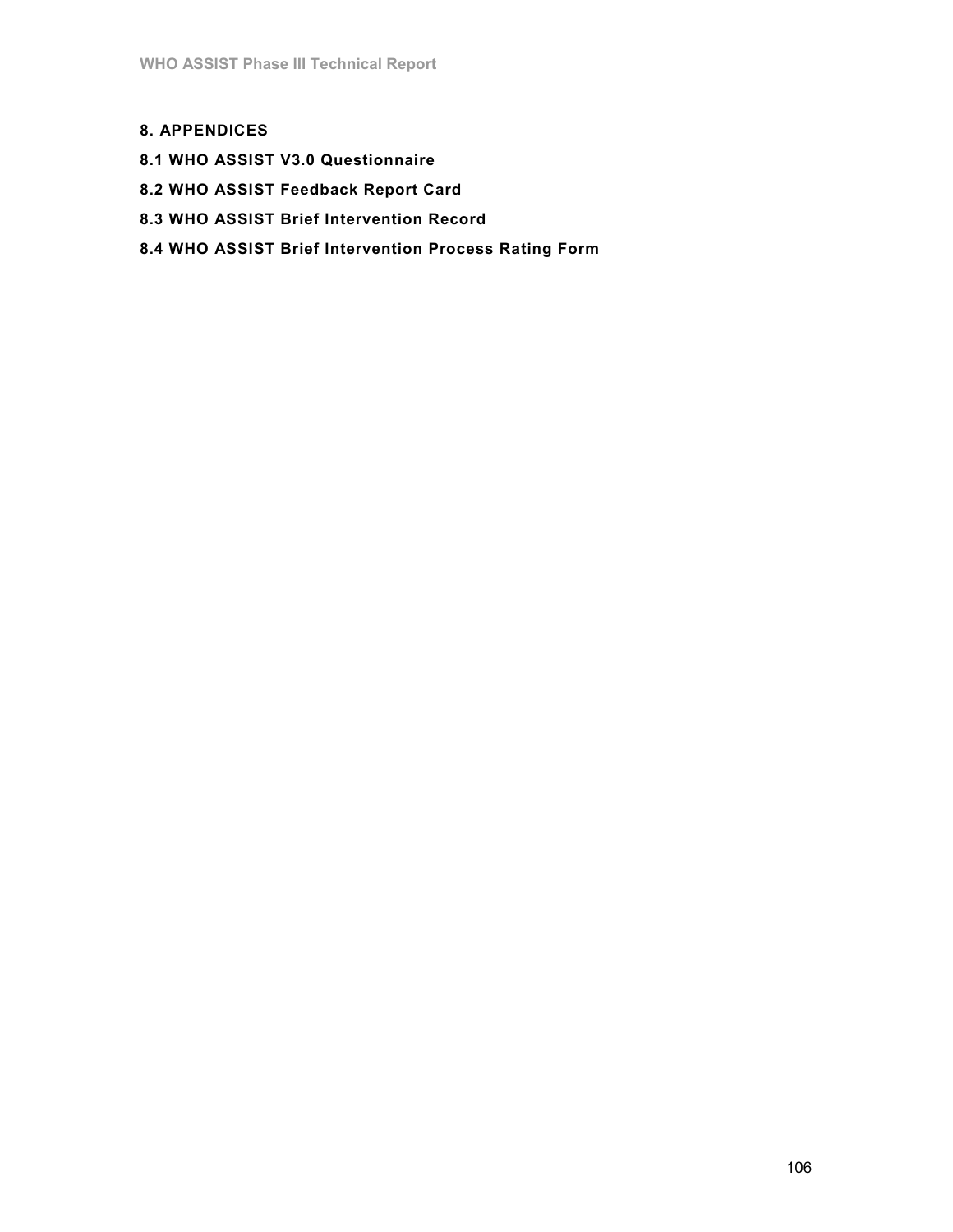# 8. APPENDICES

## 8.1 WHO ASSIST V3.0 Questionnaire

## 8.2 WHO ASSIST Feedback Report Card

## 8.3 WHO ASSIST Brief Intervention Record

## 8.4 WHO ASSIST Brief Intervention Process Rating Form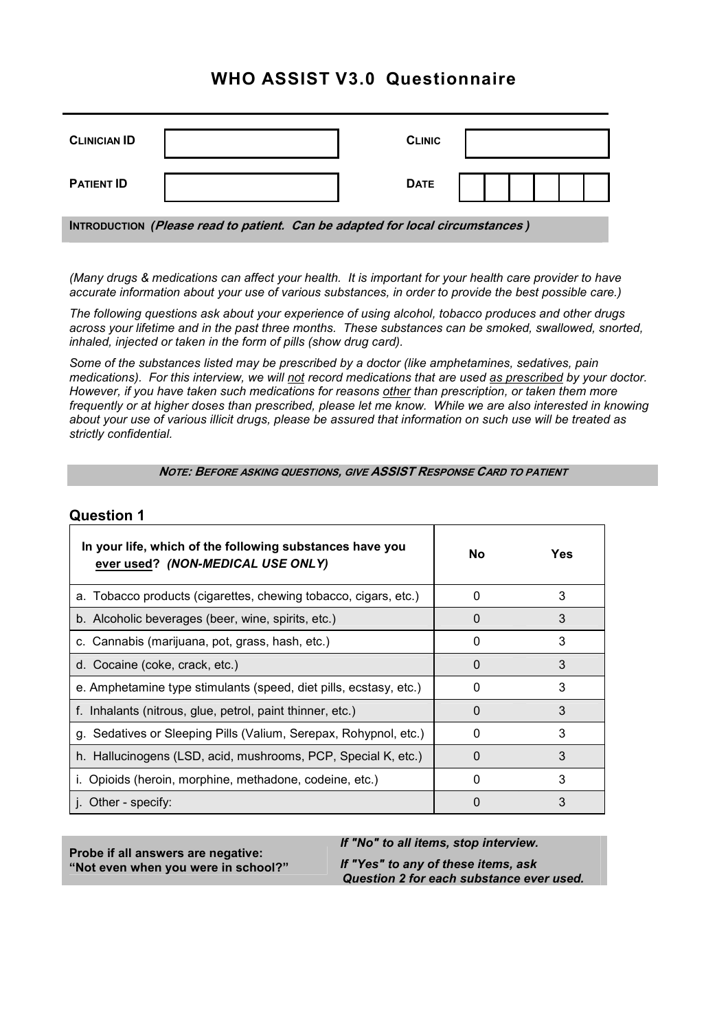# WHO ASSIST V3.0 Questionnaire

| | | | |
|---|---|---|---|
| **CLINICIAN ID** | | **CLINIC** | |
| **PATIENT ID** | | **DATE** | |

**INTRODUCTION** ***(Please read to patient. Can be adapted for local circumstances )***

*(Many drugs & medications can affect your health. It is important for your health care provider to have accurate information about your use of various substances, in order to provide the best possible care.)*

*The following questions ask about your experience of using alcohol, tobacco produces and other drugs across your lifetime and in the past three months. These substances can be smoked, swallowed, snorted, inhaled, injected or taken in the form of pills (show drug card).*

*Some of the substances listed may be prescribed by a doctor (like amphetamines, sedatives, pain medications). For this interview, we will not record medications that are used as prescribed by your doctor. However, if you have taken such medications for reasons other than prescription, or taken them more frequently or at higher doses than prescribed, please let me know. While we are also interested in knowing about your use of various illicit drugs, please be assured that information on such use will be treated as strictly confidential.*

***NOTE: BEFORE ASKING QUESTIONS, GIVE ASSIST RESPONSE CARD TO PATIENT***

## Question 1

| **In your life, which of the following substances have you ever used?** ***(NON-MEDICAL USE ONLY)*** | **No** | **Yes** |
|---|---|---|
| a. Tobacco products (cigarettes, chewing tobacco, cigars, etc.) | 0 | 3 |
| b. Alcoholic beverages (beer, wine, spirits, etc.) | 0 | 3 |
| c. Cannabis (marijuana, pot, grass, hash, etc.) | 0 | 3 |
| d. Cocaine (coke, crack, etc.) | 0 | 3 |
| e. Amphetamine type stimulants (speed, diet pills, ecstasy, etc.) | 0 | 3 |
| f. Inhalants (nitrous, glue, petrol, paint thinner, etc.) | 0 | 3 |
| g. Sedatives or Sleeping Pills (Valium, Serepax, Rohypnol, etc.) | 0 | 3 |
| h. Hallucinogens (LSD, acid, mushrooms, PCP, Special K, etc.) | 0 | 3 |
| i. Opioids (heroin, morphine, methadone, codeine, etc.) | 0 | 3 |
| j. Other - specify: | 0 | 3 |

| | |
|---|---|
| **Probe if all answers are negative: "Not even when you were in school?"** | ***If "No" to all items, stop interview.*** ***If "Yes" to any of these items, ask Question 2 for each substance ever used.*** |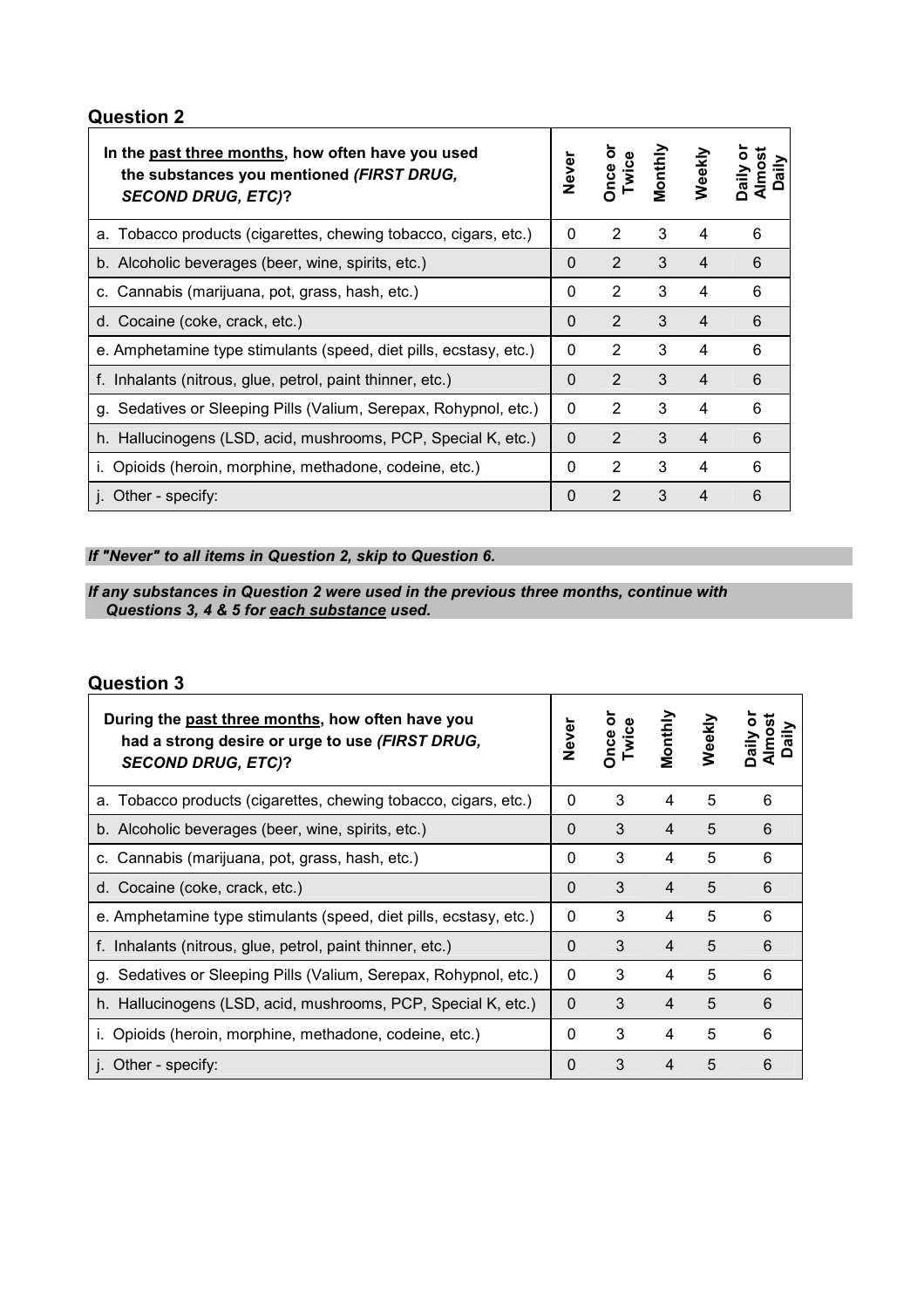## Question 2

| In the <u>past three months</u>, how often have you used the substances you mentioned ***(FIRST DRUG, SECOND DRUG, ETC)***? | **Never** | **Once or Twice** | **Monthly** | **Weekly** | **Daily or Almost Daily** |
|---|---|---|---|---|---|
| a. Tobacco products (cigarettes, chewing tobacco, cigars, etc.) | 0 | 2 | 3 | 4 | 6 |
| b. Alcoholic beverages (beer, wine, spirits, etc.) | 0 | 2 | 3 | 4 | 6 |
| c. Cannabis (marijuana, pot, grass, hash, etc.) | 0 | 2 | 3 | 4 | 6 |
| d. Cocaine (coke, crack, etc.) | 0 | 2 | 3 | 4 | 6 |
| e. Amphetamine type stimulants (speed, diet pills, ecstasy, etc.) | 0 | 2 | 3 | 4 | 6 |
| f. Inhalants (nitrous, glue, petrol, paint thinner, etc.) | 0 | 2 | 3 | 4 | 6 |
| g. Sedatives or Sleeping Pills (Valium, Serepax, Rohypnol, etc.) | 0 | 2 | 3 | 4 | 6 |
| h. Hallucinogens (LSD, acid, mushrooms, PCP, Special K, etc.) | 0 | 2 | 3 | 4 | 6 |
| i. Opioids (heroin, morphine, methadone, codeine, etc.) | 0 | 2 | 3 | 4 | 6 |
| j. Other - specify: | 0 | 2 | 3 | 4 | 6 |

***If "Never" to all items in Question 2, skip to Question 6.***

***If any substances in Question 2 were used in the previous three months, continue with Questions 3, 4 & 5 for <u>each substance</u> used.***

## Question 3

| During the <u>past three months</u>, how often have you had a strong desire or urge to use ***(FIRST DRUG, SECOND DRUG, ETC)***? | **Never** | **Once or Twice** | **Monthly** | **Weekly** | **Daily or Almost Daily** |
|---|---|---|---|---|---|
| a. Tobacco products (cigarettes, chewing tobacco, cigars, etc.) | 0 | 3 | 4 | 5 | 6 |
| b. Alcoholic beverages (beer, wine, spirits, etc.) | 0 | 3 | 4 | 5 | 6 |
| c. Cannabis (marijuana, pot, grass, hash, etc.) | 0 | 3 | 4 | 5 | 6 |
| d. Cocaine (coke, crack, etc.) | 0 | 3 | 4 | 5 | 6 |
| e. Amphetamine type stimulants (speed, diet pills, ecstasy, etc.) | 0 | 3 | 4 | 5 | 6 |
| f. Inhalants (nitrous, glue, petrol, paint thinner, etc.) | 0 | 3 | 4 | 5 | 6 |
| g. Sedatives or Sleeping Pills (Valium, Serepax, Rohypnol, etc.) | 0 | 3 | 4 | 5 | 6 |
| h. Hallucinogens (LSD, acid, mushrooms, PCP, Special K, etc.) | 0 | 3 | 4 | 5 | 6 |
| i. Opioids (heroin, morphine, methadone, codeine, etc.) | 0 | 3 | 4 | 5 | 6 |
| j. Other - specify: | 0 | 3 | 4 | 5 | 6 |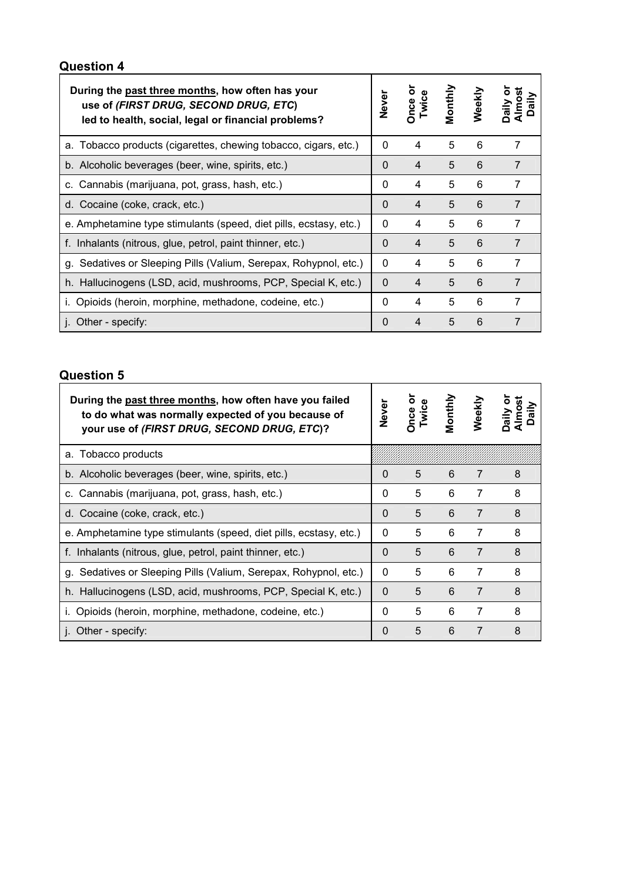## Question 4

| During the <u>past three months</u>, how often has your use of ***(FIRST DRUG, SECOND DRUG, ETC)*** led to health, social, legal or financial problems? | Never | Once or Twice | Monthly | Weekly | Daily or Almost Daily |
|---|---|---|---|---|---|
| a. Tobacco products (cigarettes, chewing tobacco, cigars, etc.) | 0 | 4 | 5 | 6 | 7 |
| b. Alcoholic beverages (beer, wine, spirits, etc.) | 0 | 4 | 5 | 6 | 7 |
| c. Cannabis (marijuana, pot, grass, hash, etc.) | 0 | 4 | 5 | 6 | 7 |
| d. Cocaine (coke, crack, etc.) | 0 | 4 | 5 | 6 | 7 |
| e. Amphetamine type stimulants (speed, diet pills, ecstasy, etc.) | 0 | 4 | 5 | 6 | 7 |
| f. Inhalants (nitrous, glue, petrol, paint thinner, etc.) | 0 | 4 | 5 | 6 | 7 |
| g. Sedatives or Sleeping Pills (Valium, Serepax, Rohypnol, etc.) | 0 | 4 | 5 | 6 | 7 |
| h. Hallucinogens (LSD, acid, mushrooms, PCP, Special K, etc.) | 0 | 4 | 5 | 6 | 7 |
| i. Opioids (heroin, morphine, methadone, codeine, etc.) | 0 | 4 | 5 | 6 | 7 |
| j. Other - specify: | 0 | 4 | 5 | 6 | 7 |

## Question 5

| During the <u>past three months</u>, how often have you failed to do what was normally expected of you because of your use of ***(FIRST DRUG, SECOND DRUG, ETC)***? | Never | Once or Twice | Monthly | Weekly | Daily or Almost Daily |
|---|---|---|---|---|---|
| a. Tobacco products | | | | | |
| b. Alcoholic beverages (beer, wine, spirits, etc.) | 0 | 5 | 6 | 7 | 8 |
| c. Cannabis (marijuana, pot, grass, hash, etc.) | 0 | 5 | 6 | 7 | 8 |
| d. Cocaine (coke, crack, etc.) | 0 | 5 | 6 | 7 | 8 |
| e. Amphetamine type stimulants (speed, diet pills, ecstasy, etc.) | 0 | 5 | 6 | 7 | 8 |
| f. Inhalants (nitrous, glue, petrol, paint thinner, etc.) | 0 | 5 | 6 | 7 | 8 |
| g. Sedatives or Sleeping Pills (Valium, Serepax, Rohypnol, etc.) | 0 | 5 | 6 | 7 | 8 |
| h. Hallucinogens (LSD, acid, mushrooms, PCP, Special K, etc.) | 0 | 5 | 6 | 7 | 8 |
| i. Opioids (heroin, morphine, methadone, codeine, etc.) | 0 | 5 | 6 | 7 | 8 |
| j. Other - specify: | 0 | 5 | 6 | 7 | 8 |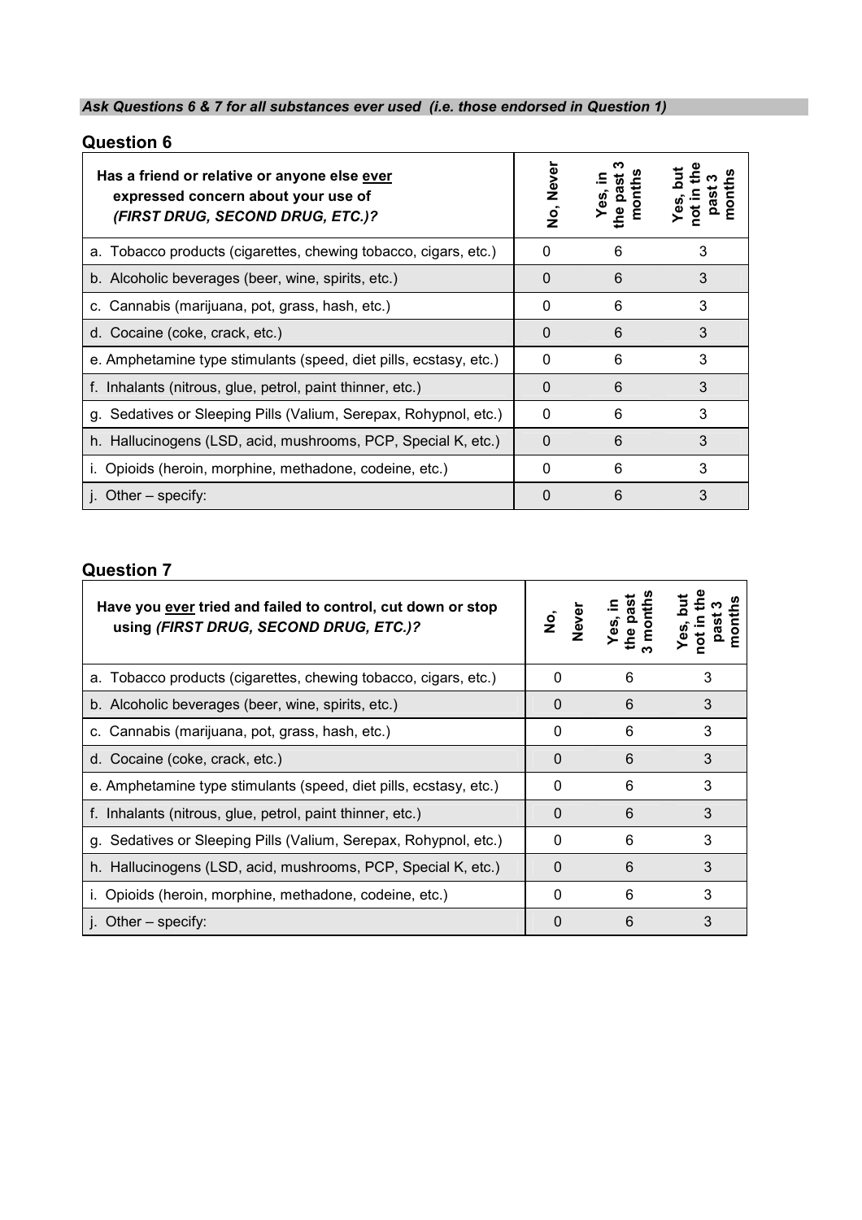***Ask Questions 6 & 7 for all substances ever used (i.e. those endorsed in Question 1)***

## Question 6

| **Has a friend or relative or anyone else <u>ever</u> expressed concern about your use of *(FIRST DRUG, SECOND DRUG, ETC.)?*** | **No, Never** | **Yes, in the past 3 months** | **Yes, but not in the past 3 months** |
|---|---|---|---|
| a. Tobacco products (cigarettes, chewing tobacco, cigars, etc.) | 0 | 6 | 3 |
| b. Alcoholic beverages (beer, wine, spirits, etc.) | 0 | 6 | 3 |
| c. Cannabis (marijuana, pot, grass, hash, etc.) | 0 | 6 | 3 |
| d. Cocaine (coke, crack, etc.) | 0 | 6 | 3 |
| e. Amphetamine type stimulants (speed, diet pills, ecstasy, etc.) | 0 | 6 | 3 |
| f. Inhalants (nitrous, glue, petrol, paint thinner, etc.) | 0 | 6 | 3 |
| g. Sedatives or Sleeping Pills (Valium, Serepax, Rohypnol, etc.) | 0 | 6 | 3 |
| h. Hallucinogens (LSD, acid, mushrooms, PCP, Special K, etc.) | 0 | 6 | 3 |
| i. Opioids (heroin, morphine, methadone, codeine, etc.) | 0 | 6 | 3 |
| j. Other – specify: | 0 | 6 | 3 |

## Question 7

| **Have you <u>ever</u> tried and failed to control, cut down or stop using *(FIRST DRUG, SECOND DRUG, ETC.)?*** | **No, Never** | **Yes, in the past 3 months** | **Yes, but not in the past 3 months** |
|---|---|---|---|
| a. Tobacco products (cigarettes, chewing tobacco, cigars, etc.) | 0 | 6 | 3 |
| b. Alcoholic beverages (beer, wine, spirits, etc.) | 0 | 6 | 3 |
| c. Cannabis (marijuana, pot, grass, hash, etc.) | 0 | 6 | 3 |
| d. Cocaine (coke, crack, etc.) | 0 | 6 | 3 |
| e. Amphetamine type stimulants (speed, diet pills, ecstasy, etc.) | 0 | 6 | 3 |
| f. Inhalants (nitrous, glue, petrol, paint thinner, etc.) | 0 | 6 | 3 |
| g. Sedatives or Sleeping Pills (Valium, Serepax, Rohypnol, etc.) | 0 | 6 | 3 |
| h. Hallucinogens (LSD, acid, mushrooms, PCP, Special K, etc.) | 0 | 6 | 3 |
| i. Opioids (heroin, morphine, methadone, codeine, etc.) | 0 | 6 | 3 |
| j. Other – specify: | 0 | 6 | 3 |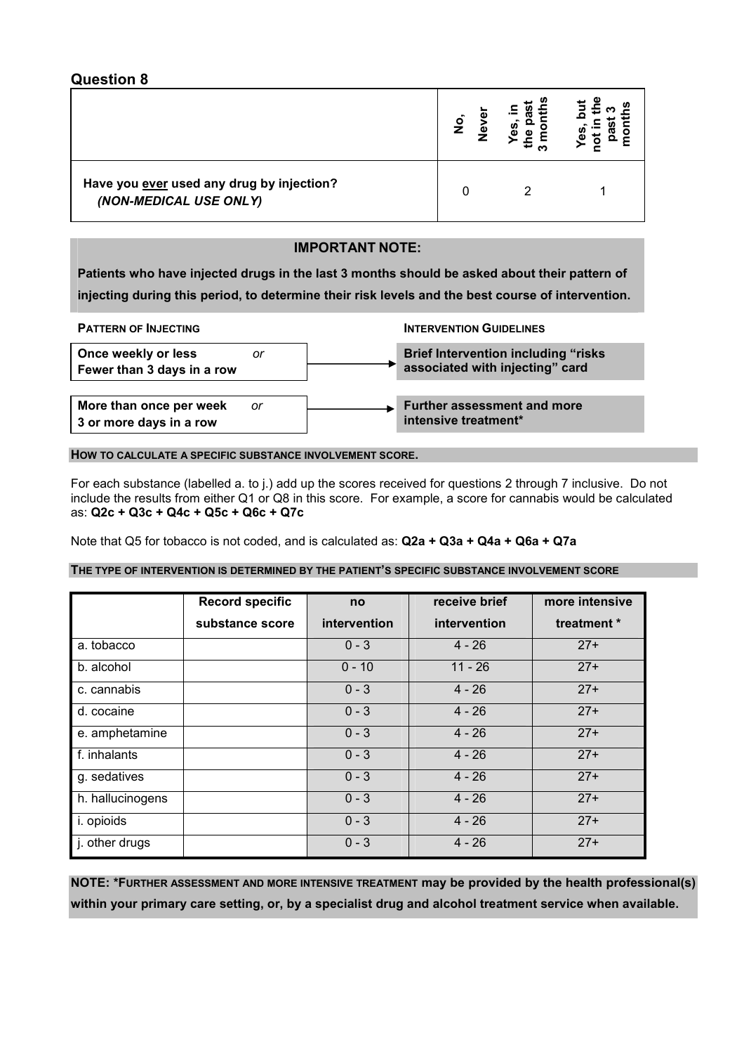## Question 8

| | No, Never | Yes, in the past 3 months | Yes, but not in the past 3 months |
|---|---|---|---|
| Have you <u>ever</u> used any drug by injection? ***(NON-MEDICAL USE ONLY)*** | 0 | 2 | 1 |

**IMPORTANT NOTE:**

**Patients who have injected drugs in the last 3 months should be asked about their pattern of injecting during this period, to determine their risk levels and the best course of intervention.**

| PATTERN OF INJECTING | INTERVENTION GUIDELINES |
|---|---|
| **Once weekly or less** *or* **Fewer than 3 days in a row** | **Brief Intervention including "risks associated with injecting" card** |
| **More than once per week** *or* **3 or more days in a row** | **Further assessment and more intensive treatment*** |

**HOW TO CALCULATE A SPECIFIC SUBSTANCE INVOLVEMENT SCORE.**

For each substance (labelled a. to j.) add up the scores received for questions 2 through 7 inclusive. Do not include the results from either Q1 or Q8 in this score. For example, a score for cannabis would be calculated as: **Q2c + Q3c + Q4c + Q5c + Q6c + Q7c**

Note that Q5 for tobacco is not coded, and is calculated as: **Q2a + Q3a + Q4a + Q6a + Q7a**

**THE TYPE OF INTERVENTION IS DETERMINED BY THE PATIENT'S SPECIFIC SUBSTANCE INVOLVEMENT SCORE**

| | Record specific substance score | no intervention | receive brief intervention | more intensive treatment * |
|---|---|---|---|---|
| a. tobacco | | 0 - 3 | 4 - 26 | 27+ |
| b. alcohol | | 0 - 10 | 11 - 26 | 27+ |
| c. cannabis | | 0 - 3 | 4 - 26 | 27+ |
| d. cocaine | | 0 - 3 | 4 - 26 | 27+ |
| e. amphetamine | | 0 - 3 | 4 - 26 | 27+ |
| f. inhalants | | 0 - 3 | 4 - 26 | 27+ |
| g. sedatives | | 0 - 3 | 4 - 26 | 27+ |
| h. hallucinogens | | 0 - 3 | 4 - 26 | 27+ |
| i. opioids | | 0 - 3 | 4 - 26 | 27+ |
| j. other drugs | | 0 - 3 | 4 - 26 | 27+ |

**NOTE: \*FURTHER ASSESSMENT AND MORE INTENSIVE TREATMENT may be provided by the health professional(s) within your primary care setting, or, by a specialist drug and alcohol treatment service when available.**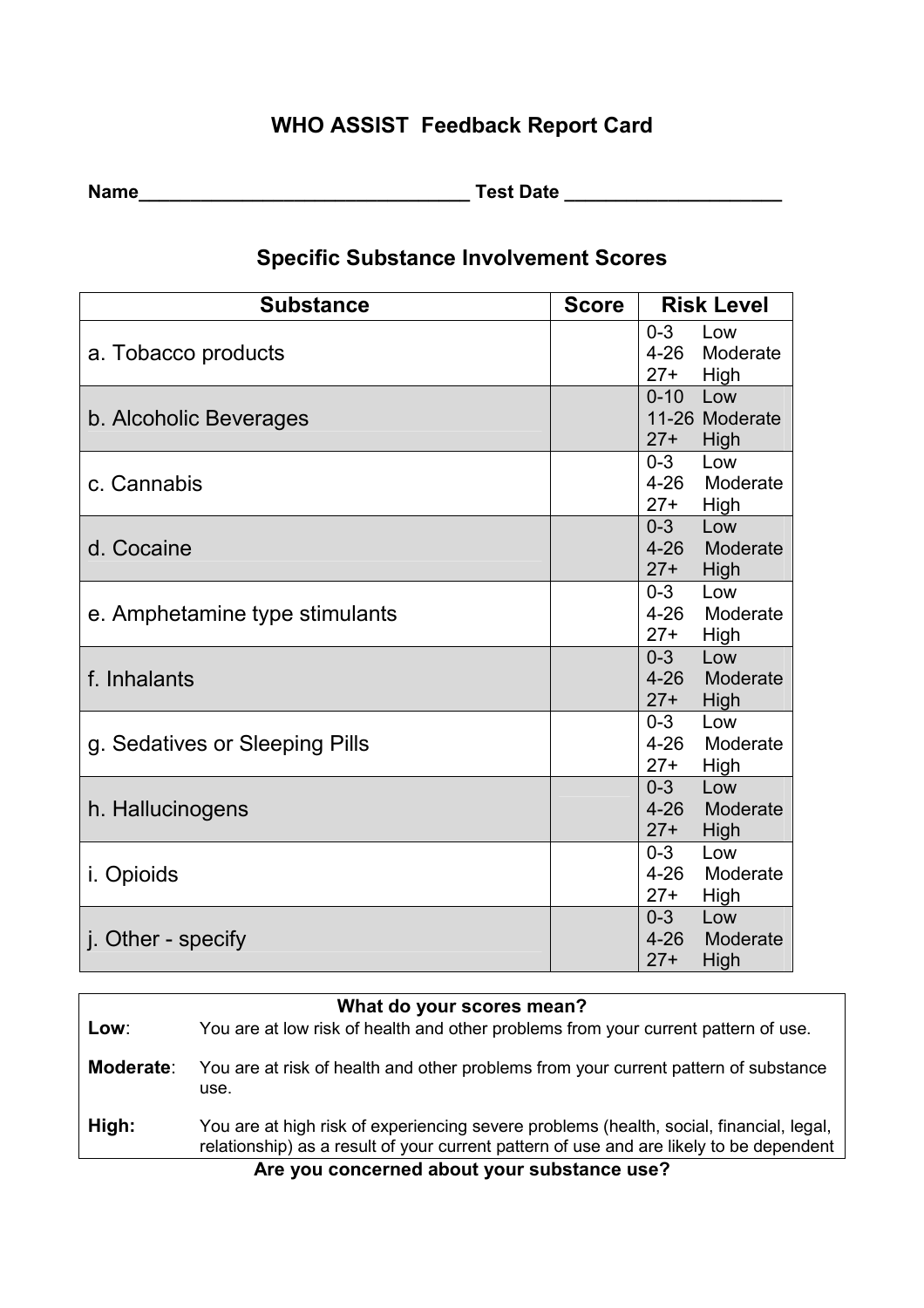# WHO ASSIST Feedback Report Card

**Name________________________________ Test Date _____________________**

## Specific Substance Involvement Scores

| Substance | Score | Risk Level |
|---|---|---|
| a. Tobacco products | | 0-3 Low<br>4-26 Moderate<br>27+ High |
| b. Alcoholic Beverages | | 0-10 Low<br>11-26 Moderate<br>27+ High |
| c. Cannabis | | 0-3 Low<br>4-26 Moderate<br>27+ High |
| d. Cocaine | | 0-3 Low<br>4-26 Moderate<br>27+ High |
| e. Amphetamine type stimulants | | 0-3 Low<br>4-26 Moderate<br>27+ High |
| f. Inhalants | | 0-3 Low<br>4-26 Moderate<br>27+ High |
| g. Sedatives or Sleeping Pills | | 0-3 Low<br>4-26 Moderate<br>27+ High |
| h. Hallucinogens | | 0-3 Low<br>4-26 Moderate<br>27+ High |
| i. Opioids | | 0-3 Low<br>4-26 Moderate<br>27+ High |
| j. Other - specify | | 0-3 Low<br>4-26 Moderate<br>27+ High |

| What do your scores mean? | |
|---|---|
| **Low**: | You are at low risk of health and other problems from your current pattern of use. |
| **Moderate**: | You are at risk of health and other problems from your current pattern of substance use. |
| **High:** | You are at high risk of experiencing severe problems (health, social, financial, legal, relationship) as a result of your current pattern of use and are likely to be dependent |

**Are you concerned about your substance use?**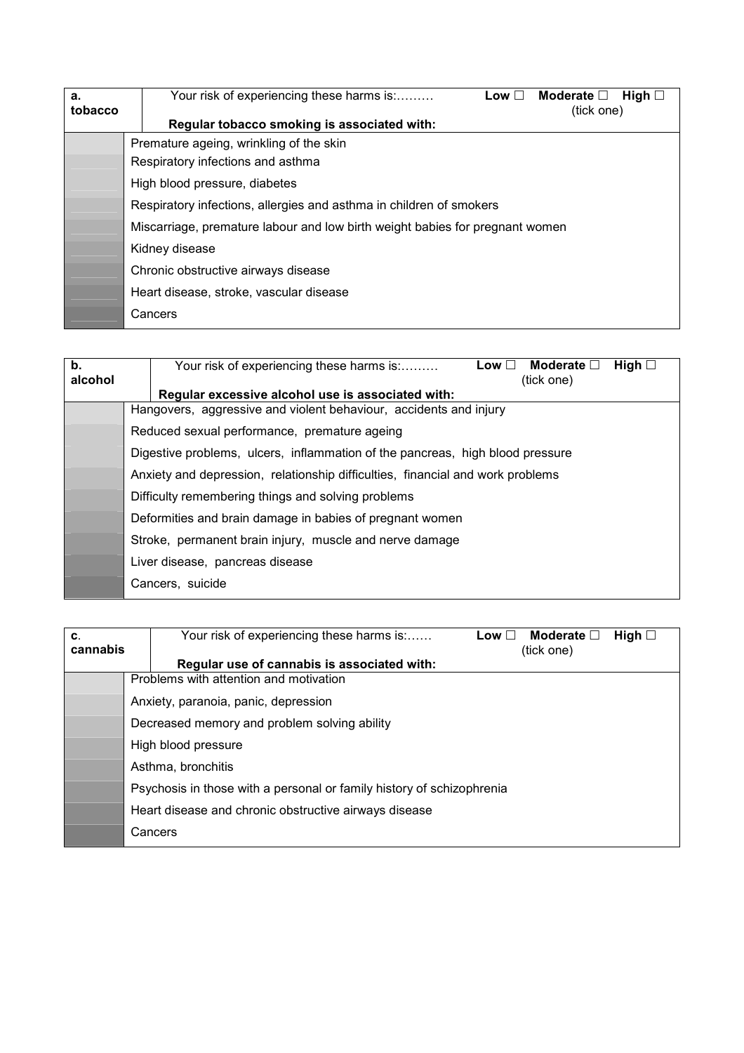| a. tobacco | Your risk of experiencing these harms is:……… Low ☐ Moderate ☐ High ☐ (tick one) |
|---|---|
| | **Regular tobacco smoking is associated with:** |
| | Premature ageing, wrinkling of the skin |
| | Respiratory infections and asthma |
| | High blood pressure, diabetes |
| | Respiratory infections, allergies and asthma in children of smokers |
| | Miscarriage, premature labour and low birth weight babies for pregnant women |
| | Kidney disease |
| | Chronic obstructive airways disease |
| | Heart disease, stroke, vascular disease |
| | Cancers |

| b. alcohol | Your risk of experiencing these harms is:……… Low ☐ Moderate ☐ High ☐ (tick one) |
|---|---|
| | **Regular excessive alcohol use is associated with:** |
| | Hangovers, aggressive and violent behaviour, accidents and injury |
| | Reduced sexual performance, premature ageing |
| | Digestive problems, ulcers, inflammation of the pancreas, high blood pressure |
| | Anxiety and depression, relationship difficulties, financial and work problems |
| | Difficulty remembering things and solving problems |
| | Deformities and brain damage in babies of pregnant women |
| | Stroke, permanent brain injury, muscle and nerve damage |
| | Liver disease, pancreas disease |
| | Cancers, suicide |

| c. cannabis | Your risk of experiencing these harms is:…… Low ☐ Moderate ☐ High ☐ (tick one) |
|---|---|
| | **Regular use of cannabis is associated with:** |
| | Problems with attention and motivation |
| | Anxiety, paranoia, panic, depression |
| | Decreased memory and problem solving ability |
| | High blood pressure |
| | Asthma, bronchitis |
| | Psychosis in those with a personal or family history of schizophrenia |
| | Heart disease and chronic obstructive airways disease |
| | Cancers |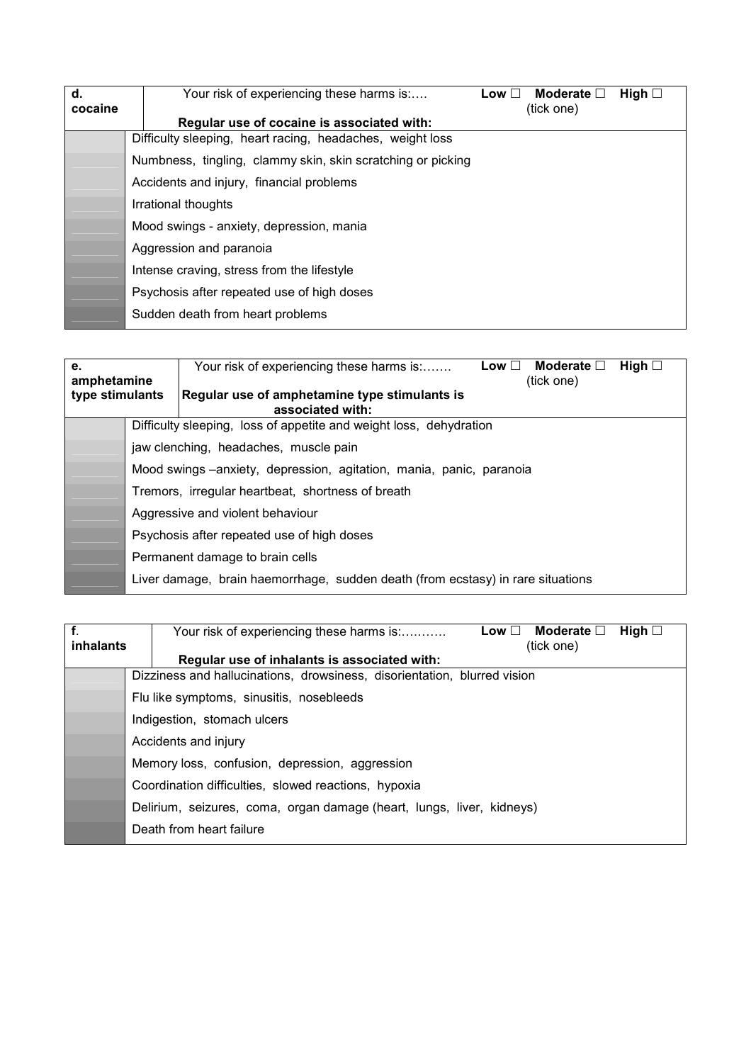| d. cocaine | Your risk of experiencing these harms is:…. Low ☐ Moderate ☐ High ☐ (tick one) |
|---|---|
| | **Regular use of cocaine is associated with:** |
| | Difficulty sleeping, heart racing, headaches, weight loss |
| | Numbness, tingling, clammy skin, skin scratching or picking |
| | Accidents and injury, financial problems |
| | Irrational thoughts |
| | Mood swings - anxiety, depression, mania |
| | Aggression and paranoia |
| | Intense craving, stress from the lifestyle |
| | Psychosis after repeated use of high doses |
| | Sudden death from heart problems |

| e. amphetamine type stimulants | Your risk of experiencing these harms is:……. Low ☐ Moderate ☐ High ☐ (tick one) |
|---|---|
| | **Regular use of amphetamine type stimulants is associated with:** |
| | Difficulty sleeping, loss of appetite and weight loss, dehydration |
| | jaw clenching, headaches, muscle pain |
| | Mood swings –anxiety, depression, agitation, mania, panic, paranoia |
| | Tremors, irregular heartbeat, shortness of breath |
| | Aggressive and violent behaviour |
| | Psychosis after repeated use of high doses |
| | Permanent damage to brain cells |
| | Liver damage, brain haemorrhage, sudden death (from ecstasy) in rare situations |

| f. inhalants | Your risk of experiencing these harms is:……….. Low ☐ Moderate ☐ High ☐ (tick one) |
|---|---|
| | **Regular use of inhalants is associated with:** |
| | Dizziness and hallucinations, drowsiness, disorientation, blurred vision |
| | Flu like symptoms, sinusitis, nosebleeds |
| | Indigestion, stomach ulcers |
| | Accidents and injury |
| | Memory loss, confusion, depression, aggression |
| | Coordination difficulties, slowed reactions, hypoxia |
| | Delirium, seizures, coma, organ damage (heart, lungs, liver, kidneys) |
| | Death from heart failure |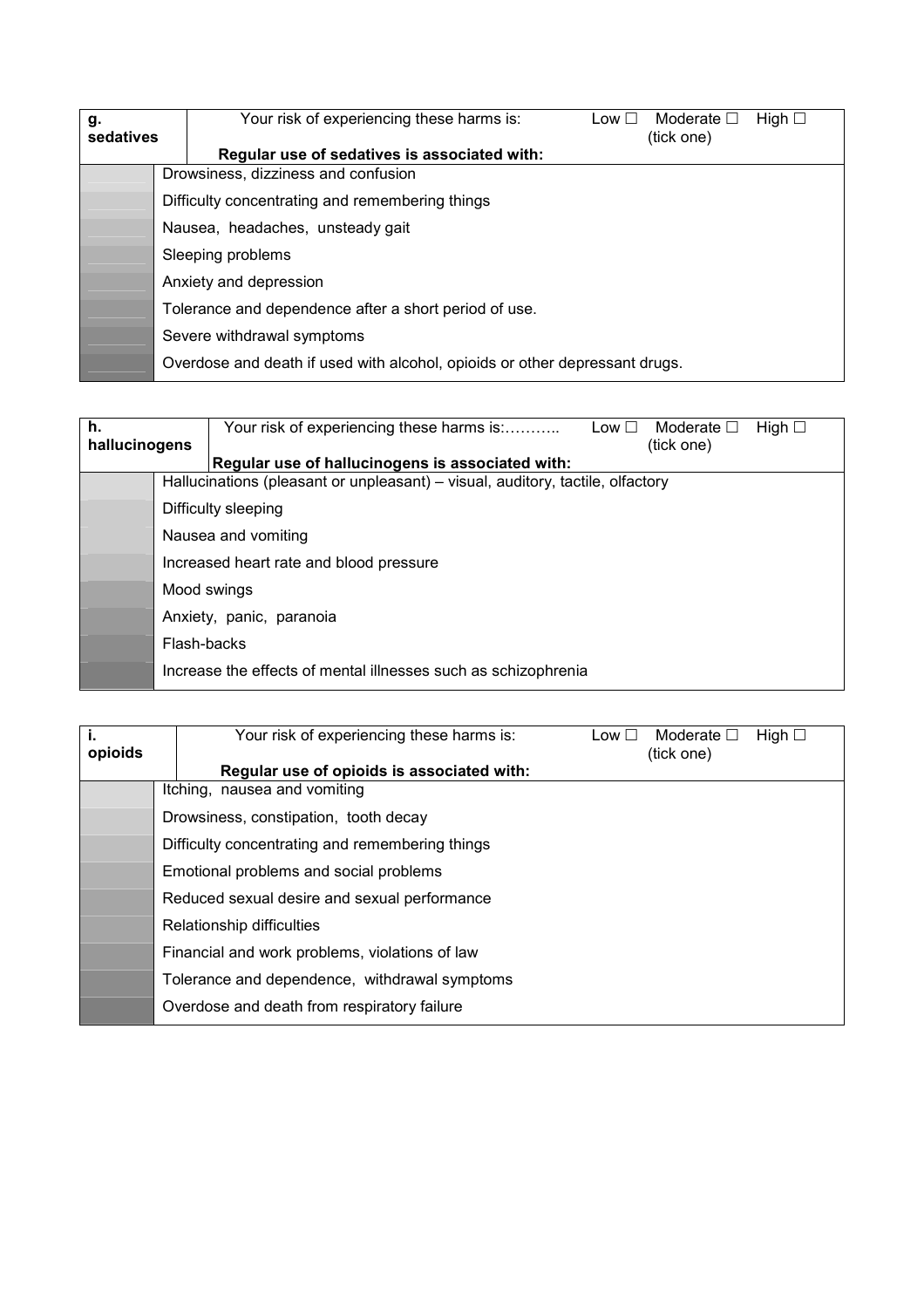| g. sedatives | Your risk of experiencing these harms is: Low ☐ Moderate ☐ High ☐ (tick one) |
|---|---|
| | **Regular use of sedatives is associated with:** |
| | Drowsiness, dizziness and confusion |
| | Difficulty concentrating and remembering things |
| | Nausea, headaches, unsteady gait |
| | Sleeping problems |
| | Anxiety and depression |
| | Tolerance and dependence after a short period of use. |
| | Severe withdrawal symptoms |
| | Overdose and death if used with alcohol, opioids or other depressant drugs. |

| h. hallucinogens | Your risk of experiencing these harms is:……….. Low ☐ Moderate ☐ High ☐ (tick one) |
|---|---|
| | **Regular use of hallucinogens is associated with:** |
| | Hallucinations (pleasant or unpleasant) – visual, auditory, tactile, olfactory |
| | Difficulty sleeping |
| | Nausea and vomiting |
| | Increased heart rate and blood pressure |
| | Mood swings |
| | Anxiety, panic, paranoia |
| | Flash-backs |
| | Increase the effects of mental illnesses such as schizophrenia |

| i. opioids | Your risk of experiencing these harms is: Low ☐ Moderate ☐ High ☐ (tick one) |
|---|---|
| | **Regular use of opioids is associated with:** |
| | Itching, nausea and vomiting |
| | Drowsiness, constipation, tooth decay |
| | Difficulty concentrating and remembering things |
| | Emotional problems and social problems |
| | Reduced sexual desire and sexual performance |
| | Relationship difficulties |
| | Financial and work problems, violations of law |
| | Tolerance and dependence, withdrawal symptoms |
| | Overdose and death from respiratory failure |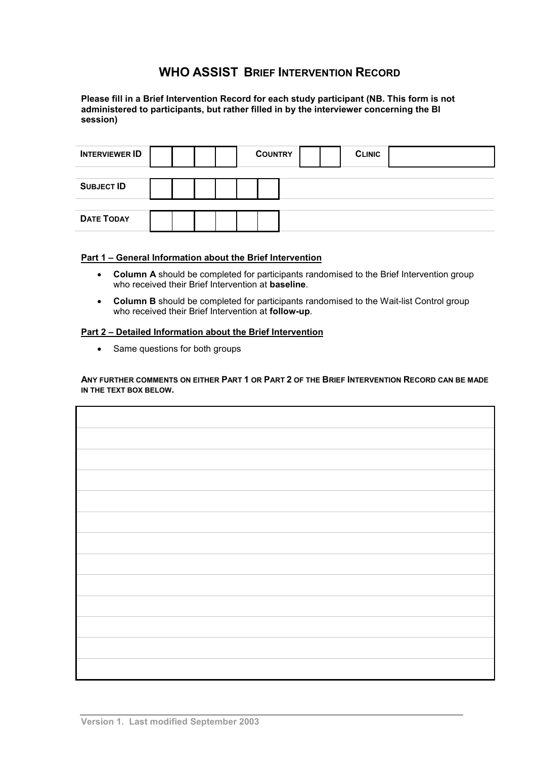# WHO ASSIST Brief Intervention Record

**Please fill in a Brief Intervention Record for each study participant (NB. This form is not administered to participants, but rather filled in by the interviewer concerning the BI session)**

| | | | | | | | | | | | | | | |
|---|---|---|---|---|---|---|---|---|---|---|---|---|---|---|
| **Interviewer ID** | | | | | **Country** | | | **Clinic** | | | | | | |
| **Subject ID** | | | | | | | | | | | | | | |
| **Date Today** | | | | | | | | | | | | | | |

**Part 1 – General Information about the Brief Intervention**

- **Column A** should be completed for participants randomised to the Brief Intervention group who received their Brief Intervention at **baseline**.
- **Column B** should be completed for participants randomised to the Wait-list Control group who received their Brief Intervention at **follow-up**.

**Part 2 – Detailed Information about the Brief Intervention**

- Same questions for both groups

**Any further comments on either Part 1 or Part 2 of the Brief Intervention Record can be made in the text box below.**

| |
|---|
| |
| |
| |
| |
| |
| |
| |
| |
| |
| |
| |
| |
| |

Version 1. Last modified September 2003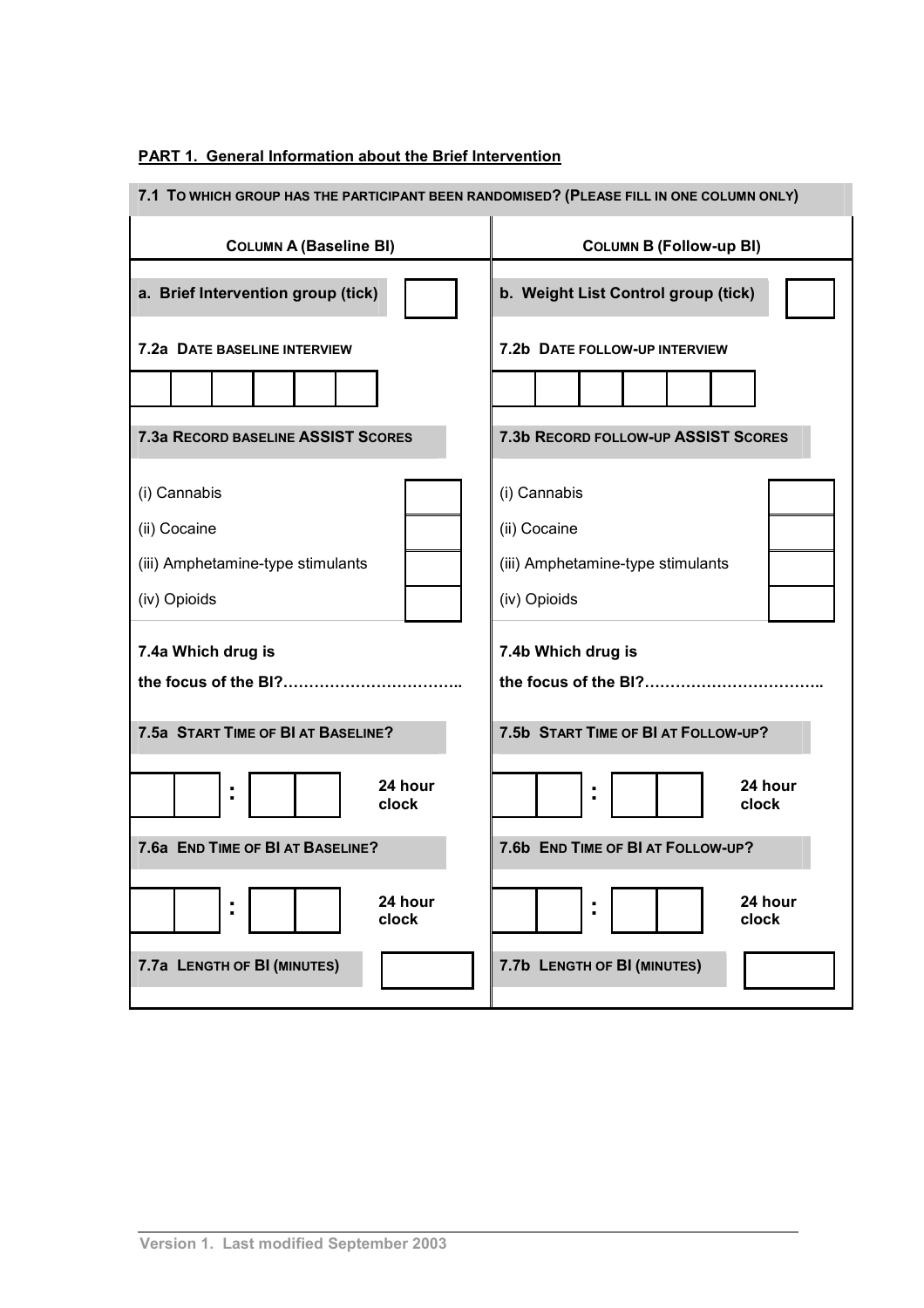**PART 1. General Information about the Brief Intervention**

| **7.1 TO WHICH GROUP HAS THE PARTICIPANT BEEN RANDOMISED? (PLEASE FILL IN ONE COLUMN ONLY)** | |
|---|---|
| **COLUMN A (Baseline BI)** | **COLUMN B (Follow-up BI)** |
| **a. Brief Intervention group (tick)** ☐ | **b. Weight List Control group (tick)** ☐ |
| **7.2a DATE BASELINE INTERVIEW** | **7.2b DATE FOLLOW-UP INTERVIEW** |
| ☐☐☐☐☐☐ | ☐☐☐☐☐☐ |
| **7.3a RECORD BASELINE ASSIST SCORES** | **7.3b RECORD FOLLOW-UP ASSIST SCORES** |
| (i) Cannabis ☐ | (i) Cannabis ☐ |
| (ii) Cocaine ☐ | (ii) Cocaine ☐ |
| (iii) Amphetamine-type stimulants ☐ | (iii) Amphetamine-type stimulants ☐ |
| (iv) Opioids ☐ | (iv) Opioids ☐ |
| **7.4a Which drug is the focus of the BI?……………………………..** | **7.4b Which drug is the focus of the BI?……………………………..** |
| **7.5a START TIME OF BI AT BASELINE?** | **7.5b START TIME OF BI AT FOLLOW-UP?** |
| ☐☐ : ☐☐ **24 hour clock** | ☐☐ : ☐☐ **24 hour clock** |
| **7.6a END TIME OF BI AT BASELINE?** | **7.6b END TIME OF BI AT FOLLOW-UP?** |
| ☐☐ : ☐☐ **24 hour clock** | ☐☐ : ☐☐ **24 hour clock** |
| **7.7a LENGTH OF BI (MINUTES)** ☐ | **7.7b LENGTH OF BI (MINUTES)** ☐ |

Version 1. Last modified September 2003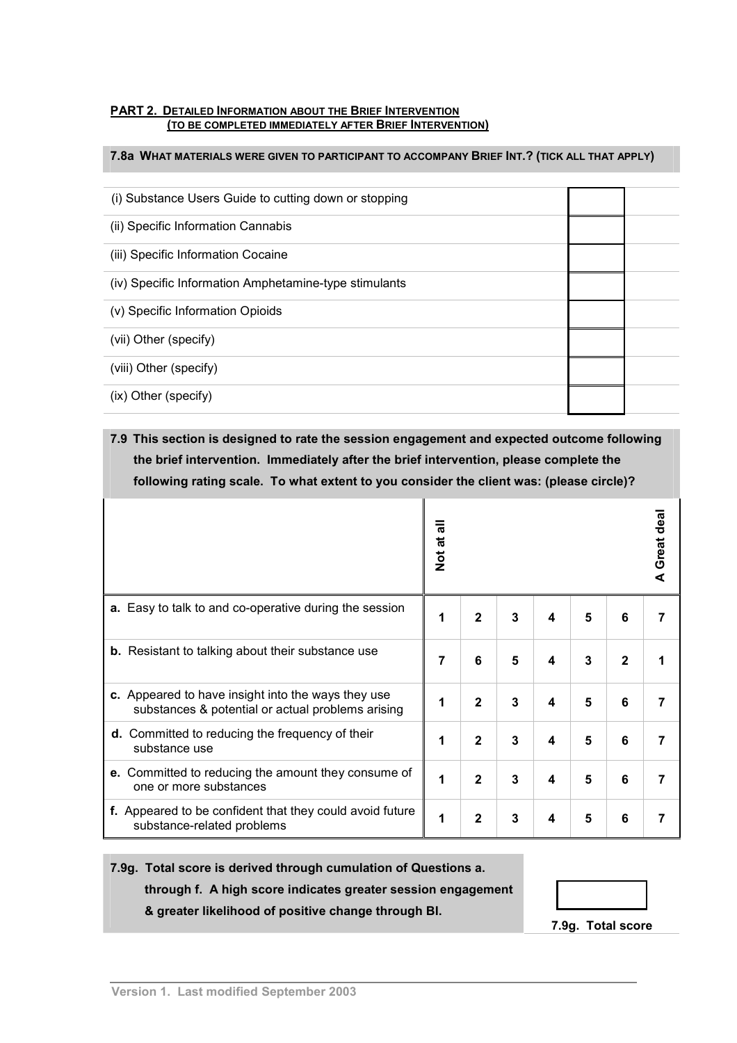**PART 2. DETAILED INFORMATION ABOUT THE BRIEF INTERVENTION**
**(TO BE COMPLETED IMMEDIATELY AFTER BRIEF INTERVENTION)**

**7.8a WHAT MATERIALS WERE GIVEN TO PARTICIPANT TO ACCOMPANY BRIEF INT.? (TICK ALL THAT APPLY)**

| | |
|---|---|
| (i) Substance Users Guide to cutting down or stopping | |
| (ii) Specific Information Cannabis | |
| (iii) Specific Information Cocaine | |
| (iv) Specific Information Amphetamine-type stimulants | |
| (v) Specific Information Opioids | |
| (vii) Other (specify) | |
| (viii) Other (specify) | |
| (ix) Other (specify) | |

**7.9 This section is designed to rate the session engagement and expected outcome following the brief intervention. Immediately after the brief intervention, please complete the following rating scale. To what extent to you consider the client was: (please circle)?**

| | Not at all | | | | | | A Great deal |
|---|---|---|---|---|---|---|---|
| **a.** Easy to talk to and co-operative during the session | 1 | 2 | 3 | 4 | 5 | 6 | 7 |
| **b.** Resistant to talking about their substance use | 7 | 6 | 5 | 4 | 3 | 2 | 1 |
| **c.** Appeared to have insight into the ways they use substances & potential or actual problems arising | 1 | 2 | 3 | 4 | 5 | 6 | 7 |
| **d.** Committed to reducing the frequency of their substance use | 1 | 2 | 3 | 4 | 5 | 6 | 7 |
| **e.** Committed to reducing the amount they consume of one or more substances | 1 | 2 | 3 | 4 | 5 | 6 | 7 |
| **f.** Appeared to be confident that they could avoid future substance-related problems | 1 | 2 | 3 | 4 | 5 | 6 | 7 |

**7.9g. Total score is derived through cumulation of Questions a. through f. A high score indicates greater session engagement & greater likelihood of positive change through BI.**

**7.9g. Total score**

Version 1. Last modified September 2003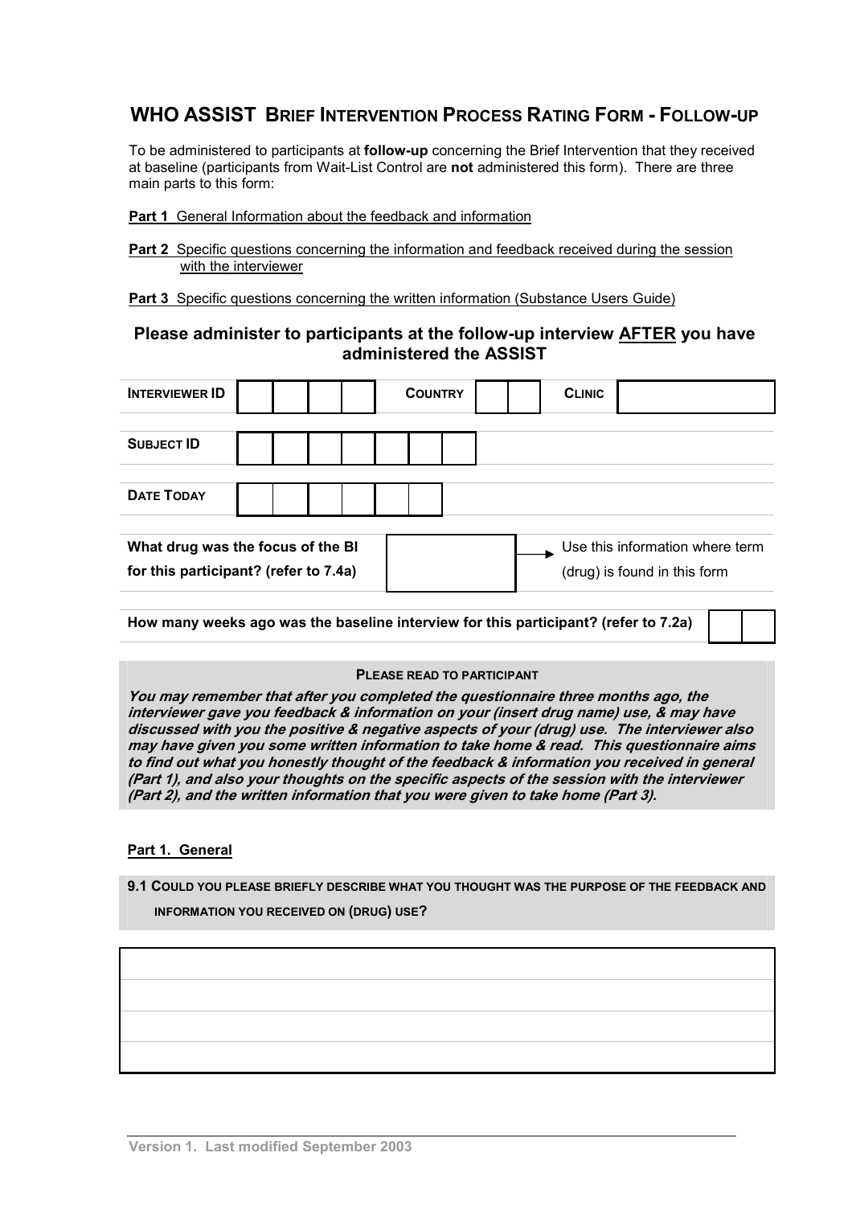# WHO ASSIST Brief Intervention Process Rating Form - Follow-up

To be administered to participants at **follow-up** concerning the Brief Intervention that they received at baseline (participants from Wait-List Control are **not** administered this form). There are three main parts to this form:

**Part 1** General Information about the feedback and information

**Part 2** Specific questions concerning the information and feedback received during the session with the interviewer

**Part 3** Specific questions concerning the written information (Substance Users Guide)

## Please administer to participants at the follow-up interview AFTER you have administered the ASSIST

| | | | | | |
|---|---|---|---|---|---|
| **INTERVIEWER ID** | | **COUNTRY** | | **CLINIC** | |
| **SUBJECT ID** | | | | | |
| **DATE TODAY** | | | | | |

| | | |
|---|---|---|
| **What drug was the focus of the BI for this participant? (refer to 7.4a)** | | Use this information where term (drug) is found in this form |

| | |
|---|---|
| **How many weeks ago was the baseline interview for this participant? (refer to 7.2a)** | |

**PLEASE READ TO PARTICIPANT**

***You may remember that after you completed the questionnaire three months ago, the interviewer gave you feedback & information on your (insert drug name) use, & may have discussed with you the positive & negative aspects of your (drug) use. The interviewer also may have given you some written information to take home & read. This questionnaire aims to find out what you honestly thought of the feedback & information you received in general (Part 1), and also your thoughts on the specific aspects of the session with the interviewer (Part 2), and the written information that you were given to take home (Part 3).***

**Part 1. General**

**9.1 COULD YOU PLEASE BRIEFLY DESCRIBE WHAT YOU THOUGHT WAS THE PURPOSE OF THE FEEDBACK AND INFORMATION YOU RECEIVED ON (DRUG) USE?**

| |
|---|
| |
| |
| |
| |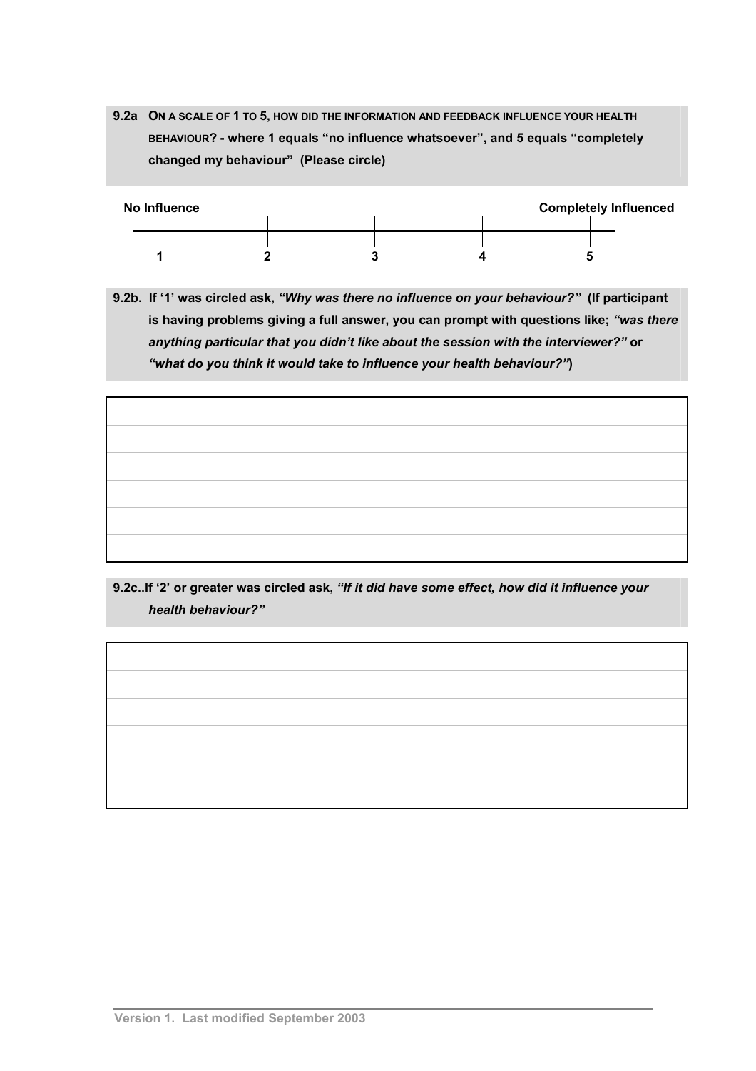**9.2a ON A SCALE OF 1 TO 5, HOW DID THE INFORMATION AND FEEDBACK INFLUENCE YOUR HEALTH BEHAVIOUR? - where 1 equals "no influence whatsoever", and 5 equals "completely changed my behaviour" (Please circle)**

No Influence — Completely Influenced

1 2 3 4 5

**9.2b. If '1' was circled ask, *"Why was there no influence on your behaviour?"* (If participant is having problems giving a full answer, you can prompt with questions like; *"was there anything particular that you didn't like about the session with the interviewer?"* or *"what do you think it would take to influence your health behaviour?"*)**

| |
|---|
| |
| |
| |
| |
| |
| |

**9.2c..If '2' or greater was circled ask, *"If it did have some effect, how did it influence your health behaviour?"***

| |
|---|
| |
| |
| |
| |
| |
| |

Version 1. Last modified September 2003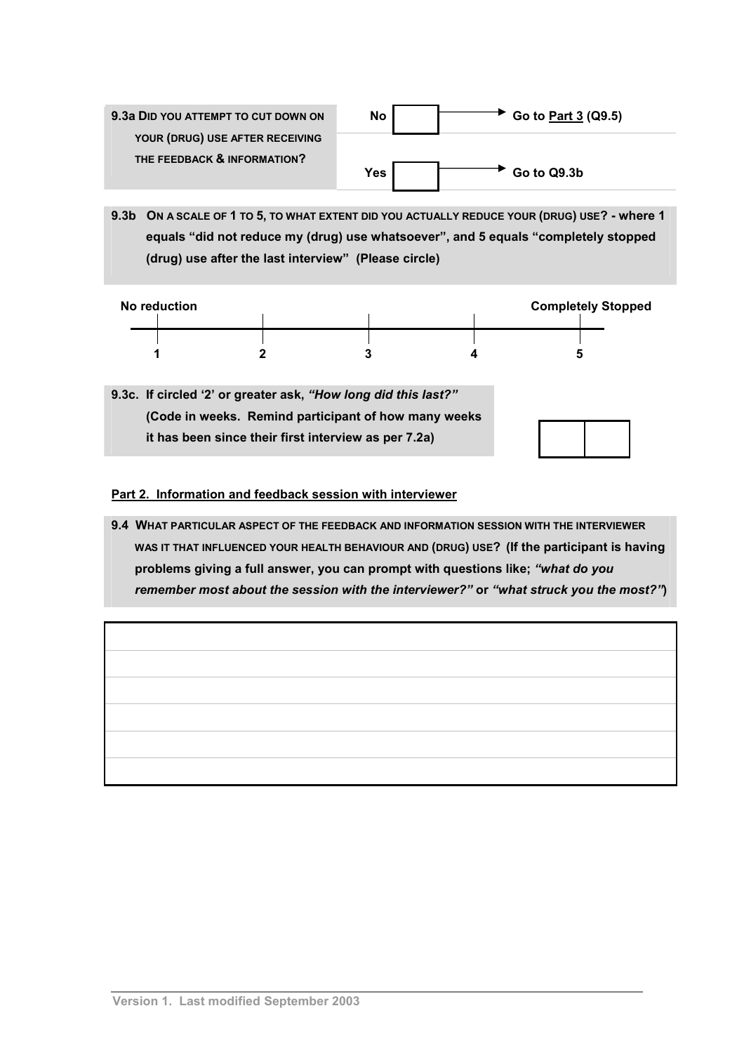**9.3a DID YOU ATTEMPT TO CUT DOWN ON YOUR (DRUG) USE AFTER RECEIVING THE FEEDBACK & INFORMATION?**

| | | |
|---|---|---|
| **No** | ☐ | → **Go to Part 3 (Q9.5)** |
| **Yes** | ☐ | → **Go to Q9.3b** |

**9.3b ON A SCALE OF 1 TO 5, TO WHAT EXTENT DID YOU ACTUALLY REDUCE YOUR (DRUG) USE? - where 1 equals "did not reduce my (drug) use whatsoever", and 5 equals "completely stopped (drug) use after the last interview" (Please circle)**

**No reduction** — **Completely Stopped**

1 — 2 — 3 — 4 — 5

**9.3c. If circled '2' or greater ask, *"How long did this last?"* (Code in weeks. Remind participant of how many weeks it has been since their first interview as per 7.2a)**

☐☐

**Part 2. Information and feedback session with interviewer**

**9.4 WHAT PARTICULAR ASPECT OF THE FEEDBACK AND INFORMATION SESSION WITH THE INTERVIEWER WAS IT THAT INFLUENCED YOUR HEALTH BEHAVIOUR AND (DRUG) USE? (If the participant is having problems giving a full answer, you can prompt with questions like; *"what do you remember most about the session with the interviewer?"* or *"what struck you the most?"*)**

| |
|---|
| |
| |
| |
| |
| |

Version 1. Last modified September 2003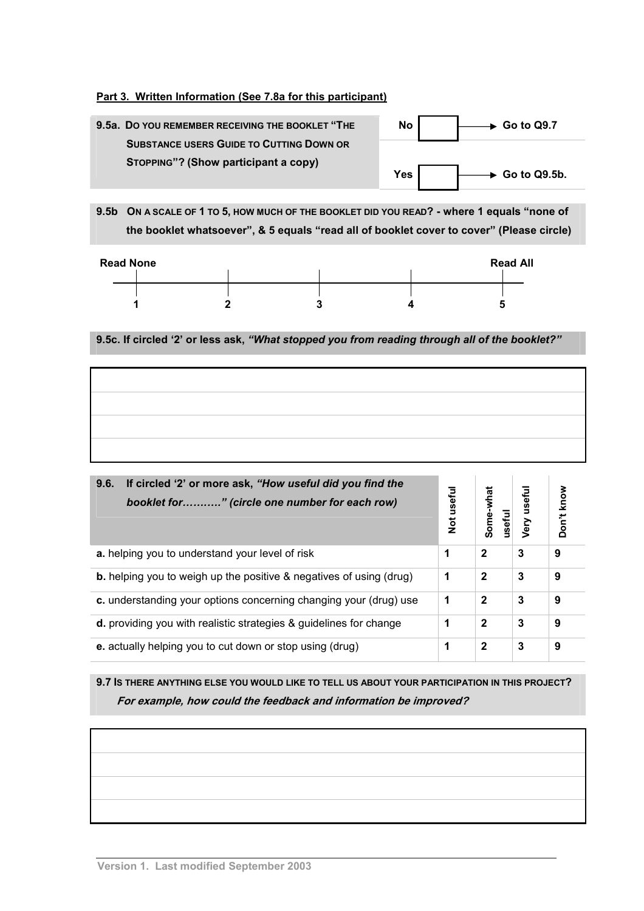**Part 3. Written Information (See 7.8a for this participant)**

| | | |
|---|---|---|
| **9.5a. DO YOU REMEMBER RECEIVING THE BOOKLET "THE SUBSTANCE USERS GUIDE TO CUTTING DOWN OR STOPPING"? (Show participant a copy)** | **No** ☐ | → **Go to Q9.7** |
| | **Yes** ☐ | → **Go to Q9.5b.** |

**9.5b ON A SCALE OF 1 TO 5, HOW MUCH OF THE BOOKLET DID YOU READ? - where 1 equals "none of the booklet whatsoever", & 5 equals "read all of booklet cover to cover" (Please circle)**

**Read None** — **Read All**

**1** **2** **3** **4** **5**

**9.5c. If circled '2' or less ask, *"What stopped you from reading through all of the booklet?"***

| |
|---|
| |
| |
| |
| |

| **9.6. If circled '2' or more ask, *"How useful did you find the booklet for………." (circle one number for each row)*** | **Not useful** | **Some-what useful** | **Very useful** | **Don't know** |
|---|---|---|---|---|
| **a.** helping you to understand your level of risk | **1** | **2** | **3** | **9** |
| **b.** helping you to weigh up the positive & negatives of using (drug) | **1** | **2** | **3** | **9** |
| **c.** understanding your options concerning changing your (drug) use | **1** | **2** | **3** | **9** |
| **d.** providing you with realistic strategies & guidelines for change | **1** | **2** | **3** | **9** |
| **e.** actually helping you to cut down or stop using (drug) | **1** | **2** | **3** | **9** |

**9.7 IS THERE ANYTHING ELSE YOU WOULD LIKE TO TELL US ABOUT YOUR PARTICIPATION IN THIS PROJECT?**
***For example, how could the feedback and information be improved?***

| |
|---|
| |
| |
| |
| |

Version 1. Last modified September 2003